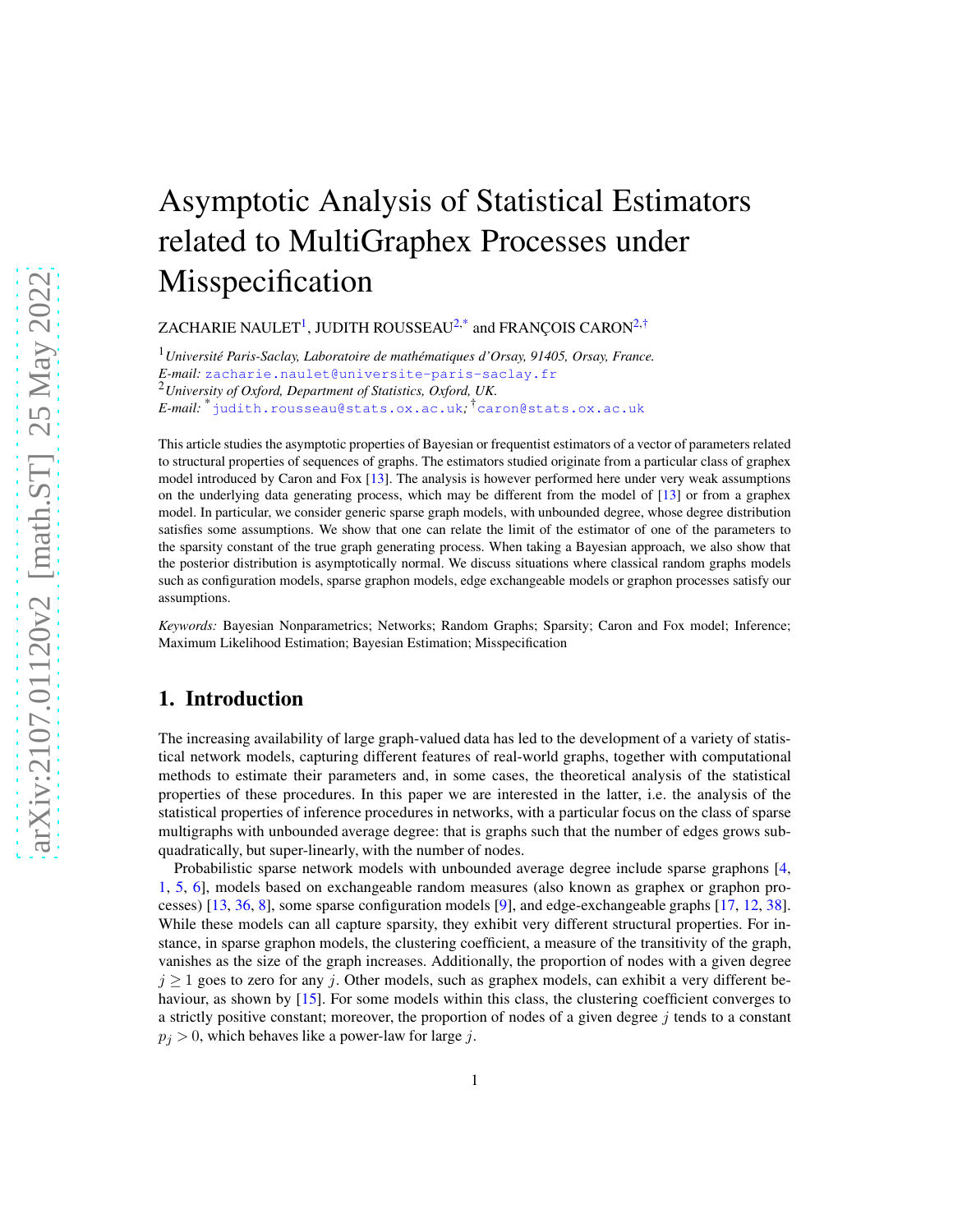# Asymptotic Analysis of Statistical Estimators related to MultiGraphex Processes under Misspecification

ZACHARIE NAULET[1], JUDITH ROUSSEAU[2,*] and FRANÇOIS CARON[2,†]

[1] *Université Paris-Saclay, Laboratoire de mathématiques d'Orsay, 91405, Orsay, France.*
*E-mail:* zacharie.naulet@universite-paris-saclay.fr
[2] *University of Oxford, Department of Statistics, Oxford, UK.*
*E-mail:* [*] judith.rousseau@stats.ox.ac.uk; [†] caron@stats.ox.ac.uk

This article studies the asymptotic properties of Bayesian or frequentist estimators of a vector of parameters related to structural properties of sequences of graphs. The estimators studied originate from a particular class of graphex model introduced by Caron and Fox [13]. The analysis is however performed here under very weak assumptions on the underlying data generating process, which may be different from the model of [13] or from a graphex model. In particular, we consider generic sparse graph models, with unbounded degree, whose degree distribution satisfies some assumptions. We show that one can relate the limit of the estimator of one of the parameters to the sparsity constant of the true graph generating process. When taking a Bayesian approach, we also show that the posterior distribution is asymptotically normal. We discuss situations where classical random graphs models such as configuration models, sparse graphon models, edge exchangeable models or graphon processes satisfy our assumptions.

*Keywords:* Bayesian Nonparametrics; Networks; Random Graphs; Sparsity; Caron and Fox model; Inference; Maximum Likelihood Estimation; Bayesian Estimation; Misspecification

## 1. Introduction

The increasing availability of large graph-valued data has led to the development of a variety of statistical network models, capturing different features of real-world graphs, together with computational methods to estimate their parameters and, in some cases, the theoretical analysis of the statistical properties of these procedures. In this paper we are interested in the latter, i.e. the analysis of the statistical properties of inference procedures in networks, with a particular focus on the class of sparse multigraphs with unbounded average degree: that is graphs such that the number of edges grows subquadratically, but super-linearly, with the number of nodes.

Probabilistic sparse network models with unbounded average degree include sparse graphons [4, 1, 5, 6], models based on exchangeable random measures (also known as graphex or graphon processes) [13, 36, 8], some sparse configuration models [9], and edge-exchangeable graphs [17, 12, 38]. While these models can all capture sparsity, they exhibit very different structural properties. For instance, in sparse graphon models, the clustering coefficient, a measure of the transitivity of the graph, vanishes as the size of the graph increases. Additionally, the proportion of nodes with a given degree $j \geq 1$ goes to zero for any $j$. Other models, such as graphex models, can exhibit a very different behaviour, as shown by [15]. For some models within this class, the clustering coefficient converges to a strictly positive constant; moreover, the proportion of nodes of a given degree $j$ tends to a constant $p_j > 0$, which behaves like a power-law for large $j$.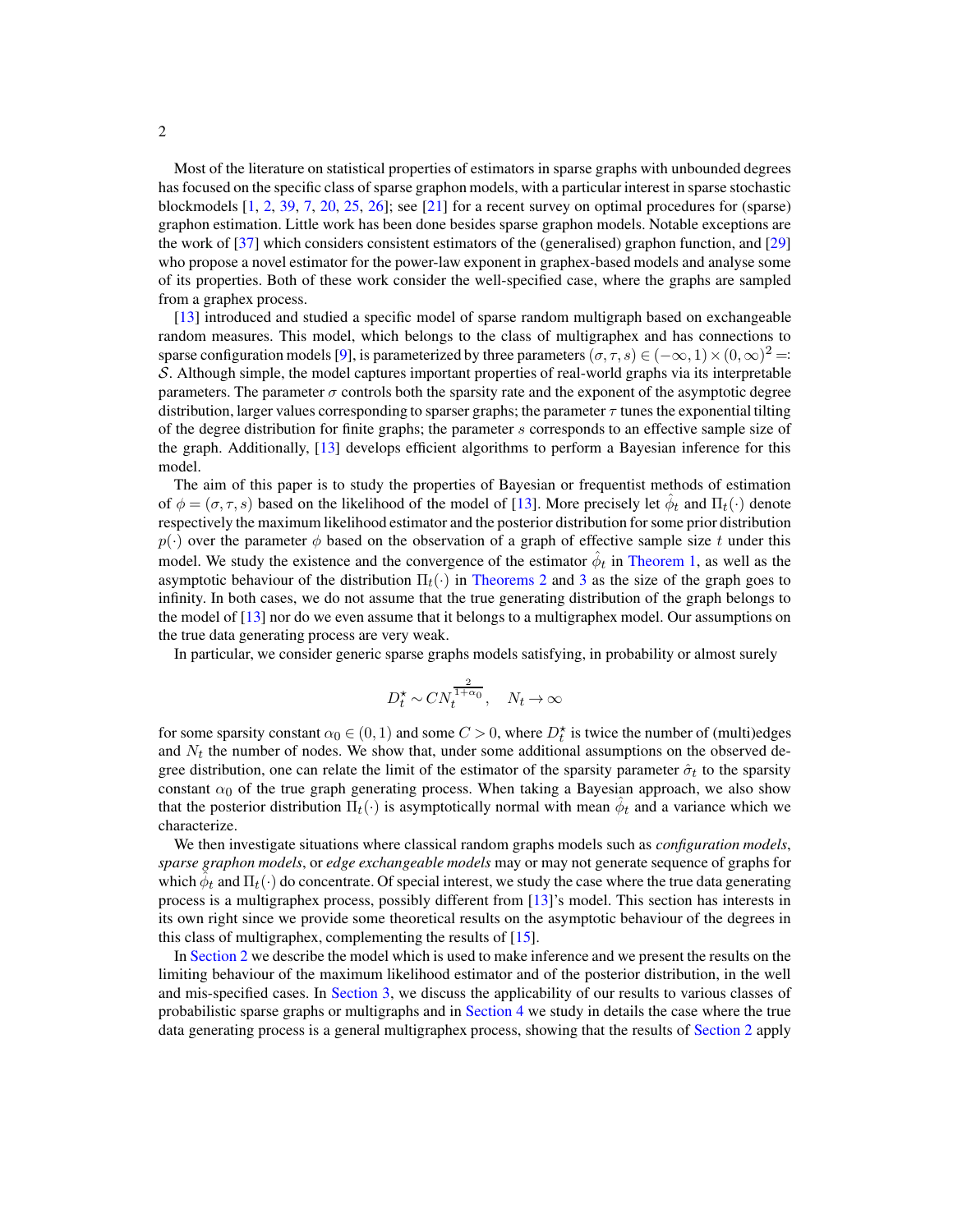Most of the literature on statistical properties of estimators in sparse graphs with unbounded degrees has focused on the specific class of sparse graphon models, with a particular interest in sparse stochastic blockmodels [1, 2, 39, 7, 20, 25, 26]; see [21] for a recent survey on optimal procedures for (sparse) graphon estimation. Little work has been done besides sparse graphon models. Notable exceptions are the work of [37] which considers consistent estimators of the (generalised) graphon function, and [29] who propose a novel estimator for the power-law exponent in graphex-based models and analyse some of its properties. Both of these work consider the well-specified case, where the graphs are sampled from a graphex process.

[13] introduced and studied a specific model of sparse random multigraph based on exchangeable random measures. This model, which belongs to the class of multigraphex and has connections to sparse configuration models [9], is parameterized by three parameters $(\sigma, \tau, s) \in (-\infty, 1) \times (0, \infty)^2 =: \mathcal{S}$. Although simple, the model captures important properties of real-world graphs via its interpretable parameters. The parameter $\sigma$ controls both the sparsity rate and the exponent of the asymptotic degree distribution, larger values corresponding to sparser graphs; the parameter $\tau$ tunes the exponential tilting of the degree distribution for finite graphs; the parameter $s$ corresponds to an effective sample size of the graph. Additionally, [13] develops efficient algorithms to perform a Bayesian inference for this model.

The aim of this paper is to study the properties of Bayesian or frequentist methods of estimation of $\phi = (\sigma, \tau, s)$ based on the likelihood of the model of [13]. More precisely let $\hat{\phi}_t$ and $\Pi_t(\cdot)$ denote respectively the maximum likelihood estimator and the posterior distribution for some prior distribution $p(\cdot)$ over the parameter $\phi$ based on the observation of a graph of effective sample size $t$ under this model. We study the existence and the convergence of the estimator $\hat{\phi}_t$ in Theorem 1, as well as the asymptotic behaviour of the distribution $\Pi_t(\cdot)$ in Theorems 2 and 3 as the size of the graph goes to infinity. In both cases, we do not assume that the true generating distribution of the graph belongs to the model of [13] nor do we even assume that it belongs to a multigraphex model. Our assumptions on the true data generating process are very weak.

In particular, we consider generic sparse graphs models satisfying, in probability or almost surely

$$D_t^\star \sim C N_t^{\frac{2}{1+\alpha_0}}, \quad N_t \to \infty$$

for some sparsity constant $\alpha_0 \in (0, 1)$ and some $C > 0$, where $D_t^\star$ is twice the number of (multi)edges and $N_t$ the number of nodes. We show that, under some additional assumptions on the observed degree distribution, one can relate the limit of the estimator of the sparsity parameter $\hat{\sigma}_t$ to the sparsity constant $\alpha_0$ of the true graph generating process. When taking a Bayesian approach, we also show that the posterior distribution $\Pi_t(\cdot)$ is asymptotically normal with mean $\hat{\phi}_t$ and a variance which we characterize.

We then investigate situations where classical random graphs models such as *configuration models*, *sparse graphon models*, or *edge exchangeable models* may or may not generate sequence of graphs for which $\hat{\phi}_t$ and $\Pi_t(\cdot)$ do concentrate. Of special interest, we study the case where the true data generating process is a multigraphex process, possibly different from [13]'s model. This section has interests in its own right since we provide some theoretical results on the asymptotic behaviour of the degrees in this class of multigraphex, complementing the results of [15].

In Section 2 we describe the model which is used to make inference and we present the results on the limiting behaviour of the maximum likelihood estimator and of the posterior distribution, in the well and mis-specified cases. In Section 3, we discuss the applicability of our results to various classes of probabilistic sparse graphs or multigraphs and in Section 4 we study in details the case where the true data generating process is a general multigraphex process, showing that the results of Section 2 apply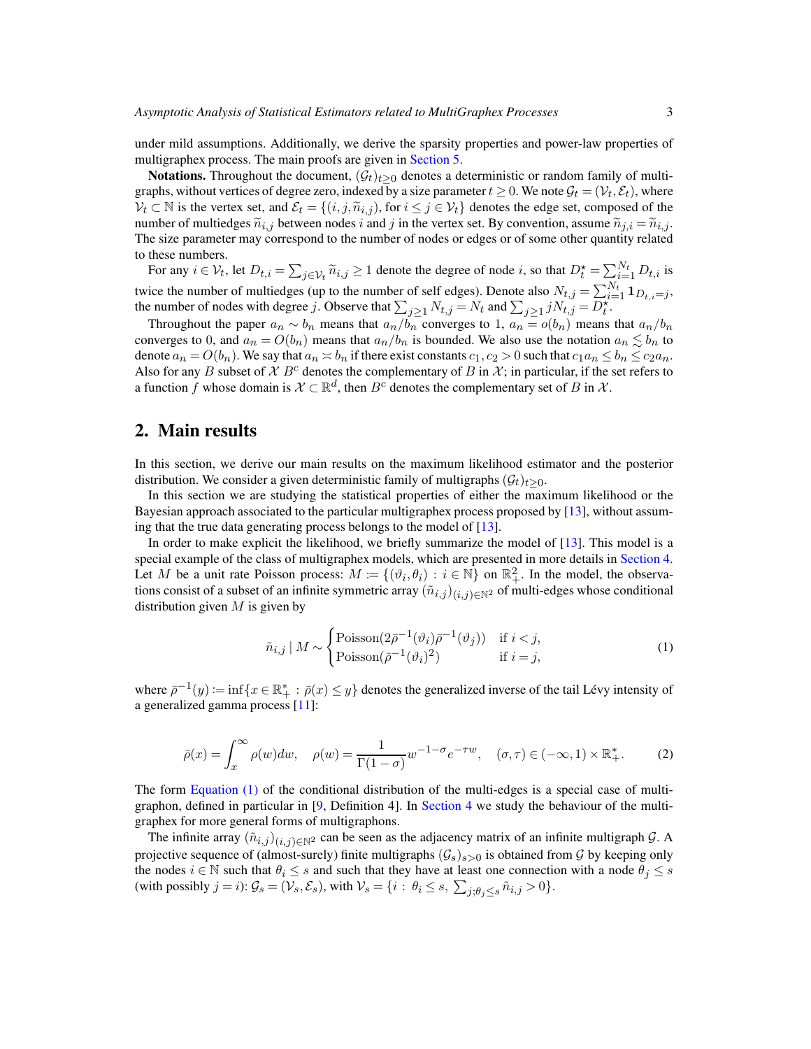under mild assumptions. Additionally, we derive the sparsity properties and power-law properties of multigraphex process. The main proofs are given in Section 5.

**Notations.** Throughout the document, $(\mathcal{G}_t)_{t\geq 0}$ denotes a deterministic or random family of multigraphs, without vertices of degree zero, indexed by a size parameter $t \geq 0$. We note $\mathcal{G}_t = (\mathcal{V}_t, \mathcal{E}_t)$, where $\mathcal{V}_t \subset \mathbb{N}$ is the vertex set, and $\mathcal{E}_t = \{(i, j, \widetilde{n}_{i,j})$, for $i \leq j \in \mathcal{V}_t\}$ denotes the edge set, composed of the number of multiedges $\widetilde{n}_{i,j}$ between nodes $i$ and $j$ in the vertex set. By convention, assume $\widetilde{n}_{j,i} = \widetilde{n}_{i,j}$. The size parameter may correspond to the number of nodes or edges or of some other quantity related to these numbers.

For any $i \in \mathcal{V}_t$, let $D_{t,i} = \sum_{j\in\mathcal{V}_t} \widetilde{n}_{i,j} \geq 1$ denote the degree of node $i$, so that $D_t^\star = \sum_{i=1}^{N_t} D_{t,i}$ is twice the number of multiedges (up to the number of self edges). Denote also $N_{t,j} = \sum_{i=1}^{N_t} \mathbf{1}_{D_{t,i}=j}$, the number of nodes with degree $j$. Observe that $\sum_{j\geq 1} N_{t,j} = N_t$ and $\sum_{j\geq 1} jN_{t,j} = D_t^\star$.

Throughout the paper $a_n \sim b_n$ means that $a_n/b_n$ converges to 1, $a_n = o(b_n)$ means that $a_n/b_n$ converges to 0, and $a_n = O(b_n)$ means that $a_n/b_n$ is bounded. We also use the notation $a_n \lesssim b_n$ to denote $a_n = O(b_n)$. We say that $a_n \asymp b_n$ if there exist constants $c_1, c_2 > 0$ such that $c_1 a_n \leq b_n \leq c_2 a_n$. Also for any $B$ subset of $\mathcal{X}$ $B^c$ denotes the complementary of $B$ in $\mathcal{X}$; in particular, if the set refers to a function $f$ whose domain is $\mathcal{X} \subset \mathbb{R}^d$, then $B^c$ denotes the complementary set of $B$ in $\mathcal{X}$.

## 2. Main results

In this section, we derive our main results on the maximum likelihood estimator and the posterior distribution. We consider a given deterministic family of multigraphs $(\mathcal{G}_t)_{t\geq 0}$.

In this section we are studying the statistical properties of either the maximum likelihood or the Bayesian approach associated to the particular multigraphex process proposed by [13], without assuming that the true data generating process belongs to the model of [13].

In order to make explicit the likelihood, we briefly summarize the model of [13]. This model is a special example of the class of multigraphex models, which are presented in more details in Section 4. Let $M$ be a unit rate Poisson process: $M := \{(\vartheta_i, \theta_i) : i \in \mathbb{N}\}$ on $\mathbb{R}_+^2$. In the model, the observations consist of a subset of an infinite symmetric array $(\tilde{n}_{i,j})_{(i,j)\in\mathbb{N}^2}$ of multi-edges whose conditional distribution given $M$ is given by

$$\tilde{n}_{i,j} \mid M \sim \begin{cases} \text{Poisson}(2\bar{\rho}^{-1}(\vartheta_i)\bar{\rho}^{-1}(\vartheta_j)) & \text{if } i < j, \\ \text{Poisson}(\bar{\rho}^{-1}(\vartheta_i)^2) & \text{if } i = j, \end{cases} \tag{1}$$

where $\bar{\rho}^{-1}(y) := \inf\{x \in \mathbb{R}_+^* : \bar{\rho}(x) \leq y\}$ denotes the generalized inverse of the tail Lévy intensity of a generalized gamma process [11]:

$$\bar{\rho}(x) = \int_x^\infty \rho(w)dw, \quad \rho(w) = \frac{1}{\Gamma(1-\sigma)} w^{-1-\sigma} e^{-\tau w}, \quad (\sigma, \tau) \in (-\infty, 1) \times \mathbb{R}_+^*. \tag{2}$$

The form Equation (1) of the conditional distribution of the multi-edges is a special case of multigraphon, defined in particular in [9, Definition 4]. In Section 4 we study the behaviour of the multigraphex for more general forms of multigraphons.

The infinite array $(\tilde{n}_{i,j})_{(i,j)\in\mathbb{N}^2}$ can be seen as the adjacency matrix of an infinite multigraph $\mathcal{G}$. A projective sequence of (almost-surely) finite multigraphs $(\mathcal{G}_s)_{s>0}$ is obtained from $\mathcal{G}$ by keeping only the nodes $i \in \mathbb{N}$ such that $\theta_i \leq s$ and such that they have at least one connection with a node $\theta_j \leq s$ (with possibly $j = i$): $\mathcal{G}_s = (\mathcal{V}_s, \mathcal{E}_s)$, with $\mathcal{V}_s = \{i : \theta_i \leq s, \sum_{j;\theta_j\leq s} \tilde{n}_{i,j} > 0\}$.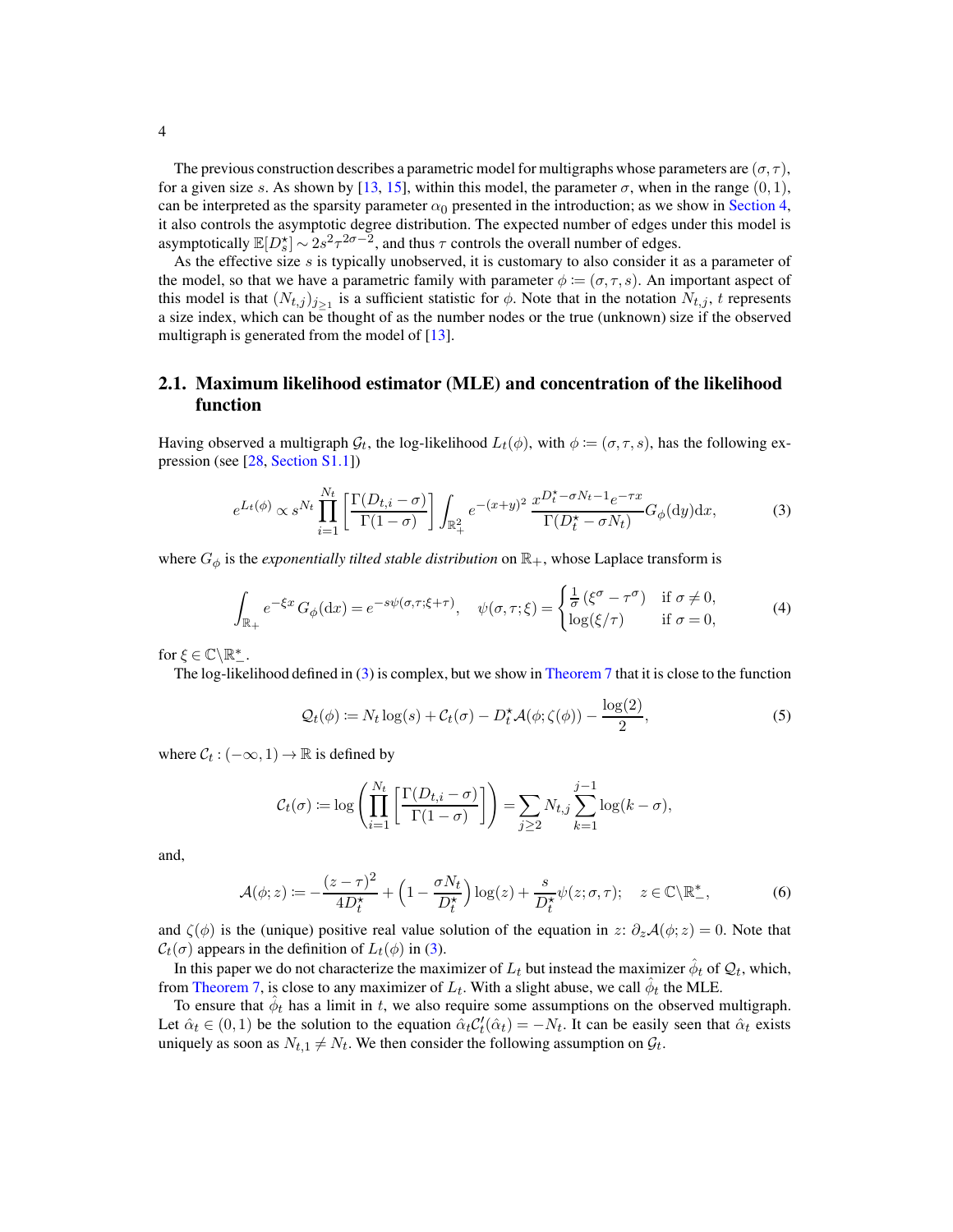The previous construction describes a parametric model for multigraphs whose parameters are $(\sigma, \tau)$, for a given size $s$. As shown by [13, 15], within this model, the parameter $\sigma$, when in the range $(0,1)$, can be interpreted as the sparsity parameter $\alpha_0$ presented in the introduction; as we show in Section 4, it also controls the asymptotic degree distribution. The expected number of edges under this model is asymptotically $\mathbb{E}[D_s^\star] \sim 2s^2\tau^{2\sigma-2}$, and thus $\tau$ controls the overall number of edges.

As the effective size $s$ is typically unobserved, it is customary to also consider it as a parameter of the model, so that we have a parametric family with parameter $\phi := (\sigma, \tau, s)$. An important aspect of this model is that $(N_{t,j})_{j\geq 1}$ is a sufficient statistic for $\phi$. Note that in the notation $N_{t,j}$, $t$ represents a size index, which can be thought of as the number nodes or the true (unknown) size if the observed multigraph is generated from the model of [13].

## 2.1. Maximum likelihood estimator (MLE) and concentration of the likelihood function

Having observed a multigraph $\mathcal{G}_t$, the log-likelihood $L_t(\phi)$, with $\phi := (\sigma, \tau, s)$, has the following expression (see [28, Section S1.1])

$$
e^{L_t(\phi)} \propto s^{N_t} \prod_{i=1}^{N_t} \left[\frac{\Gamma(D_{t,i}-\sigma)}{\Gamma(1-\sigma)}\right] \int_{\mathbb{R}_+^2} e^{-(x+y)^2} \frac{x^{D_t^\star - \sigma N_t - 1} e^{-\tau x}}{\Gamma(D_t^\star - \sigma N_t)} G_\phi(\mathrm{d}y)\mathrm{d}x, \tag{3}
$$

where $G_\phi$ is the *exponentially tilted stable distribution* on $\mathbb{R}_+$, whose Laplace transform is

$$
\int_{\mathbb{R}_+} e^{-\xi x} G_\phi(\mathrm{d}x) = e^{-s\psi(\sigma,\tau;\xi+\tau)}, \quad \psi(\sigma,\tau;\xi) = \begin{cases} \frac{1}{\sigma}(\xi^\sigma - \tau^\sigma) & \text{if } \sigma \neq 0, \\ \log(\xi/\tau) & \text{if } \sigma = 0, \end{cases} \tag{4}
$$

for $\xi \in \mathbb{C}\backslash\mathbb{R}_-^*$.

The log-likelihood defined in (3) is complex, but we show in Theorem 7 that it is close to the function

$$
\mathcal{Q}_t(\phi) := N_t \log(s) + \mathcal{C}_t(\sigma) - D_t^\star \mathcal{A}(\phi; \zeta(\phi)) - \frac{\log(2)}{2}, \tag{5}
$$

where $\mathcal{C}_t : (-\infty, 1) \to \mathbb{R}$ is defined by

$$
\mathcal{C}_t(\sigma) := \log\left(\prod_{i=1}^{N_t}\left[\frac{\Gamma(D_{t,i}-\sigma)}{\Gamma(1-\sigma)}\right]\right) = \sum_{j\geq 2} N_{t,j} \sum_{k=1}^{j-1} \log(k-\sigma),
$$

and,

$$
\mathcal{A}(\phi; z) := -\frac{(z-\tau)^2}{4D_t^\star} + \left(1 - \frac{\sigma N_t}{D_t^\star}\right)\log(z) + \frac{s}{D_t^\star}\psi(z;\sigma,\tau); \quad z \in \mathbb{C}\backslash\mathbb{R}_-^*, \tag{6}
$$

and $\zeta(\phi)$ is the (unique) positive real value solution of the equation in $z$: $\partial_z \mathcal{A}(\phi; z) = 0$. Note that $\mathcal{C}_t(\sigma)$ appears in the definition of $L_t(\phi)$ in (3).

In this paper we do not characterize the maximizer of $L_t$ but instead the maximizer $\hat{\phi}_t$ of $\mathcal{Q}_t$, which, from Theorem 7, is close to any maximizer of $L_t$. With a slight abuse, we call $\hat{\phi}_t$ the MLE.

To ensure that $\hat{\phi}_t$ has a limit in $t$, we also require some assumptions on the observed multigraph. Let $\hat{\alpha}_t \in (0,1)$ be the solution to the equation $\hat{\alpha}_t \mathcal{C}_t'(\hat{\alpha}_t) = -N_t$. It can be easily seen that $\hat{\alpha}_t$ exists uniquely as soon as $N_{t,1} \neq N_t$. We then consider the following assumption on $\mathcal{G}_t$.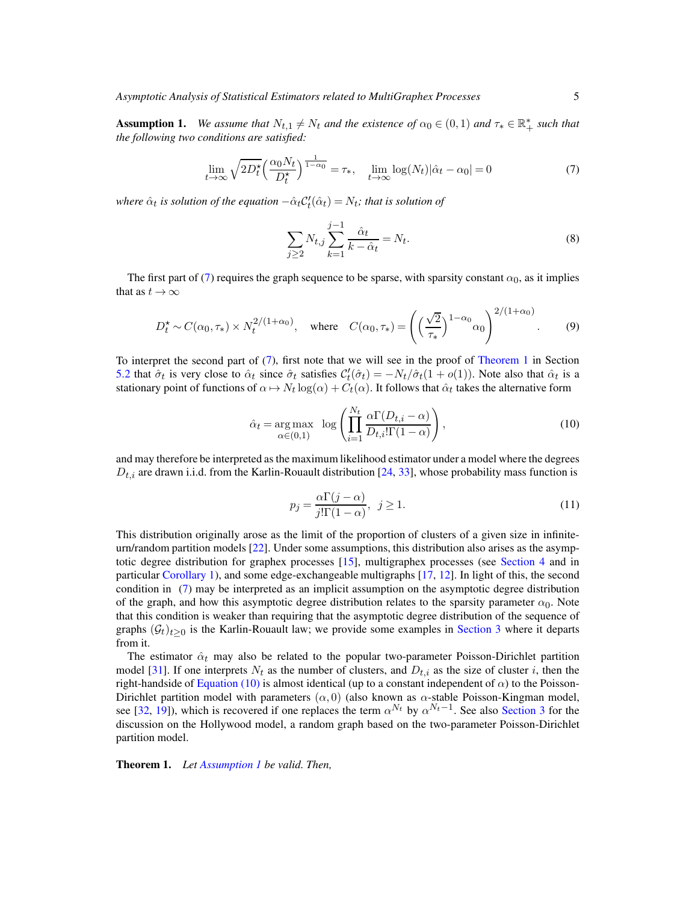**Assumption 1.** *We assume that $N_{t,1} \neq N_t$ and the existence of $\alpha_0 \in (0,1)$ and $\tau_* \in \mathbb{R}_+^*$ such that the following two conditions are satisfied:*

$$\lim_{t\to\infty} \sqrt{2D_t^\star}\Big(\frac{\alpha_0 N_t}{D_t^\star}\Big)^{\frac{1}{1-\alpha_0}} = \tau_*, \quad \lim_{t\to\infty} \log(N_t)|\hat{\alpha}_t - \alpha_0| = 0 \tag{7}$$

*where $\hat{\alpha}_t$ is solution of the equation $-\hat{\alpha}_t \mathcal{C}_t'(\hat{\alpha}_t) = N_t$; that is solution of*

$$\sum_{j\geq 2} N_{t,j} \sum_{k=1}^{j-1} \frac{\hat{\alpha}_t}{k - \hat{\alpha}_t} = N_t. \tag{8}$$

The first part of (7) requires the graph sequence to be sparse, with sparsity constant $\alpha_0$, as it implies that as $t \to \infty$

$$D_t^\star \sim C(\alpha_0, \tau_*) \times N_t^{2/(1+\alpha_0)}, \quad \text{where} \quad C(\alpha_0, \tau_*) = \left(\Big(\frac{\sqrt{2}}{\tau_*}\Big)^{1-\alpha_0} \alpha_0\right)^{2/(1+\alpha_0)}. \tag{9}$$

To interpret the second part of (7), first note that we will see in the proof of Theorem 1 in Section 5.2 that $\hat{\sigma}_t$ is very close to $\hat{\alpha}_t$ since $\hat{\sigma}_t$ satisfies $\mathcal{C}_t'(\hat{\sigma}_t) = -N_t/\hat{\sigma}_t(1+o(1))$. Note also that $\hat{\alpha}_t$ is a stationary point of functions of $\alpha \mapsto N_t \log(\alpha) + C_t(\alpha)$. It follows that $\hat{\alpha}_t$ takes the alternative form

$$\hat{\alpha}_t = \underset{\alpha\in(0,1)}{\arg\max} \; \log\left(\prod_{i=1}^{N_t} \frac{\alpha\Gamma(D_{t,i} - \alpha)}{D_{t,i}!\Gamma(1-\alpha)}\right), \tag{10}$$

and may therefore be interpreted as the maximum likelihood estimator under a model where the degrees $D_{t,i}$ are drawn i.i.d. from the Karlin-Rouault distribution [24, 33], whose probability mass function is

$$p_j = \frac{\alpha\Gamma(j-\alpha)}{j!\Gamma(1-\alpha)}, \;\; j \geq 1. \tag{11}$$

This distribution originally arose as the limit of the proportion of clusters of a given size in infinite-urn/random partition models [22]. Under some assumptions, this distribution also arises as the asymptotic degree distribution for graphex processes [15], multigraphex processes (see Section 4 and in particular Corollary 1), and some edge-exchangeable multigraphs [17, 12]. In light of this, the second condition in (7) may be interpreted as an implicit assumption on the asymptotic degree distribution of the graph, and how this asymptotic degree distribution relates to the sparsity parameter $\alpha_0$. Note that this condition is weaker than requiring that the asymptotic degree distribution of the sequence of graphs $(\mathcal{G}_t)_{t\geq 0}$ is the Karlin-Rouault law; we provide some examples in Section 3 where it departs from it.

The estimator $\hat{\alpha}_t$ may also be related to the popular two-parameter Poisson-Dirichlet partition model [31]. If one interprets $N_t$ as the number of clusters, and $D_{t,i}$ as the size of cluster $i$, then the right-handside of Equation (10) is almost identical (up to a constant independent of $\alpha$) to the Poisson-Dirichlet partition model with parameters $(\alpha, 0)$ (also known as $\alpha$-stable Poisson-Kingman model, see [32, 19]), which is recovered if one replaces the term $\alpha^{N_t}$ by $\alpha^{N_t - 1}$. See also Section 3 for the discussion on the Hollywood model, a random graph based on the two-parameter Poisson-Dirichlet partition model.

**Theorem 1.** *Let Assumption 1 be valid. Then,*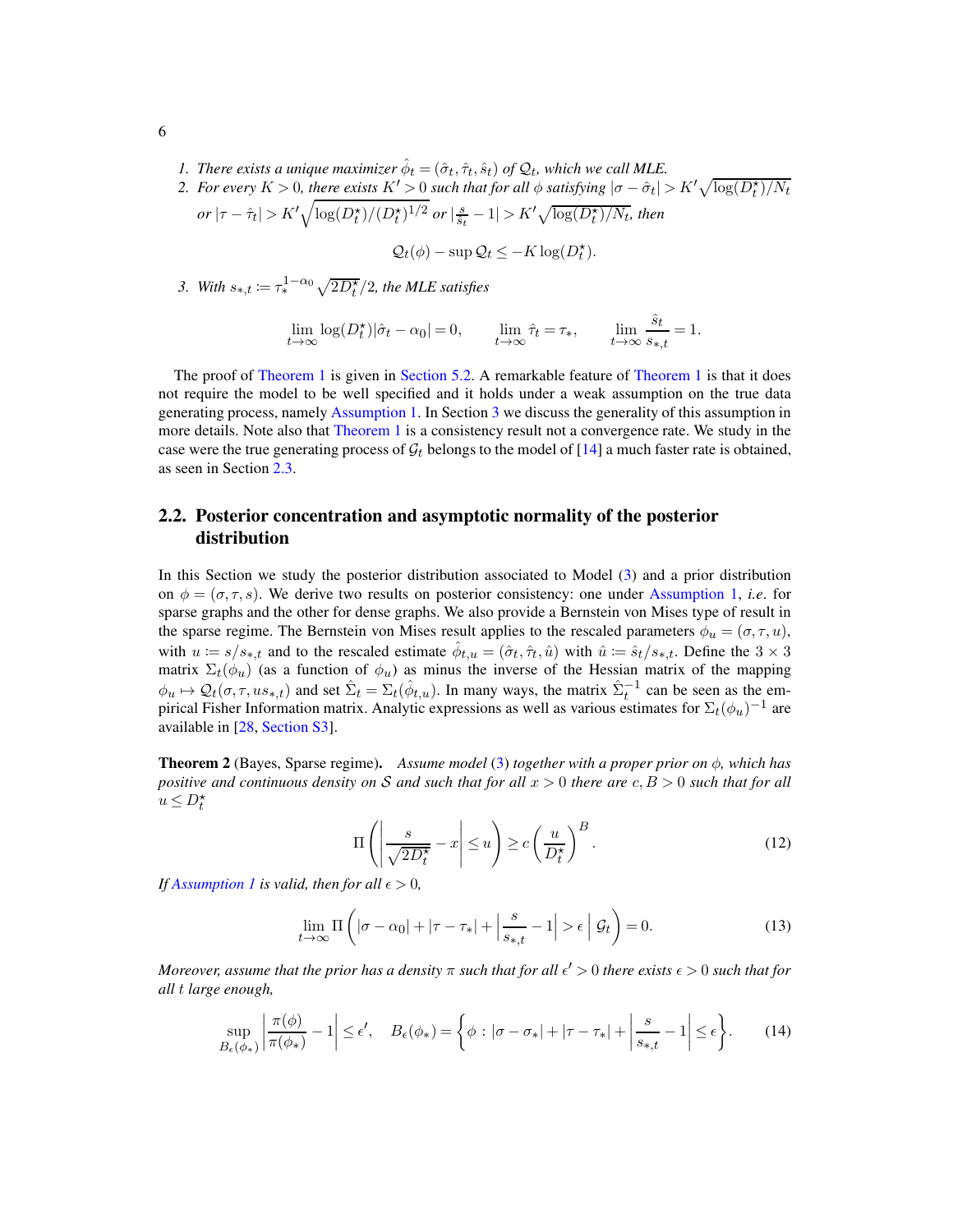*1. There exists a unique maximizer $\hat{\phi}_t = (\hat{\sigma}_t, \hat{\tau}_t, \hat{s}_t)$ of $\mathcal{Q}_t$, which we call MLE.*

*2. For every $K > 0$, there exists $K' > 0$ such that for all $\phi$ satisfying $|\sigma - \hat{\sigma}_t| > K'\sqrt{\log(D_t^\star)/N_t}$ or $|\tau - \hat{\tau}_t| > K'\sqrt{\log(D_t^\star)/(D_t^\star)^{1/2}}$ or $|\frac{s}{\hat{s}_t} - 1| > K'\sqrt{\log(D_t^\star)/N_t}$, then*

$$\mathcal{Q}_t(\phi) - \sup \mathcal{Q}_t \leq -K \log(D_t^\star).$$

*3. With $s_{*,t} := \tau_*^{1-\alpha_0}\sqrt{2D_t^\star}/2$, the MLE satisfies*

$$\lim_{t\to\infty} \log(D_t^\star)|\hat{\sigma}_t - \alpha_0| = 0, \qquad \lim_{t\to\infty} \hat{\tau}_t = \tau_*, \qquad \lim_{t\to\infty} \frac{\hat{s}_t}{s_{*,t}} = 1.$$

The proof of Theorem 1 is given in Section 5.2. A remarkable feature of Theorem 1 is that it does not require the model to be well specified and it holds under a weak assumption on the true data generating process, namely Assumption 1. In Section 3 we discuss the generality of this assumption in more details. Note also that Theorem 1 is a consistency result not a convergence rate. We study in the case were the true generating process of $\mathcal{G}_t$ belongs to the model of [14] a much faster rate is obtained, as seen in Section 2.3.

## 2.2. Posterior concentration and asymptotic normality of the posterior distribution

In this Section we study the posterior distribution associated to Model (3) and a prior distribution on $\phi = (\sigma, \tau, s)$. We derive two results on posterior consistency: one under Assumption 1, *i.e.* for sparse graphs and the other for dense graphs. We also provide a Bernstein von Mises type of result in the sparse regime. The Bernstein von Mises result applies to the rescaled parameters $\phi_u = (\sigma, \tau, u)$, with $u := s/s_{*,t}$ and to the rescaled estimate $\hat{\phi}_{t,u} = (\hat{\sigma}_t, \hat{\tau}_t, \hat{u})$ with $\hat{u} := \hat{s}_t/s_{*,t}$. Define the $3 \times 3$ matrix $\Sigma_t(\phi_u)$ (as a function of $\phi_u$) as minus the inverse of the Hessian matrix of the mapping $\phi_u \mapsto \mathcal{Q}_t(\sigma, \tau, u s_{*,t})$ and set $\hat{\Sigma}_t = \Sigma_t(\hat{\phi}_{t,u})$. In many ways, the matrix $\hat{\Sigma}_t^{-1}$ can be seen as the empirical Fisher Information matrix. Analytic expressions as well as various estimates for $\Sigma_t(\phi_u)^{-1}$ are available in [28, Section S3].

**Theorem 2** (Bayes, Sparse regime). *Assume model (3) together with a proper prior on $\phi$, which has positive and continuous density on $\mathcal{S}$ and such that for all $x > 0$ there are $c, B > 0$ such that for all $u \leq D_t^\star$*

$$\Pi\left(\left|\frac{s}{\sqrt{2D_t^\star}} - x\right| \leq u\right) \geq c\left(\frac{u}{D_t^\star}\right)^B. \tag{12}$$

*If Assumption 1 is valid, then for all $\epsilon > 0$,*

$$\lim_{t\to\infty} \Pi\left(|\sigma - \alpha_0| + |\tau - \tau_*| + \left|\frac{s}{s_{*,t}} - 1\right| > \epsilon \;\middle|\; \mathcal{G}_t\right) = 0. \tag{13}$$

*Moreover, assume that the prior has a density $\pi$ such that for all $\epsilon' > 0$ there exists $\epsilon > 0$ such that for all $t$ large enough,*

$$\sup_{B_\epsilon(\phi_*)} \left|\frac{\pi(\phi)}{\pi(\phi_*)} - 1\right| \leq \epsilon', \quad B_\epsilon(\phi_*) = \left\{\phi : |\sigma - \sigma_*| + |\tau - \tau_*| + \left|\frac{s}{s_{*,t}} - 1\right| \leq \epsilon\right\}. \tag{14}$$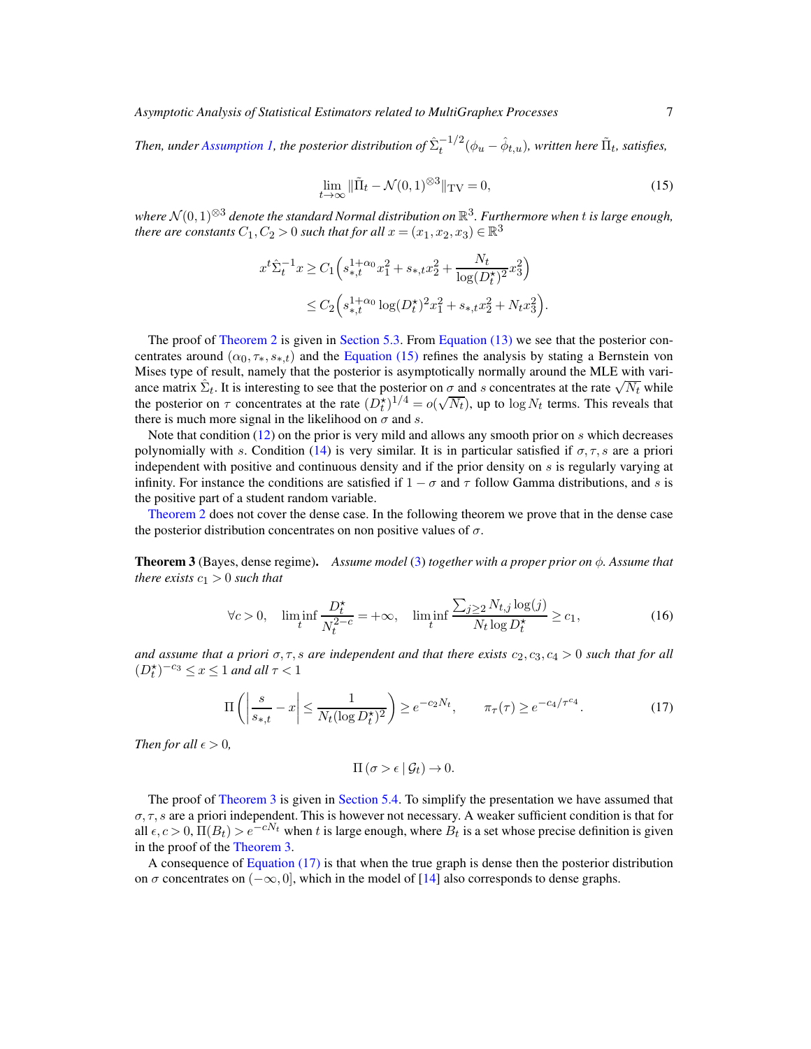*Then, under Assumption 1, the posterior distribution of $\hat{\Sigma}_t^{-1/2}(\phi_u - \hat{\phi}_{t,u})$, written here $\tilde{\Pi}_t$, satisfies,*

$$\lim_{t\to\infty} \|\tilde{\Pi}_t - \mathcal{N}(0,1)^{\otimes 3}\|_{\mathrm{TV}} = 0, \tag{15}$$

*where $\mathcal{N}(0,1)^{\otimes 3}$ denote the standard Normal distribution on $\mathbb{R}^3$. Furthermore when $t$ is large enough, there are constants $C_1, C_2 > 0$ such that for all $x = (x_1, x_2, x_3) \in \mathbb{R}^3$*

$$\begin{aligned} x^t \hat{\Sigma}_t^{-1} x &\geq C_1\Big(s_{*,t}^{1+\alpha_0} x_1^2 + s_{*,t} x_2^2 + \frac{N_t}{\log(D_t^\star)^2} x_3^2\Big) \\ &\leq C_2\Big(s_{*,t}^{1+\alpha_0} \log(D_t^\star)^2 x_1^2 + s_{*,t} x_2^2 + N_t x_3^2\Big). \end{aligned}$$

The proof of Theorem 2 is given in Section 5.3. From Equation (13) we see that the posterior concentrates around $(\alpha_0, \tau_*, s_{*,t})$ and the Equation (15) refines the analysis by stating a Bernstein von Mises type of result, namely that the posterior is asymptotically normally around the MLE with variance matrix $\hat{\Sigma}_t$. It is interesting to see that the posterior on $\sigma$ and $s$ concentrates at the rate $\sqrt{N_t}$ while the posterior on $\tau$ concentrates at the rate $(D_t^\star)^{1/4} = o(\sqrt{N_t})$, up to $\log N_t$ terms. This reveals that there is much more signal in the likelihood on $\sigma$ and $s$.

Note that condition (12) on the prior is very mild and allows any smooth prior on $s$ which decreases polynomially with $s$. Condition (14) is very similar. It is in particular satisfied if $\sigma, \tau, s$ are a priori independent with positive and continuous density and if the prior density on $s$ is regularly varying at infinity. For instance the conditions are satisfied if $1-\sigma$ and $\tau$ follow Gamma distributions, and $s$ is the positive part of a student random variable.

Theorem 2 does not cover the dense case. In the following theorem we prove that in the dense case the posterior distribution concentrates on non positive values of $\sigma$.

**Theorem 3** (Bayes, dense regime). *Assume model (3) together with a proper prior on $\phi$. Assume that there exists $c_1 > 0$ such that*

$$\forall c > 0, \quad \liminf_t \frac{D_t^\star}{N_t^{2-c}} = +\infty, \quad \liminf_t \frac{\sum_{j\geq 2} N_{t,j}\log(j)}{N_t \log D_t^\star} \geq c_1, \tag{16}$$

*and assume that a priori $\sigma, \tau, s$ are independent and that there exists $c_2, c_3, c_4 > 0$ such that for all $(D_t^\star)^{-c_3} \leq x \leq 1$ and all $\tau < 1$*

$$\Pi\left(\left|\frac{s}{s_{*,t}} - x\right| \leq \frac{1}{N_t(\log D_t^\star)^2}\right) \geq e^{-c_2 N_t}, \qquad \pi_\tau(\tau) \geq e^{-c_4/\tau^{c_4}}. \tag{17}$$

*Then for all $\epsilon > 0$,*

$$\Pi\left(\sigma > \epsilon \mid \mathcal{G}_t\right) \to 0.$$

The proof of Theorem 3 is given in Section 5.4. To simplify the presentation we have assumed that $\sigma, \tau, s$ are a priori independent. This is however not necessary. A weaker sufficient condition is that for all $\epsilon, c > 0$, $\Pi(B_t) > e^{-cN_t}$ when $t$ is large enough, where $B_t$ is a set whose precise definition is given in the proof of the Theorem 3.

A consequence of Equation (17) is that when the true graph is dense then the posterior distribution on $\sigma$ concentrates on $(-\infty, 0]$, which in the model of [14] also corresponds to dense graphs.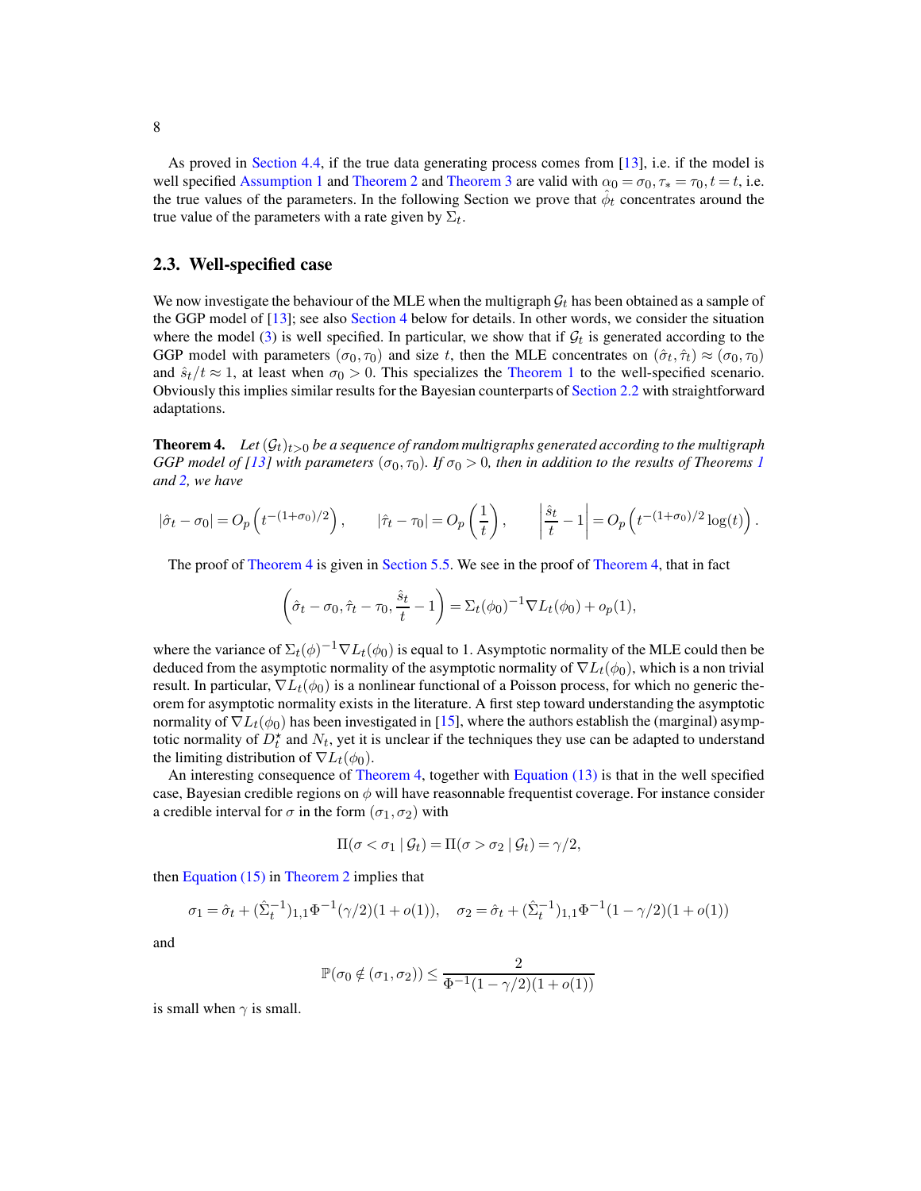As proved in Section 4.4, if the true data generating process comes from [13], i.e. if the model is well specified Assumption 1 and Theorem 2 and Theorem 3 are valid with $\alpha_0 = \sigma_0, \tau_* = \tau_0, t = t$, i.e. the true values of the parameters. In the following Section we prove that $\hat{\phi}_t$ concentrates around the true value of the parameters with a rate given by $\Sigma_t$.

## 2.3. Well-specified case

We now investigate the behaviour of the MLE when the multigraph $\mathcal{G}_t$ has been obtained as a sample of the GGP model of [13]; see also Section 4 below for details. In other words, we consider the situation where the model (3) is well specified. In particular, we show that if $\mathcal{G}_t$ is generated according to the GGP model with parameters $(\sigma_0, \tau_0)$ and size $t$, then the MLE concentrates on $(\hat{\sigma}_t, \hat{\tau}_t) \approx (\sigma_0, \tau_0)$ and $\hat{s}_t/t \approx 1$, at least when $\sigma_0 > 0$. This specializes the Theorem 1 to the well-specified scenario. Obviously this implies similar results for the Bayesian counterparts of Section 2.2 with straightforward adaptations.

**Theorem 4.** *Let $(\mathcal{G}_t)_{t>0}$ be a sequence of random multigraphs generated according to the multigraph GGP model of [13] with parameters $(\sigma_0, \tau_0)$. If $\sigma_0 > 0$, then in addition to the results of Theorems 1 and 2, we have*

$$|\hat{\sigma}_t - \sigma_0| = O_p\left(t^{-(1+\sigma_0)/2}\right), \qquad |\hat{\tau}_t - \tau_0| = O_p\left(\frac{1}{t}\right), \qquad \left|\frac{\hat{s}_t}{t} - 1\right| = O_p\left(t^{-(1+\sigma_0)/2}\log(t)\right).$$

The proof of Theorem 4 is given in Section 5.5. We see in the proof of Theorem 4, that in fact

$$\left(\hat{\sigma}_t - \sigma_0, \hat{\tau}_t - \tau_0, \frac{\hat{s}_t}{t} - 1\right) = \Sigma_t(\phi_0)^{-1}\nabla L_t(\phi_0) + o_p(1),$$

where the variance of $\Sigma_t(\phi)^{-1}\nabla L_t(\phi_0)$ is equal to 1. Asymptotic normality of the MLE could then be deduced from the asymptotic normality of the asymptotic normality of $\nabla L_t(\phi_0)$, which is a non trivial result. In particular, $\nabla L_t(\phi_0)$ is a nonlinear functional of a Poisson process, for which no generic theorem for asymptotic normality exists in the literature. A first step toward understanding the asymptotic normality of $\nabla L_t(\phi_0)$ has been investigated in [15], where the authors establish the (marginal) asymptotic normality of $D_t^\star$ and $N_t$, yet it is unclear if the techniques they use can be adapted to understand the limiting distribution of $\nabla L_t(\phi_0)$.

An interesting consequence of Theorem 4, together with Equation (13) is that in the well specified case, Bayesian credible regions on $\phi$ will have reasonnable frequentist coverage. For instance consider a credible interval for $\sigma$ in the form $(\sigma_1, \sigma_2)$ with

$$\Pi(\sigma < \sigma_1 \mid \mathcal{G}_t) = \Pi(\sigma > \sigma_2 \mid \mathcal{G}_t) = \gamma/2,$$

then Equation (15) in Theorem 2 implies that

$$\sigma_1 = \hat{\sigma}_t + (\hat{\Sigma}_t^{-1})_{1,1}\Phi^{-1}(\gamma/2)(1 + o(1)), \quad \sigma_2 = \hat{\sigma}_t + (\hat{\Sigma}_t^{-1})_{1,1}\Phi^{-1}(1 - \gamma/2)(1 + o(1))$$

and

$$\mathbb{P}(\sigma_0 \notin (\sigma_1, \sigma_2)) \le \frac{2}{\Phi^{-1}(1 - \gamma/2)(1 + o(1))}$$

is small when $\gamma$ is small.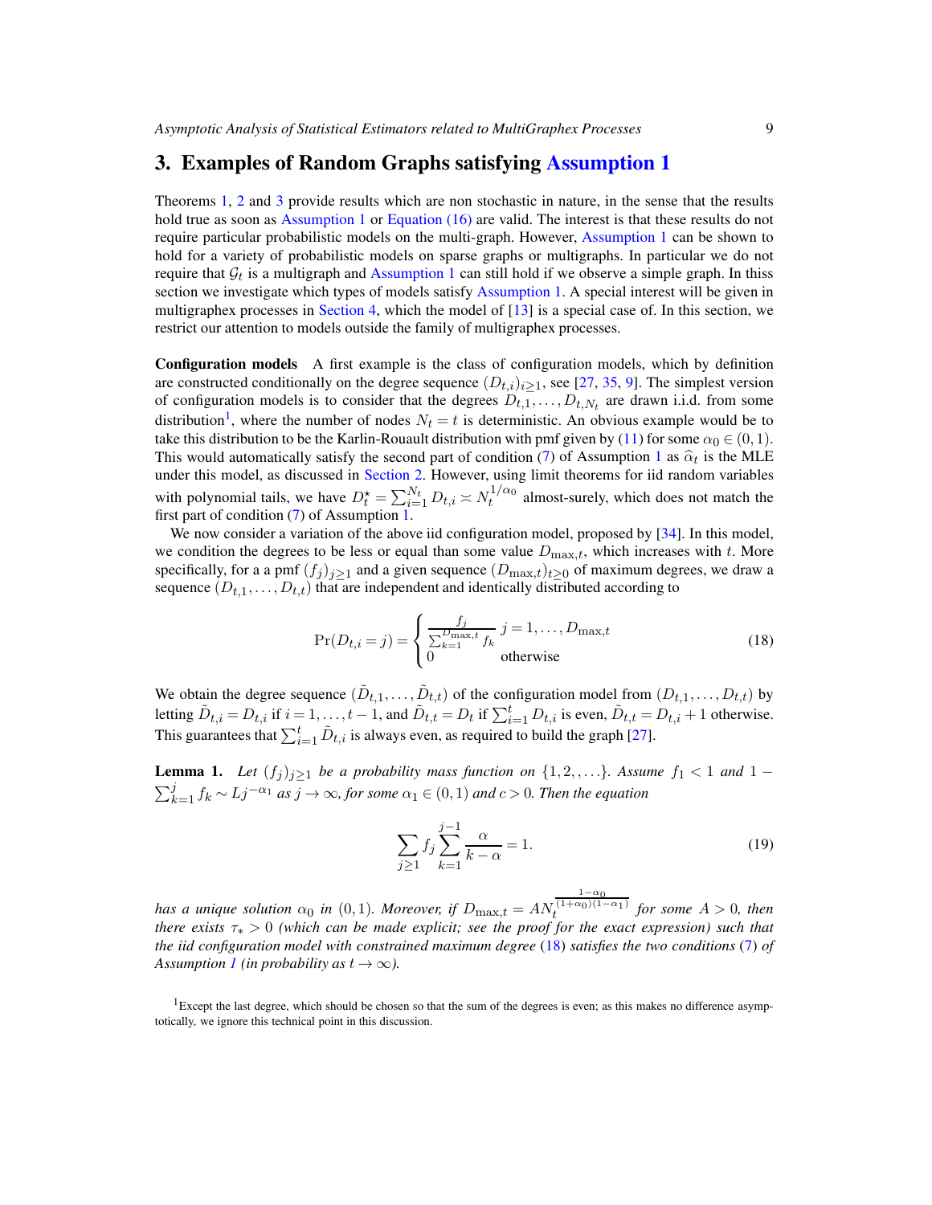## 3. Examples of Random Graphs satisfying Assumption 1

Theorems 1, 2 and 3 provide results which are non stochastic in nature, in the sense that the results hold true as soon as Assumption 1 or Equation (16) are valid. The interest is that these results do not require particular probabilistic models on the multi-graph. However, Assumption 1 can be shown to hold for a variety of probabilistic models on sparse graphs or multigraphs. In particular we do not require that $\mathcal{G}_t$ is a multigraph and Assumption 1 can still hold if we observe a simple graph. In this section we investigate which types of models satisfy Assumption 1. A special interest will be given in multigraphex processes in Section 4, which the model of [13] is a special case of. In this section, we restrict our attention to models outside the family of multigraphex processes.

**Configuration models** A first example is the class of configuration models, which by definition are constructed conditionally on the degree sequence $(D_{t,i})_{i\geq 1}$, see [27, 35, 9]. The simplest version of configuration models is to consider that the degrees $D_{t,1},\ldots,D_{t,N_t}$ are drawn i.i.d. from some distribution[1], where the number of nodes $N_t = t$ is deterministic. An obvious example would be to take this distribution to be the Karlin-Rouault distribution with pmf given by (11) for some $\alpha_0\in(0,1)$. This would automatically satisfy the second part of condition (7) of Assumption 1 as $\widehat{\alpha}_t$ is the MLE under this model, as discussed in Section 2. However, using limit theorems for iid random variables with polynomial tails, we have $D_t^\star = \sum_{i=1}^{N_t} D_{t,i} \asymp N_t^{1/\alpha_0}$ almost-surely, which does not match the first part of condition (7) of Assumption 1.

We now consider a variation of the above iid configuration model, proposed by [34]. In this model, we condition the degrees to be less or equal than some value $D_{\max,t}$, which increases with $t$. More specifically, for a a pmf $(f_j)_{j\geq 1}$ and a given sequence $(D_{\max,t})_{t\geq 0}$ of maximum degrees, we draw a sequence $(D_{t,1},\ldots,D_{t,t})$ that are independent and identically distributed according to

$$
\Pr(D_{t,i}=j) = \begin{cases} \frac{f_j}{\sum_{k=1}^{D_{\max,t}} f_k} & j=1,\ldots,D_{\max,t} \\ 0 & \text{otherwise} \end{cases} \tag{18}
$$

We obtain the degree sequence $(\tilde{D}_{t,1},\ldots,\tilde{D}_{t,t})$ of the configuration model from $(D_{t,1},\ldots,D_{t,t})$ by letting $\tilde{D}_{t,i} = D_{t,i}$ if $i=1,\ldots,t-1$, and $\tilde{D}_{t,t} = D_t$ if $\sum_{i=1}^t D_{t,i}$ is even, $\tilde{D}_{t,t} = D_{t,i}+1$ otherwise. This guarantees that $\sum_{i=1}^t \tilde{D}_{t,i}$ is always even, as required to build the graph [27].

**Lemma 1.** *Let $(f_j)_{j\geq 1}$ be a probability mass function on $\{1,2,\ldots\}$. Assume $f_1<1$ and $1-\sum_{k=1}^j f_k \sim Lj^{-\alpha_1}$ as $j\to\infty$, for some $\alpha_1\in(0,1)$ and $c>0$. Then the equation*

$$
\sum_{j\geq 1} f_j \sum_{k=1}^{j-1} \frac{\alpha}{k-\alpha} = 1. \tag{19}
$$

*has a unique solution $\alpha_0$ in $(0,1)$. Moreover, if $D_{\max,t} = AN_t^{\frac{1-\alpha_0}{(1+\alpha_0)(1-\alpha_1)}}$ for some $A>0$, then there exists $\tau_*>0$ (which can be made explicit; see the proof for the exact expression) such that the iid configuration model with constrained maximum degree (18) satisfies the two conditions (7) of Assumption 1 (in probability as $t\to\infty$).*

[1] Except the last degree, which should be chosen so that the sum of the degrees is even; as this makes no difference asymptotically, we ignore this technical point in this discussion.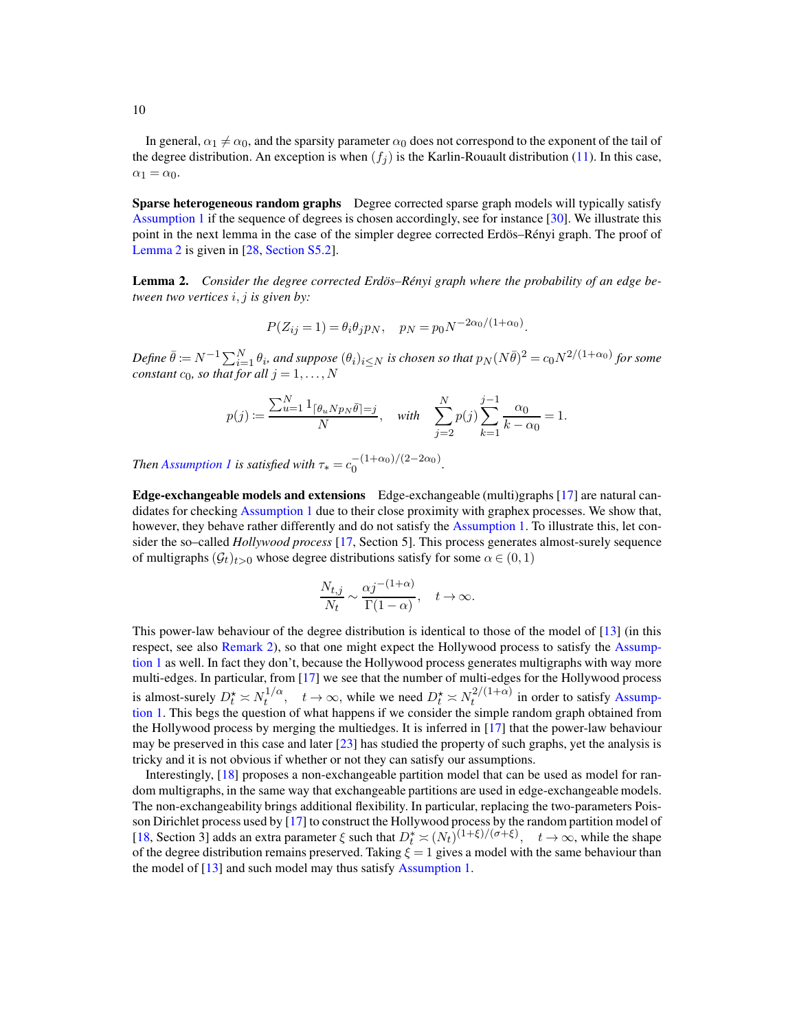In general, $\alpha_1 \neq \alpha_0$, and the sparsity parameter $\alpha_0$ does not correspond to the exponent of the tail of the degree distribution. An exception is when $(f_j)$ is the Karlin-Rouault distribution (11). In this case, $\alpha_1 = \alpha_0$.

**Sparse heterogeneous random graphs** Degree corrected sparse graph models will typically satisfy Assumption 1 if the sequence of degrees is chosen accordingly, see for instance [30]. We illustrate this point in the next lemma in the case of the simpler degree corrected Erdös–Rényi graph. The proof of Lemma 2 is given in [28, Section S5.2].

**Lemma 2.** *Consider the degree corrected Erdös–Rényi graph where the probability of an edge between two vertices $i, j$ is given by:*

$$P(Z_{ij} = 1) = \theta_i \theta_j p_N, \quad p_N = p_0 N^{-2\alpha_0/(1+\alpha_0)}.$$

*Define $\bar{\theta} := N^{-1} \sum_{i=1}^N \theta_i$, and suppose $(\theta_i)_{i \leq N}$ is chosen so that $p_N (N\bar{\theta})^2 = c_0 N^{2/(1+\alpha_0)}$ for some constant $c_0$, so that for all $j = 1, \ldots, N$*

$$p(j) := \frac{\sum_{u=1}^N 1_{\lceil \theta_u N p_N \bar{\theta} \rceil = j}}{N}, \quad \text{with} \quad \sum_{j=2}^N p(j) \sum_{k=1}^{j-1} \frac{\alpha_0}{k - \alpha_0} = 1.$$

*Then Assumption 1 is satisfied with $\tau_* = c_0^{-(1+\alpha_0)/(2-2\alpha_0)}$.*

**Edge-exchangeable models and extensions** Edge-exchangeable (multi)graphs [17] are natural candidates for checking Assumption 1 due to their close proximity with graphex processes. We show that, however, they behave rather differently and do not satisfy the Assumption 1. To illustrate this, let consider the so–called *Hollywood process* [17, Section 5]. This process generates almost-surely sequence of multigraphs $(\mathcal{G}_t)_{t>0}$ whose degree distributions satisfy for some $\alpha \in (0, 1)$

$$\frac{N_{t,j}}{N_t} \sim \frac{\alpha j^{-(1+\alpha)}}{\Gamma(1-\alpha)}, \quad t \to \infty.$$

This power-law behaviour of the degree distribution is identical to those of the model of [13] (in this respect, see also Remark 2), so that one might expect the Hollywood process to satisfy the Assumption 1 as well. In fact they don't, because the Hollywood process generates multigraphs with way more multi-edges. In particular, from [17] we see that the number of multi-edges for the Hollywood process is almost-surely $D_t^\star \asymp N_t^{1/\alpha}, \quad t \to \infty$, while we need $D_t^\star \asymp N_t^{2/(1+\alpha)}$ in order to satisfy Assumption 1. This begs the question of what happens if we consider the simple random graph obtained from the Hollywood process by merging the multiedges. It is inferred in [17] that the power-law behaviour may be preserved in this case and later [23] has studied the property of such graphs, yet the analysis is tricky and it is not obvious if whether or not they can satisfy our assumptions.

Interestingly, [18] proposes a non-exchangeable partition model that can be used as model for random multigraphs, in the same way that exchangeable partitions are used in edge-exchangeable models. The non-exchangeability brings additional flexibility. In particular, replacing the two-parameters Poisson Dirichlet process used by [17] to construct the Hollywood process by the random partition model of [18, Section 3] adds an extra parameter $\xi$ such that $D_t^* \asymp (N_t)^{(1+\xi)/(\sigma+\xi)}, \quad t \to \infty$, while the shape of the degree distribution remains preserved. Taking $\xi = 1$ gives a model with the same behaviour than the model of [13] and such model may thus satisfy Assumption 1.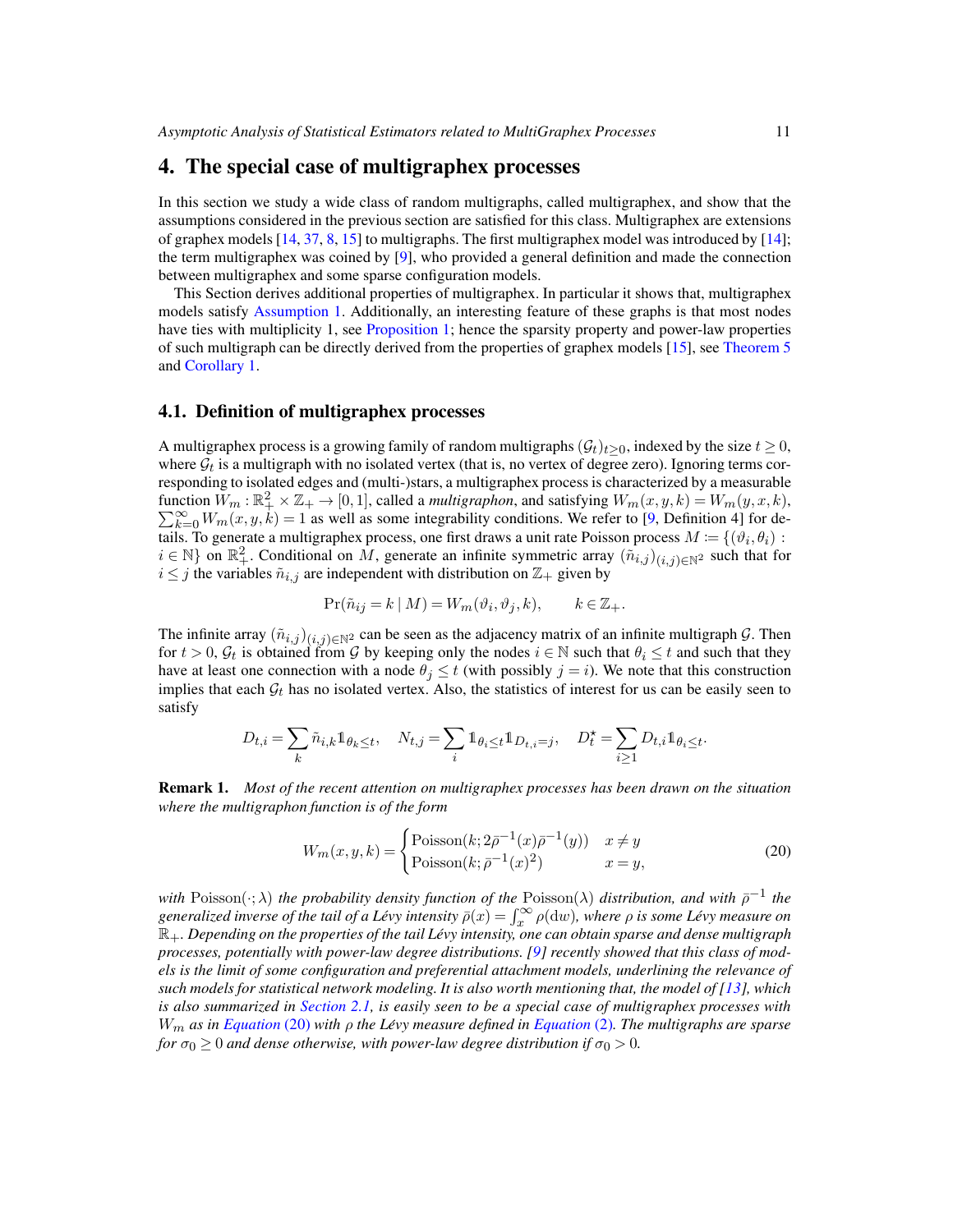# 4. The special case of multigraphex processes

In this section we study a wide class of random multigraphs, called multigraphex, and show that the assumptions considered in the previous section are satisfied for this class. Multigraphex are extensions of graphex models [14, 37, 8, 15] to multigraphs. The first multigraphex model was introduced by [14]; the term multigraphex was coined by [9], who provided a general definition and made the connection between multigraphex and some sparse configuration models.

This Section derives additional properties of multigraphex. In particular it shows that, multigraphex models satisfy Assumption 1. Additionally, an interesting feature of these graphs is that most nodes have ties with multiplicity 1, see Proposition 1; hence the sparsity property and power-law properties of such multigraph can be directly derived from the properties of graphex models [15], see Theorem 5 and Corollary 1.

## 4.1. Definition of multigraphex processes

A multigraphex process is a growing family of random multigraphs $(\mathcal{G}_t)_{t\geq 0}$, indexed by the size $t \geq 0$, where $\mathcal{G}_t$ is a multigraph with no isolated vertex (that is, no vertex of degree zero). Ignoring terms corresponding to isolated edges and (multi-)stars, a multigraphex process is characterized by a measurable function $W_m : \mathbb{R}_+^2 \times \mathbb{Z}_+ \to [0, 1]$, called a *multigraphon*, and satisfying $W_m(x, y, k) = W_m(y, x, k)$, $\sum_{k=0}^{\infty} W_m(x, y, k) = 1$ as well as some integrability conditions. We refer to [9, Definition 4] for details. To generate a multigraphex process, one first draws a unit rate Poisson process $M := \{(\vartheta_i, \theta_i) : i \in \mathbb{N}\}$ on $\mathbb{R}_+^2$. Conditional on $M$, generate an infinite symmetric array $(\tilde{n}_{i,j})_{(i,j)\in\mathbb{N}^2}$ such that for $i \leq j$ the variables $\tilde{n}_{i,j}$ are independent with distribution on $\mathbb{Z}_+$ given by

$$\Pr(\tilde{n}_{ij} = k \mid M) = W_m(\vartheta_i, \vartheta_j, k), \qquad k \in \mathbb{Z}_+.$$

The infinite array $(\tilde{n}_{i,j})_{(i,j)\in\mathbb{N}^2}$ can be seen as the adjacency matrix of an infinite multigraph $\mathcal{G}$. Then for $t > 0$, $\mathcal{G}_t$ is obtained from $\mathcal{G}$ by keeping only the nodes $i \in \mathbb{N}$ such that $\theta_i \leq t$ and such that they have at least one connection with a node $\theta_j \leq t$ (with possibly $j = i$). We note that this construction implies that each $\mathcal{G}_t$ has no isolated vertex. Also, the statistics of interest for us can be easily seen to satisfy

$$D_{t,i} = \sum_k \tilde{n}_{i,k} \mathbb{1}_{\theta_k \leq t}, \quad N_{t,j} = \sum_i \mathbb{1}_{\theta_i \leq t} \mathbb{1}_{D_{t,i}=j}, \quad D_t^\star = \sum_{i\geq 1} D_{t,i} \mathbb{1}_{\theta_i \leq t}.$$

**Remark 1.** *Most of the recent attention on multigraphex processes has been drawn on the situation where the multigraphon function is of the form*

$$W_m(x, y, k) = \begin{cases} \mathrm{Poisson}(k; 2\bar{\rho}^{-1}(x)\bar{\rho}^{-1}(y)) & x \neq y \\ \mathrm{Poisson}(k; \bar{\rho}^{-1}(x)^2) & x = y, \end{cases} \tag{20}$$

*with* $\mathrm{Poisson}(\cdot; \lambda)$ *the probability density function of the* $\mathrm{Poisson}(\lambda)$ *distribution, and with* $\bar{\rho}^{-1}$ *the generalized inverse of the tail of a Lévy intensity* $\bar{\rho}(x) = \int_x^\infty \rho(\mathrm{d}w)$*, where* $\rho$ *is some Lévy measure on* $\mathbb{R}_+$*. Depending on the properties of the tail Lévy intensity, one can obtain sparse and dense multigraph processes, potentially with power-law degree distributions. [9] recently showed that this class of models is the limit of some configuration and preferential attachment models, underlining the relevance of such models for statistical network modeling. It is also worth mentioning that, the model of [13], which is also summarized in Section 2.1, is easily seen to be a special case of multigraphex processes with* $W_m$ *as in Equation (20) with* $\rho$ *the Lévy measure defined in Equation (2). The multigraphs are sparse for* $\sigma_0 \geq 0$ *and dense otherwise, with power-law degree distribution if* $\sigma_0 > 0$*.*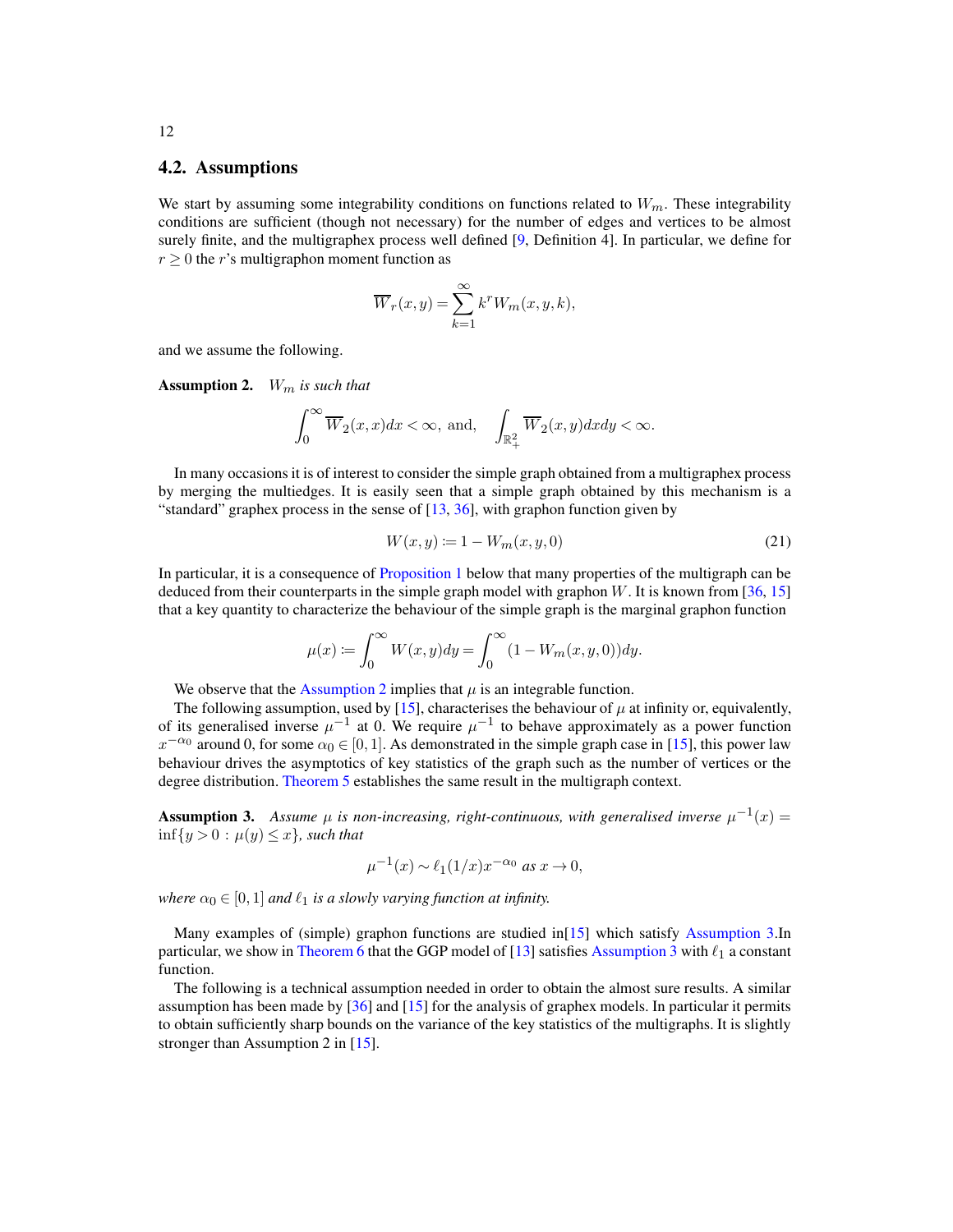## 4.2. Assumptions

We start by assuming some integrability conditions on functions related to $W_m$. These integrability conditions are sufficient (though not necessary) for the number of edges and vertices to be almost surely finite, and the multigraphex process well defined [9, Definition 4]. In particular, we define for $r \geq 0$ the $r$'s multigraphon moment function as

$$\overline{W}_r(x,y) = \sum_{k=1}^{\infty} k^r W_m(x,y,k),$$

and we assume the following.

**Assumption 2.** *$W_m$ is such that*

$$\int_0^\infty \overline{W}_2(x,x)dx < \infty, \text{ and, } \quad \int_{\mathbb{R}_+^2} \overline{W}_2(x,y)dxdy < \infty.$$

In many occasions it is of interest to consider the simple graph obtained from a multigraphex process by merging the multiedges. It is easily seen that a simple graph obtained by this mechanism is a "standard" graphex process in the sense of [13, 36], with graphon function given by

$$W(x,y) := 1 - W_m(x,y,0) \tag{21}$$

In particular, it is a consequence of Proposition 1 below that many properties of the multigraph can be deduced from their counterparts in the simple graph model with graphon $W$. It is known from [36, 15] that a key quantity to characterize the behaviour of the simple graph is the marginal graphon function

$$\mu(x) := \int_0^\infty W(x,y)dy = \int_0^\infty (1 - W_m(x,y,0))dy.$$

We observe that the Assumption 2 implies that $\mu$ is an integrable function.

The following assumption, used by [15], characterises the behaviour of $\mu$ at infinity or, equivalently, of its generalised inverse $\mu^{-1}$ at 0. We require $\mu^{-1}$ to behave approximately as a power function $x^{-\alpha_0}$ around 0, for some $\alpha_0 \in [0,1]$. As demonstrated in the simple graph case in [15], this power law behaviour drives the asymptotics of key statistics of the graph such as the number of vertices or the degree distribution. Theorem 5 establishes the same result in the multigraph context.

**Assumption 3.** *Assume $\mu$ is non-increasing, right-continuous, with generalised inverse $\mu^{-1}(x) = \inf\{y > 0 : \mu(y) \leq x\}$, such that*

$$\mu^{-1}(x) \sim \ell_1(1/x)x^{-\alpha_0} \text{ as } x \to 0,$$

*where $\alpha_0 \in [0,1]$ and $\ell_1$ is a slowly varying function at infinity.*

Many examples of (simple) graphon functions are studied in[15] which satisfy Assumption 3.In particular, we show in Theorem 6 that the GGP model of [13] satisfies Assumption 3 with $\ell_1$ a constant function.

The following is a technical assumption needed in order to obtain the almost sure results. A similar assumption has been made by [36] and [15] for the analysis of graphex models. In particular it permits to obtain sufficiently sharp bounds on the variance of the key statistics of the multigraphs. It is slightly stronger than Assumption 2 in [15].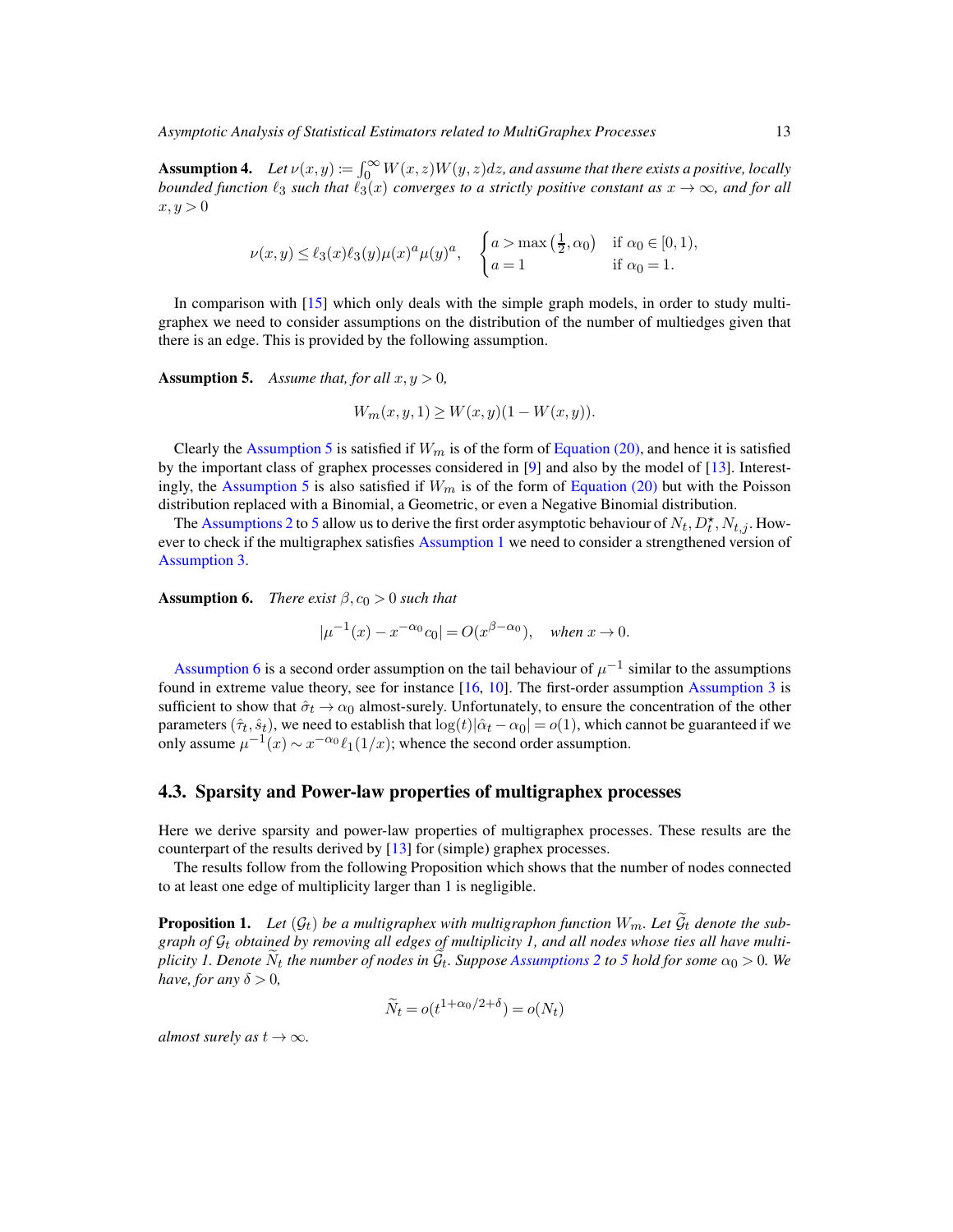**Assumption 4.** *Let $\nu(x,y) := \int_0^\infty W(x,z)W(y,z)dz$, and assume that there exists a positive, locally bounded function $\ell_3$ such that $\ell_3(x)$ converges to a strictly positive constant as $x \to \infty$, and for all $x, y > 0$*

$$\nu(x,y) \le \ell_3(x)\ell_3(y)\mu(x)^a\mu(y)^a, \quad \begin{cases} a > \max\left(\frac{1}{2}, \alpha_0\right) & \text{if } \alpha_0 \in [0,1), \\ a = 1 & \text{if } \alpha_0 = 1. \end{cases}$$

In comparison with [15] which only deals with the simple graph models, in order to study multigraphex we need to consider assumptions on the distribution of the number of multiedges given that there is an edge. This is provided by the following assumption.

**Assumption 5.** *Assume that, for all $x, y > 0$,*

$$W_m(x,y,1) \ge W(x,y)(1 - W(x,y)).$$

Clearly the Assumption 5 is satisfied if $W_m$ is of the form of Equation (20), and hence it is satisfied by the important class of graphex processes considered in [9] and also by the model of [13]. Interestingly, the Assumption 5 is also satisfied if $W_m$ is of the form of Equation (20) but with the Poisson distribution replaced with a Binomial, a Geometric, or even a Negative Binomial distribution.

The Assumptions 2 to 5 allow us to derive the first order asymptotic behaviour of $N_t, D_t^\star, N_{t,j}$. However to check if the multigraphex satisfies Assumption 1 we need to consider a strengthened version of Assumption 3.

**Assumption 6.** *There exist $\beta, c_0 > 0$ such that*

$$|\mu^{-1}(x) - x^{-\alpha_0}c_0| = O(x^{\beta-\alpha_0}), \quad \text{when } x \to 0.$$

Assumption 6 is a second order assumption on the tail behaviour of $\mu^{-1}$ similar to the assumptions found in extreme value theory, see for instance [16, 10]. The first-order assumption Assumption 3 is sufficient to show that $\hat{\sigma}_t \to \alpha_0$ almost-surely. Unfortunately, to ensure the concentration of the other parameters $(\hat{\tau}_t, \hat{s}_t)$, we need to establish that $\log(t)|\hat{\alpha}_t - \alpha_0| = o(1)$, which cannot be guaranteed if we only assume $\mu^{-1}(x) \sim x^{-\alpha_0}\ell_1(1/x)$; whence the second order assumption.

## 4.3. Sparsity and Power-law properties of multigraphex processes

Here we derive sparsity and power-law properties of multigraphex processes. These results are the counterpart of the results derived by [13] for (simple) graphex processes.

The results follow from the following Proposition which shows that the number of nodes connected to at least one edge of multiplicity larger than 1 is negligible.

**Proposition 1.** *Let $(\mathcal{G}_t)$ be a multigraphex with multigraphon function $W_m$. Let $\widetilde{\mathcal{G}}_t$ denote the subgraph of $\mathcal{G}_t$ obtained by removing all edges of multiplicity 1, and all nodes whose ties all have multiplicity 1. Denote $\widetilde{N}_t$ the number of nodes in $\widetilde{\mathcal{G}}_t$. Suppose Assumptions 2 to 5 hold for some $\alpha_0 > 0$. We have, for any $\delta > 0$,*

$$\widetilde{N}_t = o(t^{1+\alpha_0/2+\delta}) = o(N_t)$$

*almost surely as $t \to \infty$.*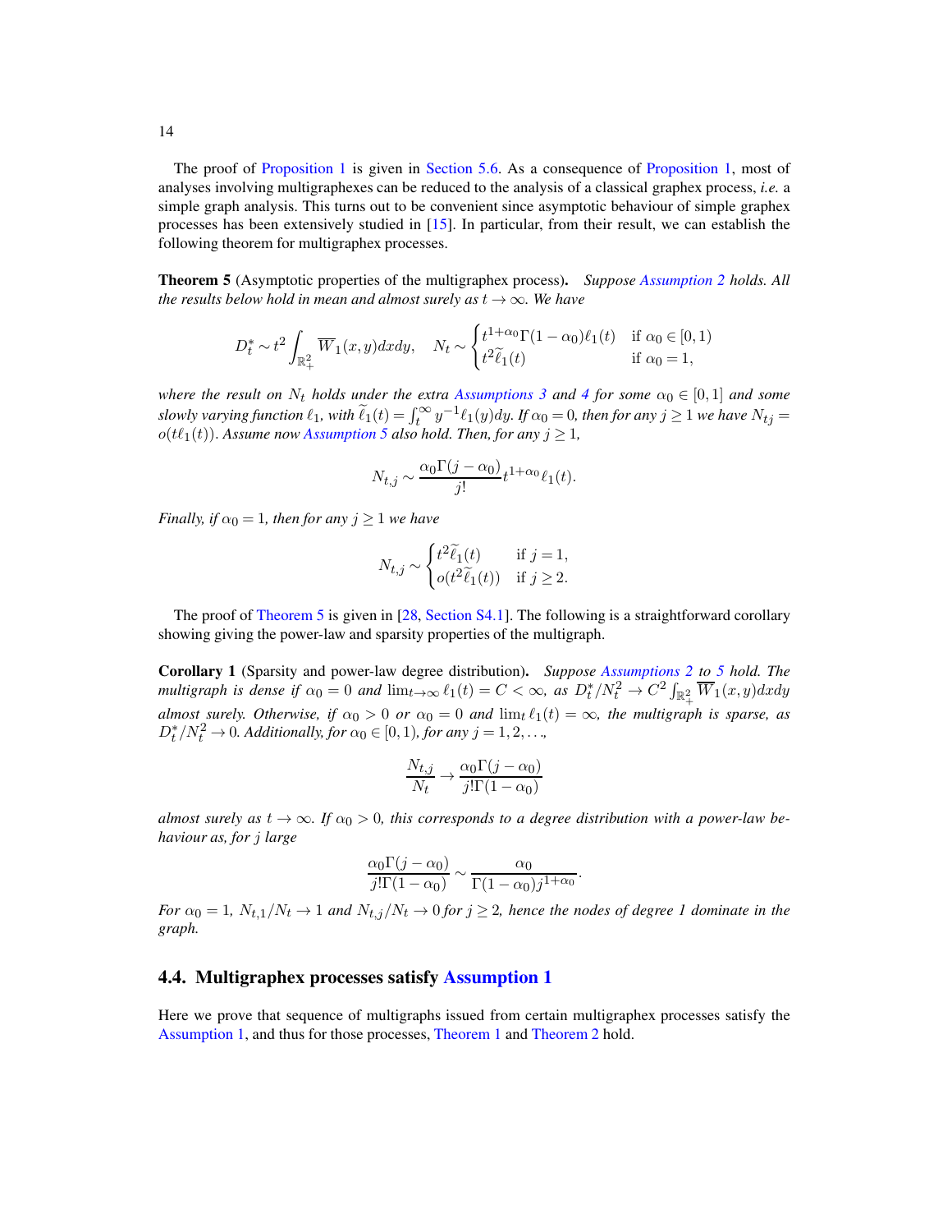The proof of Proposition 1 is given in Section 5.6. As a consequence of Proposition 1, most of analyses involving multigraphexes can be reduced to the analysis of a classical graphex process, *i.e.* a simple graph analysis. This turns out to be convenient since asymptotic behaviour of simple graphex processes has been extensively studied in [15]. In particular, from their result, we can establish the following theorem for multigraphex processes.

**Theorem 5** (Asymptotic properties of the multigraphex process). *Suppose Assumption 2 holds. All the results below hold in mean and almost surely as $t \to \infty$. We have*

$$D_t^* \sim t^2 \int_{\mathbb{R}_+^2} \overline{W}_1(x,y)dxdy, \quad N_t \sim \begin{cases} t^{1+\alpha_0}\Gamma(1-\alpha_0)\ell_1(t) & \text{if } \alpha_0 \in [0,1) \\ t^2 \widetilde{\ell}_1(t) & \text{if } \alpha_0 = 1, \end{cases}$$

*where the result on $N_t$ holds under the extra Assumptions 3 and 4 for some $\alpha_0 \in [0,1]$ and some slowly varying function $\ell_1$, with $\widetilde{\ell}_1(t) = \int_t^\infty y^{-1}\ell_1(y)dy$. If $\alpha_0 = 0$, then for any $j \geq 1$ we have $N_{tj} = o(t\ell_1(t))$. Assume now Assumption 5 also hold. Then, for any $j \geq 1$,*

$$N_{t,j} \sim \frac{\alpha_0 \Gamma(j-\alpha_0)}{j!} t^{1+\alpha_0}\ell_1(t).$$

*Finally, if $\alpha_0 = 1$, then for any $j \geq 1$ we have*

$$N_{t,j} \sim \begin{cases} t^2 \widetilde{\ell}_1(t) & \text{if } j = 1, \\ o(t^2 \widetilde{\ell}_1(t)) & \text{if } j \geq 2. \end{cases}$$

The proof of Theorem 5 is given in [28, Section S4.1]. The following is a straightforward corollary showing giving the power-law and sparsity properties of the multigraph.

**Corollary 1** (Sparsity and power-law degree distribution). *Suppose Assumptions 2 to 5 hold. The multigraph is dense if $\alpha_0 = 0$ and $\lim_{t\to\infty} \ell_1(t) = C < \infty$, as $D_t^*/N_t^2 \to C^2 \int_{\mathbb{R}_+^2} \overline{W}_1(x,y)dxdy$ almost surely. Otherwise, if $\alpha_0 > 0$ or $\alpha_0 = 0$ and $\lim_t \ell_1(t) = \infty$, the multigraph is sparse, as $D_t^*/N_t^2 \to 0$. Additionally, for $\alpha_0 \in [0,1)$, for any $j = 1, 2, \ldots$,*

$$\frac{N_{t,j}}{N_t} \to \frac{\alpha_0 \Gamma(j-\alpha_0)}{j!\Gamma(1-\alpha_0)}$$

*almost surely as $t \to \infty$. If $\alpha_0 > 0$, this corresponds to a degree distribution with a power-law behaviour as, for $j$ large*

$$\frac{\alpha_0 \Gamma(j-\alpha_0)}{j!\Gamma(1-\alpha_0)} \sim \frac{\alpha_0}{\Gamma(1-\alpha_0) j^{1+\alpha_0}}.$$

*For $\alpha_0 = 1$, $N_{t,1}/N_t \to 1$ and $N_{t,j}/N_t \to 0$ for $j \geq 2$, hence the nodes of degree 1 dominate in the graph.*

### 4.4. Multigraphex processes satisfy Assumption 1

Here we prove that sequence of multigraphs issued from certain multigraphex processes satisfy the Assumption 1, and thus for those processes, Theorem 1 and Theorem 2 hold.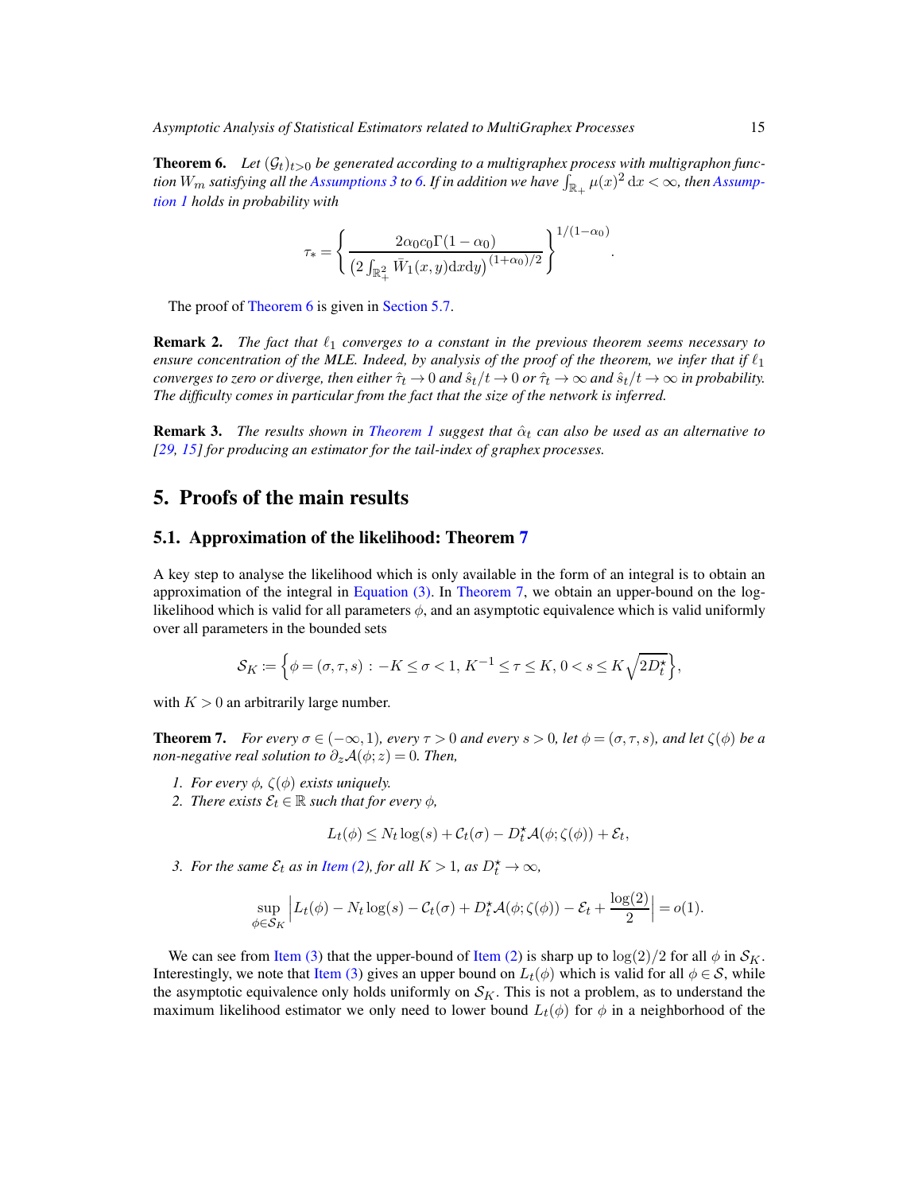**Theorem 6.** *Let $(\mathcal{G}_t)_{t>0}$ be generated according to a multigraphex process with multigraphon function $W_m$ satisfying all the Assumptions 3 to 6. If in addition we have $\int_{\mathbb{R}_+} \mu(x)^2 \, \mathrm{d}x < \infty$, then Assumption 1 holds in probability with*

$$\tau_* = \left\{ \frac{2\alpha_0 c_0 \Gamma(1-\alpha_0)}{\left(2\int_{\mathbb{R}_+^2} \bar{W}_1(x,y)\mathrm{d}x\mathrm{d}y\right)^{(1+\alpha_0)/2}} \right\}^{1/(1-\alpha_0)}.$$

The proof of Theorem 6 is given in Section 5.7.

**Remark 2.** *The fact that $\ell_1$ converges to a constant in the previous theorem seems necessary to ensure concentration of the MLE. Indeed, by analysis of the proof of the theorem, we infer that if $\ell_1$ converges to zero or diverge, then either $\hat{\tau}_t \to 0$ and $\hat{s}_t/t \to 0$ or $\hat{\tau}_t \to \infty$ and $\hat{s}_t/t \to \infty$ in probability. The difficulty comes in particular from the fact that the size of the network is inferred.*

**Remark 3.** *The results shown in Theorem 1 suggest that $\hat{\alpha}_t$ can also be used as an alternative to [29, 15] for producing an estimator for the tail-index of graphex processes.*

## 5. Proofs of the main results

### 5.1. Approximation of the likelihood: Theorem 7

A key step to analyse the likelihood which is only available in the form of an integral is to obtain an approximation of the integral in Equation (3). In Theorem 7, we obtain an upper-bound on the log-likelihood which is valid for all parameters $\phi$, and an asymptotic equivalence which is valid uniformly over all parameters in the bounded sets

$$\mathcal{S}_K := \left\{ \phi = (\sigma, \tau, s) : -K \le \sigma < 1,\, K^{-1} \le \tau \le K,\, 0 < s \le K\sqrt{2D_t^\star} \right\},$$

with $K > 0$ an arbitrarily large number.

**Theorem 7.** *For every $\sigma \in (-\infty, 1)$, every $\tau > 0$ and every $s > 0$, let $\phi = (\sigma, \tau, s)$, and let $\zeta(\phi)$ be a non-negative real solution to $\partial_z \mathcal{A}(\phi; z) = 0$. Then,*

1. *For every $\phi$, $\zeta(\phi)$ exists uniquely.*
2. *There exists $\mathcal{E}_t \in \mathbb{R}$ such that for every $\phi$,*

$$L_t(\phi) \le N_t \log(s) + \mathcal{C}_t(\sigma) - D_t^\star \mathcal{A}(\phi; \zeta(\phi)) + \mathcal{E}_t,$$

3. *For the same $\mathcal{E}_t$ as in Item (2), for all $K > 1$, as $D_t^\star \to \infty$,*

$$\sup_{\phi \in \mathcal{S}_K} \left| L_t(\phi) - N_t \log(s) - \mathcal{C}_t(\sigma) + D_t^\star \mathcal{A}(\phi; \zeta(\phi)) - \mathcal{E}_t + \frac{\log(2)}{2} \right| = o(1).$$

We can see from Item (3) that the upper-bound of Item (2) is sharp up to $\log(2)/2$ for all $\phi$ in $\mathcal{S}_K$. Interestingly, we note that Item (3) gives an upper bound on $L_t(\phi)$ which is valid for all $\phi \in \mathcal{S}$, while the asymptotic equivalence only holds uniformly on $\mathcal{S}_K$. This is not a problem, as to understand the maximum likelihood estimator we only need to lower bound $L_t(\phi)$ for $\phi$ in a neighborhood of the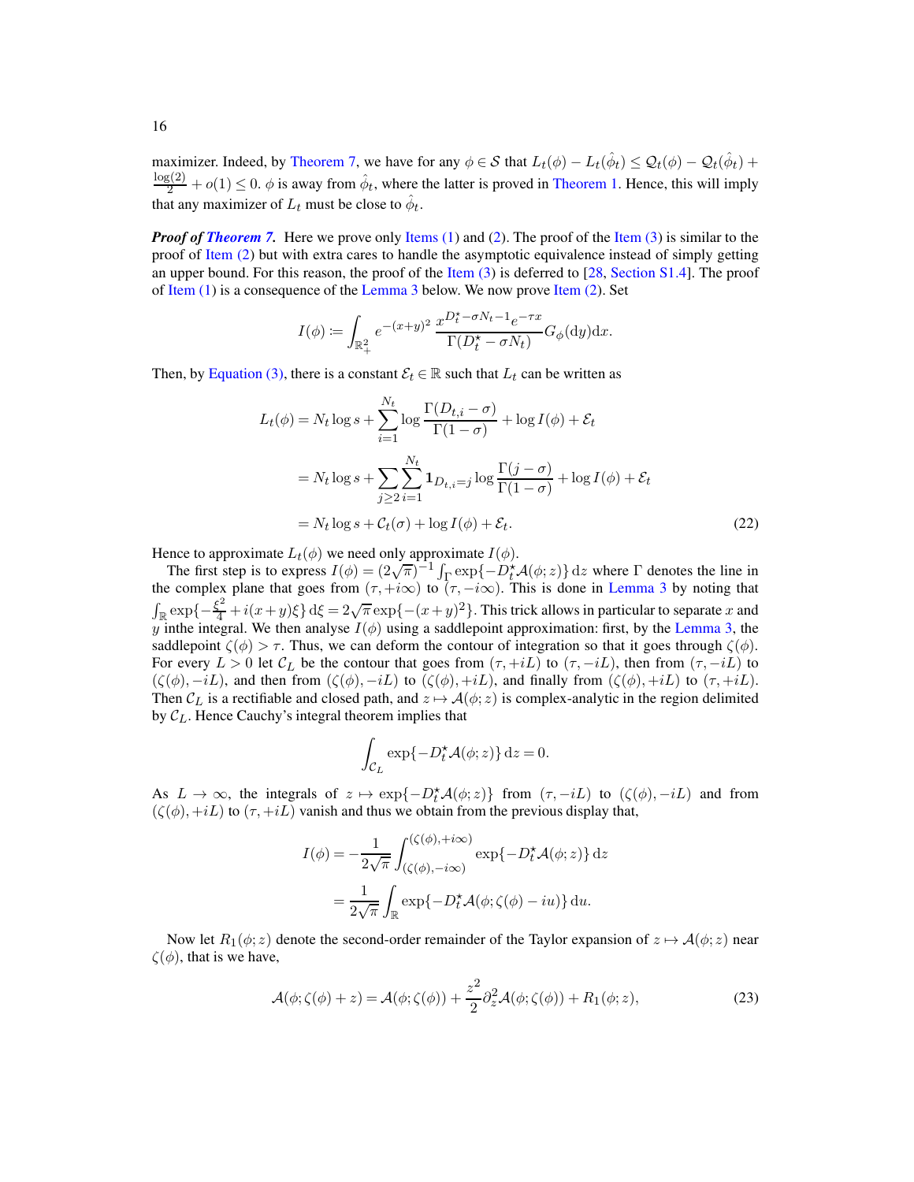maximizer. Indeed, by Theorem 7, we have for any $\phi \in \mathcal{S}$ that $L_t(\phi) - L_t(\hat{\phi}_t) \le \mathcal{Q}_t(\phi) - \mathcal{Q}_t(\hat{\phi}_t) + \frac{\log(2)}{2} + o(1) \le 0$. $\phi$ is away from $\hat{\phi}_t$, where the latter is proved in Theorem 1. Hence, this will imply that any maximizer of $L_t$ must be close to $\hat{\phi}_t$.

***Proof of Theorem 7.*** Here we prove only Items (1) and (2). The proof of the Item (3) is similar to the proof of Item (2) but with extra cares to handle the asymptotic equivalence instead of simply getting an upper bound. For this reason, the proof of the Item (3) is deferred to [28, Section S1.4]. The proof of Item (1) is a consequence of the Lemma 3 below. We now prove Item (2). Set

$$
I(\phi) := \int_{\mathbb{R}_+^2} e^{-(x+y)^2} \frac{x^{D_t^\star - \sigma N_t - 1} e^{-\tau x}}{\Gamma(D_t^\star - \sigma N_t)} G_\phi(\mathrm{d}y)\mathrm{d}x.
$$

Then, by Equation (3), there is a constant $\mathcal{E}_t \in \mathbb{R}$ such that $L_t$ can be written as

$$
\begin{aligned}
L_t(\phi) &= N_t \log s + \sum_{i=1}^{N_t} \log \frac{\Gamma(D_{t,i} - \sigma)}{\Gamma(1-\sigma)} + \log I(\phi) + \mathcal{E}_t \\
&= N_t \log s + \sum_{j \ge 2} \sum_{i=1}^{N_t} \mathbf{1}_{D_{t,i}=j} \log \frac{\Gamma(j-\sigma)}{\Gamma(1-\sigma)} + \log I(\phi) + \mathcal{E}_t \\
&= N_t \log s + \mathcal{C}_t(\sigma) + \log I(\phi) + \mathcal{E}_t. \qquad (22)
\end{aligned}
$$

Hence to approximate $L_t(\phi)$ we need only approximate $I(\phi)$.

The first step is to express $I(\phi) = (2\sqrt{\pi})^{-1} \int_\Gamma \exp\{-D_t^\star \mathcal{A}(\phi; z)\}\,\mathrm{d}z$ where $\Gamma$ denotes the line in the complex plane that goes from $(\tau, +i\infty)$ to $(\tau, -i\infty)$. This is done in Lemma 3 by noting that $\int_{\mathbb{R}} \exp\{-\frac{\xi^2}{4} + i(x+y)\xi\}\,\mathrm{d}\xi = 2\sqrt{\pi}\exp\{-(x+y)^2\}$. This trick allows in particular to separate $x$ and $y$ inthe integral. We then analyse $I(\phi)$ using a saddlepoint approximation: first, by the Lemma 3, the saddlepoint $\zeta(\phi) > \tau$. Thus, we can deform the contour of integration so that it goes through $\zeta(\phi)$. For every $L > 0$ let $\mathcal{C}_L$ be the contour that goes from $(\tau, +iL)$ to $(\tau, -iL)$, then from $(\tau, -iL)$ to $(\zeta(\phi), -iL)$, and then from $(\zeta(\phi), -iL)$ to $(\zeta(\phi), +iL)$, and finally from $(\zeta(\phi), +iL)$ to $(\tau, +iL)$. Then $\mathcal{C}_L$ is a rectifiable and closed path, and $z \mapsto \mathcal{A}(\phi; z)$ is complex-analytic in the region delimited by $\mathcal{C}_L$. Hence Cauchy's integral theorem implies that

$$
\int_{\mathcal{C}_L} \exp\{-D_t^\star \mathcal{A}(\phi; z)\}\,\mathrm{d}z = 0.
$$

As $L \to \infty$, the integrals of $z \mapsto \exp\{-D_t^\star \mathcal{A}(\phi; z)\}$ from $(\tau, -iL)$ to $(\zeta(\phi), -iL)$ and from $(\zeta(\phi), +iL)$ to $(\tau, +iL)$ vanish and thus we obtain from the previous display that,

$$
\begin{aligned}
I(\phi) &= -\frac{1}{2\sqrt{\pi}} \int_{(\zeta(\phi), -i\infty)}^{(\zeta(\phi), +i\infty)} \exp\{-D_t^\star \mathcal{A}(\phi; z)\}\,\mathrm{d}z \\
&= \frac{1}{2\sqrt{\pi}} \int_{\mathbb{R}} \exp\{-D_t^\star \mathcal{A}(\phi; \zeta(\phi) - iu)\}\,\mathrm{d}u.
\end{aligned}
$$

Now let $R_1(\phi; z)$ denote the second-order remainder of the Taylor expansion of $z \mapsto \mathcal{A}(\phi; z)$ near $\zeta(\phi)$, that is we have,

$$
\mathcal{A}(\phi; \zeta(\phi) + z) = \mathcal{A}(\phi; \zeta(\phi)) + \frac{z^2}{2} \partial_z^2 \mathcal{A}(\phi; \zeta(\phi)) + R_1(\phi; z), \qquad (23)
$$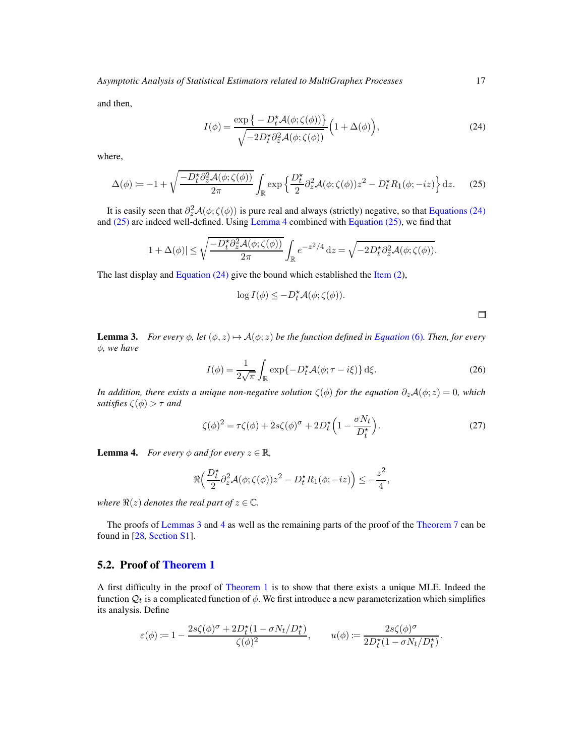and then,

$$I(\phi) = \frac{\exp\big\{ -D_t^\star \mathcal{A}(\phi;\zeta(\phi))\big\}}{\sqrt{-2D_t^\star \partial_z^2 \mathcal{A}(\phi;\zeta(\phi))}}\Big(1+\Delta(\phi)\Big), \tag{24}$$

where,

$$\Delta(\phi) := -1 + \sqrt{\frac{-D_t^\star \partial_z^2 \mathcal{A}(\phi;\zeta(\phi))}{2\pi}} \int_{\mathbb{R}} \exp\Big\{\frac{D_t^\star}{2}\partial_z^2\mathcal{A}(\phi;\zeta(\phi))z^2 - D_t^\star R_1(\phi;-iz)\Big\}\,\mathrm{d}z. \tag{25}$$

It is easily seen that $\partial_z^2\mathcal{A}(\phi;\zeta(\phi))$ is pure real and always (strictly) negative, so that Equations (24) and (25) are indeed well-defined. Using Lemma 4 combined with Equation (25), we find that

$$|1+\Delta(\phi)| \le \sqrt{\frac{-D_t^\star \partial_z^2\mathcal{A}(\phi;\zeta(\phi))}{2\pi}} \int_{\mathbb{R}} e^{-z^2/4}\,\mathrm{d}z = \sqrt{-2D_t^\star \partial_z^2\mathcal{A}(\phi;\zeta(\phi))}.$$

The last display and Equation (24) give the bound which established the Item (2),

$$\log I(\phi) \le -D_t^\star \mathcal{A}(\phi;\zeta(\phi)).$$

□

**Lemma 3.** *For every $\phi$, let $(\phi,z)\mapsto \mathcal{A}(\phi;z)$ be the function defined in Equation (6). Then, for every $\phi$, we have*

$$I(\phi) = \frac{1}{2\sqrt{\pi}}\int_{\mathbb{R}} \exp\{-D_t^\star \mathcal{A}(\phi;\tau - i\xi)\}\,\mathrm{d}\xi. \tag{26}$$

*In addition, there exists a unique non-negative solution $\zeta(\phi)$ for the equation $\partial_z\mathcal{A}(\phi;z)=0$, which satisfies $\zeta(\phi)>\tau$ and*

$$\zeta(\phi)^2 = \tau\zeta(\phi) + 2s\zeta(\phi)^\sigma + 2D_t^\star\Big(1-\frac{\sigma N_t}{D_t^\star}\Big). \tag{27}$$

**Lemma 4.** *For every $\phi$ and for every $z\in\mathbb{R}$,*

$$\Re\Big(\frac{D_t^\star}{2}\partial_z^2\mathcal{A}(\phi;\zeta(\phi))z^2 - D_t^\star R_1(\phi;-iz)\Big) \le -\frac{z^2}{4},$$

*where $\Re(z)$ denotes the real part of $z\in\mathbb{C}$.*

The proofs of Lemmas 3 and 4 as well as the remaining parts of the proof of the Theorem 7 can be found in [28, Section S1].

### 5.2. Proof of Theorem 1

A first difficulty in the proof of Theorem 1 is to show that there exists a unique MLE. Indeed the function $\mathcal{Q}_t$ is a complicated function of $\phi$. We first introduce a new parameterization which simplifies its analysis. Define

$$\varepsilon(\phi) := 1 - \frac{2s\zeta(\phi)^\sigma + 2D_t^\star(1-\sigma N_t/D_t^\star)}{\zeta(\phi)^2}, \qquad u(\phi) := \frac{2s\zeta(\phi)^\sigma}{2D_t^\star(1-\sigma N_t/D_t^\star)}.$$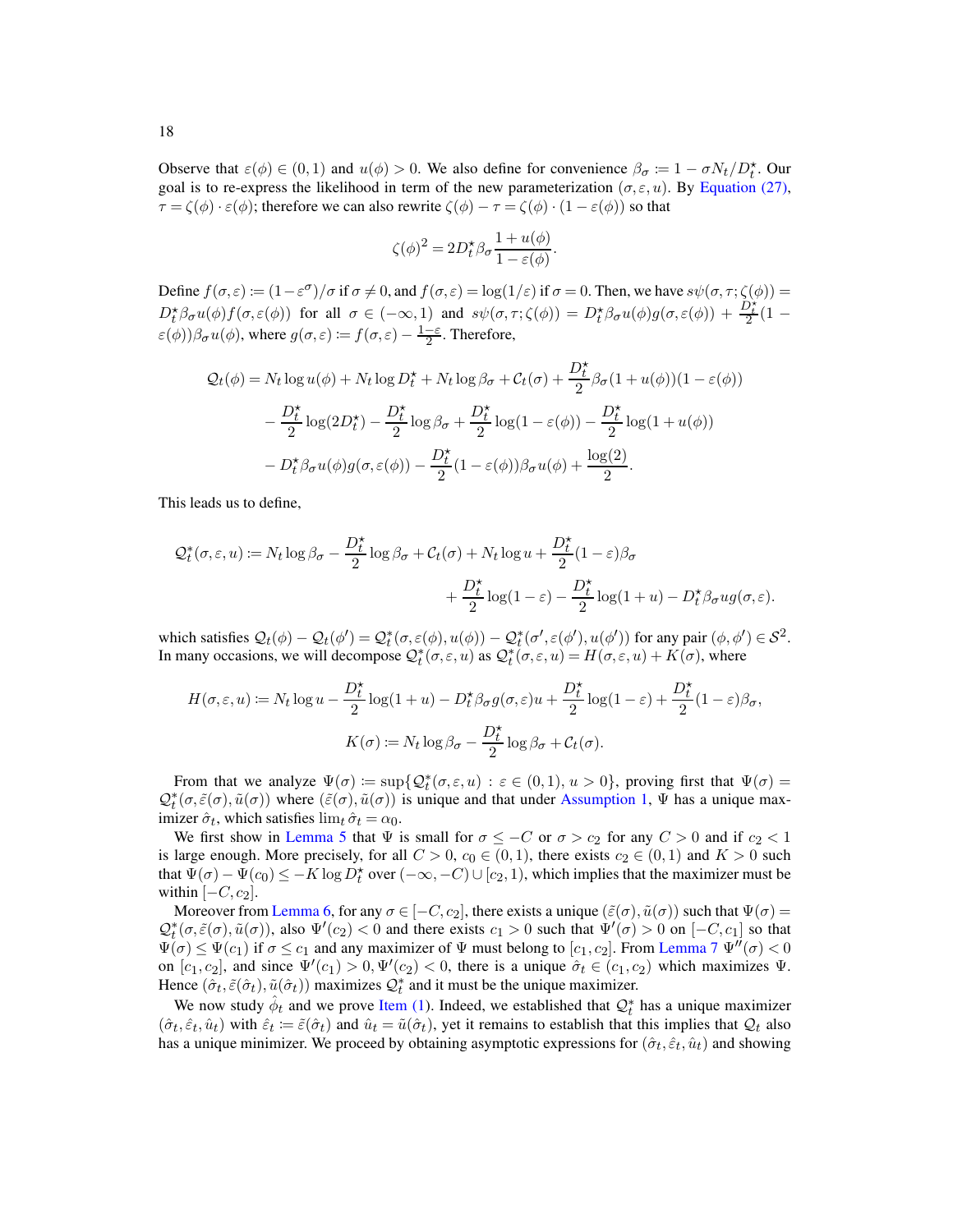Observe that $\varepsilon(\phi) \in (0,1)$ and $u(\phi) > 0$. We also define for convenience $\beta_\sigma \coloneqq 1 - \sigma N_t / D_t^\star$. Our goal is to re-express the likelihood in term of the new parameterization $(\sigma, \varepsilon, u)$. By Equation (27), $\tau = \zeta(\phi) \cdot \varepsilon(\phi)$; therefore we can also rewrite $\zeta(\phi) - \tau = \zeta(\phi) \cdot (1 - \varepsilon(\phi))$ so that

$$\zeta(\phi)^2 = 2D_t^\star \beta_\sigma \frac{1 + u(\phi)}{1 - \varepsilon(\phi)}.$$

Define $f(\sigma, \varepsilon) \coloneqq (1 - \varepsilon^\sigma)/\sigma$ if $\sigma \neq 0$, and $f(\sigma, \varepsilon) = \log(1/\varepsilon)$ if $\sigma = 0$. Then, we have $s\psi(\sigma, \tau; \zeta(\phi)) = D_t^\star \beta_\sigma u(\phi) f(\sigma, \varepsilon(\phi))$ for all $\sigma \in (-\infty, 1)$ and $s\psi(\sigma, \tau; \zeta(\phi)) = D_t^\star \beta_\sigma u(\phi) g(\sigma, \varepsilon(\phi)) + \frac{D_t^\star}{2}(1 - \varepsilon(\phi))\beta_\sigma u(\phi)$, where $g(\sigma, \varepsilon) \coloneqq f(\sigma, \varepsilon) - \frac{1-\varepsilon}{2}$. Therefore,

$$\begin{aligned}
\mathcal{Q}_t(\phi) = &N_t \log u(\phi) + N_t \log D_t^\star + N_t \log \beta_\sigma + \mathcal{C}_t(\sigma) + \frac{D_t^\star}{2}\beta_\sigma (1 + u(\phi))(1 - \varepsilon(\phi)) \\
&- \frac{D_t^\star}{2}\log(2D_t^\star) - \frac{D_t^\star}{2}\log \beta_\sigma + \frac{D_t^\star}{2}\log(1 - \varepsilon(\phi)) - \frac{D_t^\star}{2}\log(1 + u(\phi)) \\
&- D_t^\star \beta_\sigma u(\phi) g(\sigma, \varepsilon(\phi)) - \frac{D_t^\star}{2}(1 - \varepsilon(\phi))\beta_\sigma u(\phi) + \frac{\log(2)}{2}.
\end{aligned}$$

This leads us to define,

$$\begin{aligned}
\mathcal{Q}_t^*(\sigma, \varepsilon, u) \coloneqq N_t \log \beta_\sigma - \frac{D_t^\star}{2}\log \beta_\sigma + \mathcal{C}_t(\sigma) + N_t \log u + \frac{D_t^\star}{2}(1 - \varepsilon)\beta_\sigma \\
+ \frac{D_t^\star}{2}\log(1 - \varepsilon) - \frac{D_t^\star}{2}\log(1 + u) - D_t^\star \beta_\sigma u g(\sigma, \varepsilon).
\end{aligned}$$

which satisfies $\mathcal{Q}_t(\phi) - \mathcal{Q}_t(\phi') = \mathcal{Q}_t^*(\sigma, \varepsilon(\phi), u(\phi)) - \mathcal{Q}_t^*(\sigma', \varepsilon(\phi'), u(\phi'))$ for any pair $(\phi, \phi') \in \mathcal{S}^2$. In many occasions, we will decompose $\mathcal{Q}_t^*(\sigma, \varepsilon, u)$ as $\mathcal{Q}_t^*(\sigma, \varepsilon, u) = H(\sigma, \varepsilon, u) + K(\sigma)$, where

$$H(\sigma, \varepsilon, u) \coloneqq N_t \log u - \frac{D_t^\star}{2}\log(1 + u) - D_t^\star \beta_\sigma g(\sigma, \varepsilon) u + \frac{D_t^\star}{2}\log(1 - \varepsilon) + \frac{D_t^\star}{2}(1 - \varepsilon)\beta_\sigma,$$

$$K(\sigma) \coloneqq N_t \log \beta_\sigma - \frac{D_t^\star}{2}\log \beta_\sigma + \mathcal{C}_t(\sigma).$$

From that we analyze $\Psi(\sigma) \coloneqq \sup\{\mathcal{Q}_t^*(\sigma, \varepsilon, u) : \varepsilon \in (0,1),\, u > 0\}$, proving first that $\Psi(\sigma) = \mathcal{Q}_t^*(\sigma, \tilde{\varepsilon}(\sigma), \tilde{u}(\sigma))$ where $(\tilde{\varepsilon}(\sigma), \tilde{u}(\sigma))$ is unique and that under Assumption 1, $\Psi$ has a unique maximizer $\hat{\sigma}_t$, which satisfies $\lim_t \hat{\sigma}_t = \alpha_0$.

We first show in Lemma 5 that $\Psi$ is small for $\sigma \leq -C$ or $\sigma > c_2$ for any $C > 0$ and if $c_2 < 1$ is large enough. More precisely, for all $C > 0$, $c_0 \in (0,1)$, there exists $c_2 \in (0,1)$ and $K > 0$ such that $\Psi(\sigma) - \Psi(c_0) \leq -K \log D_t^\star$ over $(-\infty, -C) \cup [c_2, 1)$, which implies that the maximizer must be within $[-C, c_2]$.

Moreover from Lemma 6, for any $\sigma \in [-C, c_2]$, there exists a unique $(\tilde{\varepsilon}(\sigma), \tilde{u}(\sigma))$ such that $\Psi(\sigma) = \mathcal{Q}_t^*(\sigma, \tilde{\varepsilon}(\sigma), \tilde{u}(\sigma))$, also $\Psi'(c_2) < 0$ and there exists $c_1 > 0$ such that $\Psi'(\sigma) > 0$ on $[-C, c_1]$ so that $\Psi(\sigma) \leq \Psi(c_1)$ if $\sigma \leq c_1$ and any maximizer of $\Psi$ must belong to $[c_1, c_2]$. From Lemma 7 $\Psi''(\sigma) < 0$ on $[c_1, c_2]$, and since $\Psi'(c_1) > 0, \Psi'(c_2) < 0$, there is a unique $\hat{\sigma}_t \in (c_1, c_2)$ which maximizes $\Psi$. Hence $(\hat{\sigma}_t, \tilde{\varepsilon}(\hat{\sigma}_t), \tilde{u}(\hat{\sigma}_t))$ maximizes $\mathcal{Q}_t^*$ and it must be the unique maximizer.

We now study $\hat{\phi}_t$ and we prove Item (1). Indeed, we established that $\mathcal{Q}_t^*$ has a unique maximizer $(\hat{\sigma}_t, \hat{\varepsilon}_t, \hat{u}_t)$ with $\hat{\varepsilon}_t \coloneqq \tilde{\varepsilon}(\hat{\sigma}_t)$ and $\hat{u}_t = \tilde{u}(\hat{\sigma}_t)$, yet it remains to establish that this implies that $\mathcal{Q}_t$ also has a unique minimizer. We proceed by obtaining asymptotic expressions for $(\hat{\sigma}_t, \hat{\varepsilon}_t, \hat{u}_t)$ and showing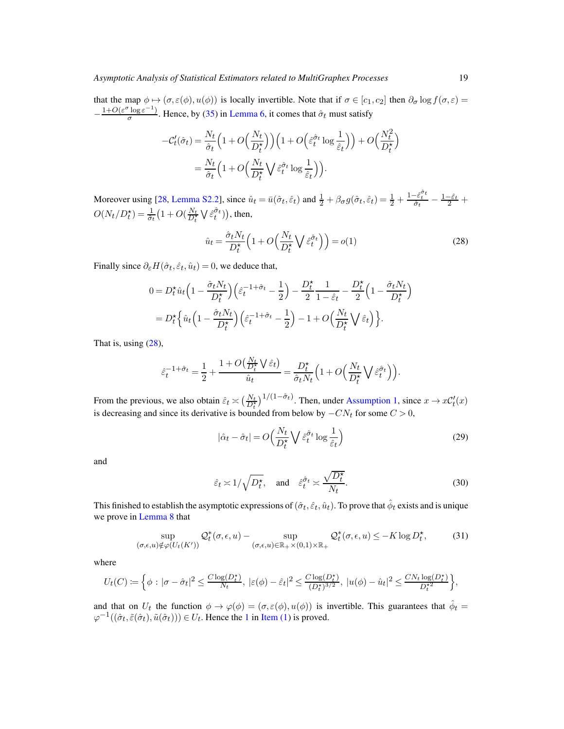that the map $\phi \mapsto (\sigma, \varepsilon(\phi), u(\phi))$ is locally invertible. Note that if $\sigma \in [c_1, c_2]$ then $\partial_\sigma \log f(\sigma, \varepsilon) = -\frac{1+O(\varepsilon^\sigma \log \varepsilon^{-1})}{\sigma}$. Hence, by (35) in Lemma 6, it comes that $\hat\sigma_t$ must satisfy

$$
\begin{aligned}
-\mathcal{C}_t'(\hat\sigma_t) &= \frac{N_t}{\hat\sigma_t}\Big(1 + O\Big(\frac{N_t}{D_t^\star}\Big)\Big)\Big(1 + O\Big(\hat\varepsilon_t^{\hat\sigma_t} \log \frac{1}{\hat\varepsilon_t}\Big)\Big) + O\Big(\frac{N_t^2}{D_t^\star}\Big) \\
&= \frac{N_t}{\hat\sigma_t}\Big(1 + O\Big(\frac{N_t}{D_t^\star} \bigvee \hat\varepsilon_t^{\hat\sigma_t} \log \frac{1}{\hat\varepsilon_t}\Big)\Big).
\end{aligned}
$$

Moreover using [28, Lemma S2.2], since $\hat u_t = \bar u(\hat\sigma_t, \hat\varepsilon_t)$ and $\frac{1}{2} + \beta_\sigma g(\hat\sigma_t, \hat\varepsilon_t) = \frac{1}{2} + \frac{1-\hat\varepsilon_t^{\hat\sigma_t}}{\hat\sigma_t} - \frac{1-\hat\varepsilon_t}{2} + O(N_t/D_t^\star) = \frac{1}{\hat\sigma_t}\big(1 + O(\frac{N_t}{D_t^\star} \bigvee \hat\varepsilon_t^{\hat\sigma_t})\big)$, then,

$$
\hat u_t = \frac{\hat\sigma_t N_t}{D_t^\star}\Big(1 + O\Big(\frac{N_t}{D_t^\star} \bigvee \hat\varepsilon_t^{\hat\sigma_t}\Big)\Big) = o(1) \tag{28}
$$

Finally since $\partial_\varepsilon H(\hat\sigma_t, \hat\varepsilon_t, \hat u_t) = 0$, we deduce that,

$$
\begin{aligned}
0 &= D_t^\star \hat u_t \Big(1 - \frac{\hat\sigma_t N_t}{D_t^\star}\Big)\Big(\hat\varepsilon_t^{-1+\hat\sigma_t} - \frac{1}{2}\Big) - \frac{D_t^\star}{2}\frac{1}{1-\hat\varepsilon_t} - \frac{D_t^\star}{2}\Big(1 - \frac{\hat\sigma_t N_t}{D_t^\star}\Big) \\
&= D_t^\star \Big\{ \hat u_t \Big(1 - \frac{\hat\sigma_t N_t}{D_t^\star}\Big)\Big(\hat\varepsilon_t^{-1+\hat\sigma_t} - \frac{1}{2}\Big) - 1 + O\Big(\frac{N_t}{D_t^\star} \bigvee \hat\varepsilon_t\Big)\Big\}.
\end{aligned}
$$

That is, using (28),

$$
\hat\varepsilon_t^{-1+\hat\sigma_t} = \frac{1}{2} + \frac{1 + O\big(\frac{N_t}{D_t^\star} \bigvee \hat\varepsilon_t\big)}{\hat u_t} = \frac{D_t^\star}{\hat\sigma_t N_t}\Big(1 + O\Big(\frac{N_t}{D_t^\star} \bigvee \hat\varepsilon_t^{\hat\sigma_t}\Big)\Big).
$$

From the previous, we also obtain $\hat\varepsilon_t \asymp \big(\frac{N_t}{D_t^\star}\big)^{1/(1-\hat\sigma_t)}$. Then, under Assumption 1, since $x \to x\mathcal{C}_t'(x)$ is decreasing and since its derivative is bounded from below by $-CN_t$ for some $C > 0$,

$$
|\hat\alpha_t - \hat\sigma_t| = O\Big(\frac{N_t}{D_t^\star} \bigvee \hat\varepsilon_t^{\hat\sigma_t} \log \frac{1}{\hat\varepsilon_t}\Big) \tag{29}
$$

and

$$
\hat\varepsilon_t \asymp 1/\sqrt{D_t^\star}, \quad \text{and} \quad \hat\varepsilon_t^{\hat\sigma_t} \asymp \frac{\sqrt{D_t^\star}}{N_t}. \tag{30}
$$

This finished to establish the asymptotic expressions of $(\hat\sigma_t, \hat\varepsilon_t, \hat u_t)$. To prove that $\hat\phi_t$ exists and is unique we prove in Lemma 8 that

$$
\sup_{(\sigma,\epsilon,u) \notin \varphi(U_t(K'))} \mathcal{Q}_t^*(\sigma, \epsilon, u) - \sup_{(\sigma,\epsilon,u) \in \mathbb{R}_+ \times (0,1) \times \mathbb{R}_+} \mathcal{Q}_t^*(\sigma, \epsilon, u) \le -K \log D_t^\star, \tag{31}
$$

where

$$
U_t(C) \coloneqq \Big\{ \phi : |\sigma - \hat\sigma_t|^2 \le \frac{C\log(D_t^\star)}{N_t},\ |\varepsilon(\phi) - \hat\varepsilon_t|^2 \le \frac{C\log(D_t^\star)}{(D_t^\star)^{3/2}},\ |u(\phi) - \hat u_t|^2 \le \frac{CN_t \log(D_t^\star)}{D_t^{\star 2}} \Big\},
$$

and that on $U_t$ the function $\phi \to \varphi(\phi) = (\sigma, \varepsilon(\phi), u(\phi))$ is invertible. This guarantees that $\hat\phi_t = \varphi^{-1}((\hat\sigma_t, \tilde\varepsilon(\hat\sigma_t), \tilde u(\hat\sigma_t))) \in U_t$. Hence the 1 in Item (1) is proved.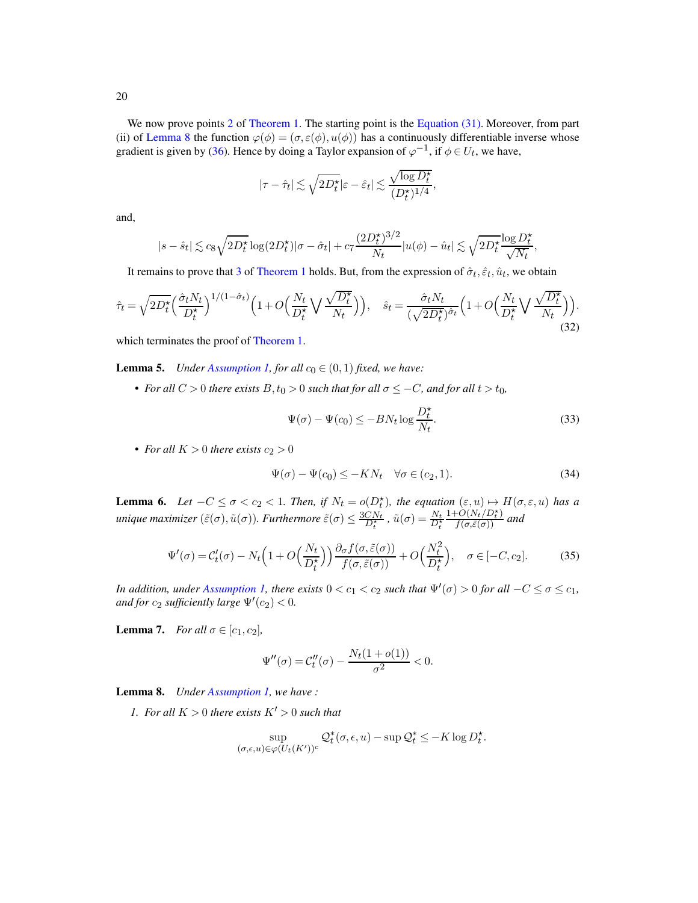We now prove points 2 of Theorem 1. The starting point is the Equation (31). Moreover, from part (ii) of Lemma 8 the function $\varphi(\phi) = (\sigma, \varepsilon(\phi), u(\phi))$ has a continuously differentiable inverse whose gradient is given by (36). Hence by doing a Taylor expansion of $\varphi^{-1}$, if $\phi \in U_t$, we have,

$$|\tau - \hat{\tau}_t| \lesssim \sqrt{2D_t^\star}|\varepsilon - \hat{\varepsilon}_t| \lesssim \frac{\sqrt{\log D_t^\star}}{(D_t^\star)^{1/4}},$$

and,

$$|s - \hat{s}_t| \lesssim c_8 \sqrt{2D_t^\star}\log(2D_t^\star)|\sigma - \hat{\sigma}_t| + c_7 \frac{(2D_t^\star)^{3/2}}{N_t}|u(\phi) - \hat{u}_t| \lesssim \sqrt{2D_t^\star}\frac{\log D_t^\star}{\sqrt{N_t}},$$

It remains to prove that 3 of Theorem 1 holds. But, from the expression of $\hat{\sigma}_t, \hat{\varepsilon}_t, \hat{u}_t$, we obtain

$$\hat{\tau}_t = \sqrt{2D_t^\star}\Big(\frac{\hat{\sigma}_t N_t}{D_t^\star}\Big)^{1/(1-\hat{\sigma}_t)}\Big(1 + O\Big(\frac{N_t}{D_t^\star} \bigvee \frac{\sqrt{D_t^\star}}{N_t}\Big)\Big), \quad \hat{s}_t = \frac{\hat{\sigma}_t N_t}{(\sqrt{2D_t^\star})^{\hat{\sigma}_t}}\Big(1 + O\Big(\frac{N_t}{D_t^\star} \bigvee \frac{\sqrt{D_t^\star}}{N_t}\Big)\Big). \tag{32}$$

which terminates the proof of Theorem 1.

**Lemma 5.** *Under Assumption 1, for all $c_0 \in (0,1)$ fixed, we have:*

- *For all $C > 0$ there exists $B, t_0 > 0$ such that for all $\sigma \leq -C$, and for all $t > t_0$,*

$$\Psi(\sigma) - \Psi(c_0) \leq -BN_t \log\frac{D_t^\star}{N_t}. \tag{33}$$

- *For all $K > 0$ there exists $c_2 > 0$*

$$\Psi(\sigma) - \Psi(c_0) \leq -KN_t \quad \forall \sigma \in (c_2, 1). \tag{34}$$

**Lemma 6.** *Let $-C \leq \sigma < c_2 < 1$. Then, if $N_t = o(D_t^\star)$, the equation $(\varepsilon, u) \mapsto H(\sigma, \varepsilon, u)$ has a unique maximizer $(\tilde{\varepsilon}(\sigma), \tilde{u}(\sigma))$. Furthermore $\tilde{\varepsilon}(\sigma) \leq \frac{3CN_t}{D_t^\star}$, $\tilde{u}(\sigma) = \frac{N_t}{D_t^\star}\frac{1+O(N_t/D_t^\star)}{f(\sigma,\tilde{\varepsilon}(\sigma))}$ and*

$$\Psi'(\sigma) = \mathcal{C}_t'(\sigma) - N_t\Big(1 + O\Big(\frac{N_t}{D_t^\star}\Big)\Big)\frac{\partial_\sigma f(\sigma, \tilde{\varepsilon}(\sigma))}{f(\sigma, \tilde{\varepsilon}(\sigma))} + O\Big(\frac{N_t^2}{D_t^\star}\Big), \quad \sigma \in [-C, c_2]. \tag{35}$$

*In addition, under Assumption 1, there exists $0 < c_1 < c_2$ such that $\Psi'(\sigma) > 0$ for all $-C \leq \sigma \leq c_1$, and for $c_2$ sufficiently large $\Psi'(c_2) < 0$.*

**Lemma 7.** *For all $\sigma \in [c_1, c_2]$,*

$$\Psi''(\sigma) = \mathcal{C}_t''(\sigma) - \frac{N_t(1 + o(1))}{\sigma^2} < 0.$$

**Lemma 8.** *Under Assumption 1, we have :*

1. *For all $K > 0$ there exists $K' > 0$ such that*

$$\sup_{(\sigma,\epsilon,u)\in\varphi(U_t(K'))^c} \mathcal{Q}_t^*(\sigma, \epsilon, u) - \sup \mathcal{Q}_t^* \leq -K\log D_t^\star.$$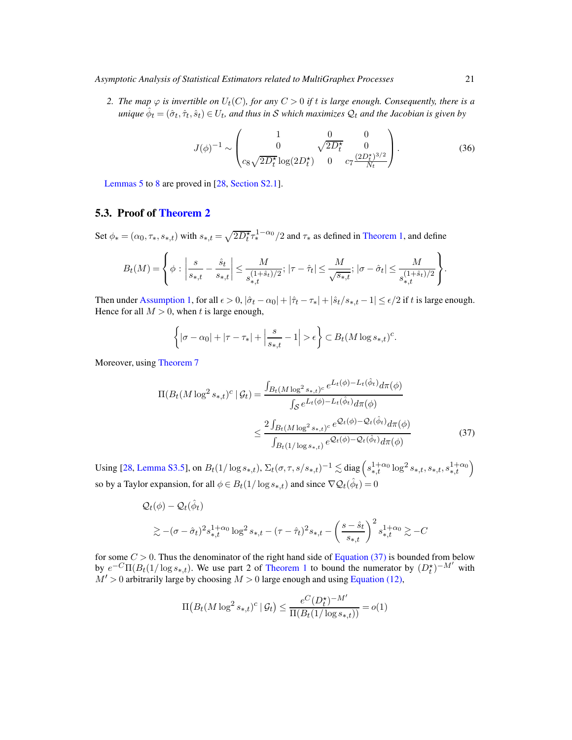2. *The map $\varphi$ is invertible on $U_t(C)$, for any $C > 0$ if $t$ is large enough. Consequently, there is a unique $\hat{\phi}_t = (\hat{\sigma}_t, \hat{\tau}_t, \hat{s}_t) \in U_t$, and thus in $\mathcal{S}$ which maximizes $\mathcal{Q}_t$ and the Jacobian is given by*

$$J(\phi)^{-1} \sim \begin{pmatrix} 1 & 0 & 0 \\ 0 & \sqrt{2D_t^\star} & 0 \\ c_8\sqrt{2D_t^\star}\log(2D_t^\star) & 0 & c_7\frac{(2D_t^\star)^{3/2}}{N_t} \end{pmatrix}. \tag{36}$$

Lemmas 5 to 8 are proved in [28, Section S2.1].

## 5.3. Proof of Theorem 2

Set $\phi_* = (\alpha_0, \tau_*, s_{*,t})$ with $s_{*,t} = \sqrt{2D_t^\star}\tau_*^{1-\alpha_0}/2$ and $\tau_*$ as defined in Theorem 1, and define

$$B_t(M) = \left\{\phi : \left|\frac{s}{s_{*,t}} - \frac{\hat{s}_t}{s_{*,t}}\right| \le \frac{M}{s_{*,t}^{(1+\hat{s}_t)/2}};\ |\tau - \hat{\tau}_t| \le \frac{M}{\sqrt{s_{*,t}}};\ |\sigma - \hat{\sigma}_t| \le \frac{M}{s_{*,t}^{(1+\hat{s}_t)/2}}\right\}.$$

Then under Assumption 1, for all $\epsilon > 0$, $|\hat{\sigma}_t - \alpha_0| + |\hat{\tau}_t - \tau_*| + |\hat{s}_t/s_{*,t} - 1| \le \epsilon/2$ if $t$ is large enough. Hence for all $M > 0$, when $t$ is large enough,

$$\left\{|\sigma - \alpha_0| + |\tau - \tau_*| + \left|\frac{s}{s_{*,t}} - 1\right| > \epsilon\right\} \subset B_t(M\log s_{*,t})^c.$$

Moreover, using Theorem 7

$$\begin{aligned}
\Pi(B_t(M\log^2 s_{*,t})^c \mid \mathcal{G}_t) &= \frac{\int_{B_t(M\log^2 s_{*,t})^c} e^{L_t(\phi) - L_t(\hat{\phi}_t)} d\pi(\phi)}{\int_{\mathcal{S}} e^{L_t(\phi) - L_t(\hat{\phi}_t)} d\pi(\phi)} \\
&\le \frac{2\int_{B_t(M\log^2 s_{*,t})^c} e^{\mathcal{Q}_t(\phi) - \mathcal{Q}_t(\hat{\phi}_t)} d\pi(\phi)}{\int_{B_t(1/\log s_{*,t})} e^{\mathcal{Q}_t(\phi) - \mathcal{Q}_t(\hat{\phi}_t)} d\pi(\phi)}
\end{aligned} \tag{37}$$

Using [28, Lemma S3.5], on $B_t(1/\log s_{*,t})$, $\Sigma_t(\sigma, \tau, s/s_{*,t})^{-1} \lesssim \operatorname{diag}\left(s_{*,t}^{1+\alpha_0}\log^2 s_{*,t}, s_{*,t}, s_{*,t}^{1+\alpha_0}\right)$ so by a Taylor expansion, for all $\phi \in B_t(1/\log s_{*,t})$ and since $\nabla\mathcal{Q}_t(\hat{\phi}_t) = 0$

$$\begin{aligned}
&\mathcal{Q}_t(\phi) - \mathcal{Q}_t(\hat{\phi}_t) \\
&\quad \gtrsim -(\sigma - \hat{\sigma}_t)^2 s_{*,t}^{1+\alpha_0}\log^2 s_{*,t} - (\tau - \hat{\tau}_t)^2 s_{*,t} - \left(\frac{s - \hat{s}_t}{s_{*,t}}\right)^2 s_{*,t}^{1+\alpha_0} \gtrsim -C
\end{aligned}$$

for some $C > 0$. Thus the denominator of the right hand side of Equation (37) is bounded from below by $e^{-C}\Pi(B_t(1/\log s_{*,t}))$. We use part 2 of Theorem 1 to bound the numerator by $(D_t^\star)^{-M'}$ with $M' > 0$ arbitrarily large by choosing $M > 0$ large enough and using Equation (12),

$$\Pi\big(B_t(M\log^2 s_{*,t})^c \mid \mathcal{G}_t\big) \le \frac{e^C (D_t^\star)^{-M'}}{\Pi(B_t(1/\log s_{*,t}))} = o(1)$$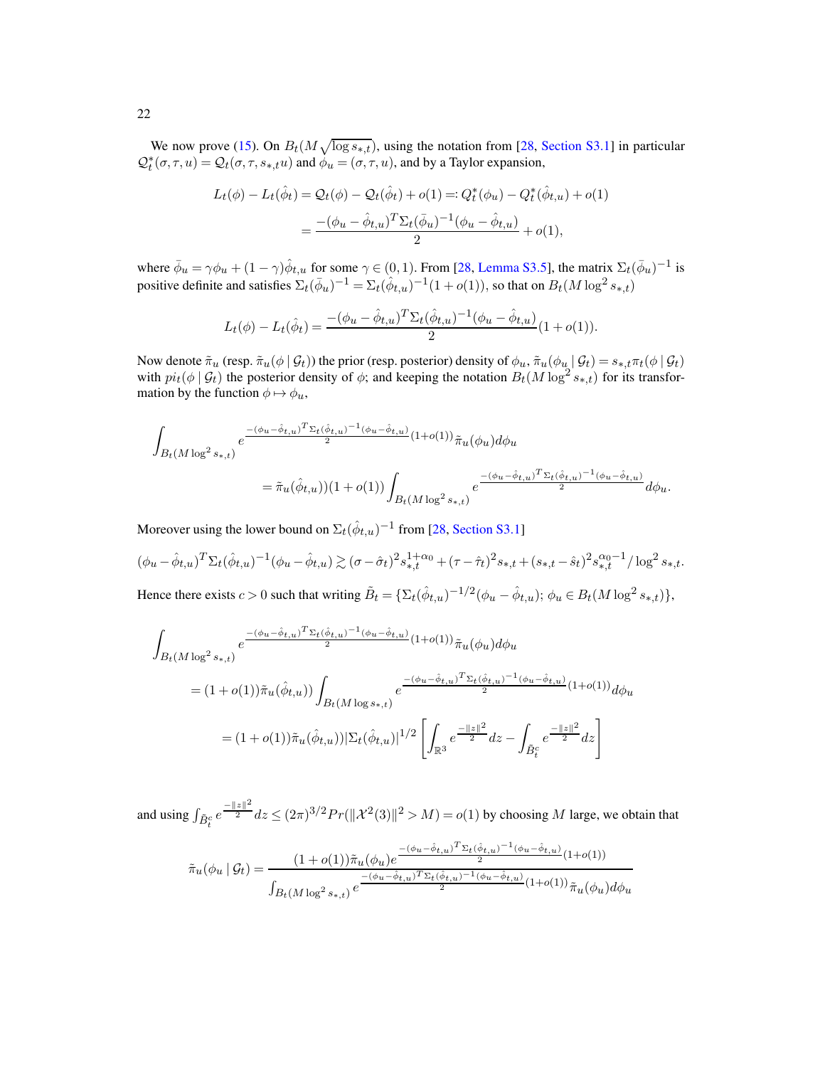We now prove (15). On $B_t(M\sqrt{\log s_{*,t}})$, using the notation from [28, Section S3.1] in particular $\mathcal{Q}_t^*(\sigma,\tau,u) = \mathcal{Q}_t(\sigma,\tau,s_{*,t}u)$ and $\phi_u = (\sigma,\tau,u)$, and by a Taylor expansion,

$$
\begin{aligned}
L_t(\phi) - L_t(\hat\phi_t) &= \mathcal{Q}_t(\phi) - \mathcal{Q}_t(\hat\phi_t) + o(1) =: Q_t^*(\phi_u) - Q_t^*(\hat\phi_{t,u}) + o(1) \\
&= \frac{-(\phi_u - \hat\phi_{t,u})^T \Sigma_t(\bar\phi_u)^{-1}(\phi_u - \hat\phi_{t,u})}{2} + o(1),
\end{aligned}
$$

where $\bar\phi_u = \gamma\phi_u + (1-\gamma)\hat\phi_{t,u}$ for some $\gamma \in (0,1)$. From [28, Lemma S3.5], the matrix $\Sigma_t(\bar\phi_u)^{-1}$ is positive definite and satisfies $\Sigma_t(\bar\phi_u)^{-1} = \Sigma_t(\hat\phi_{t,u})^{-1}(1+o(1))$, so that on $B_t(M\log^2 s_{*,t})$

$$
L_t(\phi) - L_t(\hat\phi_t) = \frac{-(\phi_u - \hat\phi_{t,u})^T \Sigma_t(\hat\phi_{t,u})^{-1}(\phi_u - \hat\phi_{t,u})}{2}(1+o(1)).
$$

Now denote $\tilde\pi_u$ (resp. $\tilde\pi_u(\phi \mid \mathcal{G}_t)$) the prior (resp. posterior) density of $\phi_u$, $\tilde\pi_u(\phi_u \mid \mathcal{G}_t) = s_{*,t}\pi_t(\phi \mid \mathcal{G}_t)$ with $pi_t(\phi \mid \mathcal{G}_t)$ the posterior density of $\phi$; and keeping the notation $B_t(M\log^2 s_{*,t})$ for its transformation by the function $\phi \mapsto \phi_u$,

$$
\begin{aligned}
&\int_{B_t(M\log^2 s_{*,t})} e^{\frac{-(\phi_u - \hat\phi_{t,u})^T \Sigma_t(\hat\phi_{t,u})^{-1}(\phi_u - \hat\phi_{t,u})}{2}(1+o(1))} \tilde\pi_u(\phi_u) d\phi_u \\
&\qquad\qquad = \tilde\pi_u(\hat\phi_{t,u}))(1+o(1)) \int_{B_t(M\log^2 s_{*,t})} e^{\frac{-(\phi_u - \hat\phi_{t,u})^T \Sigma_t(\hat\phi_{t,u})^{-1}(\phi_u - \hat\phi_{t,u})}{2}} d\phi_u.
\end{aligned}
$$

Moreover using the lower bound on $\Sigma_t(\hat\phi_{t,u})^{-1}$ from [28, Section S3.1]

$$
(\phi_u - \hat\phi_{t,u})^T \Sigma_t(\hat\phi_{t,u})^{-1}(\phi_u - \hat\phi_{t,u}) \gtrsim (\sigma - \hat\sigma_t)^2 s_{*,t}^{1+\alpha_0} + (\tau - \hat\tau_t)^2 s_{*,t} + (s_{*,t} - \hat s_t)^2 s_{*,t}^{\alpha_0 - 1}/\log^2 s_{*,t}.
$$

Hence there exists $c > 0$ such that writing $\tilde B_t = \{\Sigma_t(\hat\phi_{t,u})^{-1/2}(\phi_u - \hat\phi_{t,u});\, \phi_u \in B_t(M\log^2 s_{*,t})\}$,

$$
\begin{aligned}
&\int_{B_t(M\log^2 s_{*,t})} e^{\frac{-(\phi_u - \hat\phi_{t,u})^T \Sigma_t(\hat\phi_{t,u})^{-1}(\phi_u - \hat\phi_{t,u})}{2}(1+o(1))} \tilde\pi_u(\phi_u) d\phi_u \\
&\quad = (1+o(1))\tilde\pi_u(\hat\phi_{t,u})) \int_{B_t(M\log s_{*,t})} e^{\frac{-(\phi_u - \hat\phi_{t,u})^T \Sigma_t(\hat\phi_{t,u})^{-1}(\phi_u - \hat\phi_{t,u})}{2}(1+o(1))} d\phi_u \\
&\quad = (1+o(1))\tilde\pi_u(\hat\phi_{t,u}))|\Sigma_t(\hat\phi_{t,u})|^{1/2} \left[ \int_{\mathbb{R}^3} e^{\frac{-\|z\|^2}{2}} dz - \int_{\tilde B_t^c} e^{\frac{-\|z\|^2}{2}} dz \right]
\end{aligned}
$$

and using $\int_{\tilde B_t^c} e^{\frac{-\|z\|^2}{2}} dz \le (2\pi)^{3/2} Pr(\|\mathcal{X}^2(3)\|^2 > M) = o(1)$ by choosing $M$ large, we obtain that

$$
\tilde\pi_u(\phi_u \mid \mathcal{G}_t) = \frac{(1+o(1))\tilde\pi_u(\phi_u) e^{\frac{-(\phi_u - \hat\phi_{t,u})^T \Sigma_t(\hat\phi_{t,u})^{-1}(\phi_u - \hat\phi_{t,u})}{2}(1+o(1))}}{\int_{B_t(M\log^2 s_{*,t})} e^{\frac{-(\phi_u - \hat\phi_{t,u})^T \Sigma_t(\hat\phi_{t,u})^{-1}(\phi_u - \hat\phi_{t,u})}{2}(1+o(1))} \tilde\pi_u(\phi_u) d\phi_u}
$$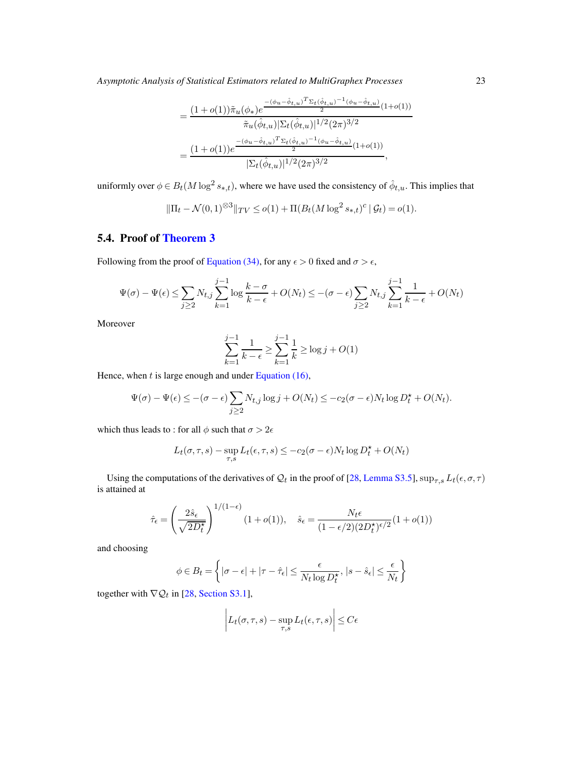$$= \frac{(1+o(1))\tilde{\pi}_u(\phi_*) e^{\frac{-(\phi_u - \hat{\phi}_{t,u})^T \Sigma_t(\hat{\phi}_{t,u})^{-1}(\phi_u - \hat{\phi}_{t,u})}{2}(1+o(1))}}{\tilde{\pi}_u(\hat{\phi}_{t,u}) |\Sigma_t(\hat{\phi}_{t,u})|^{1/2}(2\pi)^{3/2}}$$

$$= \frac{(1+o(1)) e^{\frac{-(\phi_u - \hat{\phi}_{t,u})^T \Sigma_t(\hat{\phi}_{t,u})^{-1}(\phi_u - \hat{\phi}_{t,u})}{2}(1+o(1))}}{|\Sigma_t(\hat{\phi}_{t,u})|^{1/2}(2\pi)^{3/2}},$$

uniformly over $\phi \in B_t(M \log^2 s_{*,t})$, where we have used the consistency of $\hat{\phi}_{t,u}$. This implies that

$$\|\Pi_t - \mathcal{N}(0,1)^{\otimes 3}\|_{TV} \leq o(1) + \Pi(B_t(M \log^2 s_{*,t})^c \mid \mathcal{G}_t) = o(1).$$

### 5.4. Proof of Theorem 3

Following from the proof of Equation (34), for any $\epsilon > 0$ fixed and $\sigma > \epsilon$,

$$\Psi(\sigma) - \Psi(\epsilon) \leq \sum_{j \geq 2} N_{t,j} \sum_{k=1}^{j-1} \log \frac{k - \sigma}{k - \epsilon} + O(N_t) \leq -(\sigma - \epsilon) \sum_{j \geq 2} N_{t,j} \sum_{k=1}^{j-1} \frac{1}{k - \epsilon} + O(N_t)$$

Moreover

$$\sum_{k=1}^{j-1} \frac{1}{k - \epsilon} \geq \sum_{k=1}^{j-1} \frac{1}{k} \geq \log j + O(1)$$

Hence, when $t$ is large enough and under Equation (16),

$$\Psi(\sigma) - \Psi(\epsilon) \leq -(\sigma - \epsilon) \sum_{j \geq 2} N_{t,j} \log j + O(N_t) \leq -c_2(\sigma - \epsilon) N_t \log D_t^\star + O(N_t).$$

which thus leads to : for all $\phi$ such that $\sigma > 2\epsilon$

$$L_t(\sigma, \tau, s) - \sup_{\tau, s} L_t(\epsilon, \tau, s) \leq -c_2(\sigma - \epsilon) N_t \log D_t^\star + O(N_t)$$

Using the computations of the derivatives of $\mathcal{Q}_t$ in the proof of [28, Lemma S3.5], $\sup_{\tau,s} L_t(\epsilon, \sigma, \tau)$ is attained at

$$\hat{\tau}_\epsilon = \left( \frac{2\hat{s}_\epsilon}{\sqrt{2D_t^\star}} \right)^{1/(1-\epsilon)} (1 + o(1)), \quad \hat{s}_\epsilon = \frac{N_t \epsilon}{(1 - \epsilon/2)(2D_t^\star)^{\epsilon/2}}(1 + o(1))$$

and choosing

$$\phi \in B_t = \left\{ |\sigma - \epsilon| + |\tau - \hat{\tau}_\epsilon| \leq \frac{\epsilon}{N_t \log D_t^\star}, \, |s - \hat{s}_\epsilon| \leq \frac{\epsilon}{N_t} \right\}$$

together with $\nabla \mathcal{Q}_t$ in [28, Section S3.1],

$$\left| L_t(\sigma, \tau, s) - \sup_{\tau, s} L_t(\epsilon, \tau, s) \right| \leq C\epsilon$$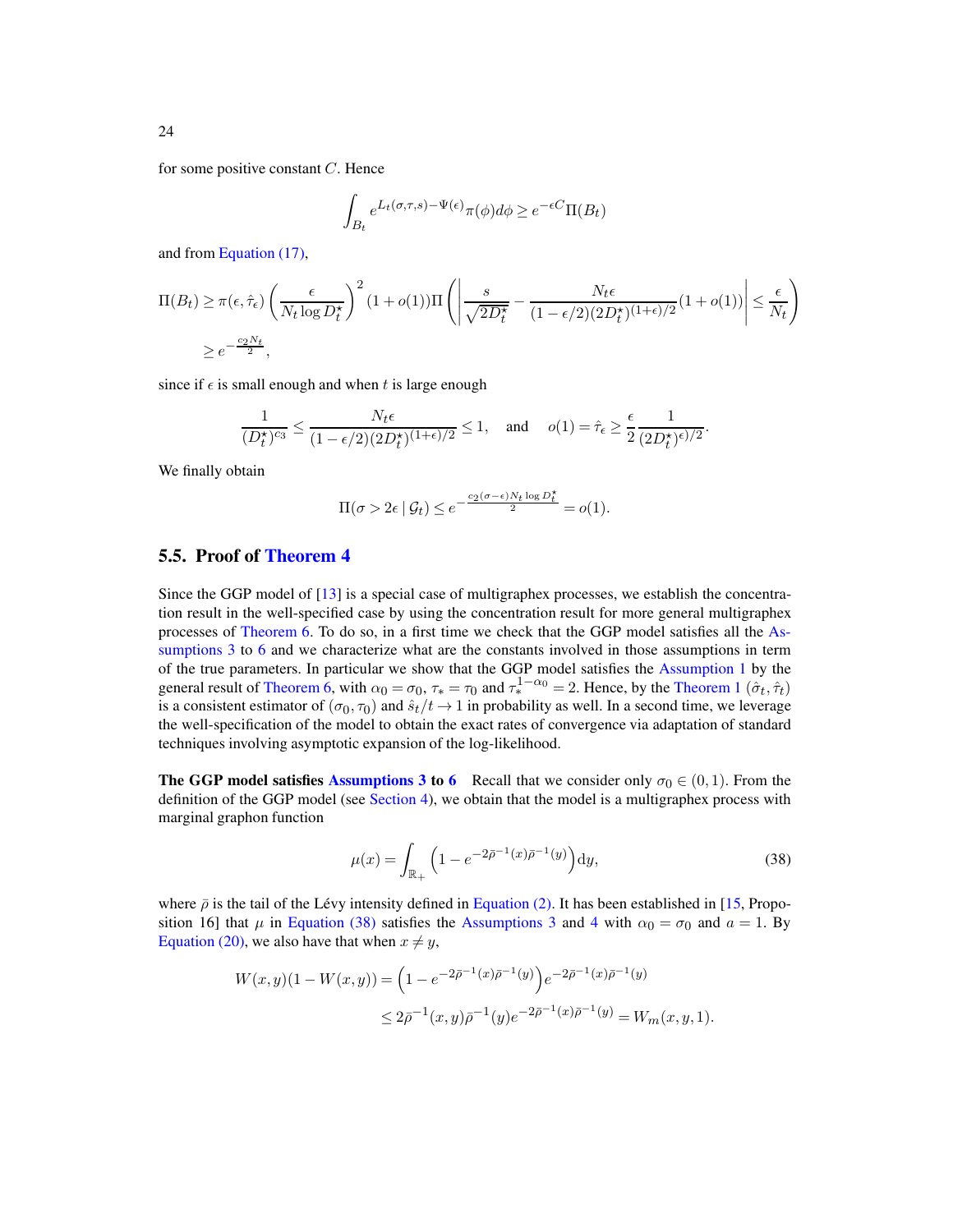for some positive constant $C$. Hence

$$\int_{B_t} e^{L_t(\sigma,\tau,s)-\Psi(\epsilon)}\pi(\phi)d\phi \geq e^{-\epsilon C}\Pi(B_t)$$

and from Equation (17),

$$\Pi(B_t) \geq \pi(\epsilon,\hat{\tau}_\epsilon)\left(\frac{\epsilon}{N_t \log D_t^\star}\right)^2(1+o(1))\Pi\left(\left|\frac{s}{\sqrt{2D_t^\star}} - \frac{N_t\epsilon}{(1-\epsilon/2)(2D_t^\star)^{(1+\epsilon)/2}}(1+o(1))\right| \leq \frac{\epsilon}{N_t}\right)$$
$$\geq e^{-\frac{c_2 N_t}{2}},$$

since if $\epsilon$ is small enough and when $t$ is large enough

$$\frac{1}{(D_t^\star)^{c_3}} \leq \frac{N_t\epsilon}{(1-\epsilon/2)(2D_t^\star)^{(1+\epsilon)/2}} \leq 1, \quad \text{and} \quad o(1) = \hat{\tau}_\epsilon \geq \frac{\epsilon}{2}\frac{1}{(2D_t^\star)^{\epsilon)/2}}.$$

We finally obtain

$$\Pi(\sigma > 2\epsilon \mid \mathcal{G}_t) \leq e^{-\frac{c_2(\sigma-\epsilon)N_t \log D_t^\star}{2}} = o(1).$$

## 5.5. Proof of Theorem 4

Since the GGP model of [13] is a special case of multigraphex processes, we establish the concentration result in the well-specified case by using the concentration result for more general multigraphex processes of Theorem 6. To do so, in a first time we check that the GGP model satisfies all the Assumptions 3 to 6 and we characterize what are the constants involved in those assumptions in term of the true parameters. In particular we show that the GGP model satisfies the Assumption 1 by the general result of Theorem 6, with $\alpha_0 = \sigma_0$, $\tau_* = \tau_0$ and $\tau_*^{1-\alpha_0} = 2$. Hence, by the Theorem 1 $(\hat{\sigma}_t, \hat{\tau}_t)$ is a consistent estimator of $(\sigma_0, \tau_0)$ and $\hat{s}_t/t \to 1$ in probability as well. In a second time, we leverage the well-specification of the model to obtain the exact rates of convergence via adaptation of standard techniques involving asymptotic expansion of the log-likelihood.

**The GGP model satisfies Assumptions 3 to 6** Recall that we consider only $\sigma_0 \in (0,1)$. From the definition of the GGP model (see Section 4), we obtain that the model is a multigraphex process with marginal graphon function

$$\mu(x) = \int_{\mathbb{R}_+}\left(1 - e^{-2\bar{\rho}^{-1}(x)\bar{\rho}^{-1}(y)}\right)\mathrm{d}y, \tag{38}$$

where $\bar{\rho}$ is the tail of the Lévy intensity defined in Equation (2). It has been established in [15, Proposition 16] that $\mu$ in Equation (38) satisfies the Assumptions 3 and 4 with $\alpha_0 = \sigma_0$ and $a = 1$. By Equation (20), we also have that when $x \neq y$,

$$W(x,y)(1-W(x,y)) = \left(1 - e^{-2\bar{\rho}^{-1}(x)\bar{\rho}^{-1}(y)}\right)e^{-2\bar{\rho}^{-1}(x)\bar{\rho}^{-1}(y)}$$
$$\leq 2\bar{\rho}^{-1}(x,y)\bar{\rho}^{-1}(y)e^{-2\bar{\rho}^{-1}(x)\bar{\rho}^{-1}(y)} = W_m(x,y,1).$$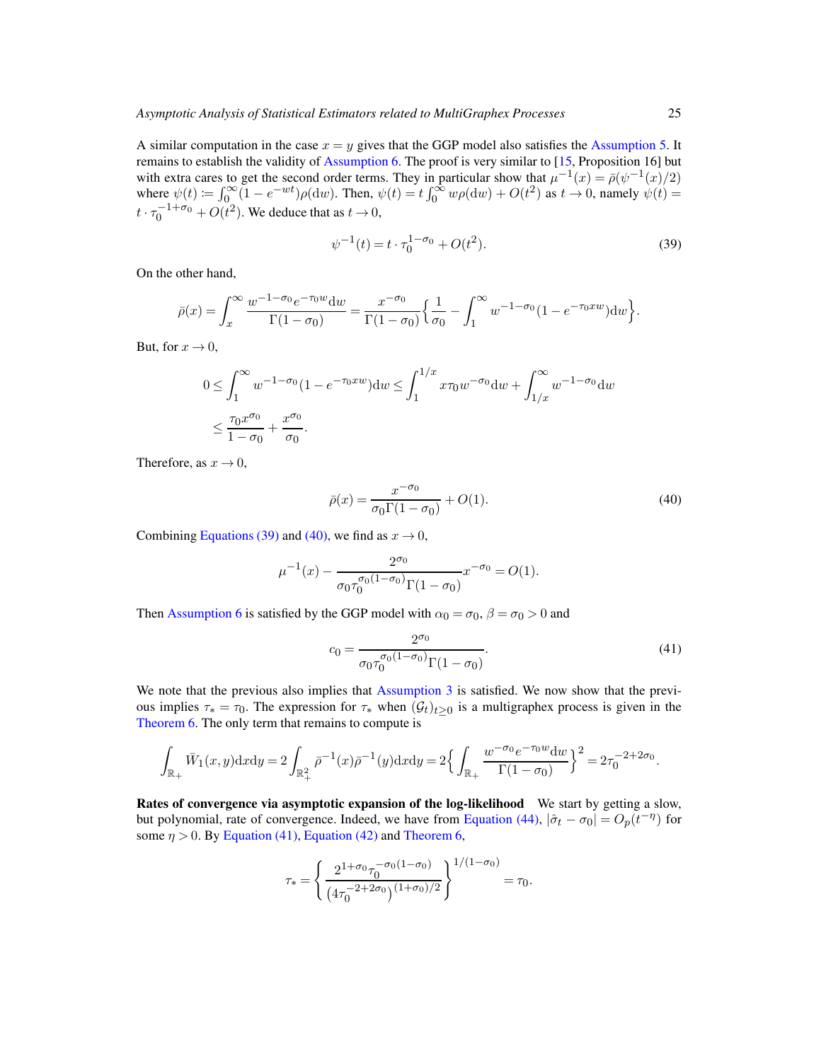A similar computation in the case $x = y$ gives that the GGP model also satisfies the Assumption 5. It remains to establish the validity of Assumption 6. The proof is very similar to [15, Proposition 16] but with extra cares to get the second order terms. They in particular show that $\mu^{-1}(x) = \bar{\rho}(\psi^{-1}(x)/2)$ where $\psi(t) := \int_0^\infty (1 - e^{-wt})\rho(\mathrm{d}w)$. Then, $\psi(t) = t \int_0^\infty w\rho(\mathrm{d}w) + O(t^2)$ as $t \to 0$, namely $\psi(t) = t \cdot \tau_0^{-1+\sigma_0} + O(t^2)$. We deduce that as $t \to 0$,

$$
\psi^{-1}(t) = t \cdot \tau_0^{1-\sigma_0} + O(t^2). \tag{39}
$$

On the other hand,

$$
\bar{\rho}(x) = \int_x^\infty \frac{w^{-1-\sigma_0} e^{-\tau_0 w}\mathrm{d}w}{\Gamma(1-\sigma_0)} = \frac{x^{-\sigma_0}}{\Gamma(1-\sigma_0)} \Big\{ \frac{1}{\sigma_0} - \int_1^\infty w^{-1-\sigma_0}(1 - e^{-\tau_0 x w})\mathrm{d}w \Big\}.
$$

But, for $x \to 0$,

$$
\begin{aligned}
0 \leq \int_1^\infty w^{-1-\sigma_0}(1 - e^{-\tau_0 x w})\mathrm{d}w &\leq \int_1^{1/x} x\tau_0 w^{-\sigma_0}\mathrm{d}w + \int_{1/x}^\infty w^{-1-\sigma_0}\mathrm{d}w \\
&\leq \frac{\tau_0 x^{\sigma_0}}{1-\sigma_0} + \frac{x^{\sigma_0}}{\sigma_0}.
\end{aligned}
$$

Therefore, as $x \to 0$,

$$
\bar{\rho}(x) = \frac{x^{-\sigma_0}}{\sigma_0 \Gamma(1-\sigma_0)} + O(1). \tag{40}
$$

Combining Equations (39) and (40), we find as $x \to 0$,

$$
\mu^{-1}(x) - \frac{2^{\sigma_0}}{\sigma_0 \tau_0^{\sigma_0(1-\sigma_0)} \Gamma(1-\sigma_0)} x^{-\sigma_0} = O(1).
$$

Then Assumption 6 is satisfied by the GGP model with $\alpha_0 = \sigma_0$, $\beta = \sigma_0 > 0$ and

$$
c_0 = \frac{2^{\sigma_0}}{\sigma_0 \tau_0^{\sigma_0(1-\sigma_0)} \Gamma(1-\sigma_0)}. \tag{41}
$$

We note that the previous also implies that Assumption 3 is satisfied. We now show that the previous implies $\tau_* = \tau_0$. The expression for $\tau_*$ when $(\mathcal{G}_t)_{t\geq 0}$ is a multigraphex process is given in the Theorem 6. The only term that remains to compute is

$$
\int_{\mathbb{R}_+} \bar{W}_1(x,y)\mathrm{d}x\mathrm{d}y = 2\int_{\mathbb{R}_+^2} \bar{\rho}^{-1}(x)\bar{\rho}^{-1}(y)\mathrm{d}x\mathrm{d}y = 2\Big\{ \int_{\mathbb{R}_+} \frac{w^{-\sigma_0} e^{-\tau_0 w}\mathrm{d}w}{\Gamma(1-\sigma_0)} \Big\}^2 = 2\tau_0^{-2+2\sigma_0}.
$$

**Rates of convergence via asymptotic expansion of the log-likelihood** We start by getting a slow, but polynomial, rate of convergence. Indeed, we have from Equation (44), $|\hat{\sigma}_t - \sigma_0| = O_p(t^{-\eta})$ for some $\eta > 0$. By Equation (41), Equation (42) and Theorem 6,

$$
\tau_* = \left\{ \frac{2^{1+\sigma_0}\tau_0^{-\sigma_0(1-\sigma_0)}}{\left(4\tau_0^{-2+2\sigma_0}\right)^{(1+\sigma_0)/2}} \right\}^{1/(1-\sigma_0)} = \tau_0.
$$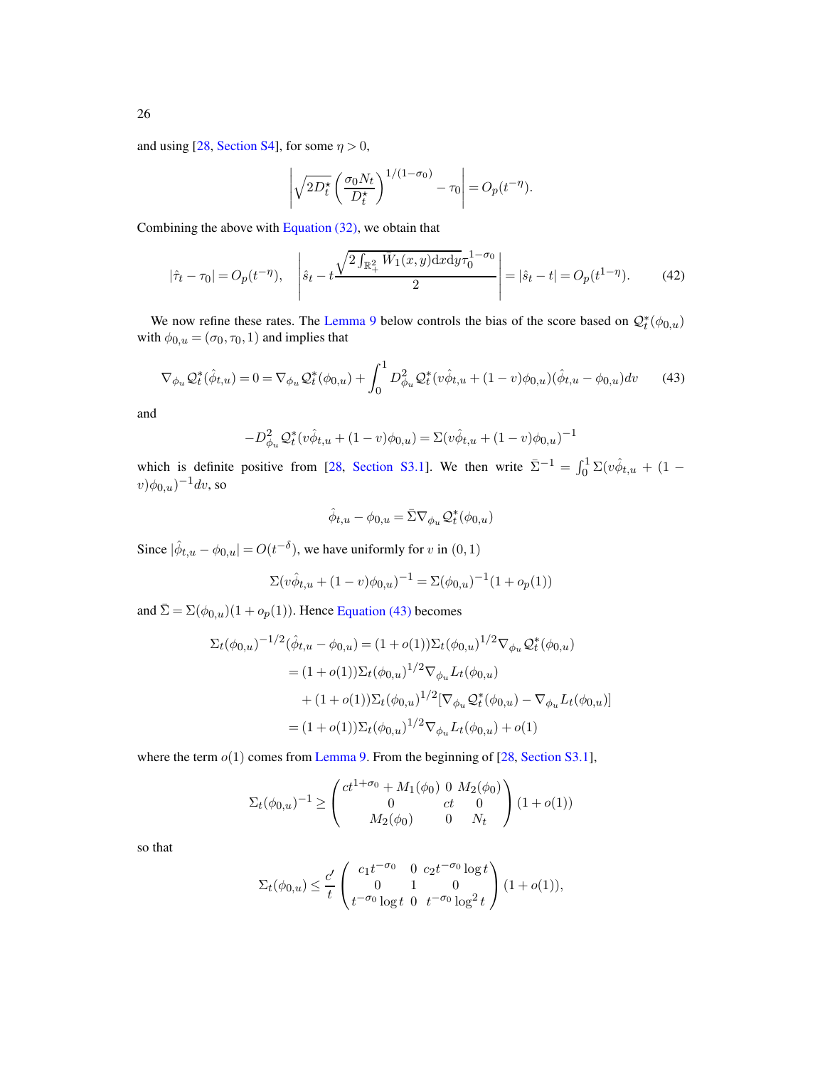and using [28, Section S4], for some $\eta > 0$,

$$\left| \sqrt{2D_t^\star} \left( \frac{\sigma_0 N_t}{D_t^\star} \right)^{1/(1-\sigma_0)} - \tau_0 \right| = O_p(t^{-\eta}).$$

Combining the above with Equation (32), we obtain that

$$|\hat{\tau}_t - \tau_0| = O_p(t^{-\eta}), \quad \left| \hat{s}_t - t \frac{\sqrt{2 \int_{\mathbb{R}_+^2} \bar{W}_1(x,y) \mathrm{d}x \mathrm{d}y} \tau_0^{1-\sigma_0}}{2} \right| = |\hat{s}_t - t| = O_p(t^{1-\eta}). \tag{42}$$

We now refine these rates. The Lemma 9 below controls the bias of the score based on $\mathcal{Q}_t^*(\phi_{0,u})$ with $\phi_{0,u} = (\sigma_0, \tau_0, 1)$ and implies that

$$\nabla_{\phi_u} \mathcal{Q}_t^*(\hat{\phi}_{t,u}) = 0 = \nabla_{\phi_u} \mathcal{Q}_t^*(\phi_{0,u}) + \int_0^1 D_{\phi_u}^2 \mathcal{Q}_t^*(v\hat{\phi}_{t,u} + (1-v)\phi_{0,u})(\hat{\phi}_{t,u} - \phi_{0,u}) dv \tag{43}$$

and

$$-D_{\phi_u}^2 \mathcal{Q}_t^*(v\hat{\phi}_{t,u} + (1-v)\phi_{0,u}) = \Sigma(v\hat{\phi}_{t,u} + (1-v)\phi_{0,u})^{-1}$$

which is definite positive from [28, Section S3.1]. We then write $\bar{\Sigma}^{-1} = \int_0^1 \Sigma(v\hat{\phi}_{t,u} + (1-v)\phi_{0,u})^{-1} dv$, so

$$\hat{\phi}_{t,u} - \phi_{0,u} = \bar{\Sigma} \nabla_{\phi_u} \mathcal{Q}_t^*(\phi_{0,u})$$

Since $|\hat{\phi}_{t,u} - \phi_{0,u}| = O(t^{-\delta})$, we have uniformly for $v$ in $(0,1)$

$$\Sigma(v\hat{\phi}_{t,u} + (1-v)\phi_{0,u})^{-1} = \Sigma(\phi_{0,u})^{-1}(1 + o_p(1))$$

and $\bar{\Sigma} = \Sigma(\phi_{0,u})(1 + o_p(1))$. Hence Equation (43) becomes

$$\begin{aligned}
\Sigma_t(\phi_{0,u})^{-1/2}(\hat{\phi}_{t,u} - \phi_{0,u}) &= (1 + o(1)) \Sigma_t(\phi_{0,u})^{1/2} \nabla_{\phi_u} \mathcal{Q}_t^*(\phi_{0,u}) \\
&= (1 + o(1)) \Sigma_t(\phi_{0,u})^{1/2} \nabla_{\phi_u} L_t(\phi_{0,u}) \\
&\quad + (1 + o(1)) \Sigma_t(\phi_{0,u})^{1/2} [\nabla_{\phi_u} \mathcal{Q}_t^*(\phi_{0,u}) - \nabla_{\phi_u} L_t(\phi_{0,u})] \\
&= (1 + o(1)) \Sigma_t(\phi_{0,u})^{1/2} \nabla_{\phi_u} L_t(\phi_{0,u}) + o(1)
\end{aligned}$$

where the term $o(1)$ comes from Lemma 9. From the beginning of [28, Section S3.1],

$$\Sigma_t(\phi_{0,u})^{-1} \geq \begin{pmatrix} ct^{1+\sigma_0} + M_1(\phi_0) & 0 & M_2(\phi_0) \\ 0 & ct & 0 \\ M_2(\phi_0) & 0 & N_t \end{pmatrix} (1 + o(1))$$

so that

$$\Sigma_t(\phi_{0,u}) \leq \frac{c'}{t} \begin{pmatrix} c_1 t^{-\sigma_0} & 0 & c_2 t^{-\sigma_0} \log t \\ 0 & 1 & 0 \\ t^{-\sigma_0} \log t & 0 & t^{-\sigma_0} \log^2 t \end{pmatrix} (1 + o(1)),$$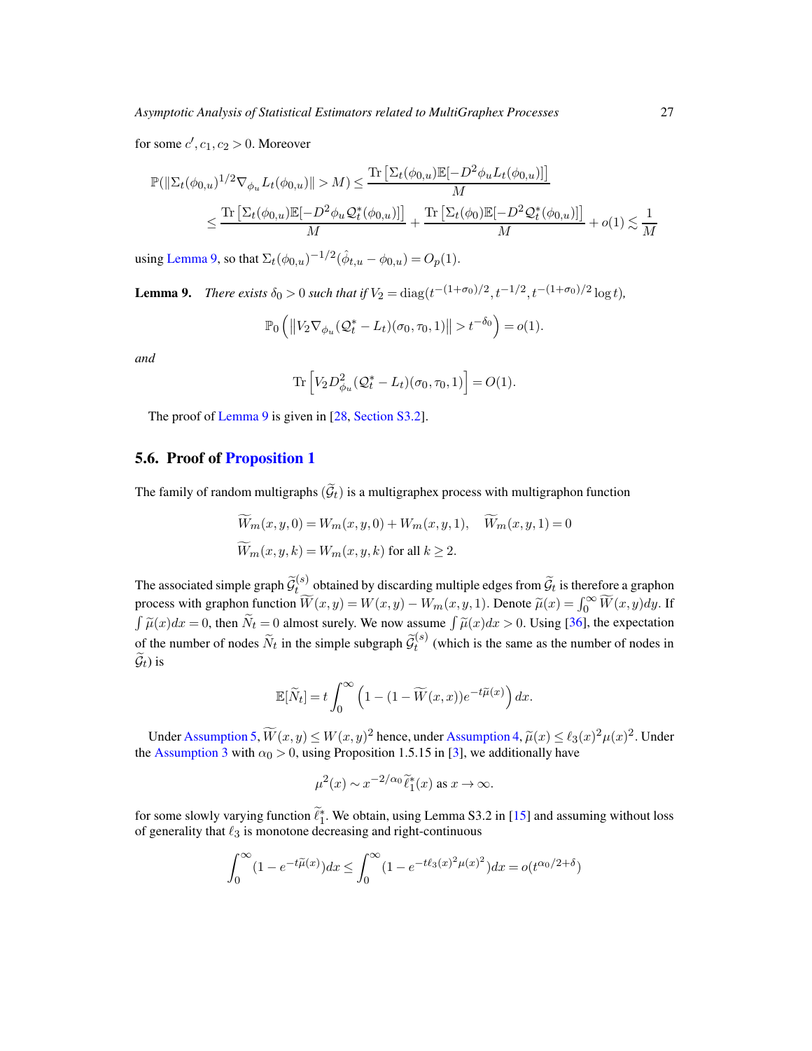for some $c', c_1, c_2 > 0$. Moreover

$$
\begin{aligned}
\mathbb{P}(\|\Sigma_t(\phi_{0,u})^{1/2}\nabla_{\phi_u} L_t(\phi_{0,u})\| > M) &\leq \frac{\operatorname{Tr}\left[\Sigma_t(\phi_{0,u})\mathbb{E}[-D^2\phi_u L_t(\phi_{0,u})]\right]}{M} \\
&\leq \frac{\operatorname{Tr}\left[\Sigma_t(\phi_{0,u})\mathbb{E}[-D^2\phi_u \mathcal{Q}_t^*(\phi_{0,u})]\right]}{M} + \frac{\operatorname{Tr}\left[\Sigma_t(\phi_0)\mathbb{E}[-D^2\mathcal{Q}_t^*(\phi_{0,u})]\right]}{M} + o(1) \lesssim \frac{1}{M}
\end{aligned}
$$

using Lemma 9, so that $\Sigma_t(\phi_{0,u})^{-1/2}(\hat{\phi}_{t,u} - \phi_{0,u}) = O_p(1)$.

**Lemma 9.** *There exists $\delta_0 > 0$ such that if $V_2 = \operatorname{diag}(t^{-(1+\sigma_0)/2}, t^{-1/2}, t^{-(1+\sigma_0)/2}\log t)$,*

$$
\mathbb{P}_0\left(\left\|V_2 \nabla_{\phi_u}(\mathcal{Q}_t^* - L_t)(\sigma_0, \tau_0, 1)\right\| > t^{-\delta_0}\right) = o(1).
$$

*and*

$$
\operatorname{Tr}\left[V_2 D^2_{\phi_u}(\mathcal{Q}_t^* - L_t)(\sigma_0, \tau_0, 1)\right] = O(1).
$$

The proof of Lemma 9 is given in [28, Section S3.2].

## 5.6. Proof of Proposition 1

The family of random multigraphs $(\widetilde{\mathcal{G}}_t)$ is a multigraphex process with multigraphon function

$$
\widetilde{W}_m(x, y, 0) = W_m(x, y, 0) + W_m(x, y, 1), \quad \widetilde{W}_m(x, y, 1) = 0
$$
$$
\widetilde{W}_m(x, y, k) = W_m(x, y, k) \text{ for all } k \geq 2.
$$

The associated simple graph $\widetilde{\mathcal{G}}_t^{(s)}$ obtained by discarding multiple edges from $\widetilde{\mathcal{G}}_t$ is therefore a graphon process with graphon function $\widetilde{W}(x, y) = W(x, y) - W_m(x, y, 1)$. Denote $\widetilde{\mu}(x) = \int_0^\infty \widetilde{W}(x, y)dy$. If $\int \widetilde{\mu}(x)dx = 0$, then $\widetilde{N}_t = 0$ almost surely. We now assume $\int \widetilde{\mu}(x)dx > 0$. Using [36], the expectation of the number of nodes $\widetilde{N}_t$ in the simple subgraph $\widetilde{\mathcal{G}}_t^{(s)}$ (which is the same as the number of nodes in $\widetilde{\mathcal{G}}_t$) is

$$
\mathbb{E}[\widetilde{N}_t] = t\int_0^\infty \left(1 - (1 - \widetilde{W}(x, x))e^{-t\widetilde{\mu}(x)}\right)dx.
$$

Under Assumption 5, $\widetilde{W}(x, y) \leq W(x, y)^2$ hence, under Assumption 4, $\widetilde{\mu}(x) \leq \ell_3(x)^2\mu(x)^2$. Under the Assumption 3 with $\alpha_0 > 0$, using Proposition 1.5.15 in [3], we additionally have

$$
\mu^2(x) \sim x^{-2/\alpha_0}\widetilde{\ell}_1^*(x) \text{ as } x \to \infty.
$$

for some slowly varying function $\widetilde{\ell}_1^*$. We obtain, using Lemma S3.2 in [15] and assuming without loss of generality that $\ell_3$ is monotone decreasing and right-continuous

$$
\int_0^\infty (1 - e^{-t\widetilde{\mu}(x)})dx \leq \int_0^\infty (1 - e^{-t\ell_3(x)^2\mu(x)^2})dx = o(t^{\alpha_0/2+\delta})
$$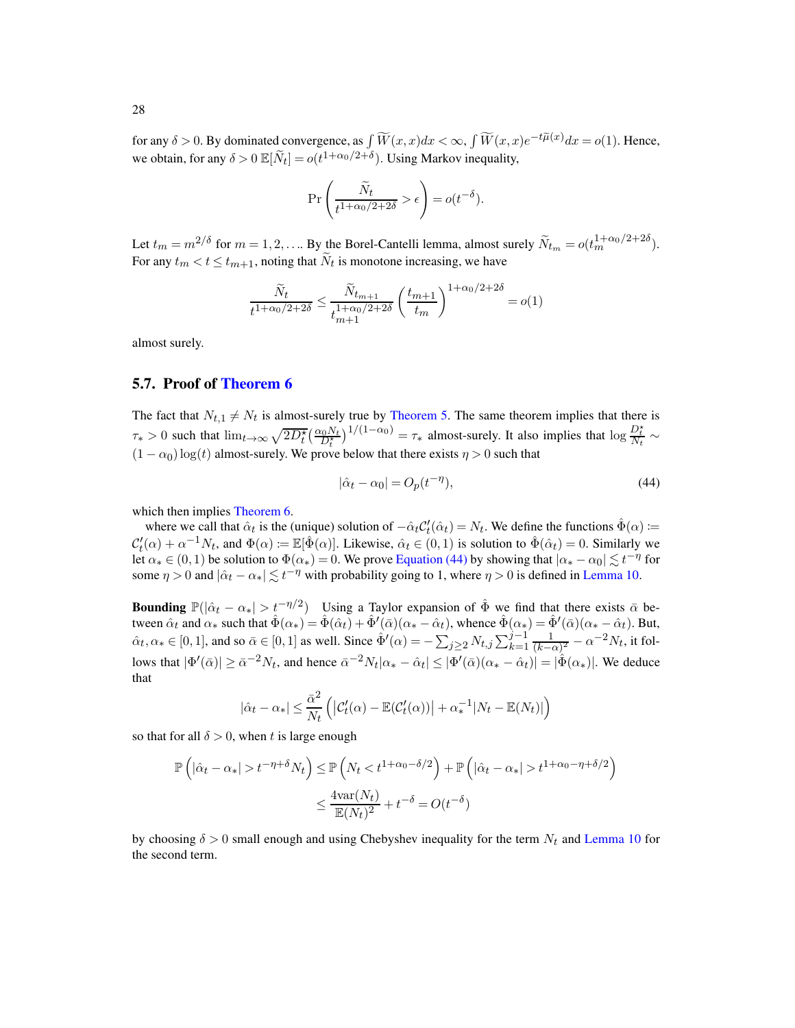for any $\delta > 0$. By dominated convergence, as $\int \widetilde{W}(x,x)dx < \infty$, $\int \widetilde{W}(x,x)e^{-t\widetilde{\mu}(x)}dx = o(1)$. Hence, we obtain, for any $\delta > 0$ $\mathbb{E}[\widetilde{N}_t] = o(t^{1+\alpha_0/2+\delta})$. Using Markov inequality,

$$
\Pr\left(\frac{\widetilde{N}_t}{t^{1+\alpha_0/2+2\delta}} > \epsilon\right) = o(t^{-\delta}).
$$

Let $t_m = m^{2/\delta}$ for $m = 1, 2, \ldots$. By the Borel-Cantelli lemma, almost surely $\widetilde{N}_{t_m} = o(t_m^{1+\alpha_0/2+2\delta})$. For any $t_m < t \leq t_{m+1}$, noting that $\widetilde{N}_t$ is monotone increasing, we have

$$
\frac{\widetilde{N}_t}{t^{1+\alpha_0/2+2\delta}} \leq \frac{\widetilde{N}_{t_{m+1}}}{t_{m+1}^{1+\alpha_0/2+2\delta}}\left(\frac{t_{m+1}}{t_m}\right)^{1+\alpha_0/2+2\delta} = o(1)
$$

almost surely.

## 5.7. Proof of Theorem 6

The fact that $N_{t,1} \neq N_t$ is almost-surely true by Theorem 5. The same theorem implies that there is $\tau_* > 0$ such that $\lim_{t\to\infty} \sqrt{2D_t^\star}\left(\frac{\alpha_0 N_t}{D_t^\star}\right)^{1/(1-\alpha_0)} = \tau_*$ almost-surely. It also implies that $\log \frac{D_t^\star}{N_t} \sim (1-\alpha_0)\log(t)$ almost-surely. We prove below that there exists $\eta > 0$ such that

$$
|\hat{\alpha}_t - \alpha_0| = O_p(t^{-\eta}), \tag{44}
$$

which then implies Theorem 6.

where we call that $\hat{\alpha}_t$ is the (unique) solution of $-\hat{\alpha}_t \mathcal{C}_t'(\hat{\alpha}_t) = N_t$. We define the functions $\hat{\Phi}(\alpha) := \mathcal{C}_t'(\alpha) + \alpha^{-1}N_t$, and $\Phi(\alpha) := \mathbb{E}[\hat{\Phi}(\alpha)]$. Likewise, $\hat{\alpha}_t \in (0,1)$ is solution to $\hat{\Phi}(\hat{\alpha}_t) = 0$. Similarly we let $\alpha_* \in (0,1)$ be solution to $\Phi(\alpha_*) = 0$. We prove Equation (44) by showing that $|\alpha_* - \alpha_0| \lesssim t^{-\eta}$ for some $\eta > 0$ and $|\hat{\alpha}_t - \alpha_*| \lesssim t^{-\eta}$ with probability going to 1, where $\eta > 0$ is defined in Lemma 10.

**Bounding** $\mathbb{P}(|\hat{\alpha}_t - \alpha_*| > t^{-\eta/2})$ Using a Taylor expansion of $\hat{\Phi}$ we find that there exists $\bar{\alpha}$ between $\hat{\alpha}_t$ and $\alpha_*$ such that $\hat{\Phi}(\alpha_*) = \hat{\Phi}(\hat{\alpha}_t) + \hat{\Phi}'(\bar{\alpha})(\alpha_* - \hat{\alpha}_t)$, whence $\hat{\Phi}(\alpha_*) = \hat{\Phi}'(\bar{\alpha})(\alpha_* - \hat{\alpha}_t)$. But, $\hat{\alpha}_t, \alpha_* \in [0,1]$, and so $\bar{\alpha} \in [0,1]$ as well. Since $\hat{\Phi}'(\alpha) = -\sum_{j\geq 2} N_{t,j}\sum_{k=1}^{j-1}\frac{1}{(k-\alpha)^2} - \alpha^{-2}N_t$, it follows that $|\Phi'(\bar{\alpha})| \geq \bar{\alpha}^{-2}N_t$, and hence $\bar{\alpha}^{-2}N_t|\alpha_* - \hat{\alpha}_t| \leq |\Phi'(\bar{\alpha})(\alpha_* - \hat{\alpha}_t)| = |\hat{\Phi}(\alpha_*)|$. We deduce that

$$
|\hat{\alpha}_t - \alpha_*| \leq \frac{\bar{\alpha}^2}{N_t}\left(\left|\mathcal{C}_t'(\alpha) - \mathbb{E}(\mathcal{C}_t'(\alpha))\right| + \alpha_*^{-1}|N_t - \mathbb{E}(N_t)|\right)
$$

so that for all $\delta > 0$, when $t$ is large enough

$$
\begin{aligned}
\mathbb{P}\left(|\hat{\alpha}_t - \alpha_*| > t^{-\eta+\delta}N_t\right) &\leq \mathbb{P}\left(N_t < t^{1+\alpha_0-\delta/2}\right) + \mathbb{P}\left(|\hat{\alpha}_t - \alpha_*| > t^{1+\alpha_0-\eta+\delta/2}\right) \\
&\leq \frac{4\mathrm{var}(N_t)}{\mathbb{E}(N_t)^2} + t^{-\delta} = O(t^{-\delta})
\end{aligned}
$$

by choosing $\delta > 0$ small enough and using Chebyshev inequality for the term $N_t$ and Lemma 10 for the second term.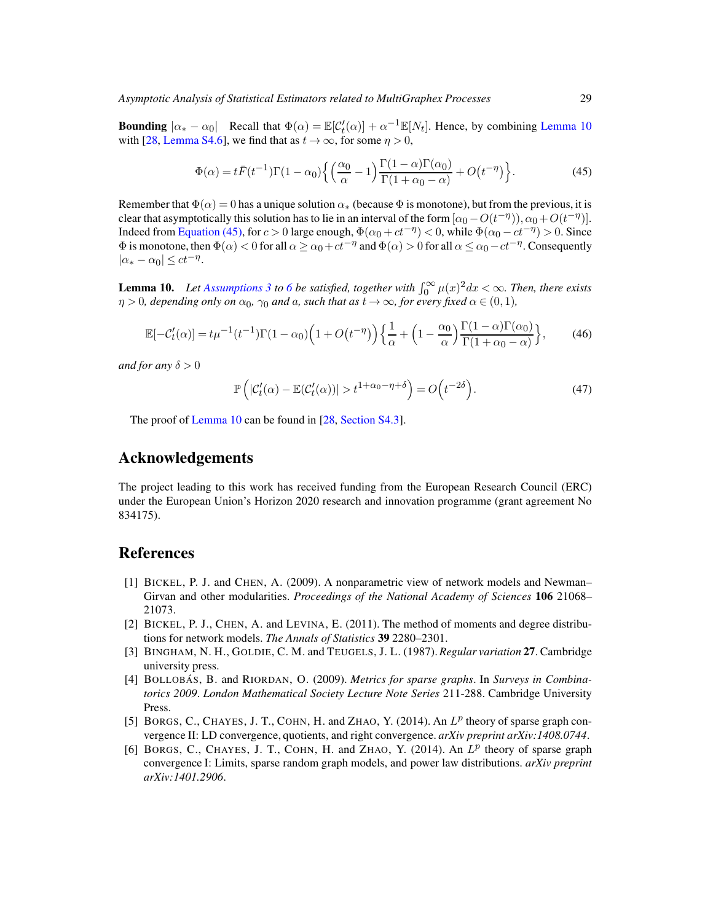**Bounding** $|\alpha_* - \alpha_0|$ Recall that $\Phi(\alpha) = \mathbb{E}[\mathcal{C}_t'(\alpha)] + \alpha^{-1}\mathbb{E}[N_t]$. Hence, by combining Lemma 10 with [28, Lemma S4.6], we find that as $t \to \infty$, for some $\eta > 0$,

$$\Phi(\alpha) = t\bar{F}(t^{-1})\Gamma(1-\alpha_0)\Big\{\Big(\frac{\alpha_0}{\alpha} - 1\Big)\frac{\Gamma(1-\alpha)\Gamma(\alpha_0)}{\Gamma(1+\alpha_0-\alpha)} + O\big(t^{-\eta}\big)\Big\}. \tag{45}$$

Remember that $\Phi(\alpha) = 0$ has a unique solution $\alpha_*$ (because $\Phi$ is monotone), but from the previous, it is clear that asymptotically this solution has to lie in an interval of the form $[\alpha_0 - O(t^{-\eta})), \alpha_0 + O(t^{-\eta})]$. Indeed from Equation (45), for $c > 0$ large enough, $\Phi(\alpha_0 + ct^{-\eta}) < 0$, while $\Phi(\alpha_0 - ct^{-\eta}) > 0$. Since $\Phi$ is monotone, then $\Phi(\alpha) < 0$ for all $\alpha \geq \alpha_0 + ct^{-\eta}$ and $\Phi(\alpha) > 0$ for all $\alpha \leq \alpha_0 - ct^{-\eta}$. Consequently $|\alpha_* - \alpha_0| \leq ct^{-\eta}$.

**Lemma 10.** *Let Assumptions 3 to 6 be satisfied, together with $\int_0^\infty \mu(x)^2 dx < \infty$. Then, there exists $\eta > 0$, depending only on $\alpha_0$, $\gamma_0$ and $a$, such that as $t \to \infty$, for every fixed $\alpha \in (0,1)$,*

$$\mathbb{E}[-\mathcal{C}_t'(\alpha)] = t\mu^{-1}(t^{-1})\Gamma(1-\alpha_0)\Big(1 + O\big(t^{-\eta}\big)\Big)\Big\{\frac{1}{\alpha} + \Big(1 - \frac{\alpha_0}{\alpha}\Big)\frac{\Gamma(1-\alpha)\Gamma(\alpha_0)}{\Gamma(1+\alpha_0-\alpha)}\Big\}, \tag{46}$$

*and for any $\delta > 0$*

$$\mathbb{P}\left(|\mathcal{C}_t'(\alpha) - \mathbb{E}(\mathcal{C}_t'(\alpha))| > t^{1+\alpha_0-\eta+\delta}\right) = O\Big(t^{-2\delta}\Big). \tag{47}$$

The proof of Lemma 10 can be found in [28, Section S4.3].

## Acknowledgements

The project leading to this work has received funding from the European Research Council (ERC) under the European Union's Horizon 2020 research and innovation programme (grant agreement No 834175).

## References

[1] BICKEL, P. J. and CHEN, A. (2009). A nonparametric view of network models and Newman–Girvan and other modularities. *Proceedings of the National Academy of Sciences* **106** 21068–21073.

[2] BICKEL, P. J., CHEN, A. and LEVINA, E. (2011). The method of moments and degree distributions for network models. *The Annals of Statistics* **39** 2280–2301.

[3] BINGHAM, N. H., GOLDIE, C. M. and TEUGELS, J. L. (1987). *Regular variation* **27**. Cambridge university press.

[4] BOLLOBÁS, B. and RIORDAN, O. (2009). *Metrics for sparse graphs*. In *Surveys in Combinatorics 2009*. *London Mathematical Society Lecture Note Series* 211-288. Cambridge University Press.

[5] BORGS, C., CHAYES, J. T., COHN, H. and ZHAO, Y. (2014). An $L^p$ theory of sparse graph convergence II: LD convergence, quotients, and right convergence. *arXiv preprint arXiv:1408.0744*.

[6] BORGS, C., CHAYES, J. T., COHN, H. and ZHAO, Y. (2014). An $L^p$ theory of sparse graph convergence I: Limits, sparse random graph models, and power law distributions. *arXiv preprint arXiv:1401.2906*.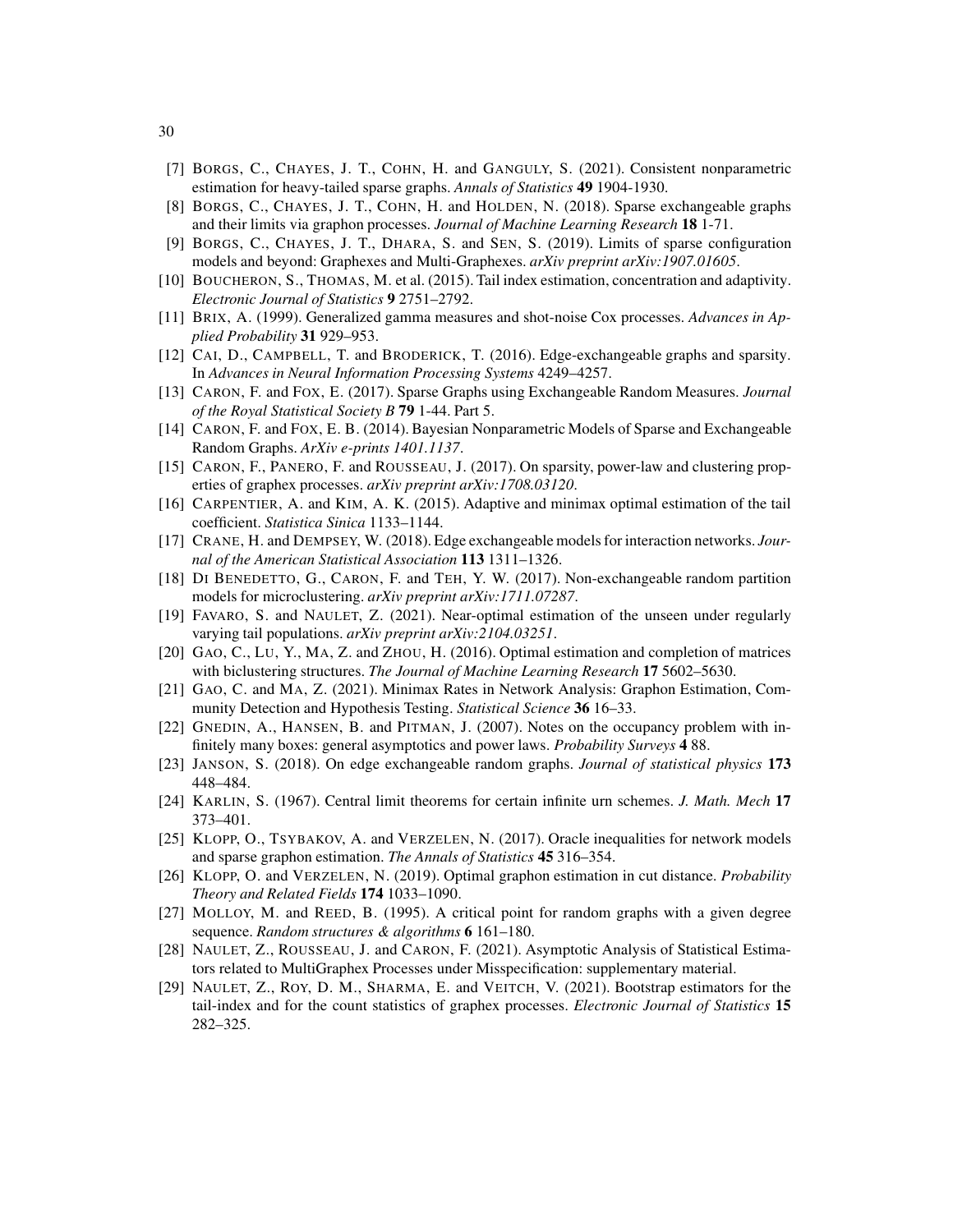[7] BORGS, C., CHAYES, J. T., COHN, H. and GANGULY, S. (2021). Consistent nonparametric estimation for heavy-tailed sparse graphs. *Annals of Statistics* **49** 1904-1930.

[8] BORGS, C., CHAYES, J. T., COHN, H. and HOLDEN, N. (2018). Sparse exchangeable graphs and their limits via graphon processes. *Journal of Machine Learning Research* **18** 1-71.

[9] BORGS, C., CHAYES, J. T., DHARA, S. and SEN, S. (2019). Limits of sparse configuration models and beyond: Graphexes and Multi-Graphexes. *arXiv preprint arXiv:1907.01605*.

[10] BOUCHERON, S., THOMAS, M. et al. (2015). Tail index estimation, concentration and adaptivity. *Electronic Journal of Statistics* **9** 2751–2792.

[11] BRIX, A. (1999). Generalized gamma measures and shot-noise Cox processes. *Advances in Applied Probability* **31** 929–953.

[12] CAI, D., CAMPBELL, T. and BRODERICK, T. (2016). Edge-exchangeable graphs and sparsity. In *Advances in Neural Information Processing Systems* 4249–4257.

[13] CARON, F. and FOX, E. (2017). Sparse Graphs using Exchangeable Random Measures. *Journal of the Royal Statistical Society B* **79** 1-44. Part 5.

[14] CARON, F. and FOX, E. B. (2014). Bayesian Nonparametric Models of Sparse and Exchangeable Random Graphs. *ArXiv e-prints 1401.1137*.

[15] CARON, F., PANERO, F. and ROUSSEAU, J. (2017). On sparsity, power-law and clustering properties of graphex processes. *arXiv preprint arXiv:1708.03120*.

[16] CARPENTIER, A. and KIM, A. K. (2015). Adaptive and minimax optimal estimation of the tail coefficient. *Statistica Sinica* 1133–1144.

[17] CRANE, H. and DEMPSEY, W. (2018). Edge exchangeable models for interaction networks. *Journal of the American Statistical Association* **113** 1311–1326.

[18] DI BENEDETTO, G., CARON, F. and TEH, Y. W. (2017). Non-exchangeable random partition models for microclustering. *arXiv preprint arXiv:1711.07287*.

[19] FAVARO, S. and NAULET, Z. (2021). Near-optimal estimation of the unseen under regularly varying tail populations. *arXiv preprint arXiv:2104.03251*.

[20] GAO, C., LU, Y., MA, Z. and ZHOU, H. (2016). Optimal estimation and completion of matrices with biclustering structures. *The Journal of Machine Learning Research* **17** 5602–5630.

[21] GAO, C. and MA, Z. (2021). Minimax Rates in Network Analysis: Graphon Estimation, Community Detection and Hypothesis Testing. *Statistical Science* **36** 16–33.

[22] GNEDIN, A., HANSEN, B. and PITMAN, J. (2007). Notes on the occupancy problem with infinitely many boxes: general asymptotics and power laws. *Probability Surveys* **4** 88.

[23] JANSON, S. (2018). On edge exchangeable random graphs. *Journal of statistical physics* **173** 448–484.

[24] KARLIN, S. (1967). Central limit theorems for certain infinite urn schemes. *J. Math. Mech* **17** 373–401.

[25] KLOPP, O., TSYBAKOV, A. and VERZELEN, N. (2017). Oracle inequalities for network models and sparse graphon estimation. *The Annals of Statistics* **45** 316–354.

[26] KLOPP, O. and VERZELEN, N. (2019). Optimal graphon estimation in cut distance. *Probability Theory and Related Fields* **174** 1033–1090.

[27] MOLLOY, M. and REED, B. (1995). A critical point for random graphs with a given degree sequence. *Random structures & algorithms* **6** 161–180.

[28] NAULET, Z., ROUSSEAU, J. and CARON, F. (2021). Asymptotic Analysis of Statistical Estimators related to MultiGraphex Processes under Misspecification: supplementary material.

[29] NAULET, Z., ROY, D. M., SHARMA, E. and VEITCH, V. (2021). Bootstrap estimators for the tail-index and for the count statistics of graphex processes. *Electronic Journal of Statistics* **15** 282–325.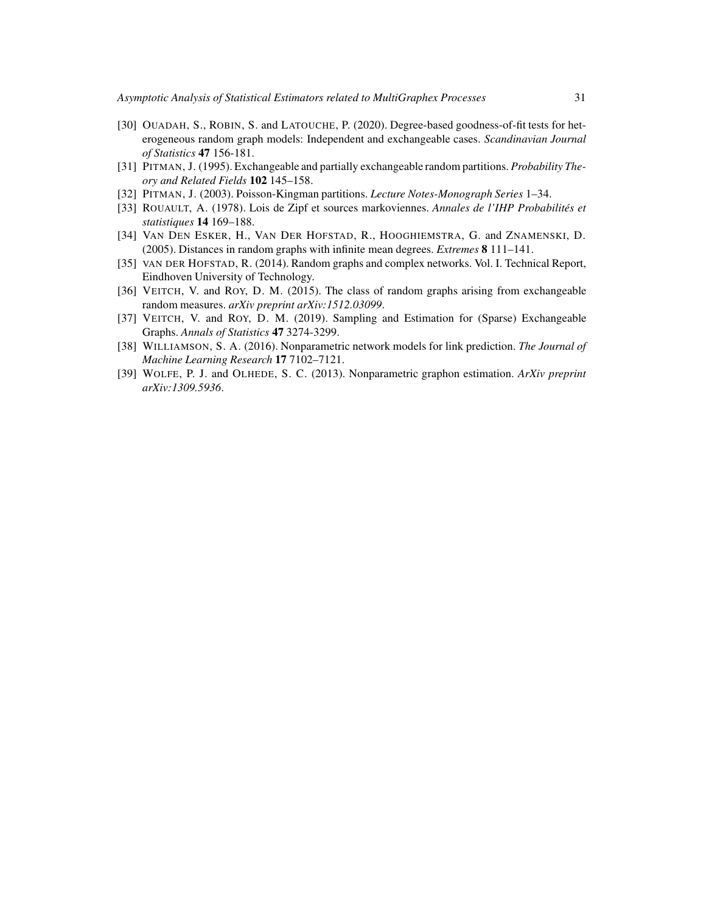[30] Ouadah, S., Robin, S. and Latouche, P. (2020). Degree-based goodness-of-fit tests for heterogeneous random graph models: Independent and exchangeable cases. *Scandinavian Journal of Statistics* **47** 156-181.

[31] Pitman, J. (1995). Exchangeable and partially exchangeable random partitions. *Probability Theory and Related Fields* **102** 145–158.

[32] Pitman, J. (2003). Poisson-Kingman partitions. *Lecture Notes-Monograph Series* 1–34.

[33] Rouault, A. (1978). Lois de Zipf et sources markoviennes. *Annales de l'IHP Probabilités et statistiques* **14** 169–188.

[34] Van Den Esker, H., Van Der Hofstad, R., Hooghiemstra, G. and Znamenski, D. (2005). Distances in random graphs with infinite mean degrees. *Extremes* **8** 111–141.

[35] van der Hofstad, R. (2014). Random graphs and complex networks. Vol. I. Technical Report, Eindhoven University of Technology.

[36] Veitch, V. and Roy, D. M. (2015). The class of random graphs arising from exchangeable random measures. *arXiv preprint arXiv:1512.03099*.

[37] Veitch, V. and Roy, D. M. (2019). Sampling and Estimation for (Sparse) Exchangeable Graphs. *Annals of Statistics* **47** 3274-3299.

[38] Williamson, S. A. (2016). Nonparametric network models for link prediction. *The Journal of Machine Learning Research* **17** 7102–7121.

[39] Wolfe, P. J. and Olhede, S. C. (2013). Nonparametric graphon estimation. *ArXiv preprint arXiv:1309.5936*.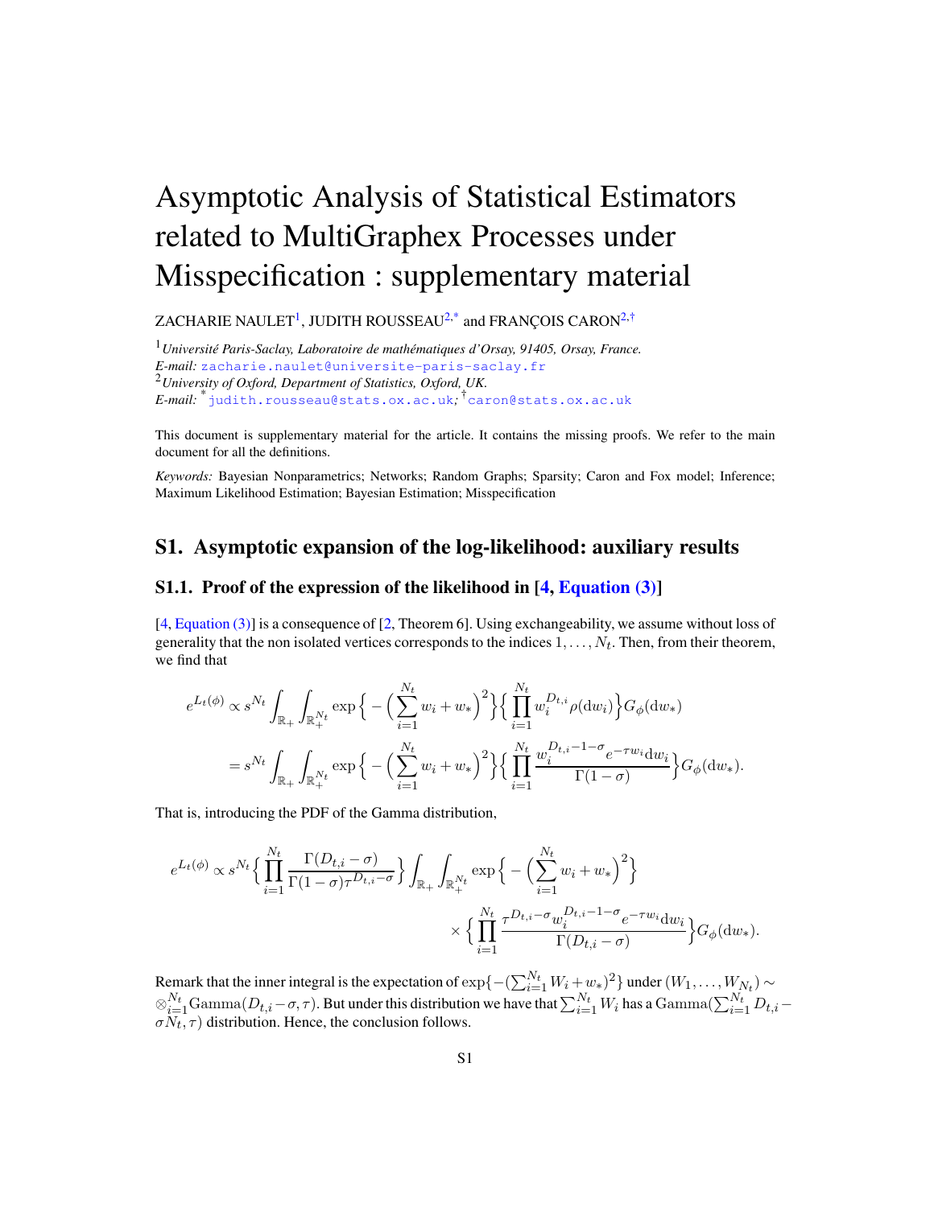# Asymptotic Analysis of Statistical Estimators related to MultiGraphex Processes under Misspecification : supplementary material

ZACHARIE NAULET[1], JUDITH ROUSSEAU[2,*] and FRANÇOIS CARON[2,†]

[1]*Université Paris-Saclay, Laboratoire de mathématiques d'Orsay, 91405, Orsay, France.*
*E-mail:* zacharie.naulet@universite-paris-saclay.fr
[2]*University of Oxford, Department of Statistics, Oxford, UK.*
*E-mail:* [*]judith.rousseau@stats.ox.ac.uk; [†]caron@stats.ox.ac.uk

This document is supplementary material for the article. It contains the missing proofs. We refer to the main document for all the definitions.

*Keywords:* Bayesian Nonparametrics; Networks; Random Graphs; Sparsity; Caron and Fox model; Inference; Maximum Likelihood Estimation; Bayesian Estimation; Misspecification

## S1. Asymptotic expansion of the log-likelihood: auxiliary results

### S1.1. Proof of the expression of the likelihood in [4, Equation (3)]

[4, Equation (3)] is a consequence of [2, Theorem 6]. Using exchangeability, we assume without loss of generality that the non isolated vertices corresponds to the indices $1,\dots,N_t$. Then, from their theorem, we find that

$$
\begin{aligned}
e^{L_t(\phi)} &\propto s^{N_t}\int_{\mathbb{R}_+}\int_{\mathbb{R}_+^{N_t}} \exp\Big\{-\Big(\sum_{i=1}^{N_t} w_i + w_*\Big)^2\Big\}\Big\{\prod_{i=1}^{N_t} w_i^{D_{t,i}}\rho(\mathrm{d}w_i)\Big\}G_\phi(\mathrm{d}w_*)\\
&= s^{N_t}\int_{\mathbb{R}_+}\int_{\mathbb{R}_+^{N_t}} \exp\Big\{-\Big(\sum_{i=1}^{N_t} w_i + w_*\Big)^2\Big\}\Big\{\prod_{i=1}^{N_t} \frac{w_i^{D_{t,i}-1-\sigma}e^{-\tau w_i}\mathrm{d}w_i}{\Gamma(1-\sigma)}\Big\}G_\phi(\mathrm{d}w_*).
\end{aligned}
$$

That is, introducing the PDF of the Gamma distribution,

$$
\begin{aligned}
e^{L_t(\phi)} \propto s^{N_t}\Big\{\prod_{i=1}^{N_t}\frac{\Gamma(D_{t,i}-\sigma)}{\Gamma(1-\sigma)\tau^{D_{t,i}-\sigma}}\Big\}\int_{\mathbb{R}_+}\int_{\mathbb{R}_+^{N_t}} \exp\Big\{-\Big(\sum_{i=1}^{N_t} w_i + w_*\Big)^2\Big\}\\
\times\Big\{\prod_{i=1}^{N_t}\frac{\tau^{D_{t,i}-\sigma}w_i^{D_{t,i}-1-\sigma}e^{-\tau w_i}\mathrm{d}w_i}{\Gamma(D_{t,i}-\sigma)}\Big\}G_\phi(\mathrm{d}w_*).
\end{aligned}
$$

Remark that the inner integral is the expectation of $\exp\{-(\sum_{i=1}^{N_t} W_i + w_*)^2\}$ under $(W_1,\dots,W_{N_t}) \sim \otimes_{i=1}^{N_t}\mathrm{Gamma}(D_{t,i}-\sigma,\tau)$. But under this distribution we have that $\sum_{i=1}^{N_t} W_i$ has a $\mathrm{Gamma}(\sum_{i=1}^{N_t} D_{t,i} - \sigma N_t,\tau)$ distribution. Hence, the conclusion follows.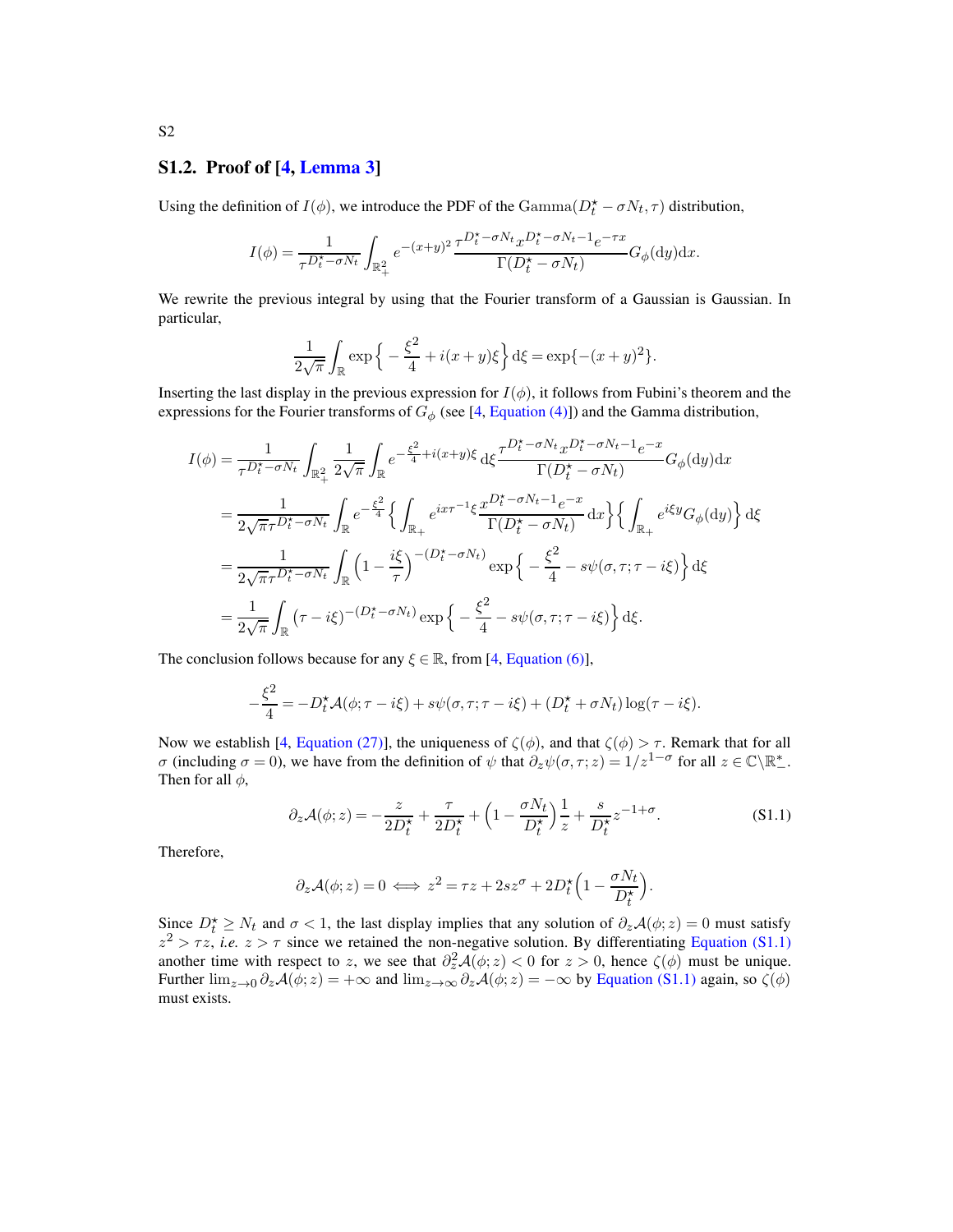## S1.2. Proof of [4, Lemma 3]

Using the definition of $I(\phi)$, we introduce the PDF of the $\mathrm{Gamma}(D_t^\star - \sigma N_t, \tau)$ distribution,

$$I(\phi) = \frac{1}{\tau^{D_t^\star - \sigma N_t}} \int_{\mathbb{R}_+^2} e^{-(x+y)^2} \frac{\tau^{D_t^\star - \sigma N_t} x^{D_t^\star - \sigma N_t - 1} e^{-\tau x}}{\Gamma(D_t^\star - \sigma N_t)} G_\phi(\mathrm{d}y)\mathrm{d}x.$$

We rewrite the previous integral by using that the Fourier transform of a Gaussian is Gaussian. In particular,

$$\frac{1}{2\sqrt{\pi}} \int_{\mathbb{R}} \exp\Big\{ -\frac{\xi^2}{4} + i(x+y)\xi \Big\} \mathrm{d}\xi = \exp\{-(x+y)^2\}.$$

Inserting the last display in the previous expression for $I(\phi)$, it follows from Fubini's theorem and the expressions for the Fourier transforms of $G_\phi$ (see [4, Equation (4)]) and the Gamma distribution,

$$\begin{aligned}
I(\phi) &= \frac{1}{\tau^{D_t^\star - \sigma N_t}} \int_{\mathbb{R}_+^2} \frac{1}{2\sqrt{\pi}} \int_{\mathbb{R}} e^{-\frac{\xi^2}{4} + i(x+y)\xi} \,\mathrm{d}\xi \frac{\tau^{D_t^\star - \sigma N_t} x^{D_t^\star - \sigma N_t - 1} e^{-x}}{\Gamma(D_t^\star - \sigma N_t)} G_\phi(\mathrm{d}y)\mathrm{d}x \\
&= \frac{1}{2\sqrt{\pi}\tau^{D_t^\star - \sigma N_t}} \int_{\mathbb{R}} e^{-\frac{\xi^2}{4}} \Big\{ \int_{\mathbb{R}_+} e^{ix\tau^{-1}\xi} \frac{x^{D_t^\star - \sigma N_t - 1} e^{-x}}{\Gamma(D_t^\star - \sigma N_t)} \mathrm{d}x \Big\} \Big\{ \int_{\mathbb{R}_+} e^{i\xi y} G_\phi(\mathrm{d}y) \Big\} \mathrm{d}\xi \\
&= \frac{1}{2\sqrt{\pi}\tau^{D_t^\star - \sigma N_t}} \int_{\mathbb{R}} \Big(1 - \frac{i\xi}{\tau}\Big)^{-(D_t^\star - \sigma N_t)} \exp\Big\{ -\frac{\xi^2}{4} - s\psi(\sigma, \tau; \tau - i\xi) \Big\} \mathrm{d}\xi \\
&= \frac{1}{2\sqrt{\pi}} \int_{\mathbb{R}} (\tau - i\xi)^{-(D_t^\star - \sigma N_t)} \exp\Big\{ -\frac{\xi^2}{4} - s\psi(\sigma, \tau; \tau - i\xi) \Big\} \mathrm{d}\xi.
\end{aligned}$$

The conclusion follows because for any $\xi \in \mathbb{R}$, from [4, Equation (6)],

$$-\frac{\xi^2}{4} = -D_t^\star \mathcal{A}(\phi; \tau - i\xi) + s\psi(\sigma, \tau; \tau - i\xi) + (D_t^\star + \sigma N_t) \log(\tau - i\xi).$$

Now we establish [4, Equation (27)], the uniqueness of $\zeta(\phi)$, and that $\zeta(\phi) > \tau$. Remark that for all $\sigma$ (including $\sigma = 0$), we have from the definition of $\psi$ that $\partial_z \psi(\sigma, \tau; z) = 1/z^{1-\sigma}$ for all $z \in \mathbb{C}\backslash\mathbb{R}_-^*$. Then for all $\phi$,

$$\partial_z \mathcal{A}(\phi; z) = -\frac{z}{2D_t^\star} + \frac{\tau}{2D_t^\star} + \Big(1 - \frac{\sigma N_t}{D_t^\star}\Big)\frac{1}{z} + \frac{s}{D_t^\star} z^{-1+\sigma}. \tag{S1.1}$$

Therefore,

$$\partial_z \mathcal{A}(\phi; z) = 0 \iff z^2 = \tau z + 2sz^\sigma + 2D_t^\star\Big(1 - \frac{\sigma N_t}{D_t^\star}\Big).$$

Since $D_t^\star \geq N_t$ and $\sigma < 1$, the last display implies that any solution of $\partial_z \mathcal{A}(\phi; z) = 0$ must satisfy $z^2 > \tau z$, *i.e.* $z > \tau$ since we retained the non-negative solution. By differentiating Equation (S1.1) another time with respect to $z$, we see that $\partial_z^2 \mathcal{A}(\phi; z) < 0$ for $z > 0$, hence $\zeta(\phi)$ must be unique. Further $\lim_{z\to 0} \partial_z \mathcal{A}(\phi; z) = +\infty$ and $\lim_{z\to\infty} \partial_z \mathcal{A}(\phi; z) = -\infty$ by Equation (S1.1) again, so $\zeta(\phi)$ must exists.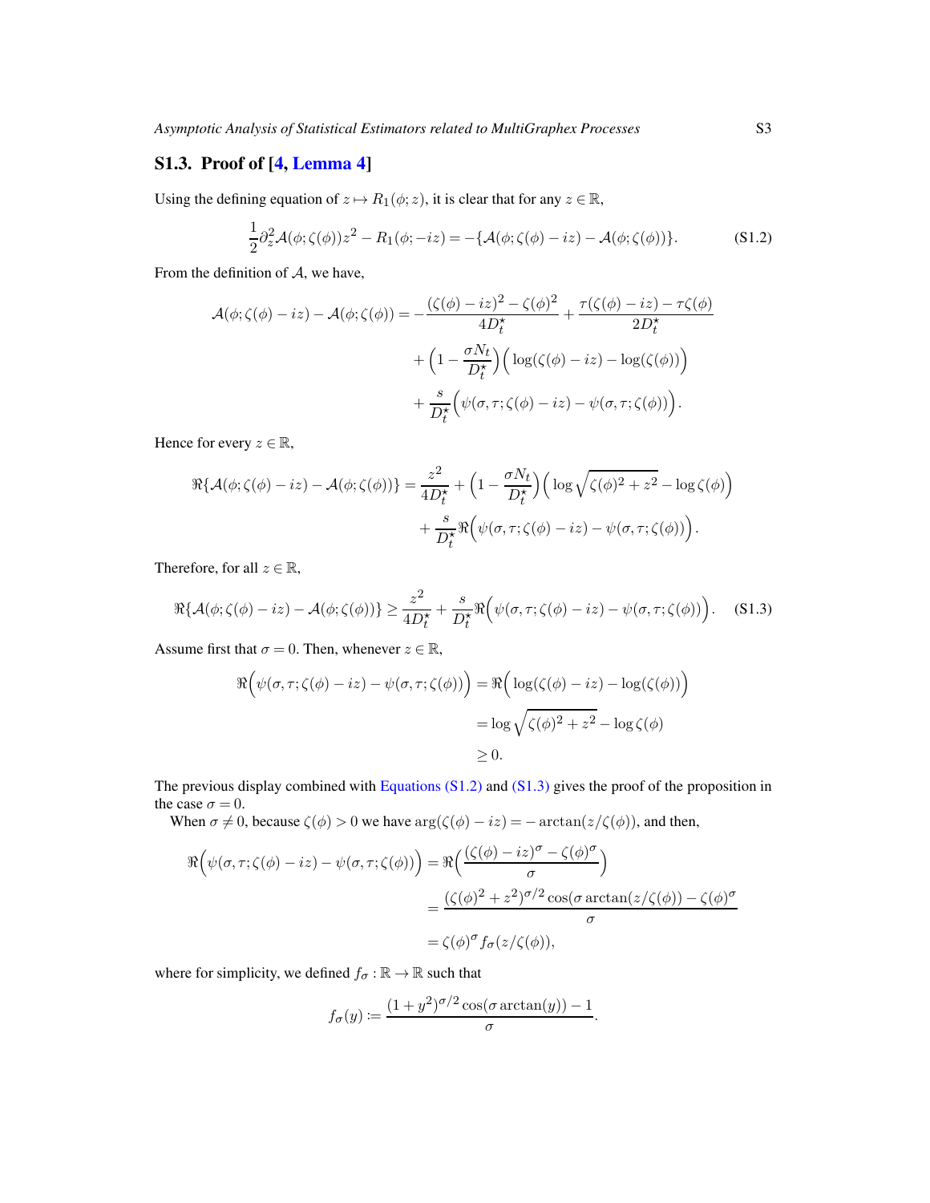### S1.3. Proof of [4, Lemma 4]

Using the defining equation of $z \mapsto R_1(\phi; z)$, it is clear that for any $z \in \mathbb{R}$,

$$\frac{1}{2}\partial_z^2 \mathcal{A}(\phi; \zeta(\phi)) z^2 - R_1(\phi; -iz) = -\{\mathcal{A}(\phi; \zeta(\phi) - iz) - \mathcal{A}(\phi; \zeta(\phi))\}. \tag{S1.2}$$

From the definition of $\mathcal{A}$, we have,

$$\begin{aligned}
\mathcal{A}(\phi; \zeta(\phi) - iz) - \mathcal{A}(\phi; \zeta(\phi)) = &-\frac{(\zeta(\phi) - iz)^2 - \zeta(\phi)^2}{4D_t^\star} + \frac{\tau(\zeta(\phi) - iz) - \tau\zeta(\phi)}{2D_t^\star} \\
&+ \Big(1 - \frac{\sigma N_t}{D_t^\star}\Big)\Big(\log(\zeta(\phi) - iz) - \log(\zeta(\phi))\Big) \\
&+ \frac{s}{D_t^\star}\Big(\psi(\sigma, \tau; \zeta(\phi) - iz) - \psi(\sigma, \tau; \zeta(\phi))\Big).
\end{aligned}$$

Hence for every $z \in \mathbb{R}$,

$$\begin{aligned}
\Re\{\mathcal{A}(\phi; \zeta(\phi) - iz) - \mathcal{A}(\phi; \zeta(\phi))\} = &\frac{z^2}{4D_t^\star} + \Big(1 - \frac{\sigma N_t}{D_t^\star}\Big)\Big(\log\sqrt{\zeta(\phi)^2 + z^2} - \log\zeta(\phi)\Big) \\
&+ \frac{s}{D_t^\star}\Re\Big(\psi(\sigma, \tau; \zeta(\phi) - iz) - \psi(\sigma, \tau; \zeta(\phi))\Big).
\end{aligned}$$

Therefore, for all $z \in \mathbb{R}$,

$$\Re\{\mathcal{A}(\phi; \zeta(\phi) - iz) - \mathcal{A}(\phi; \zeta(\phi))\} \geq \frac{z^2}{4D_t^\star} + \frac{s}{D_t^\star}\Re\Big(\psi(\sigma, \tau; \zeta(\phi) - iz) - \psi(\sigma, \tau; \zeta(\phi))\Big). \tag{S1.3}$$

Assume first that $\sigma = 0$. Then, whenever $z \in \mathbb{R}$,

$$\begin{aligned}
\Re\Big(\psi(\sigma, \tau; \zeta(\phi) - iz) - \psi(\sigma, \tau; \zeta(\phi))\Big) &= \Re\Big(\log(\zeta(\phi) - iz) - \log(\zeta(\phi))\Big) \\
&= \log\sqrt{\zeta(\phi)^2 + z^2} - \log\zeta(\phi) \\
&\geq 0.
\end{aligned}$$

The previous display combined with Equations (S1.2) and (S1.3) gives the proof of the proposition in the case $\sigma = 0$.

When $\sigma \neq 0$, because $\zeta(\phi) > 0$ we have $\arg(\zeta(\phi) - iz) = -\arctan(z/\zeta(\phi))$, and then,

$$\begin{aligned}
\Re\Big(\psi(\sigma, \tau; \zeta(\phi) - iz) - \psi(\sigma, \tau; \zeta(\phi))\Big) &= \Re\Big(\frac{(\zeta(\phi) - iz)^\sigma - \zeta(\phi)^\sigma}{\sigma}\Big) \\
&= \frac{(\zeta(\phi)^2 + z^2)^{\sigma/2}\cos(\sigma\arctan(z/\zeta(\phi)) - \zeta(\phi)^\sigma}{\sigma} \\
&= \zeta(\phi)^\sigma f_\sigma(z/\zeta(\phi)),
\end{aligned}$$

where for simplicity, we defined $f_\sigma : \mathbb{R} \to \mathbb{R}$ such that

$$f_\sigma(y) := \frac{(1 + y^2)^{\sigma/2}\cos(\sigma\arctan(y)) - 1}{\sigma}.$$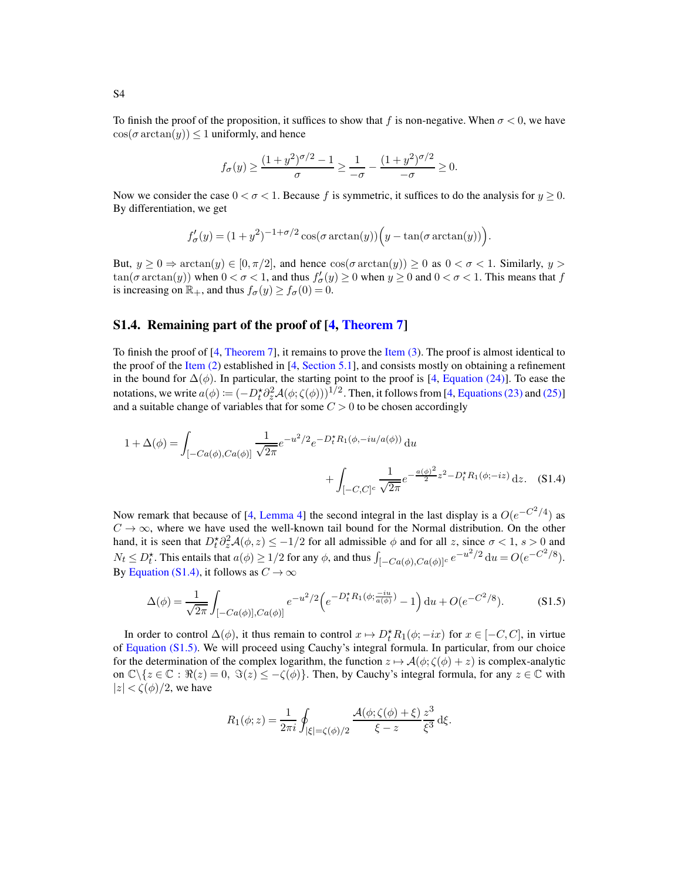To finish the proof of the proposition, it suffices to show that $f$ is non-negative. When $\sigma < 0$, we have $\cos(\sigma \arctan(y)) \leq 1$ uniformly, and hence

$$f_\sigma(y) \geq \frac{(1+y^2)^{\sigma/2} - 1}{\sigma} \geq \frac{1}{-\sigma} - \frac{(1+y^2)^{\sigma/2}}{-\sigma} \geq 0.$$

Now we consider the case $0 < \sigma < 1$. Because $f$ is symmetric, it suffices to do the analysis for $y \geq 0$. By differentiation, we get

$$f'_\sigma(y) = (1+y^2)^{-1+\sigma/2} \cos(\sigma \arctan(y)) \Big( y - \tan(\sigma \arctan(y)) \Big).$$

But, $y \geq 0 \Rightarrow \arctan(y) \in [0, \pi/2]$, and hence $\cos(\sigma \arctan(y)) \geq 0$ as $0 < \sigma < 1$. Similarly, $y > \tan(\sigma \arctan(y))$ when $0 < \sigma < 1$, and thus $f'_\sigma(y) \geq 0$ when $y \geq 0$ and $0 < \sigma < 1$. This means that $f$ is increasing on $\mathbb{R}_+$, and thus $f_\sigma(y) \geq f_\sigma(0) = 0$.

## S1.4. Remaining part of the proof of [4, Theorem 7]

To finish the proof of [4, Theorem 7], it remains to prove the Item (3). The proof is almost identical to the proof of the Item (2) established in [4, Section 5.1], and consists mostly on obtaining a refinement in the bound for $\Delta(\phi)$. In particular, the starting point to the proof is [4, Equation (24)]. To ease the notations, we write $a(\phi) := (-D_t^\star \partial_z^2 \mathcal{A}(\phi; \zeta(\phi)))^{1/2}$. Then, it follows from [4, Equations (23) and (25)] and a suitable change of variables that for some $C > 0$ to be chosen accordingly

$$1 + \Delta(\phi) = \int_{[-Ca(\phi), Ca(\phi)]} \frac{1}{\sqrt{2\pi}} e^{-u^2/2} e^{-D_t^\star R_1(\phi, -iu/a(\phi))} \, \mathrm{d}u + \int_{[-C,C]^c} \frac{1}{\sqrt{2\pi}} e^{-\frac{a(\phi)^2}{2} z^2 - D_t^\star R_1(\phi; -iz)} \, \mathrm{d}z. \quad \text{(S1.4)}$$

Now remark that because of [4, Lemma 4] the second integral in the last display is a $O(e^{-C^2/4})$ as $C \to \infty$, where we have used the well-known tail bound for the Normal distribution. On the other hand, it is seen that $D_t^\star \partial_z^2 \mathcal{A}(\phi, z) \leq -1/2$ for all admissible $\phi$ and for all $z$, since $\sigma < 1$, $s > 0$ and $N_t \leq D_t^\star$. This entails that $a(\phi) \geq 1/2$ for any $\phi$, and thus $\int_{[-Ca(\phi), Ca(\phi)]^c} e^{-u^2/2} \, \mathrm{d}u = O(e^{-C^2/8})$. By Equation (S1.4), it follows as $C \to \infty$

$$\Delta(\phi) = \frac{1}{\sqrt{2\pi}} \int_{[-Ca(\phi)], Ca(\phi)]} e^{-u^2/2} \Big( e^{-D_t^\star R_1(\phi; \frac{-iu}{a(\phi)})} - 1 \Big) \, \mathrm{d}u + O(e^{-C^2/8}). \quad \text{(S1.5)}$$

In order to control $\Delta(\phi)$, it thus remain to control $x \mapsto D_t^\star R_1(\phi; -ix)$ for $x \in [-C, C]$, in virtue of Equation (S1.5). We will proceed using Cauchy's integral formula. In particular, from our choice for the determination of the complex logarithm, the function $z \mapsto \mathcal{A}(\phi; \zeta(\phi) + z)$ is complex-analytic on $\mathbb{C} \backslash \{z \in \mathbb{C} : \Re(z) = 0, \ \Im(z) \leq -\zeta(\phi)\}$. Then, by Cauchy's integral formula, for any $z \in \mathbb{C}$ with $|z| < \zeta(\phi)/2$, we have

$$R_1(\phi; z) = \frac{1}{2\pi i} \oint_{|\xi| = \zeta(\phi)/2} \frac{\mathcal{A}(\phi; \zeta(\phi) + \xi)}{\xi - z} \frac{z^3}{\xi^3} \, \mathrm{d}\xi.$$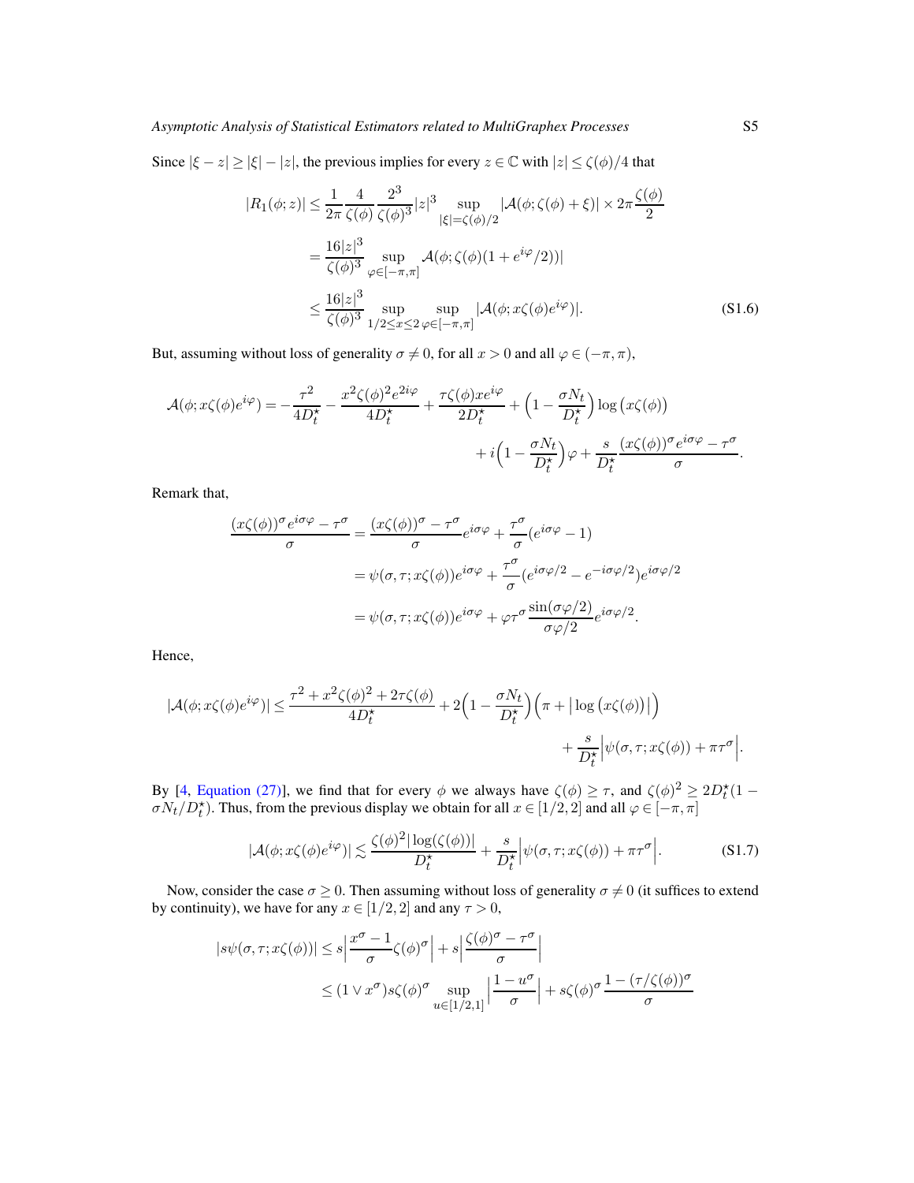Since $|\xi - z| \geq |\xi| - |z|$, the previous implies for every $z \in \mathbb{C}$ with $|z| \leq \zeta(\phi)/4$ that

$$
\begin{aligned}
|R_1(\phi; z)| &\leq \frac{1}{2\pi} \frac{4}{\zeta(\phi)} \frac{2^3}{\zeta(\phi)^3} |z|^3 \sup_{|\xi| = \zeta(\phi)/2} |\mathcal{A}(\phi; \zeta(\phi) + \xi)| \times 2\pi \frac{\zeta(\phi)}{2} \\
&= \frac{16|z|^3}{\zeta(\phi)^3} \sup_{\varphi \in [-\pi, \pi]} \mathcal{A}(\phi; \zeta(\phi)(1 + e^{i\varphi}/2))| \\
&\leq \frac{16|z|^3}{\zeta(\phi)^3} \sup_{1/2 \leq x \leq 2} \sup_{\varphi \in [-\pi, \pi]} |\mathcal{A}(\phi; x\zeta(\phi) e^{i\varphi})|. \qquad \text{(S1.6)}
\end{aligned}
$$

But, assuming without loss of generality $\sigma \neq 0$, for all $x > 0$ and all $\varphi \in (-\pi, \pi)$,

$$
\begin{aligned}
\mathcal{A}(\phi; x\zeta(\phi)e^{i\varphi}) = -\frac{\tau^2}{4D_t^\star} - \frac{x^2 \zeta(\phi)^2 e^{2i\varphi}}{4D_t^\star} + \frac{\tau\zeta(\phi) x e^{i\varphi}}{2D_t^\star} + \Big(1 - \frac{\sigma N_t}{D_t^\star}\Big) \log\big(x\zeta(\phi)\big) \\
+ i\Big(1 - \frac{\sigma N_t}{D_t^\star}\Big)\varphi + \frac{s}{D_t^\star} \frac{(x\zeta(\phi))^\sigma e^{i\sigma\varphi} - \tau^\sigma}{\sigma}.
\end{aligned}
$$

Remark that,

$$
\begin{aligned}
\frac{(x\zeta(\phi))^\sigma e^{i\sigma\varphi} - \tau^\sigma}{\sigma} &= \frac{(x\zeta(\phi))^\sigma - \tau^\sigma}{\sigma} e^{i\sigma\varphi} + \frac{\tau^\sigma}{\sigma}(e^{i\sigma\varphi} - 1) \\
&= \psi(\sigma, \tau; x\zeta(\phi)) e^{i\sigma\varphi} + \frac{\tau^\sigma}{\sigma}(e^{i\sigma\varphi/2} - e^{-i\sigma\varphi/2}) e^{i\sigma\varphi/2} \\
&= \psi(\sigma, \tau; x\zeta(\phi)) e^{i\sigma\varphi} + \varphi\tau^\sigma \frac{\sin(\sigma\varphi/2)}{\sigma\varphi/2} e^{i\sigma\varphi/2}.
\end{aligned}
$$

Hence,

$$
\begin{aligned}
|\mathcal{A}(\phi; x\zeta(\phi)e^{i\varphi})| \leq \frac{\tau^2 + x^2\zeta(\phi)^2 + 2\tau\zeta(\phi)}{4D_t^\star} + 2\Big(1 - \frac{\sigma N_t}{D_t^\star}\Big)\Big(\pi + \big|\log\big(x\zeta(\phi)\big)\big|\Big) \\
+ \frac{s}{D_t^\star}\Big|\psi(\sigma, \tau; x\zeta(\phi)) + \pi\tau^\sigma\Big|.
\end{aligned}
$$

By [4, Equation (27)], we find that for every $\phi$ we always have $\zeta(\phi) \geq \tau$, and $\zeta(\phi)^2 \geq 2D_t^\star(1 - \sigma N_t/D_t^\star)$. Thus, from the previous display we obtain for all $x \in [1/2, 2]$ and all $\varphi \in [-\pi, \pi]$

$$
|\mathcal{A}(\phi; x\zeta(\phi)e^{i\varphi})| \lesssim \frac{\zeta(\phi)^2 |\log(\zeta(\phi))|}{D_t^\star} + \frac{s}{D_t^\star}\Big|\psi(\sigma, \tau; x\zeta(\phi)) + \pi\tau^\sigma\Big|. \qquad \text{(S1.7)}
$$

Now, consider the case $\sigma \geq 0$. Then assuming without loss of generality $\sigma \neq 0$ (it suffices to extend by continuity), we have for any $x \in [1/2, 2]$ and any $\tau > 0$,

$$
\begin{aligned}
|s\psi(\sigma, \tau; x\zeta(\phi))| &\leq s\Big|\frac{x^\sigma - 1}{\sigma}\zeta(\phi)^\sigma\Big| + s\Big|\frac{\zeta(\phi)^\sigma - \tau^\sigma}{\sigma}\Big| \\
&\leq (1 \vee x^\sigma) s\zeta(\phi)^\sigma \sup_{u \in [1/2, 1]} \Big|\frac{1 - u^\sigma}{\sigma}\Big| + s\zeta(\phi)^\sigma \frac{1 - (\tau/\zeta(\phi))^\sigma}{\sigma}
\end{aligned}
$$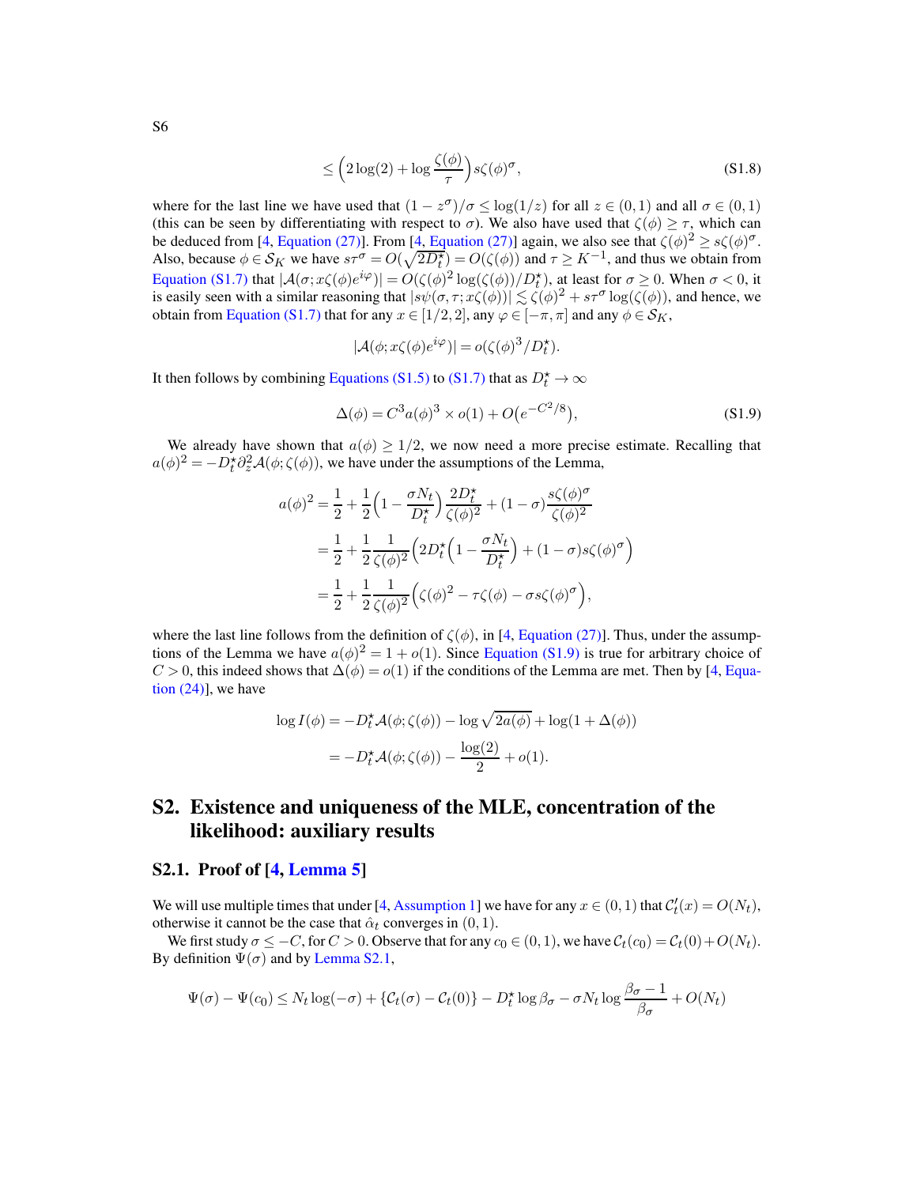$$\leq \Big(2\log(2) + \log\frac{\zeta(\phi)}{\tau}\Big) s\zeta(\phi)^{\sigma}, \tag{S1.8}$$

where for the last line we have used that $(1-z^{\sigma})/\sigma \leq \log(1/z)$ for all $z \in (0,1)$ and all $\sigma \in (0,1)$ (this can be seen by differentiating with respect to $\sigma$). We also have used that $\zeta(\phi) \geq \tau$, which can be deduced from [4, Equation (27)]. From [4, Equation (27)] again, we also see that $\zeta(\phi)^2 \geq s\zeta(\phi)^{\sigma}$. Also, because $\phi \in \mathcal{S}_K$ we have $s\tau^{\sigma} = O(\sqrt{2D_t^{\star}}) = O(\zeta(\phi))$ and $\tau \geq K^{-1}$, and thus we obtain from Equation (S1.7) that $|\mathcal{A}(\sigma; x\zeta(\phi)e^{i\varphi})| = O(\zeta(\phi)^2 \log(\zeta(\phi))/D_t^{\star})$, at least for $\sigma \geq 0$. When $\sigma < 0$, it is easily seen with a similar reasoning that $|s\psi(\sigma,\tau; x\zeta(\phi))| \lesssim \zeta(\phi)^2 + s\tau^{\sigma}\log(\zeta(\phi))$, and hence, we obtain from Equation (S1.7) that for any $x \in [1/2, 2]$, any $\varphi \in [-\pi, \pi]$ and any $\phi \in \mathcal{S}_K$,

$$|\mathcal{A}(\phi; x\zeta(\phi)e^{i\varphi})| = o(\zeta(\phi)^3/D_t^{\star}).$$

It then follows by combining Equations (S1.5) to (S1.7) that as $D_t^{\star} \to \infty$

$$\Delta(\phi) = C^3 a(\phi)^3 \times o(1) + O\big(e^{-C^2/8}\big), \tag{S1.9}$$

We already have shown that $a(\phi) \geq 1/2$, we now need a more precise estimate. Recalling that $a(\phi)^2 = -D_t^{\star}\partial_z^2 \mathcal{A}(\phi; \zeta(\phi))$, we have under the assumptions of the Lemma,

$$\begin{aligned}
a(\phi)^2 &= \frac{1}{2} + \frac{1}{2}\Big(1 - \frac{\sigma N_t}{D_t^{\star}}\Big)\frac{2D_t^{\star}}{\zeta(\phi)^2} + (1-\sigma)\frac{s\zeta(\phi)^{\sigma}}{\zeta(\phi)^2} \\
&= \frac{1}{2} + \frac{1}{2}\frac{1}{\zeta(\phi)^2}\Big(2D_t^{\star}\Big(1 - \frac{\sigma N_t}{D_t^{\star}}\Big) + (1-\sigma)s\zeta(\phi)^{\sigma}\Big) \\
&= \frac{1}{2} + \frac{1}{2}\frac{1}{\zeta(\phi)^2}\Big(\zeta(\phi)^2 - \tau\zeta(\phi) - \sigma s\zeta(\phi)^{\sigma}\Big),
\end{aligned}$$

where the last line follows from the definition of $\zeta(\phi)$, in [4, Equation (27)]. Thus, under the assumptions of the Lemma we have $a(\phi)^2 = 1 + o(1)$. Since Equation (S1.9) is true for arbitrary choice of $C > 0$, this indeed shows that $\Delta(\phi) = o(1)$ if the conditions of the Lemma are met. Then by [4, Equation (24)], we have

$$\begin{aligned}
\log I(\phi) &= -D_t^{\star}\mathcal{A}(\phi; \zeta(\phi)) - \log\sqrt{2a(\phi)} + \log(1 + \Delta(\phi)) \\
&= -D_t^{\star}\mathcal{A}(\phi; \zeta(\phi)) - \frac{\log(2)}{2} + o(1).
\end{aligned}$$

## S2. Existence and uniqueness of the MLE, concentration of the likelihood: auxiliary results

### S2.1. Proof of [4, Lemma 5]

We will use multiple times that under [4, Assumption 1] we have for any $x \in (0,1)$ that $\mathcal{C}_t'(x) = O(N_t)$, otherwise it cannot be the case that $\hat{\alpha}_t$ converges in $(0,1)$.

We first study $\sigma \leq -C$, for $C > 0$. Observe that for any $c_0 \in (0,1)$, we have $\mathcal{C}_t(c_0) = \mathcal{C}_t(0) + O(N_t)$. By definition $\Psi(\sigma)$ and by Lemma S2.1,

$$\Psi(\sigma) - \Psi(c_0) \leq N_t \log(-\sigma) + \{\mathcal{C}_t(\sigma) - \mathcal{C}_t(0)\} - D_t^{\star}\log\beta_{\sigma} - \sigma N_t \log\frac{\beta_{\sigma} - 1}{\beta_{\sigma}} + O(N_t)$$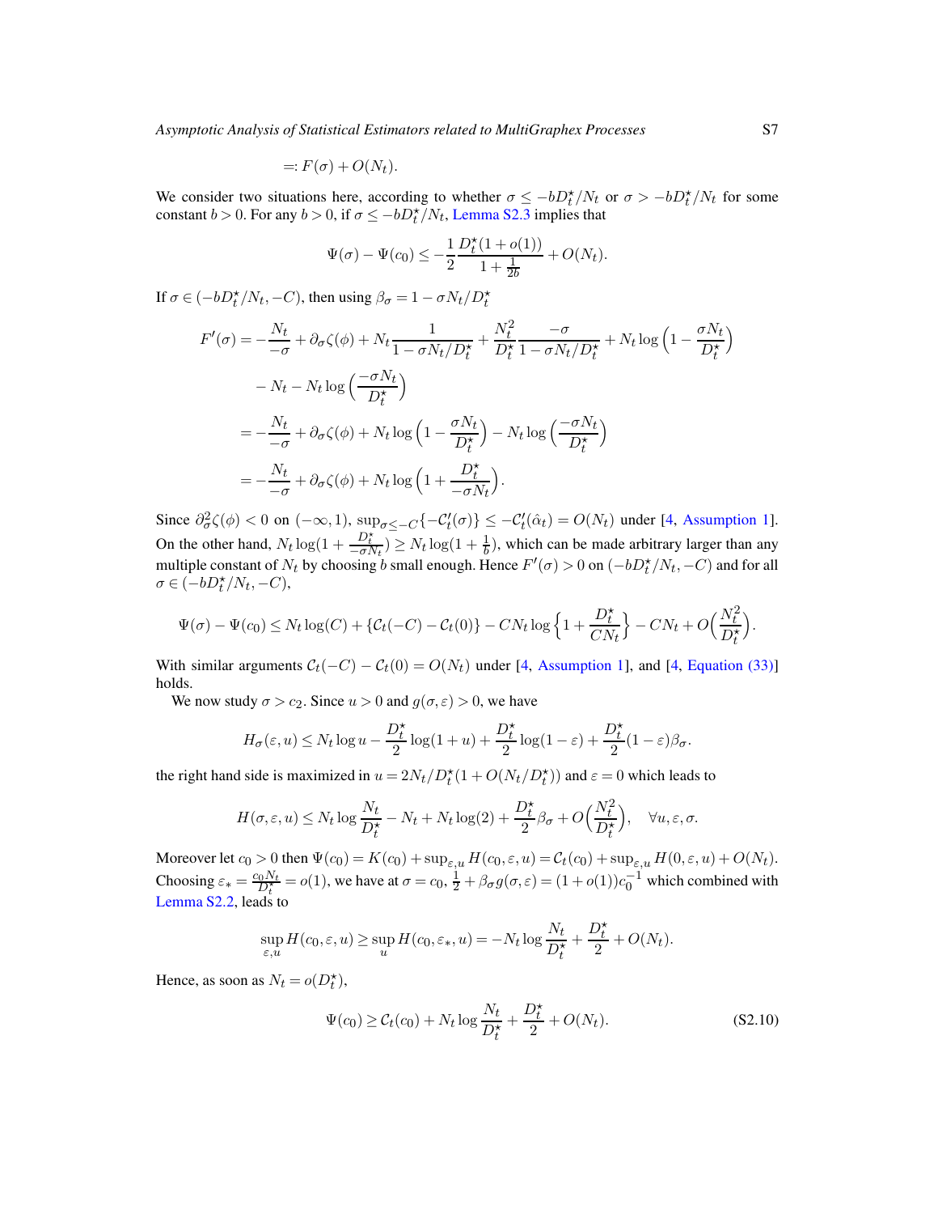$$=: F(\sigma) + O(N_t).$$

We consider two situations here, according to whether $\sigma \le -bD_t^\star/N_t$ or $\sigma > -bD_t^\star/N_t$ for some constant $b > 0$. For any $b > 0$, if $\sigma \le -bD_t^\star/N_t$, Lemma S2.3 implies that

$$\Psi(\sigma) - \Psi(c_0) \le -\frac{1}{2}\frac{D_t^\star(1+o(1))}{1+\frac{1}{2b}} + O(N_t).$$

If $\sigma \in (-bD_t^\star/N_t, -C)$, then using $\beta_\sigma = 1 - \sigma N_t/D_t^\star$

$$\begin{aligned}
F'(\sigma) &= -\frac{N_t}{-\sigma} + \partial_\sigma \zeta(\phi) + N_t \frac{1}{1-\sigma N_t/D_t^\star} + \frac{N_t^2}{D_t^\star}\frac{-\sigma}{1-\sigma N_t/D_t^\star} + N_t \log\Big(1 - \frac{\sigma N_t}{D_t^\star}\Big) \\
&\quad - N_t - N_t \log\Big(\frac{-\sigma N_t}{D_t^\star}\Big) \\
&= -\frac{N_t}{-\sigma} + \partial_\sigma \zeta(\phi) + N_t \log\Big(1 - \frac{\sigma N_t}{D_t^\star}\Big) - N_t \log\Big(\frac{-\sigma N_t}{D_t^\star}\Big) \\
&= -\frac{N_t}{-\sigma} + \partial_\sigma \zeta(\phi) + N_t \log\Big(1 + \frac{D_t^\star}{-\sigma N_t}\Big).
\end{aligned}$$

Since $\partial_\sigma^2 \zeta(\phi) < 0$ on $(-\infty, 1)$, $\sup_{\sigma \le -C}\{-\mathcal{C}_t'(\sigma)\} \le -\mathcal{C}_t'(\hat{\alpha}_t) = O(N_t)$ under [4, Assumption 1]. On the other hand, $N_t \log(1 + \frac{D_t^\star}{-\sigma N_t}) \ge N_t \log(1 + \frac{1}{b})$, which can be made arbitrary larger than any multiple constant of $N_t$ by choosing $b$ small enough. Hence $F'(\sigma) > 0$ on $(-bD_t^\star/N_t, -C)$ and for all $\sigma \in (-bD_t^\star/N_t, -C)$,

$$\Psi(\sigma) - \Psi(c_0) \le N_t \log(C) + \{\mathcal{C}_t(-C) - \mathcal{C}_t(0)\} - CN_t \log\Big\{1 + \frac{D_t^\star}{CN_t}\Big\} - CN_t + O\Big(\frac{N_t^2}{D_t^\star}\Big).$$

With similar arguments $\mathcal{C}_t(-C) - \mathcal{C}_t(0) = O(N_t)$ under [4, Assumption 1], and [4, Equation (33)] holds.

We now study $\sigma > c_2$. Since $u > 0$ and $g(\sigma, \varepsilon) > 0$, we have

$$H_\sigma(\varepsilon, u) \le N_t \log u - \frac{D_t^\star}{2}\log(1+u) + \frac{D_t^\star}{2}\log(1-\varepsilon) + \frac{D_t^\star}{2}(1-\varepsilon)\beta_\sigma.$$

the right hand side is maximized in $u = 2N_t/D_t^\star(1 + O(N_t/D_t^\star))$ and $\varepsilon = 0$ which leads to

$$H(\sigma, \varepsilon, u) \le N_t \log \frac{N_t}{D_t^\star} - N_t + N_t \log(2) + \frac{D_t^\star}{2}\beta_\sigma + O\Big(\frac{N_t^2}{D_t^\star}\Big), \quad \forall u, \varepsilon, \sigma.$$

Moreover let $c_0 > 0$ then $\Psi(c_0) = K(c_0) + \sup_{\varepsilon,u} H(c_0, \varepsilon, u) = \mathcal{C}_t(c_0) + \sup_{\varepsilon,u} H(0, \varepsilon, u) + O(N_t)$. Choosing $\varepsilon_* = \frac{c_0 N_t}{D_t^\star} = o(1)$, we have at $\sigma = c_0$, $\frac{1}{2} + \beta_\sigma g(\sigma, \varepsilon) = (1+o(1))c_0^{-1}$ which combined with Lemma S2.2, leads to

$$\sup_{\varepsilon,u} H(c_0, \varepsilon, u) \ge \sup_u H(c_0, \varepsilon_*, u) = -N_t \log \frac{N_t}{D_t^\star} + \frac{D_t^\star}{2} + O(N_t).$$

Hence, as soon as $N_t = o(D_t^\star)$,

$$\Psi(c_0) \ge \mathcal{C}_t(c_0) + N_t \log \frac{N_t}{D_t^\star} + \frac{D_t^\star}{2} + O(N_t). \tag{S2.10}$$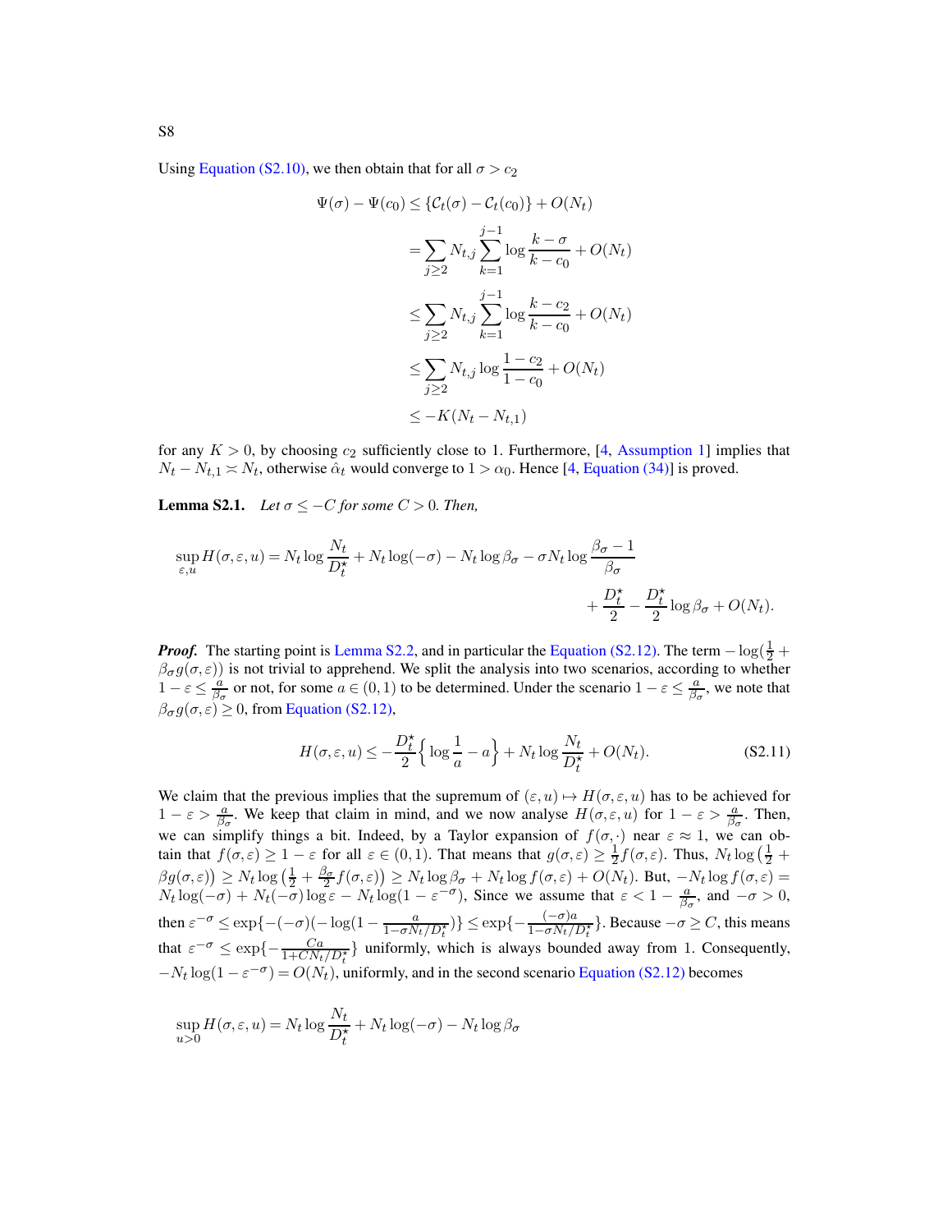Using Equation (S2.10), we then obtain that for all $\sigma > c_2$

$$
\begin{aligned}
\Psi(\sigma) - \Psi(c_0) &\leq \{\mathcal{C}_t(\sigma) - \mathcal{C}_t(c_0)\} + O(N_t) \\
&= \sum_{j\geq 2} N_{t,j} \sum_{k=1}^{j-1} \log \frac{k-\sigma}{k-c_0} + O(N_t) \\
&\leq \sum_{j\geq 2} N_{t,j} \sum_{k=1}^{j-1} \log \frac{k-c_2}{k-c_0} + O(N_t) \\
&\leq \sum_{j\geq 2} N_{t,j} \log \frac{1-c_2}{1-c_0} + O(N_t) \\
&\leq -K(N_t - N_{t,1})
\end{aligned}
$$

for any $K > 0$, by choosing $c_2$ sufficiently close to 1. Furthermore, [4, Assumption 1] implies that $N_t - N_{t,1} \asymp N_t$, otherwise $\hat{\alpha}_t$ would converge to $1 > \alpha_0$. Hence [4, Equation (34)] is proved.

**Lemma S2.1.** *Let $\sigma \leq -C$ for some $C > 0$. Then,*

$$
\sup_{\varepsilon,u} H(\sigma,\varepsilon,u) = N_t \log \frac{N_t}{D_t^\star} + N_t \log(-\sigma) - N_t \log \beta_\sigma - \sigma N_t \log \frac{\beta_\sigma - 1}{\beta_\sigma} + \frac{D_t^\star}{2} - \frac{D_t^\star}{2} \log \beta_\sigma + O(N_t).
$$

***Proof.*** The starting point is Lemma S2.2, and in particular the Equation (S2.12). The term $-\log(\frac{1}{2} + \beta_\sigma g(\sigma,\varepsilon))$ is not trivial to apprehend. We split the analysis into two scenarios, according to whether $1-\varepsilon \leq \frac{a}{\beta_\sigma}$ or not, for some $a \in (0,1)$ to be determined. Under the scenario $1-\varepsilon \leq \frac{a}{\beta_\sigma}$, we note that $\beta_\sigma g(\sigma,\varepsilon) \geq 0$, from Equation (S2.12),

$$
H(\sigma,\varepsilon,u) \leq -\frac{D_t^\star}{2}\Big\{\log\frac{1}{a} - a\Big\} + N_t \log \frac{N_t}{D_t^\star} + O(N_t). \tag{S2.11}
$$

We claim that the previous implies that the supremum of $(\varepsilon,u) \mapsto H(\sigma,\varepsilon,u)$ has to be achieved for $1-\varepsilon > \frac{a}{\beta_\sigma}$. We keep that claim in mind, and we now analyse $H(\sigma,\varepsilon,u)$ for $1-\varepsilon > \frac{a}{\beta_\sigma}$. Then, we can simplify things a bit. Indeed, by a Taylor expansion of $f(\sigma,\cdot)$ near $\varepsilon \approx 1$, we can obtain that $f(\sigma,\varepsilon) \geq 1-\varepsilon$ for all $\varepsilon \in (0,1)$. That means that $g(\sigma,\varepsilon) \geq \frac{1}{2} f(\sigma,\varepsilon)$. Thus, $N_t \log\big(\frac{1}{2} + \beta g(\sigma,\varepsilon)\big) \geq N_t \log\big(\frac{1}{2} + \frac{\beta_\sigma}{2} f(\sigma,\varepsilon)\big) \geq N_t \log \beta_\sigma + N_t \log f(\sigma,\varepsilon) + O(N_t)$. But, $-N_t \log f(\sigma,\varepsilon) = N_t \log(-\sigma) + N_t(-\sigma)\log\varepsilon - N_t \log(1-\varepsilon^{-\sigma})$, Since we assume that $\varepsilon < 1 - \frac{a}{\beta_\sigma}$, and $-\sigma > 0$, then $\varepsilon^{-\sigma} \leq \exp\{-(-\sigma)(-\log(1-\frac{a}{1-\sigma N_t/D_t^\star}))\} \leq \exp\{-\frac{(-\sigma)a}{1-\sigma N_t/D_t^\star}\}$. Because $-\sigma \geq C$, this means that $\varepsilon^{-\sigma} \leq \exp\{-\frac{Ca}{1+CN_t/D_t^\star}\}$ uniformly, which is always bounded away from 1. Consequently, $-N_t \log(1-\varepsilon^{-\sigma}) = O(N_t)$, uniformly, and in the second scenario Equation (S2.12) becomes

$$
\sup_{u>0} H(\sigma,\varepsilon,u) = N_t \log \frac{N_t}{D_t^\star} + N_t \log(-\sigma) - N_t \log \beta_\sigma
$$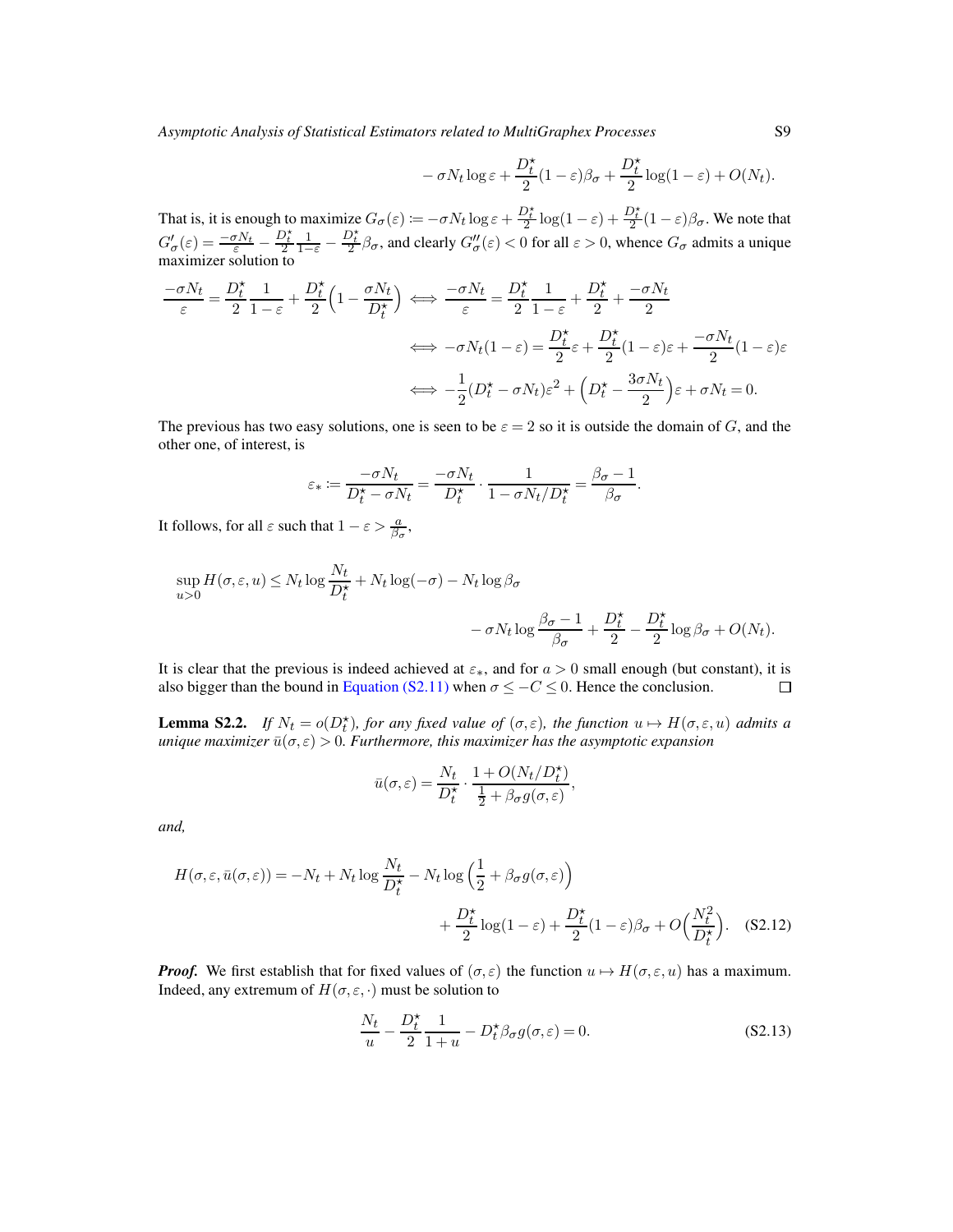$$- \sigma N_t \log \varepsilon + \frac{D_t^\star}{2}(1-\varepsilon)\beta_\sigma + \frac{D_t^\star}{2}\log(1-\varepsilon) + O(N_t).$$

That is, it is enough to maximize $G_\sigma(\varepsilon) \coloneqq -\sigma N_t \log \varepsilon + \frac{D_t^\star}{2}\log(1-\varepsilon) + \frac{D_t^\star}{2}(1-\varepsilon)\beta_\sigma$. We note that $G_\sigma'(\varepsilon) = \frac{-\sigma N_t}{\varepsilon} - \frac{D_t^\star}{2}\frac{1}{1-\varepsilon} - \frac{D_t^\star}{2}\beta_\sigma$, and clearly $G_\sigma''(\varepsilon) < 0$ for all $\varepsilon > 0$, whence $G_\sigma$ admits a unique maximizer solution to

$$\begin{aligned}
\frac{-\sigma N_t}{\varepsilon} = \frac{D_t^\star}{2}\frac{1}{1-\varepsilon} + \frac{D_t^\star}{2}\Big(1 - \frac{\sigma N_t}{D_t^\star}\Big) &\iff \frac{-\sigma N_t}{\varepsilon} = \frac{D_t^\star}{2}\frac{1}{1-\varepsilon} + \frac{D_t^\star}{2} + \frac{-\sigma N_t}{2} \\
&\iff -\sigma N_t(1-\varepsilon) = \frac{D_t^\star}{2}\varepsilon + \frac{D_t^\star}{2}(1-\varepsilon)\varepsilon + \frac{-\sigma N_t}{2}(1-\varepsilon)\varepsilon \\
&\iff -\frac{1}{2}(D_t^\star - \sigma N_t)\varepsilon^2 + \Big(D_t^\star - \frac{3\sigma N_t}{2}\Big)\varepsilon + \sigma N_t = 0.
\end{aligned}$$

The previous has two easy solutions, one is seen to be $\varepsilon = 2$ so it is outside the domain of $G$, and the other one, of interest, is

$$\varepsilon_* \coloneqq \frac{-\sigma N_t}{D_t^\star - \sigma N_t} = \frac{-\sigma N_t}{D_t^\star} \cdot \frac{1}{1 - \sigma N_t / D_t^\star} = \frac{\beta_\sigma - 1}{\beta_\sigma}.$$

It follows, for all $\varepsilon$ such that $1 - \varepsilon > \frac{a}{\beta_\sigma}$,

$$\begin{aligned}
\sup_{u>0} H(\sigma, \varepsilon, u) \le N_t \log \frac{N_t}{D_t^\star} + N_t \log(-\sigma) - N_t \log \beta_\sigma \\
- \sigma N_t \log \frac{\beta_\sigma - 1}{\beta_\sigma} + \frac{D_t^\star}{2} - \frac{D_t^\star}{2}\log \beta_\sigma + O(N_t).
\end{aligned}$$

It is clear that the previous is indeed achieved at $\varepsilon_*$, and for $a > 0$ small enough (but constant), it is also bigger than the bound in Equation (S2.11) when $\sigma \le -C \le 0$. Hence the conclusion. ∎

**Lemma S2.2.** *If $N_t = o(D_t^\star)$, for any fixed value of $(\sigma, \varepsilon)$, the function $u \mapsto H(\sigma, \varepsilon, u)$ admits a unique maximizer $\bar{u}(\sigma, \varepsilon) > 0$. Furthermore, this maximizer has the asymptotic expansion*

$$\bar{u}(\sigma, \varepsilon) = \frac{N_t}{D_t^\star} \cdot \frac{1 + O(N_t / D_t^\star)}{\frac{1}{2} + \beta_\sigma g(\sigma, \varepsilon)},$$

*and,*

$$\begin{aligned}
H(\sigma, \varepsilon, \bar{u}(\sigma, \varepsilon)) = -N_t + N_t \log \frac{N_t}{D_t^\star} - N_t \log \Big(\frac{1}{2} + \beta_\sigma g(\sigma, \varepsilon)\Big) \\
+ \frac{D_t^\star}{2}\log(1-\varepsilon) + \frac{D_t^\star}{2}(1-\varepsilon)\beta_\sigma + O\Big(\frac{N_t^2}{D_t^\star}\Big). \quad \text{(S2.12)}
\end{aligned}$$

***Proof.*** We first establish that for fixed values of $(\sigma, \varepsilon)$ the function $u \mapsto H(\sigma, \varepsilon, u)$ has a maximum. Indeed, any extremum of $H(\sigma, \varepsilon, \cdot)$ must be solution to

$$\frac{N_t}{u} - \frac{D_t^\star}{2}\frac{1}{1+u} - D_t^\star \beta_\sigma g(\sigma, \varepsilon) = 0. \quad \text{(S2.13)}$$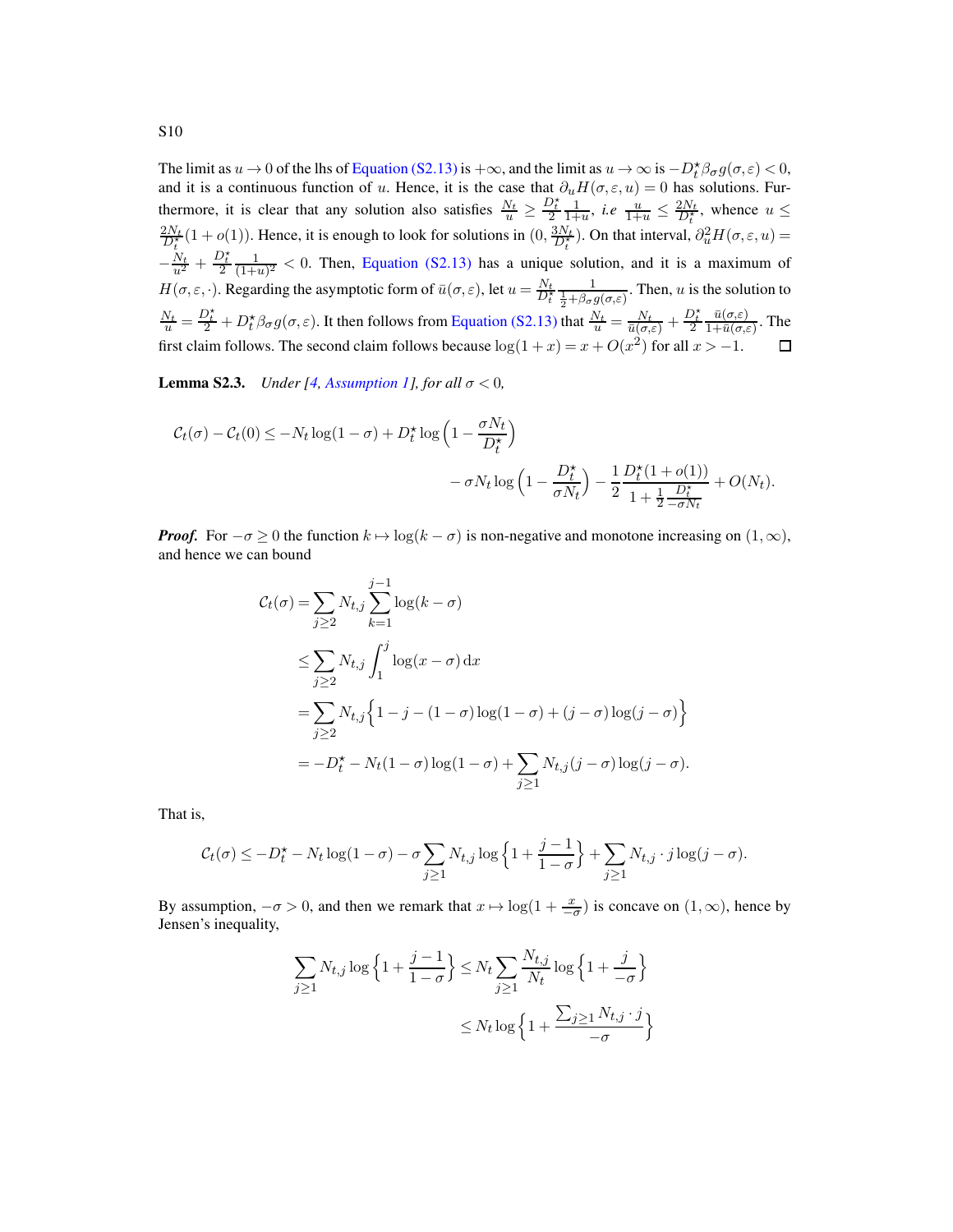The limit as $u \to 0$ of the lhs of Equation (S2.13) is $+\infty$, and the limit as $u \to \infty$ is $-D_t^\star \beta_\sigma g(\sigma, \varepsilon) < 0$, and it is a continuous function of $u$. Hence, it is the case that $\partial_u H(\sigma, \varepsilon, u) = 0$ has solutions. Furthermore, it is clear that any solution also satisfies $\frac{N_t}{u} \geq \frac{D_t^\star}{2} \frac{1}{1+u}$, *i.e* $\frac{u}{1+u} \leq \frac{2N_t}{D_t^\star}$, whence $u \leq \frac{2N_t}{D_t^\star}(1 + o(1))$. Hence, it is enough to look for solutions in $(0, \frac{3N_t}{D_t^\star})$. On that interval, $\partial_u^2 H(\sigma, \varepsilon, u) = -\frac{N_t}{u^2} + \frac{D_t^\star}{2} \frac{1}{(1+u)^2} < 0$. Then, Equation (S2.13) has a unique solution, and it is a maximum of $H(\sigma, \varepsilon, \cdot)$. Regarding the asymptotic form of $\bar{u}(\sigma, \varepsilon)$, let $u = \frac{N_t}{D_t^\star} \frac{1}{\frac{1}{2} + \beta_\sigma g(\sigma, \varepsilon)}$. Then, $u$ is the solution to $\frac{N_t}{u} = \frac{D_t^\star}{2} + D_t^\star \beta_\sigma g(\sigma, \varepsilon)$. It then follows from Equation (S2.13) that $\frac{N_t}{u} = \frac{N_t}{\bar{u}(\sigma,\varepsilon)} + \frac{D_t^\star}{2} \frac{\bar{u}(\sigma,\varepsilon)}{1+\bar{u}(\sigma,\varepsilon)}$. The first claim follows. The second claim follows because $\log(1 + x) = x + O(x^2)$ for all $x > -1$. $\square$

**Lemma S2.3.** *Under [4, Assumption 1], for all $\sigma < 0$,*

$$\mathcal{C}_t(\sigma) - \mathcal{C}_t(0) \leq -N_t \log(1 - \sigma) + D_t^\star \log\Big(1 - \frac{\sigma N_t}{D_t^\star}\Big) - \sigma N_t \log\Big(1 - \frac{D_t^\star}{\sigma N_t}\Big) - \frac{1}{2} \frac{D_t^\star(1 + o(1))}{1 + \frac{1}{2}\frac{D_t^\star}{-\sigma N_t}} + O(N_t).$$

***Proof.*** For $-\sigma \geq 0$ the function $k \mapsto \log(k - \sigma)$ is non-negative and monotone increasing on $(1, \infty)$, and hence we can bound

$$\begin{aligned}
\mathcal{C}_t(\sigma) &= \sum_{j \geq 2} N_{t,j} \sum_{k=1}^{j-1} \log(k - \sigma) \\
&\leq \sum_{j \geq 2} N_{t,j} \int_1^j \log(x - \sigma)\,\mathrm{d}x \\
&= \sum_{j \geq 2} N_{t,j} \Big\{ 1 - j - (1 - \sigma)\log(1 - \sigma) + (j - \sigma)\log(j - \sigma) \Big\} \\
&= -D_t^\star - N_t(1 - \sigma)\log(1 - \sigma) + \sum_{j \geq 1} N_{t,j}(j - \sigma)\log(j - \sigma).
\end{aligned}$$

That is,

$$\mathcal{C}_t(\sigma) \leq -D_t^\star - N_t \log(1 - \sigma) - \sigma \sum_{j \geq 1} N_{t,j} \log\Big\{1 + \frac{j-1}{1-\sigma}\Big\} + \sum_{j \geq 1} N_{t,j} \cdot j \log(j - \sigma).$$

By assumption, $-\sigma > 0$, and then we remark that $x \mapsto \log(1 + \frac{x}{-\sigma})$ is concave on $(1, \infty)$, hence by Jensen's inequality,

$$\begin{aligned}
\sum_{j \geq 1} N_{t,j} \log\Big\{1 + \frac{j-1}{1-\sigma}\Big\} &\leq N_t \sum_{j \geq 1} \frac{N_{t,j}}{N_t} \log\Big\{1 + \frac{j}{-\sigma}\Big\} \\
&\leq N_t \log\Big\{1 + \frac{\sum_{j \geq 1} N_{t,j} \cdot j}{-\sigma}\Big\}
\end{aligned}$$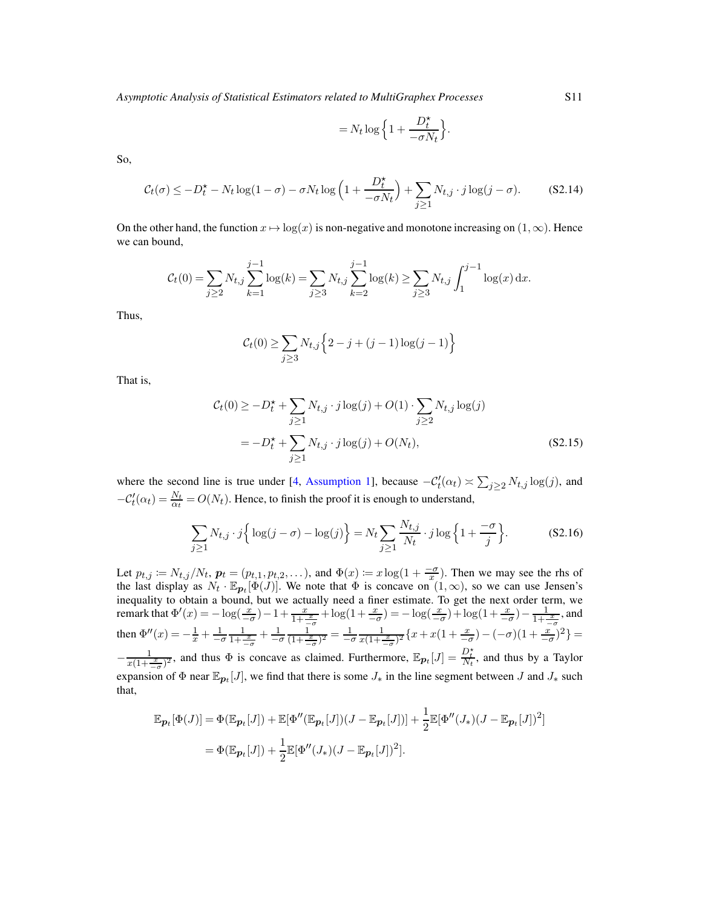$$= N_t \log \Big\{ 1 + \frac{D_t^\star}{-\sigma N_t} \Big\}.$$

So,

$$\mathcal{C}_t(\sigma) \leq -D_t^\star - N_t \log(1-\sigma) - \sigma N_t \log\Big(1 + \frac{D_t^\star}{-\sigma N_t}\Big) + \sum_{j\geq 1} N_{t,j} \cdot j \log(j-\sigma). \tag{S2.14}$$

On the other hand, the function $x \mapsto \log(x)$ is non-negative and monotone increasing on $(1,\infty)$. Hence we can bound,

$$\mathcal{C}_t(0) = \sum_{j\geq 2} N_{t,j} \sum_{k=1}^{j-1} \log(k) = \sum_{j\geq 3} N_{t,j} \sum_{k=2}^{j-1} \log(k) \geq \sum_{j\geq 3} N_{t,j} \int_1^{j-1} \log(x)\, \mathrm{d}x.$$

Thus,

$$\mathcal{C}_t(0) \geq \sum_{j\geq 3} N_{t,j} \Big\{ 2 - j + (j-1)\log(j-1) \Big\}$$

That is,

$$\begin{aligned}
\mathcal{C}_t(0) &\geq -D_t^\star + \sum_{j\geq 1} N_{t,j} \cdot j \log(j) + O(1) \cdot \sum_{j\geq 2} N_{t,j} \log(j) \\
&= -D_t^\star + \sum_{j\geq 1} N_{t,j} \cdot j \log(j) + O(N_t),
\end{aligned} \tag{S2.15}$$

where the second line is true under [4, Assumption 1], because $-\mathcal{C}_t'(\alpha_t) \asymp \sum_{j\geq 2} N_{t,j} \log(j)$, and $-\mathcal{C}_t'(\alpha_t) = \frac{N_t}{\alpha_t} = O(N_t)$. Hence, to finish the proof it is enough to understand,

$$\sum_{j\geq 1} N_{t,j} \cdot j \Big\{ \log(j-\sigma) - \log(j) \Big\} = N_t \sum_{j\geq 1} \frac{N_{t,j}}{N_t} \cdot j \log\Big\{ 1 + \frac{-\sigma}{j} \Big\}. \tag{S2.16}$$

Let $p_{t,j} := N_{t,j}/N_t$, $\boldsymbol{p}_t = (p_{t,1}, p_{t,2}, \dots)$, and $\Phi(x) := x \log(1 + \frac{-\sigma}{x})$. Then we may see the rhs of the last display as $N_t \cdot \mathbb{E}_{\boldsymbol{p}_t}[\Phi(J)]$. We note that $\Phi$ is concave on $(1,\infty)$, so we can use Jensen's inequality to obtain a bound, but we actually need a finer estimate. To get the next order term, we remark that $\Phi'(x) = -\log(\frac{x}{-\sigma}) - 1 + \frac{x}{1+\frac{x}{-\sigma}} + \log(1+\frac{x}{-\sigma}) = -\log(\frac{x}{-\sigma}) + \log(1+\frac{x}{-\sigma}) - \frac{1}{1+\frac{x}{-\sigma}}$, and then $\Phi''(x) = -\frac{1}{x} + \frac{1}{-\sigma}\frac{1}{1+\frac{x}{-\sigma}} + \frac{1}{-\sigma}\frac{1}{(1+\frac{x}{-\sigma})^2} = \frac{1}{-\sigma}\frac{1}{x(1+\frac{x}{-\sigma})^2}\{x + x(1+\frac{x}{-\sigma}) - (-\sigma)(1+\frac{x}{-\sigma})^2\} = -\frac{1}{x(1+\frac{x}{-\sigma})^2}$, and thus $\Phi$ is concave as claimed. Furthermore, $\mathbb{E}_{\boldsymbol{p}_t}[J] = \frac{D_t^\star}{N_t}$, and thus by a Taylor expansion of $\Phi$ near $\mathbb{E}_{\boldsymbol{p}_t}[J]$, we find that there is some $J_*$ in the line segment between $J$ and $J_*$ such that,

$$\begin{aligned}
\mathbb{E}_{\boldsymbol{p}_t}[\Phi(J)] &= \Phi(\mathbb{E}_{\boldsymbol{p}_t}[J]) + \mathbb{E}[\Phi''(\mathbb{E}_{\boldsymbol{p}_t}[J])(J - \mathbb{E}_{\boldsymbol{p}_t}[J])] + \frac{1}{2}\mathbb{E}[\Phi''(J_*)(J - \mathbb{E}_{\boldsymbol{p}_t}[J])^2] \\
&= \Phi(\mathbb{E}_{\boldsymbol{p}_t}[J]) + \frac{1}{2}\mathbb{E}[\Phi''(J_*)(J - \mathbb{E}_{\boldsymbol{p}_t}[J])^2].
\end{aligned}$$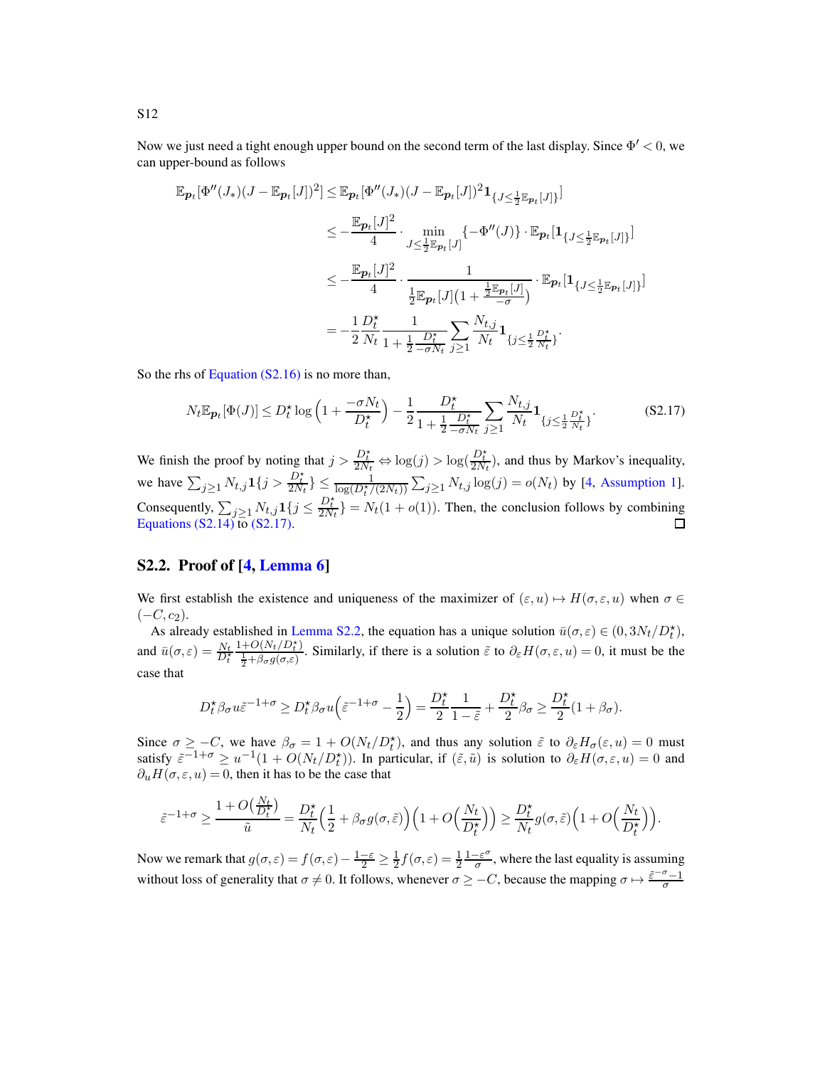Now we just need a tight enough upper bound on the second term of the last display. Since $\Phi' < 0$, we can upper-bound as follows

$$
\begin{aligned}
\mathbb{E}_{\boldsymbol{p}_t}[\Phi''(J_*)(J - \mathbb{E}_{\boldsymbol{p}_t}[J])^2] &\leq \mathbb{E}_{\boldsymbol{p}_t}[\Phi''(J_*)(J - \mathbb{E}_{\boldsymbol{p}_t}[J])^2 \mathbf{1}_{\{J \leq \frac{1}{2}\mathbb{E}_{\boldsymbol{p}_t}[J]\}}] \\
&\leq -\frac{\mathbb{E}_{\boldsymbol{p}_t}[J]^2}{4} \cdot \min_{J \leq \frac{1}{2}\mathbb{E}_{\boldsymbol{p}_t}[J]} \{-\Phi''(J)\} \cdot \mathbb{E}_{\boldsymbol{p}_t}[\mathbf{1}_{\{J \leq \frac{1}{2}\mathbb{E}_{\boldsymbol{p}_t}[J]\}}] \\
&\leq -\frac{\mathbb{E}_{\boldsymbol{p}_t}[J]^2}{4} \cdot \frac{1}{\frac{1}{2}\mathbb{E}_{\boldsymbol{p}_t}[J]\big(1 + \frac{\frac{1}{2}\mathbb{E}_{\boldsymbol{p}_t}[J]}{-\sigma}\big)} \cdot \mathbb{E}_{\boldsymbol{p}_t}[\mathbf{1}_{\{J \leq \frac{1}{2}\mathbb{E}_{\boldsymbol{p}_t}[J]\}}] \\
&= -\frac{1}{2}\frac{D_t^\star}{N_t}\frac{1}{1 + \frac{1}{2}\frac{D_t^\star}{-\sigma N_t}} \sum_{j \geq 1} \frac{N_{t,j}}{N_t} \mathbf{1}_{\{j \leq \frac{1}{2}\frac{D_t^\star}{N_t}\}}.
\end{aligned}
$$

So the rhs of Equation (S2.16) is no more than,

$$
N_t \mathbb{E}_{\boldsymbol{p}_t}[\Phi(J)] \leq D_t^\star \log\Big(1 + \frac{-\sigma N_t}{D_t^\star}\Big) - \frac{1}{2}\frac{D_t^\star}{1 + \frac{1}{2}\frac{D_t^\star}{-\sigma N_t}} \sum_{j \geq 1} \frac{N_{t,j}}{N_t} \mathbf{1}_{\{j \leq \frac{1}{2}\frac{D_t^\star}{N_t}\}}. \tag{S2.17}
$$

We finish the proof by noting that $j > \frac{D_t^\star}{2N_t} \Leftrightarrow \log(j) > \log(\frac{D_t^\star}{2N_t})$, and thus by Markov's inequality, we have $\sum_{j \geq 1} N_{t,j} \mathbf{1}\{j > \frac{D_t^\star}{2N_t}\} \leq \frac{1}{\log(D_t^\star/(2N_t))} \sum_{j \geq 1} N_{t,j} \log(j) = o(N_t)$ by [4, Assumption 1]. Consequently, $\sum_{j \geq 1} N_{t,j} \mathbf{1}\{j \leq \frac{D_t^\star}{2N_t}\} = N_t(1 + o(1))$. Then, the conclusion follows by combining Equations (S2.14) to (S2.17). ☐

## S2.2. Proof of [4, Lemma 6]

We first establish the existence and uniqueness of the maximizer of $(\varepsilon, u) \mapsto H(\sigma, \varepsilon, u)$ when $\sigma \in (-C, c_2)$.

As already established in Lemma S2.2, the equation has a unique solution $\bar{u}(\sigma, \varepsilon) \in (0, 3N_t/D_t^\star)$, and $\bar{u}(\sigma, \varepsilon) = \frac{N_t}{D_t^\star}\frac{1 + O(N_t/D_t^\star)}{\frac{1}{2} + \beta_\sigma g(\sigma, \varepsilon)}$. Similarly, if there is a solution $\tilde{\varepsilon}$ to $\partial_\varepsilon H(\sigma, \varepsilon, u) = 0$, it must be the case that

$$
D_t^\star \beta_\sigma u \tilde{\varepsilon}^{-1+\sigma} \geq D_t^\star \beta_\sigma u\Big(\tilde{\varepsilon}^{-1+\sigma} - \frac{1}{2}\Big) = \frac{D_t^\star}{2}\frac{1}{1 - \tilde{\varepsilon}} + \frac{D_t^\star}{2}\beta_\sigma \geq \frac{D_t^\star}{2}(1 + \beta_\sigma).
$$

Since $\sigma \geq -C$, we have $\beta_\sigma = 1 + O(N_t/D_t^\star)$, and thus any solution $\tilde{\varepsilon}$ to $\partial_\varepsilon H_\sigma(\varepsilon, u) = 0$ must satisfy $\tilde{\varepsilon}^{-1+\sigma} \geq u^{-1}(1 + O(N_t/D_t^\star))$. In particular, if $(\tilde{\varepsilon}, \tilde{u})$ is solution to $\partial_\varepsilon H(\sigma, \varepsilon, u) = 0$ and $\partial_u H(\sigma, \varepsilon, u) = 0$, then it has to be the case that

$$
\tilde{\varepsilon}^{-1+\sigma} \geq \frac{1 + O\big(\frac{N_t}{D_t^\star}\big)}{\tilde{u}} = \frac{D_t^\star}{N_t}\Big(\frac{1}{2} + \beta_\sigma g(\sigma, \tilde{\varepsilon})\Big)\Big(1 + O\Big(\frac{N_t}{D_t^\star}\Big)\Big) \geq \frac{D_t^\star}{N_t} g(\sigma, \tilde{\varepsilon})\Big(1 + O\Big(\frac{N_t}{D_t^\star}\Big)\Big).
$$

Now we remark that $g(\sigma, \varepsilon) = f(\sigma, \varepsilon) - \frac{1-\varepsilon}{2} \geq \frac{1}{2}f(\sigma, \varepsilon) = \frac{1}{2}\frac{1 - \varepsilon^\sigma}{\sigma}$, where the last equality is assuming without loss of generality that $\sigma \neq 0$. It follows, whenever $\sigma \geq -C$, because the mapping $\sigma \mapsto \frac{\tilde{\varepsilon}^{-\sigma} - 1}{\sigma}$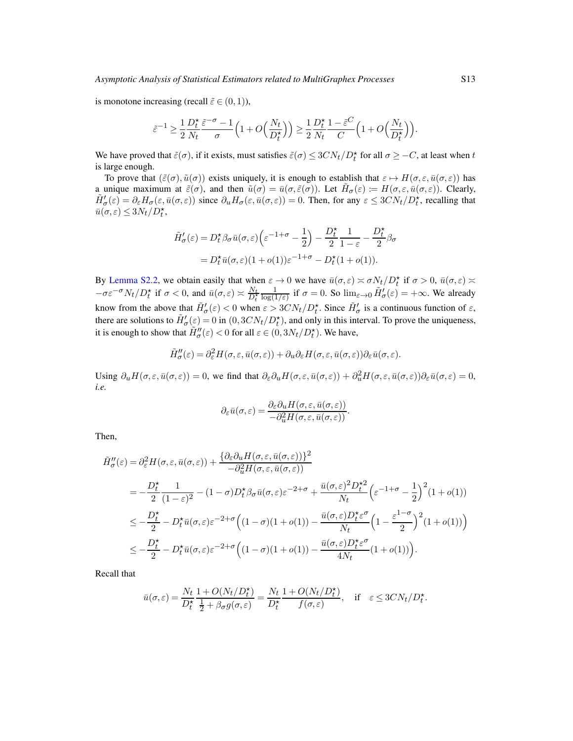is monotone increasing (recall $\tilde{\varepsilon} \in (0,1)$),

$$\tilde{\varepsilon}^{-1} \geq \frac{1}{2}\frac{D_t^\star}{N_t}\frac{\tilde{\varepsilon}^{-\sigma}-1}{\sigma}\Big(1+O\Big(\frac{N_t}{D_t^\star}\Big)\Big) \geq \frac{1}{2}\frac{D_t^\star}{N_t}\frac{1-\tilde{\varepsilon}^{C}}{C}\Big(1+O\Big(\frac{N_t}{D_t^\star}\Big)\Big).$$

We have proved that $\tilde{\varepsilon}(\sigma)$, if it exists, must satisfies $\tilde{\varepsilon}(\sigma) \leq 3CN_t/D_t^\star$ for all $\sigma \geq -C$, at least when $t$ is large enough.

To prove that $(\tilde{\varepsilon}(\sigma), \tilde{u}(\sigma))$ exists uniquely, it is enough to establish that $\varepsilon \mapsto H(\sigma, \varepsilon, \bar{u}(\sigma,\varepsilon))$ has a unique maximum at $\tilde{\varepsilon}(\sigma)$, and then $\tilde{u}(\sigma) = \bar{u}(\sigma, \tilde{\varepsilon}(\sigma))$. Let $\tilde{H}_\sigma(\varepsilon) := H(\sigma,\varepsilon,\bar{u}(\sigma,\varepsilon))$. Clearly, $\tilde{H}_\sigma'(\varepsilon) = \partial_\varepsilon H_\sigma(\varepsilon, \bar{u}(\sigma,\varepsilon))$ since $\partial_u H_\sigma(\varepsilon,\bar{u}(\sigma,\varepsilon)) = 0$. Then, for any $\varepsilon \leq 3CN_t/D_t^\star$, recalling that $\bar{u}(\sigma,\varepsilon) \leq 3N_t/D_t^\star$,

$$\begin{aligned}
\tilde{H}_\sigma'(\varepsilon) &= D_t^\star \beta_\sigma \bar{u}(\sigma,\varepsilon)\Big(\varepsilon^{-1+\sigma} - \frac{1}{2}\Big) - \frac{D_t^\star}{2}\frac{1}{1-\varepsilon} - \frac{D_t^\star}{2}\beta_\sigma \\
&= D_t^\star \bar{u}(\sigma,\varepsilon)(1+o(1))\varepsilon^{-1+\sigma} - D_t^\star(1+o(1)).
\end{aligned}$$

By Lemma S2.2, we obtain easily that when $\varepsilon \to 0$ we have $\bar{u}(\sigma,\varepsilon) \asymp \sigma N_t/D_t^\star$ if $\sigma > 0$, $\bar{u}(\sigma,\varepsilon) \asymp -\sigma\varepsilon^{-\sigma}N_t/D_t^\star$ if $\sigma < 0$, and $\bar{u}(\sigma,\varepsilon) \asymp \frac{N_t}{D_t^\star}\frac{1}{\log(1/\varepsilon)}$ if $\sigma = 0$. So $\lim_{\varepsilon\to 0}\tilde{H}_\sigma'(\varepsilon) = +\infty$. We already know from the above that $\tilde{H}_\sigma'(\varepsilon) < 0$ when $\varepsilon > 3CN_t/D_t^\star$. Since $\tilde{H}_\sigma'$ is a continuous function of $\varepsilon$, there are solutions to $\tilde{H}_\sigma'(\varepsilon) = 0$ in $(0, 3CN_t/D_t^\star)$, and only in this interval. To prove the uniqueness, it is enough to show that $\tilde{H}_\sigma''(\varepsilon) < 0$ for all $\varepsilon \in (0, 3N_t/D_t^\star)$. We have,

$$\tilde{H}_\sigma''(\varepsilon) = \partial_\varepsilon^2 H(\sigma,\varepsilon,\bar{u}(\sigma,\varepsilon)) + \partial_u\partial_\varepsilon H(\sigma,\varepsilon,\bar{u}(\sigma,\varepsilon))\partial_\varepsilon \bar{u}(\sigma,\varepsilon).$$

Using $\partial_u H(\sigma,\varepsilon,\bar{u}(\sigma,\varepsilon)) = 0$, we find that $\partial_\varepsilon \partial_u H(\sigma,\varepsilon,\bar{u}(\sigma,\varepsilon)) + \partial_u^2 H(\sigma,\varepsilon,\bar{u}(\sigma,\varepsilon))\partial_\varepsilon\bar{u}(\sigma,\varepsilon) = 0$, *i.e.*

$$\partial_\varepsilon \bar{u}(\sigma,\varepsilon) = \frac{\partial_\varepsilon\partial_u H(\sigma,\varepsilon,\bar{u}(\sigma,\varepsilon))}{-\partial_u^2 H(\sigma,\varepsilon,\bar{u}(\sigma,\varepsilon))}.$$

Then,

$$\begin{aligned}
\tilde{H}_\sigma''(\varepsilon) &= \partial_\varepsilon^2 H(\sigma,\varepsilon,\bar{u}(\sigma,\varepsilon)) + \frac{\{\partial_\varepsilon\partial_u H(\sigma,\varepsilon,\bar{u}(\sigma,\varepsilon))\}^2}{-\partial_u^2 H(\sigma,\varepsilon,\bar{u}(\sigma,\varepsilon))} \\
&= -\frac{D_t^\star}{2}\frac{1}{(1-\varepsilon)^2} - (1-\sigma)D_t^\star\beta_\sigma\bar{u}(\sigma,\varepsilon)\varepsilon^{-2+\sigma} + \frac{\bar{u}(\sigma,\varepsilon)^2 D_t^{\star 2}}{N_t}\Big(\varepsilon^{-1+\sigma} - \frac{1}{2}\Big)^2(1+o(1)) \\
&\leq -\frac{D_t^\star}{2} - D_t^\star\bar{u}(\sigma,\varepsilon)\varepsilon^{-2+\sigma}\Big((1-\sigma)(1+o(1)) - \frac{\bar{u}(\sigma,\varepsilon)D_t^\star\varepsilon^\sigma}{N_t}\Big(1-\frac{\varepsilon^{1-\sigma}}{2}\Big)^2(1+o(1))\Big) \\
&\leq -\frac{D_t^\star}{2} - D_t^\star\bar{u}(\sigma,\varepsilon)\varepsilon^{-2+\sigma}\Big((1-\sigma)(1+o(1)) - \frac{\bar{u}(\sigma,\varepsilon)D_t^\star\varepsilon^\sigma}{4N_t}(1+o(1))\Big).
\end{aligned}$$

Recall that

$$\bar{u}(\sigma,\varepsilon) = \frac{N_t}{D_t^\star}\frac{1+O(N_t/D_t^\star)}{\frac{1}{2}+\beta_\sigma g(\sigma,\varepsilon)} = \frac{N_t}{D_t^\star}\frac{1+O(N_t/D_t^\star)}{f(\sigma,\varepsilon)}, \quad \text{if} \quad \varepsilon \leq 3CN_t/D_t^\star.$$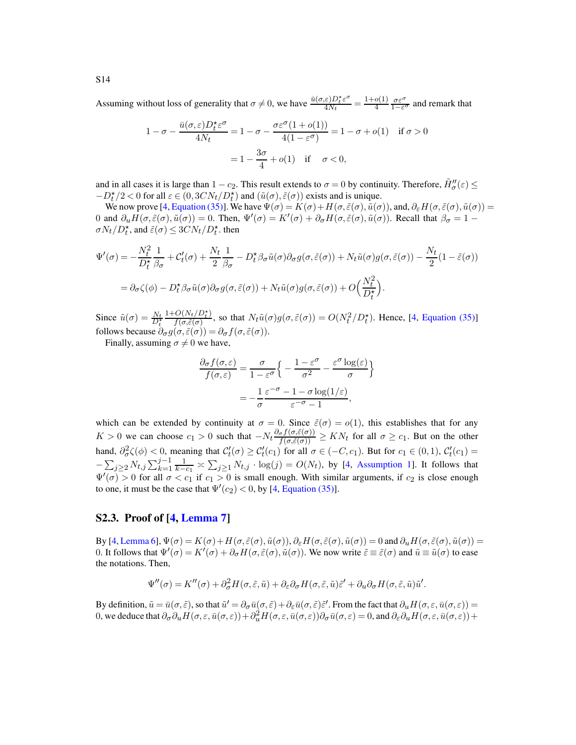Assuming without loss of generality that $\sigma \neq 0$, we have $\frac{\bar{u}(\sigma,\varepsilon) D_t^\star \varepsilon^\sigma}{4N_t} = \frac{1+o(1)}{4} \frac{\sigma \varepsilon^\sigma}{1-\varepsilon^\sigma}$ and remark that

$$
\begin{aligned}
1 - \sigma - \frac{\bar{u}(\sigma,\varepsilon) D_t^\star \varepsilon^\sigma}{4N_t} &= 1 - \sigma - \frac{\sigma \varepsilon^\sigma (1+o(1))}{4(1-\varepsilon^\sigma)} = 1 - \sigma + o(1) \quad \text{if } \sigma > 0 \\
&= 1 - \frac{3\sigma}{4} + o(1) \quad \text{if} \quad \sigma < 0,
\end{aligned}
$$

and in all cases it is large than $1 - c_2$. This result extends to $\sigma = 0$ by continuity. Therefore, $\tilde{H}''_\sigma(\varepsilon) \leq -D_t^\star/2 < 0$ for all $\varepsilon \in (0, 3CN_t/D_t^\star)$ and $(\tilde{u}(\sigma), \tilde{\varepsilon}(\sigma))$ exists and is unique.

We now prove [4, Equation (35)]. We have $\Psi(\sigma) = K(\sigma) + H(\sigma, \tilde{\varepsilon}(\sigma), \tilde{u}(\sigma))$, and, $\partial_\varepsilon H(\sigma, \tilde{\varepsilon}(\sigma), \tilde{u}(\sigma)) = 0$ and $\partial_u H(\sigma, \tilde{\varepsilon}(\sigma), \tilde{u}(\sigma)) = 0$. Then, $\Psi'(\sigma) = K'(\sigma) + \partial_\sigma H(\sigma, \tilde{\varepsilon}(\sigma), \tilde{u}(\sigma))$. Recall that $\beta_\sigma = 1 - \sigma N_t/D_t^\star$, and $\tilde{\varepsilon}(\sigma) \leq 3CN_t/D_t^\star$. then

$$
\begin{aligned}
\Psi'(\sigma) &= -\frac{N_t^2}{D_t^\star} \frac{1}{\beta_\sigma} + \mathcal{C}'_t(\sigma) + \frac{N_t}{2} \frac{1}{\beta_\sigma} - D_t^\star \beta_\sigma \tilde{u}(\sigma) \partial_\sigma g(\sigma, \tilde{\varepsilon}(\sigma)) + N_t \tilde{u}(\sigma) g(\sigma, \tilde{\varepsilon}(\sigma)) - \frac{N_t}{2}(1 - \tilde{\varepsilon}(\sigma)) \\
&= \partial_\sigma \zeta(\phi) - D_t^\star \beta_\sigma \tilde{u}(\sigma) \partial_\sigma g(\sigma, \tilde{\varepsilon}(\sigma)) + N_t \tilde{u}(\sigma) g(\sigma, \tilde{\varepsilon}(\sigma)) + O\Big(\frac{N_t^2}{D_t^\star}\Big).
\end{aligned}
$$

Since $\tilde{u}(\sigma) = \frac{N_t}{D_t^\star} \frac{1+O(N_t/D_t^\star)}{f(\sigma, \tilde{\varepsilon}(\sigma))}$, so that $N_t \tilde{u}(\sigma) g(\sigma, \tilde{\varepsilon}(\sigma)) = O(N_t^2/D_t^\star)$. Hence, [4, Equation (35)] follows because $\partial_\sigma g(\sigma, \tilde{\varepsilon}(\sigma)) = \partial_\sigma f(\sigma, \tilde{\varepsilon}(\sigma))$.

Finally, assuming $\sigma \neq 0$ we have,

$$
\begin{aligned}
\frac{\partial_\sigma f(\sigma,\varepsilon)}{f(\sigma,\varepsilon)} &= \frac{\sigma}{1-\varepsilon^\sigma}\Big\{ -\frac{1-\varepsilon^\sigma}{\sigma^2} - \frac{\varepsilon^\sigma \log(\varepsilon)}{\sigma} \Big\} \\
&= -\frac{1}{\sigma} \frac{\varepsilon^{-\sigma} - 1 - \sigma \log(1/\varepsilon)}{\varepsilon^{-\sigma} - 1},
\end{aligned}
$$

which can be extended by continuity at $\sigma = 0$. Since $\tilde{\varepsilon}(\sigma) = o(1)$, this establishes that for any $K > 0$ we can choose $c_1 > 0$ such that $-N_t \frac{\partial_\sigma f(\sigma, \tilde{\varepsilon}(\sigma))}{f(\sigma, \tilde{\varepsilon}(\sigma))} \geq K N_t$ for all $\sigma \geq c_1$. But on the other hand, $\partial_\sigma^2 \zeta(\phi) < 0$, meaning that $\mathcal{C}'_t(\sigma) \geq \mathcal{C}'_t(c_1)$ for all $\sigma \in (-C, c_1)$. But for $c_1 \in (0,1)$, $\mathcal{C}'_t(c_1) = -\sum_{j \geq 2} N_{t,j} \sum_{k=1}^{j-1} \frac{1}{k - c_1} \asymp \sum_{j \geq 1} N_{t,j} \cdot \log(j) = O(N_t)$, by [4, Assumption 1]. It follows that $\Psi'(\sigma) > 0$ for all $\sigma < c_1$ if $c_1 > 0$ is small enough. With similar arguments, if $c_2$ is close enough to one, it must be the case that $\Psi'(c_2) < 0$, by [4, Equation (35)].

### S2.3. Proof of [4, Lemma 7]

By [4, Lemma 6], $\Psi(\sigma) = K(\sigma) + H(\sigma, \tilde{\varepsilon}(\sigma), \tilde{u}(\sigma))$, $\partial_\varepsilon H(\sigma, \tilde{\varepsilon}(\sigma), \tilde{u}(\sigma)) = 0$ and $\partial_u H(\sigma, \tilde{\varepsilon}(\sigma), \tilde{u}(\sigma)) = 0$. It follows that $\Psi'(\sigma) = K'(\sigma) + \partial_\sigma H(\sigma, \tilde{\varepsilon}(\sigma), \tilde{u}(\sigma))$. We now write $\tilde{\varepsilon} \equiv \tilde{\varepsilon}(\sigma)$ and $\tilde{u} \equiv \tilde{u}(\sigma)$ to ease the notations. Then,

$$
\Psi''(\sigma) = K''(\sigma) + \partial_\sigma^2 H(\sigma, \tilde{\varepsilon}, \tilde{u}) + \partial_\varepsilon \partial_\sigma H(\sigma, \tilde{\varepsilon}, \tilde{u}) \tilde{\varepsilon}' + \partial_u \partial_\sigma H(\sigma, \tilde{\varepsilon}, \tilde{u}) \tilde{u}'.
$$

By definition, $\tilde{u} = \bar{u}(\sigma, \tilde{\varepsilon})$, so that $\tilde{u}' = \partial_\sigma \bar{u}(\sigma, \tilde{\varepsilon}) + \partial_\varepsilon \bar{u}(\sigma, \tilde{\varepsilon}) \tilde{\varepsilon}'$. From the fact that $\partial_u H(\sigma, \varepsilon, \bar{u}(\sigma, \varepsilon)) = 0$, we deduce that $\partial_\sigma \partial_u H(\sigma, \varepsilon, \bar{u}(\sigma, \varepsilon)) + \partial_u^2 H(\sigma, \varepsilon, \bar{u}(\sigma, \varepsilon)) \partial_\sigma \bar{u}(\sigma, \varepsilon) = 0$, and $\partial_\varepsilon \partial_u H(\sigma, \varepsilon, \bar{u}(\sigma, \varepsilon)) +$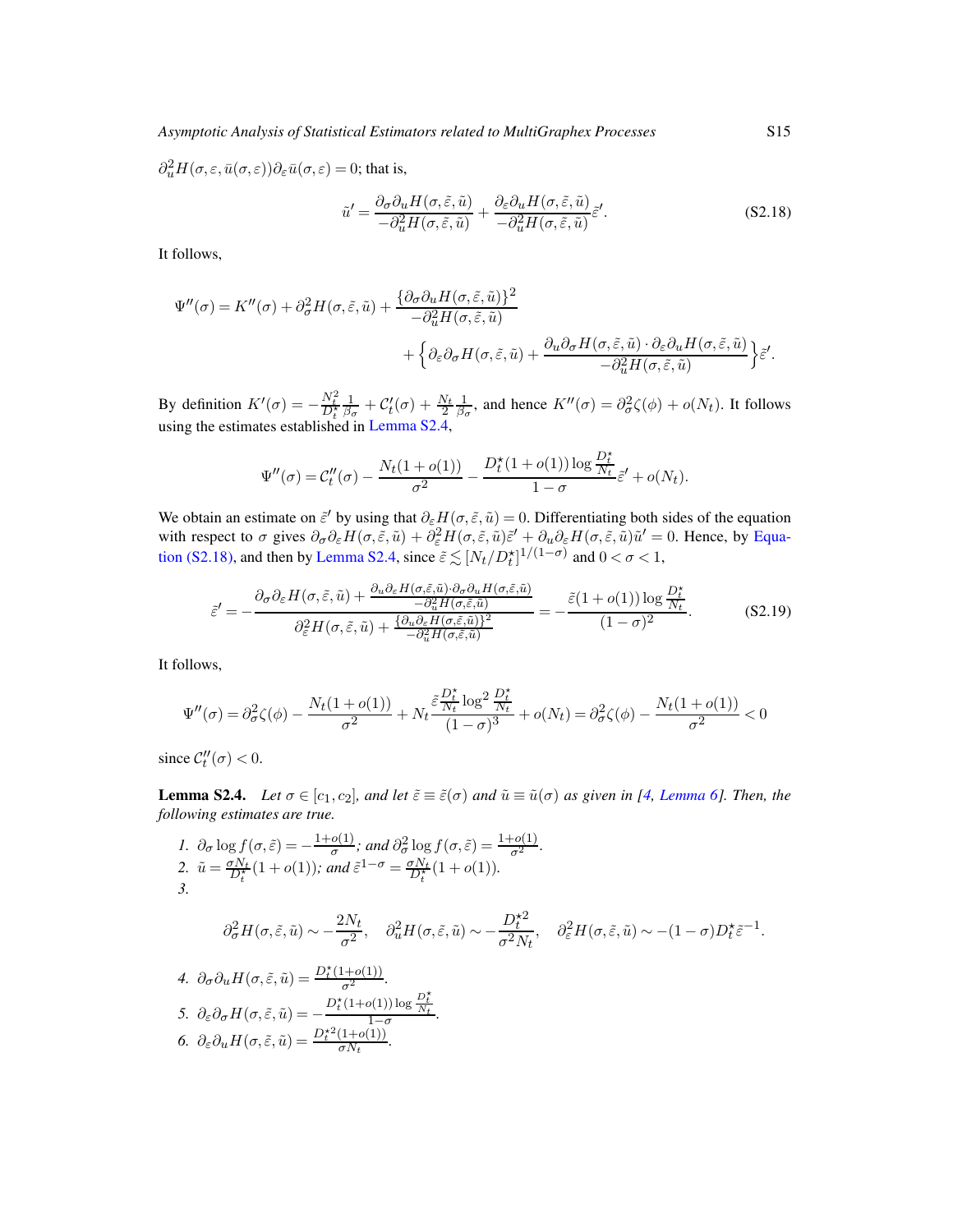$\partial_u^2 H(\sigma, \varepsilon, \bar{u}(\sigma,\varepsilon))\partial_\varepsilon \bar{u}(\sigma,\varepsilon) = 0$; that is,

$$\tilde{u}' = \frac{\partial_\sigma \partial_u H(\sigma,\tilde{\varepsilon},\tilde{u})}{-\partial_u^2 H(\sigma,\tilde{\varepsilon},\tilde{u})} + \frac{\partial_\varepsilon \partial_u H(\sigma,\tilde{\varepsilon},\tilde{u})}{-\partial_u^2 H(\sigma,\tilde{\varepsilon},\tilde{u})}\tilde{\varepsilon}'. \tag{S2.18}$$

It follows,

$$\Psi''(\sigma) = K''(\sigma) + \partial_\sigma^2 H(\sigma,\tilde{\varepsilon},\tilde{u}) + \frac{\{\partial_\sigma \partial_u H(\sigma,\tilde{\varepsilon},\tilde{u})\}^2}{-\partial_u^2 H(\sigma,\tilde{\varepsilon},\tilde{u})} + \Big\{\partial_\varepsilon \partial_\sigma H(\sigma,\tilde{\varepsilon},\tilde{u}) + \frac{\partial_u \partial_\sigma H(\sigma,\tilde{\varepsilon},\tilde{u}) \cdot \partial_\varepsilon \partial_u H(\sigma,\tilde{\varepsilon},\tilde{u})}{-\partial_u^2 H(\sigma,\tilde{\varepsilon},\tilde{u})}\Big\}\tilde{\varepsilon}'.$$

By definition $K'(\sigma) = -\frac{N_t^2}{D_t^\star}\frac{1}{\beta_\sigma} + \mathcal{C}_t'(\sigma) + \frac{N_t}{2}\frac{1}{\beta_\sigma}$, and hence $K''(\sigma) = \partial_\sigma^2 \zeta(\phi) + o(N_t)$. It follows using the estimates established in Lemma S2.4,

$$\Psi''(\sigma) = \mathcal{C}_t''(\sigma) - \frac{N_t(1+o(1))}{\sigma^2} - \frac{D_t^\star(1+o(1))\log\frac{D_t^\star}{N_t}}{1-\sigma}\tilde{\varepsilon}' + o(N_t).$$

We obtain an estimate on $\tilde{\varepsilon}'$ by using that $\partial_\varepsilon H(\sigma,\tilde{\varepsilon},\tilde{u}) = 0$. Differentiating both sides of the equation with respect to $\sigma$ gives $\partial_\sigma \partial_\varepsilon H(\sigma,\tilde{\varepsilon},\tilde{u}) + \partial_\varepsilon^2 H(\sigma,\tilde{\varepsilon},\tilde{u})\tilde{\varepsilon}' + \partial_u \partial_\varepsilon H(\sigma,\tilde{\varepsilon},\tilde{u})\tilde{u}' = 0$. Hence, by Equation (S2.18), and then by Lemma S2.4, since $\tilde{\varepsilon} \lesssim [N_t/D_t^\star]^{1/(1-\sigma)}$ and $0<\sigma<1$,

$$\tilde{\varepsilon}' = -\frac{\partial_\sigma \partial_\varepsilon H(\sigma,\tilde{\varepsilon},\tilde{u}) + \frac{\partial_u \partial_\varepsilon H(\sigma,\tilde{\varepsilon},\tilde{u})\cdot \partial_\sigma \partial_u H(\sigma,\tilde{\varepsilon},\tilde{u})}{-\partial_u^2 H(\sigma,\tilde{\varepsilon},\tilde{u})}}{\partial_\varepsilon^2 H(\sigma,\tilde{\varepsilon},\tilde{u}) + \frac{\{\partial_u \partial_\varepsilon H(\sigma,\tilde{\varepsilon},\tilde{u})\}^2}{-\partial_u^2 H(\sigma,\tilde{\varepsilon},\tilde{u})}} = -\frac{\tilde{\varepsilon}(1+o(1))\log\frac{D_t^\star}{N_t}}{(1-\sigma)^2}. \tag{S2.19}$$

It follows,

$$\Psi''(\sigma) = \partial_\sigma^2 \zeta(\phi) - \frac{N_t(1+o(1))}{\sigma^2} + N_t \frac{\tilde{\varepsilon}\frac{D_t^\star}{N_t}\log^2\frac{D_t^\star}{N_t}}{(1-\sigma)^3} + o(N_t) = \partial_\sigma^2 \zeta(\phi) - \frac{N_t(1+o(1))}{\sigma^2} < 0$$

since $\mathcal{C}_t''(\sigma) < 0$.

**Lemma S2.4.** *Let $\sigma \in [c_1, c_2]$, and let $\tilde{\varepsilon} \equiv \tilde{\varepsilon}(\sigma)$ and $\tilde{u} \equiv \tilde{u}(\sigma)$ as given in [4, Lemma 6]. Then, the following estimates are true.*

1. $\partial_\sigma \log f(\sigma,\tilde{\varepsilon}) = -\frac{1+o(1)}{\sigma}$; *and* $\partial_\sigma^2 \log f(\sigma,\tilde{\varepsilon}) = \frac{1+o(1)}{\sigma^2}$.
2. $\tilde{u} = \frac{\sigma N_t}{D_t^\star}(1+o(1))$; *and* $\tilde{\varepsilon}^{1-\sigma} = \frac{\sigma N_t}{D_t^\star}(1+o(1))$.
3. $$\partial_\sigma^2 H(\sigma,\tilde{\varepsilon},\tilde{u}) \sim -\frac{2N_t}{\sigma^2}, \quad \partial_u^2 H(\sigma,\tilde{\varepsilon},\tilde{u}) \sim -\frac{D_t^{\star 2}}{\sigma^2 N_t}, \quad \partial_\varepsilon^2 H(\sigma,\tilde{\varepsilon},\tilde{u}) \sim -(1-\sigma)D_t^\star \tilde{\varepsilon}^{-1}.$$
4. $\partial_\sigma \partial_u H(\sigma,\tilde{\varepsilon},\tilde{u}) = \frac{D_t^\star(1+o(1))}{\sigma^2}$.
5. $\partial_\varepsilon \partial_\sigma H(\sigma,\tilde{\varepsilon},\tilde{u}) = -\frac{D_t^\star(1+o(1))\log\frac{D_t^\star}{N_t}}{1-\sigma}$.
6. $\partial_\varepsilon \partial_u H(\sigma,\tilde{\varepsilon},\tilde{u}) = \frac{D_t^{\star 2}(1+o(1))}{\sigma N_t}$.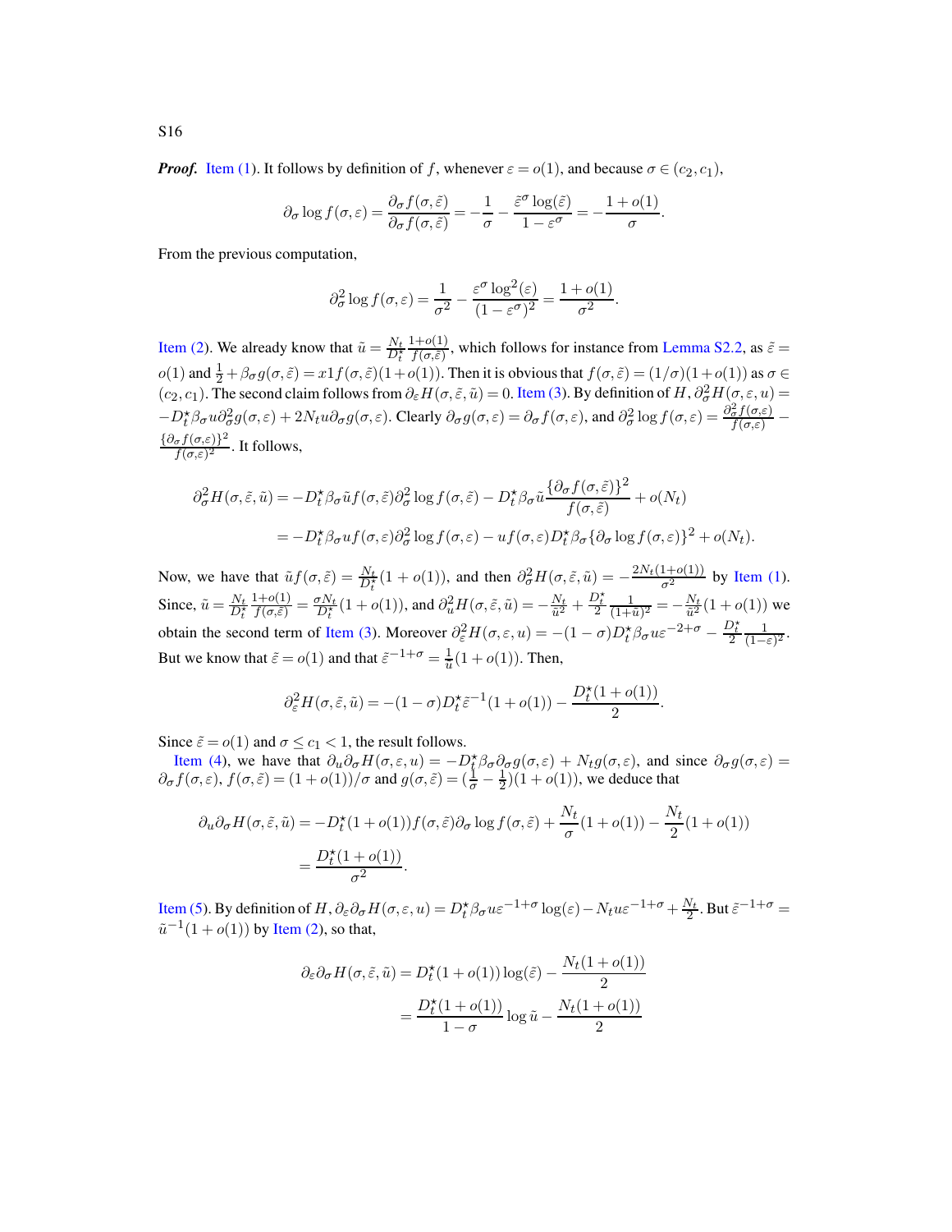***Proof.*** Item (1). It follows by definition of $f$, whenever $\varepsilon = o(1)$, and because $\sigma \in (c_2, c_1)$,

$$\partial_\sigma \log f(\sigma,\varepsilon) = \frac{\partial_\sigma f(\sigma,\tilde{\varepsilon})}{\partial_\sigma f(\sigma,\tilde{\varepsilon})} = -\frac{1}{\sigma} - \frac{\tilde{\varepsilon}^\sigma \log(\tilde{\varepsilon})}{1-\varepsilon^\sigma} = -\frac{1+o(1)}{\sigma}.$$

From the previous computation,

$$\partial_\sigma^2 \log f(\sigma,\varepsilon) = \frac{1}{\sigma^2} - \frac{\varepsilon^\sigma \log^2(\varepsilon)}{(1-\varepsilon^\sigma)^2} = \frac{1+o(1)}{\sigma^2}.$$

Item (2). We already know that $\tilde{u} = \frac{N_t}{D_t^\star}\frac{1+o(1)}{f(\sigma,\tilde{\varepsilon})}$, which follows for instance from Lemma S2.2, as $\tilde{\varepsilon} = o(1)$ and $\frac{1}{2} + \beta_\sigma g(\sigma,\tilde{\varepsilon}) = x1f(\sigma,\tilde{\varepsilon})(1+o(1))$. Then it is obvious that $f(\sigma,\tilde{\varepsilon}) = (1/\sigma)(1+o(1))$ as $\sigma \in (c_2, c_1)$. The second claim follows from $\partial_\varepsilon H(\sigma,\tilde{\varepsilon},\tilde{u}) = 0$. Item (3). By definition of $H$, $\partial_\sigma^2 H(\sigma,\varepsilon,u) = -D_t^\star\beta_\sigma u\partial_\sigma^2 g(\sigma,\varepsilon) + 2N_t u\partial_\sigma g(\sigma,\varepsilon)$. Clearly $\partial_\sigma g(\sigma,\varepsilon) = \partial_\sigma f(\sigma,\varepsilon)$, and $\partial_\sigma^2 \log f(\sigma,\varepsilon) = \frac{\partial_\sigma^2 f(\sigma,\varepsilon)}{f(\sigma,\varepsilon)} - \frac{\{\partial_\sigma f(\sigma,\varepsilon)\}^2}{f(\sigma,\varepsilon)^2}$. It follows,

$$\begin{aligned}
\partial_\sigma^2 H(\sigma,\tilde{\varepsilon},\tilde{u}) &= -D_t^\star\beta_\sigma\tilde{u}f(\sigma,\tilde{\varepsilon})\partial_\sigma^2\log f(\sigma,\tilde{\varepsilon}) - D_t^\star\beta_\sigma\tilde{u}\frac{\{\partial_\sigma f(\sigma,\tilde{\varepsilon})\}^2}{f(\sigma,\tilde{\varepsilon})} + o(N_t) \\
&= -D_t^\star\beta_\sigma u f(\sigma,\varepsilon)\partial_\sigma^2\log f(\sigma,\varepsilon) - u f(\sigma,\varepsilon)D_t^\star\beta_\sigma\{\partial_\sigma\log f(\sigma,\varepsilon)\}^2 + o(N_t).
\end{aligned}$$

Now, we have that $\tilde{u}f(\sigma,\tilde{\varepsilon}) = \frac{N_t}{D_t^\star}(1+o(1))$, and then $\partial_\sigma^2 H(\sigma,\tilde{\varepsilon},\tilde{u}) = -\frac{2N_t(1+o(1))}{\sigma^2}$ by Item (1). Since, $\tilde{u} = \frac{N_t}{D_t^\star}\frac{1+o(1)}{f(\sigma,\tilde{\varepsilon})} = \frac{\sigma N_t}{D_t^\star}(1+o(1))$, and $\partial_u^2 H(\sigma,\tilde{\varepsilon},\tilde{u}) = -\frac{N_t}{\tilde{u}^2} + \frac{D_t^\star}{2}\frac{1}{(1+\tilde{u})^2} = -\frac{N_t}{\tilde{u}^2}(1+o(1))$ we obtain the second term of Item (3). Moreover $\partial_\varepsilon^2 H(\sigma,\varepsilon,u) = -(1-\sigma)D_t^\star\beta_\sigma u\varepsilon^{-2+\sigma} - \frac{D_t^\star}{2}\frac{1}{(1-\varepsilon)^2}$. But we know that $\tilde{\varepsilon} = o(1)$ and that $\tilde{\varepsilon}^{-1+\sigma} = \frac{1}{u}(1+o(1))$. Then,

$$\partial_\varepsilon^2 H(\sigma,\tilde{\varepsilon},\tilde{u}) = -(1-\sigma)D_t^\star\tilde{\varepsilon}^{-1}(1+o(1)) - \frac{D_t^\star(1+o(1))}{2}.$$

Since $\tilde{\varepsilon} = o(1)$ and $\sigma \le c_1 < 1$, the result follows.

Item (4), we have that $\partial_u\partial_\sigma H(\sigma,\varepsilon,u) = -D_t^\star\beta_\sigma\partial_\sigma g(\sigma,\varepsilon) + N_t g(\sigma,\varepsilon)$, and since $\partial_\sigma g(\sigma,\varepsilon) = \partial_\sigma f(\sigma,\varepsilon)$, $f(\sigma,\tilde{\varepsilon}) = (1+o(1))/\sigma$ and $g(\sigma,\tilde{\varepsilon}) = (\frac{1}{\sigma} - \frac{1}{2})(1+o(1))$, we deduce that

$$\begin{aligned}
\partial_u\partial_\sigma H(\sigma,\tilde{\varepsilon},\tilde{u}) &= -D_t^\star(1+o(1))f(\sigma,\tilde{\varepsilon})\partial_\sigma\log f(\sigma,\tilde{\varepsilon}) + \frac{N_t}{\sigma}(1+o(1)) - \frac{N_t}{2}(1+o(1)) \\
&= \frac{D_t^\star(1+o(1))}{\sigma^2}.
\end{aligned}$$

Item (5). By definition of $H$, $\partial_\varepsilon\partial_\sigma H(\sigma,\varepsilon,u) = D_t^\star\beta_\sigma u\varepsilon^{-1+\sigma}\log(\varepsilon) - N_t u\varepsilon^{-1+\sigma} + \frac{N_t}{2}$. But $\tilde{\varepsilon}^{-1+\sigma} = \tilde{u}^{-1}(1+o(1))$ by Item (2), so that,

$$\begin{aligned}
\partial_\varepsilon\partial_\sigma H(\sigma,\tilde{\varepsilon},\tilde{u}) &= D_t^\star(1+o(1))\log(\tilde{\varepsilon}) - \frac{N_t(1+o(1))}{2} \\
&= \frac{D_t^\star(1+o(1))}{1-\sigma}\log\tilde{u} - \frac{N_t(1+o(1))}{2}
\end{aligned}$$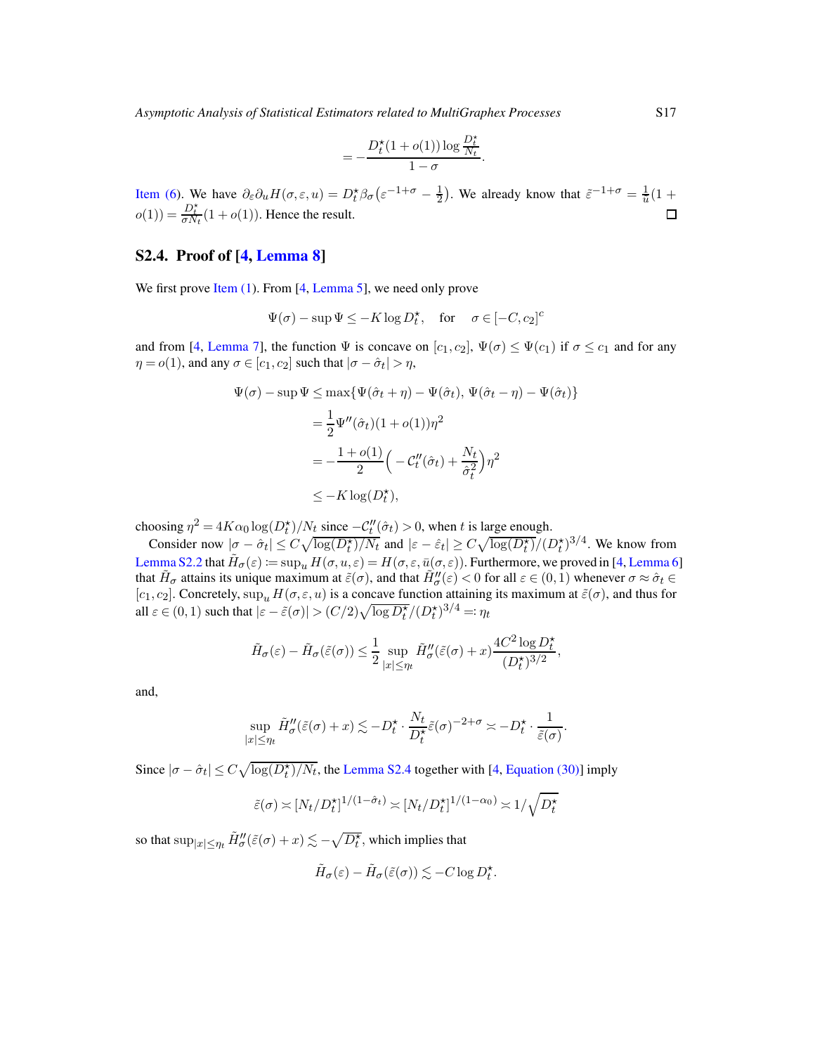$$= -\frac{D_t^\star(1+o(1))\log\frac{D_t^\star}{N_t}}{1-\sigma}.$$

Item (6). We have $\partial_\varepsilon\partial_u H(\sigma,\varepsilon,u) = D_t^\star\beta_\sigma\big(\varepsilon^{-1+\sigma} - \frac{1}{2}\big)$. We already know that $\tilde{\varepsilon}^{-1+\sigma} = \frac{1}{u}(1+o(1)) = \frac{D_t^\star}{\sigma N_t}(1+o(1))$. Hence the result. □

## S2.4. Proof of [4, Lemma 8]

We first prove Item (1). From [4, Lemma 5], we need only prove

$$\Psi(\sigma) - \sup\Psi \le -K\log D_t^\star, \quad \text{for} \quad \sigma\in[-C,c_2]^c$$

and from [4, Lemma 7], the function $\Psi$ is concave on $[c_1,c_2]$, $\Psi(\sigma)\le\Psi(c_1)$ if $\sigma\le c_1$ and for any $\eta = o(1)$, and any $\sigma\in[c_1,c_2]$ such that $|\sigma-\hat{\sigma}_t|>\eta$,

$$\begin{aligned}
\Psi(\sigma) - \sup\Psi &\le \max\{\Psi(\hat{\sigma}_t+\eta) - \Psi(\hat{\sigma}_t),\, \Psi(\hat{\sigma}_t-\eta)-\Psi(\hat{\sigma}_t)\}\\
&= \frac{1}{2}\Psi''(\hat{\sigma}_t)(1+o(1))\eta^2\\
&= -\frac{1+o(1)}{2}\Big(-\mathcal{C}_t''(\hat{\sigma}_t) + \frac{N_t}{\hat{\sigma}_t^2}\Big)\eta^2\\
&\le -K\log(D_t^\star),
\end{aligned}$$

choosing $\eta^2 = 4K\alpha_0\log(D_t^\star)/N_t$ since $-\mathcal{C}_t''(\hat{\sigma}_t)>0$, when $t$ is large enough.

Consider now $|\sigma-\hat{\sigma}_t|\le C\sqrt{\log(D_t^\star)/N_t}$ and $|\varepsilon-\hat{\varepsilon}_t|\ge C\sqrt{\log(D_t^\star)}/(D_t^\star)^{3/4}$. We know from Lemma S2.2 that $\tilde{H}_\sigma(\varepsilon) \coloneqq \sup_u H(\sigma,u,\varepsilon) = H(\sigma,\varepsilon,\bar{u}(\sigma,\varepsilon))$. Furthermore, we proved in [4, Lemma 6] that $\tilde{H}_\sigma$ attains its unique maximum at $\tilde{\varepsilon}(\sigma)$, and that $\tilde{H}_\sigma''(\varepsilon)<0$ for all $\varepsilon\in(0,1)$ whenever $\sigma\approx\hat{\sigma}_t\in[c_1,c_2]$. Concretely, $\sup_u H(\sigma,\varepsilon,u)$ is a concave function attaining its maximum at $\tilde{\varepsilon}(\sigma)$, and thus for all $\varepsilon\in(0,1)$ such that $|\varepsilon-\tilde{\varepsilon}(\sigma)|>(C/2)\sqrt{\log D_t^\star}/(D_t^\star)^{3/4} =: \eta_t$

$$\tilde{H}_\sigma(\varepsilon) - \tilde{H}_\sigma(\tilde{\varepsilon}(\sigma)) \le \frac{1}{2}\sup_{|x|\le\eta_t}\tilde{H}_\sigma''(\tilde{\varepsilon}(\sigma)+x)\frac{4C^2\log D_t^\star}{(D_t^\star)^{3/2}},$$

and,

$$\sup_{|x|\le\eta_t}\tilde{H}_\sigma''(\tilde{\varepsilon}(\sigma)+x) \lesssim -D_t^\star\cdot\frac{N_t}{D_t^\star}\tilde{\varepsilon}(\sigma)^{-2+\sigma} \asymp -D_t^\star\cdot\frac{1}{\tilde{\varepsilon}(\sigma)}.$$

Since $|\sigma-\hat{\sigma}_t|\le C\sqrt{\log(D_t^\star)/N_t}$, the Lemma S2.4 together with [4, Equation (30)] imply

$$\tilde{\varepsilon}(\sigma) \asymp [N_t/D_t^\star]^{1/(1-\hat{\sigma}_t)} \asymp [N_t/D_t^\star]^{1/(1-\alpha_0)} \asymp 1/\sqrt{D_t^\star}$$

so that $\sup_{|x|\le\eta_t}\tilde{H}_\sigma''(\tilde{\varepsilon}(\sigma)+x)\lesssim -\sqrt{D_t^\star}$, which implies that

$$\tilde{H}_\sigma(\varepsilon) - \tilde{H}_\sigma(\tilde{\varepsilon}(\sigma)) \lesssim -C\log D_t^\star.$$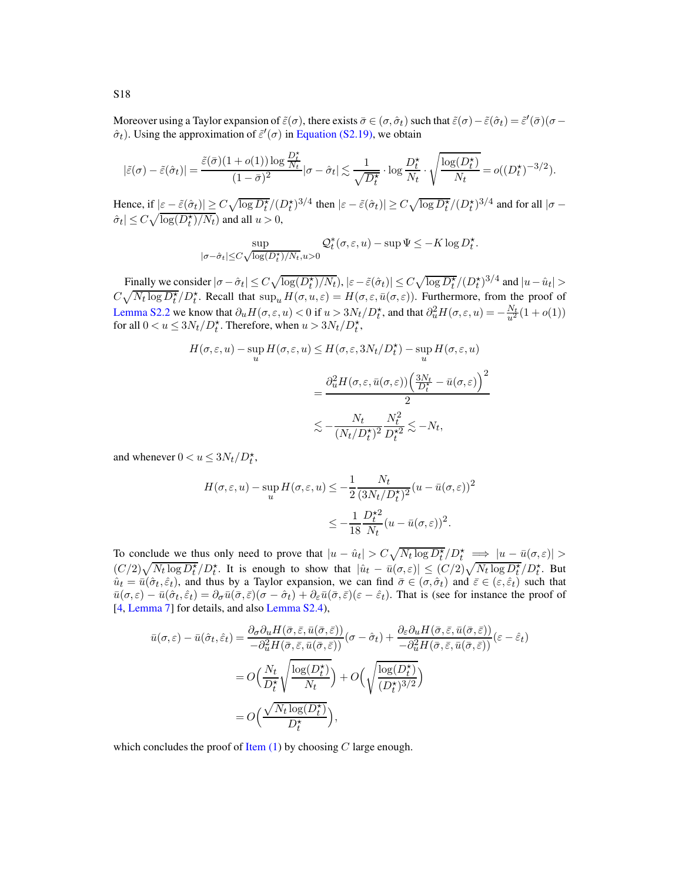Moreover using a Taylor expansion of $\tilde{\varepsilon}(\sigma)$, there exists $\bar{\sigma} \in (\sigma, \hat{\sigma}_t)$ such that $\tilde{\varepsilon}(\sigma) - \tilde{\varepsilon}(\hat{\sigma}_t) = \tilde{\varepsilon}'(\bar{\sigma})(\sigma - \hat{\sigma}_t)$. Using the approximation of $\tilde{\varepsilon}'(\sigma)$ in Equation (S2.19), we obtain

$$|\tilde{\varepsilon}(\sigma) - \tilde{\varepsilon}(\hat{\sigma}_t)| = \frac{\tilde{\varepsilon}(\bar{\sigma})(1+o(1))\log\frac{D_t^\star}{N_t}}{(1-\bar{\sigma})^2}|\sigma - \hat{\sigma}_t| \lesssim \frac{1}{\sqrt{D_t^\star}} \cdot \log\frac{D_t^\star}{N_t} \cdot \sqrt{\frac{\log(D_t^\star)}{N_t}} = o((D_t^\star)^{-3/2}).$$

Hence, if $|\varepsilon - \tilde{\varepsilon}(\hat{\sigma}_t)| \geq C\sqrt{\log D_t^\star}/(D_t^\star)^{3/4}$ then $|\varepsilon - \tilde{\varepsilon}(\hat{\sigma}_t)| \geq C\sqrt{\log D_t^\star}/(D_t^\star)^{3/4}$ and for all $|\sigma - \hat{\sigma}_t| \leq C\sqrt{\log(D_t^\star)/N_t)}$ and all $u > 0$,

$$\sup_{|\sigma-\hat{\sigma}_t| \leq C\sqrt{\log(D_t^\star)/N_t}, u>0} \mathcal{Q}_t^*(\sigma, \varepsilon, u) - \sup \Psi \leq -K\log D_t^\star.$$

Finally we consider $|\sigma - \hat{\sigma}_t| \leq C\sqrt{\log(D_t^\star)/N_t)}$, $|\varepsilon - \tilde{\varepsilon}(\hat{\sigma}_t)| \leq C\sqrt{\log D_t^\star}/(D_t^\star)^{3/4}$ and $|u - \hat{u}_t| > C\sqrt{N_t \log D_t^\star}/D_t^\star$. Recall that $\sup_u H(\sigma, \varepsilon, u) = H(\sigma, \varepsilon, \bar{u}(\sigma, \varepsilon))$. Furthermore, from the proof of Lemma S2.2 we know that $\partial_u H(\sigma, \varepsilon, u) < 0$ if $u > 3N_t/D_t^\star$, and that $\partial_u^2 H(\sigma, \varepsilon, u) = -\frac{N_t}{u^2}(1+o(1))$ for all $0 < u \leq 3N_t/D_t^\star$. Therefore, when $u > 3N_t/D_t^\star$,

$$\begin{aligned}
H(\sigma, \varepsilon, u) - \sup_u H(\sigma, \varepsilon, u) &\leq H(\sigma, \varepsilon, 3N_t/D_t^\star) - \sup_u H(\sigma, \varepsilon, u) \\
&= \frac{\partial_u^2 H(\sigma, \varepsilon, \bar{u}(\sigma, \varepsilon))\Big(\frac{3N_t}{D_t^\star} - \bar{u}(\sigma, \varepsilon)\Big)^2}{2} \\
&\lesssim -\frac{N_t}{(N_t/D_t^\star)^2}\frac{N_t^2}{D_t^{\star 2}} \lesssim -N_t,
\end{aligned}$$

and whenever $0 < u \leq 3N_t/D_t^\star$,

$$\begin{aligned}
H(\sigma, \varepsilon, u) - \sup_u H(\sigma, \varepsilon, u) &\leq -\frac{1}{2}\frac{N_t}{(3N_t/D_t^\star)^2}(u - \bar{u}(\sigma, \varepsilon))^2 \\
&\leq -\frac{1}{18}\frac{D_t^{\star 2}}{N_t}(u - \bar{u}(\sigma, \varepsilon))^2.
\end{aligned}$$

To conclude we thus only need to prove that $|u - \hat{u}_t| > C\sqrt{N_t \log D_t^\star}/D_t^\star \implies |u - \bar{u}(\sigma, \varepsilon)| > (C/2)\sqrt{N_t \log D_t^\star}/D_t^\star$. It is enough to show that $|\hat{u}_t - \bar{u}(\sigma, \varepsilon)| \leq (C/2)\sqrt{N_t \log D_t^\star}/D_t^\star$. But $\hat{u}_t = \bar{u}(\hat{\sigma}_t, \hat{\varepsilon}_t)$, and thus by a Taylor expansion, we can find $\bar{\sigma} \in (\sigma, \hat{\sigma}_t)$ and $\bar{\varepsilon} \in (\varepsilon, \hat{\varepsilon}_t)$ such that $\bar{u}(\sigma, \varepsilon) - \bar{u}(\hat{\sigma}_t, \hat{\varepsilon}_t) = \partial_\sigma \bar{u}(\bar{\sigma}, \bar{\varepsilon})(\sigma - \hat{\sigma}_t) + \partial_\varepsilon \bar{u}(\bar{\sigma}, \bar{\varepsilon})(\varepsilon - \hat{\varepsilon}_t)$. That is (see for instance the proof of [4, Lemma 7] for details, and also Lemma S2.4),

$$\begin{aligned}
\bar{u}(\sigma, \varepsilon) - \bar{u}(\hat{\sigma}_t, \hat{\varepsilon}_t) &= \frac{\partial_\sigma \partial_u H(\bar{\sigma}, \bar{\varepsilon}, \bar{u}(\bar{\sigma}, \bar{\varepsilon}))}{-\partial_u^2 H(\bar{\sigma}, \bar{\varepsilon}, \bar{u}(\bar{\sigma}, \bar{\varepsilon}))}(\sigma - \hat{\sigma}_t) + \frac{\partial_\varepsilon \partial_u H(\bar{\sigma}, \bar{\varepsilon}, \bar{u}(\bar{\sigma}, \bar{\varepsilon}))}{-\partial_u^2 H(\bar{\sigma}, \bar{\varepsilon}, \bar{u}(\bar{\sigma}, \bar{\varepsilon}))}(\varepsilon - \hat{\varepsilon}_t) \\
&= O\Big(\frac{N_t}{D_t^\star}\sqrt{\frac{\log(D_t^\star)}{N_t}}\Big) + O\Big(\sqrt{\frac{\log(D_t^\star)}{(D_t^\star)^{3/2}}}\Big) \\
&= O\Big(\frac{\sqrt{N_t \log(D_t^\star)}}{D_t^\star}\Big),
\end{aligned}$$

which concludes the proof of Item (1) by choosing $C$ large enough.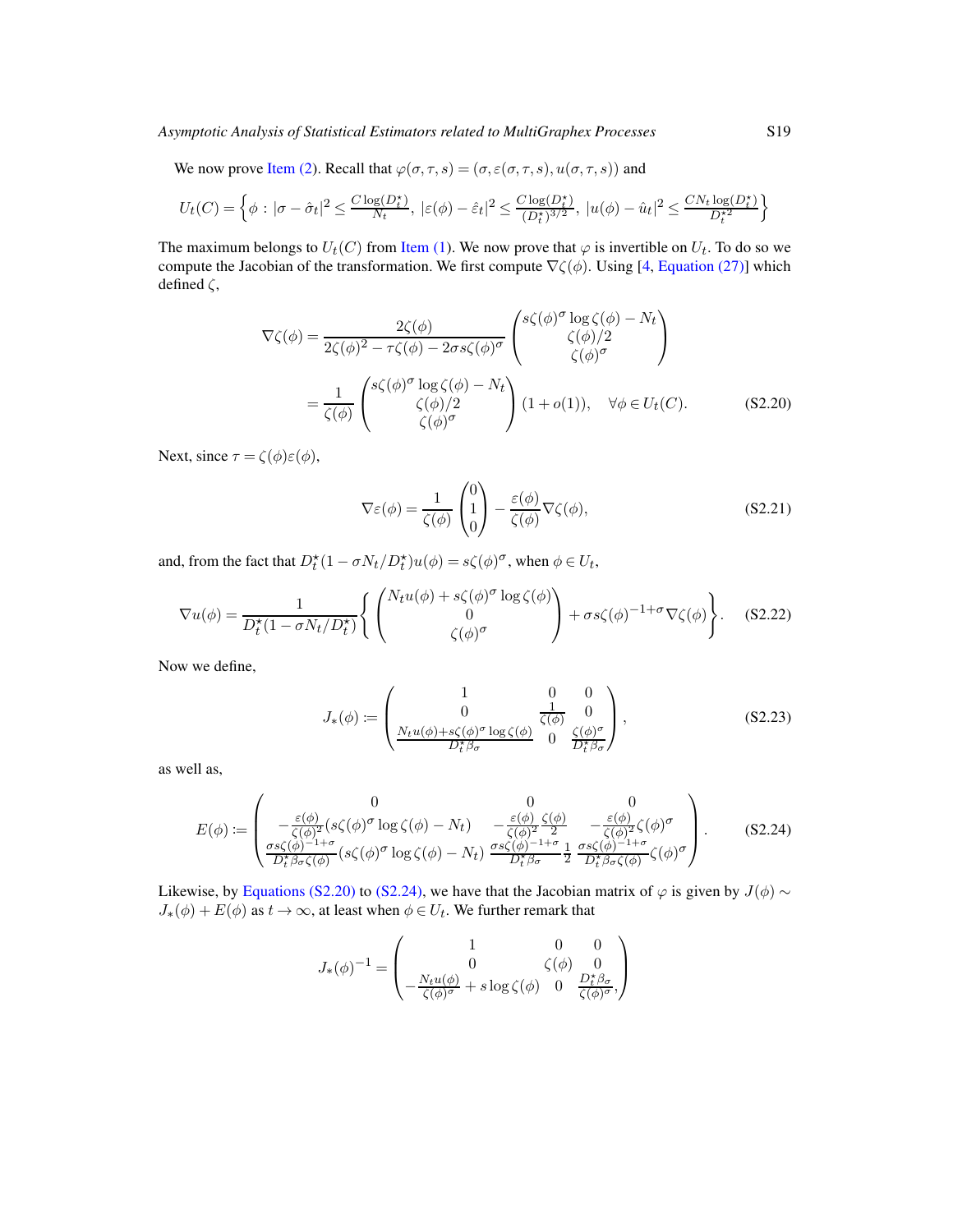We now prove Item (2). Recall that $\varphi(\sigma,\tau,s) = (\sigma, \varepsilon(\sigma,\tau,s), u(\sigma,\tau,s))$ and

$$U_t(C) = \Big\{\phi : |\sigma - \hat{\sigma}_t|^2 \le \frac{C\log(D_t^\star)}{N_t},\ |\varepsilon(\phi) - \hat{\varepsilon}_t|^2 \le \frac{C\log(D_t^\star)}{(D_t^\star)^{3/2}},\ |u(\phi) - \hat{u}_t|^2 \le \frac{CN_t\log(D_t^\star)}{D_t^{\star 2}}\Big\}$$

The maximum belongs to $U_t(C)$ from Item (1). We now prove that $\varphi$ is invertible on $U_t$. To do so we compute the Jacobian of the transformation. We first compute $\nabla\zeta(\phi)$. Using [4, Equation (27)] which defined $\zeta$,

$$\nabla\zeta(\phi) = \frac{2\zeta(\phi)}{2\zeta(\phi)^2 - \tau\zeta(\phi) - 2\sigma s\zeta(\phi)^\sigma}\begin{pmatrix} s\zeta(\phi)^\sigma \log\zeta(\phi) - N_t \\ \zeta(\phi)/2 \\ \zeta(\phi)^\sigma \end{pmatrix}$$

$$= \frac{1}{\zeta(\phi)}\begin{pmatrix} s\zeta(\phi)^\sigma \log\zeta(\phi) - N_t \\ \zeta(\phi)/2 \\ \zeta(\phi)^\sigma \end{pmatrix}(1+o(1)), \quad \forall\phi \in U_t(C). \tag{S2.20}$$

Next, since $\tau = \zeta(\phi)\varepsilon(\phi)$,

$$\nabla\varepsilon(\phi) = \frac{1}{\zeta(\phi)}\begin{pmatrix}0\\1\\0\end{pmatrix} - \frac{\varepsilon(\phi)}{\zeta(\phi)}\nabla\zeta(\phi), \tag{S2.21}$$

and, from the fact that $D_t^\star(1-\sigma N_t/D_t^\star)u(\phi) = s\zeta(\phi)^\sigma$, when $\phi\in U_t$,

$$\nabla u(\phi) = \frac{1}{D_t^\star(1-\sigma N_t/D_t^\star)}\Bigg\{\begin{pmatrix} N_t u(\phi) + s\zeta(\phi)^\sigma\log\zeta(\phi) \\ 0 \\ \zeta(\phi)^\sigma\end{pmatrix} + \sigma s\zeta(\phi)^{-1+\sigma}\nabla\zeta(\phi)\Bigg\}. \tag{S2.22}$$

Now we define,

$$J_*(\phi) := \begin{pmatrix} 1 & 0 & 0 \\ 0 & \frac{1}{\zeta(\phi)} & 0 \\ \frac{N_t u(\phi) + s\zeta(\phi)^\sigma \log\zeta(\phi)}{D_t^\star\beta_\sigma} & 0 & \frac{\zeta(\phi)^\sigma}{D_t^\star\beta_\sigma}\end{pmatrix}, \tag{S2.23}$$

as well as,

$$E(\phi) := \begin{pmatrix} 0 & 0 & 0 \\ -\frac{\varepsilon(\phi)}{\zeta(\phi)^2}(s\zeta(\phi)^\sigma\log\zeta(\phi) - N_t) & -\frac{\varepsilon(\phi)}{\zeta(\phi)^2}\frac{\zeta(\phi)}{2} & -\frac{\varepsilon(\phi)}{\zeta(\phi)^2}\zeta(\phi)^\sigma \\ \frac{\sigma s\zeta(\phi)^{-1+\sigma}}{D_t^\star\beta_\sigma\zeta(\phi)}(s\zeta(\phi)^\sigma\log\zeta(\phi) - N_t) & \frac{\sigma s\zeta(\phi)^{-1+\sigma}}{D_t^\star\beta_\sigma}\frac{1}{2} & \frac{\sigma s\zeta(\phi)^{-1+\sigma}}{D_t^\star\beta_\sigma\zeta(\phi)}\zeta(\phi)^\sigma\end{pmatrix}. \tag{S2.24}$$

Likewise, by Equations (S2.20) to (S2.24), we have that the Jacobian matrix of $\varphi$ is given by $J(\phi) \sim J_*(\phi) + E(\phi)$ as $t\to\infty$, at least when $\phi\in U_t$. We further remark that

$$J_*(\phi)^{-1} = \begin{pmatrix} 1 & 0 & 0 \\ 0 & \zeta(\phi) & 0 \\ -\frac{N_t u(\phi)}{\zeta(\phi)^\sigma} + s\log\zeta(\phi) & 0 & \frac{D_t^\star\beta_\sigma}{\zeta(\phi)^\sigma}, \end{pmatrix}$$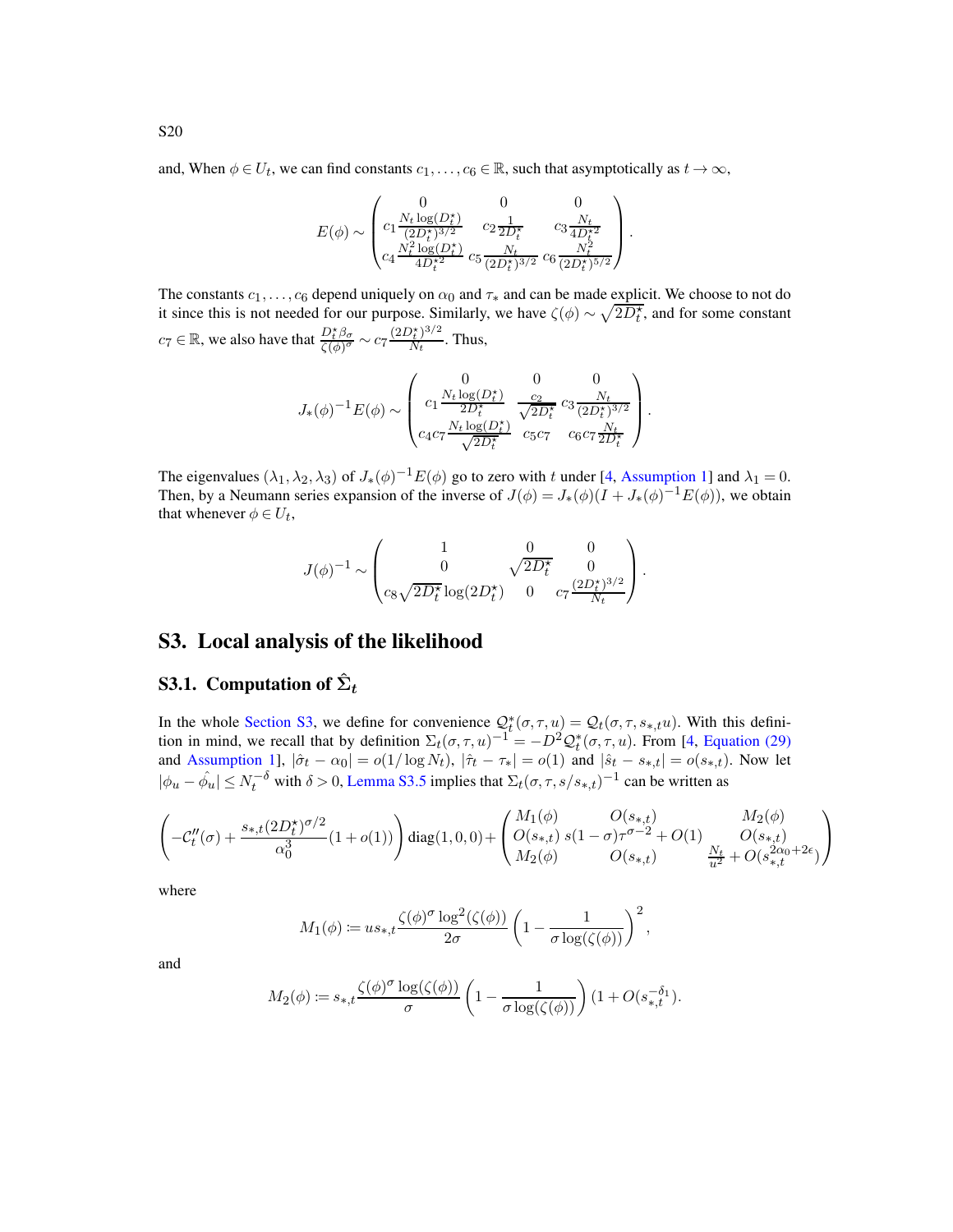and, When $\phi \in U_t$, we can find constants $c_1, \dots, c_6 \in \mathbb{R}$, such that asymptotically as $t \to \infty$,

$$
E(\phi) \sim \begin{pmatrix} 0 & 0 & 0 \\ c_1 \frac{N_t \log(D_t^\star)}{(2D_t^\star)^{3/2}} & c_2 \frac{1}{2D_t^\star} & c_3 \frac{N_t}{4D_t^{\star 2}} \\ c_4 \frac{N_t^2 \log(D_t^\star)}{4D_t^{\star 2}} & c_5 \frac{N_t}{(2D_t^\star)^{3/2}} & c_6 \frac{N_t^2}{(2D_t^\star)^{5/2}} \end{pmatrix}.
$$

The constants $c_1, \dots, c_6$ depend uniquely on $\alpha_0$ and $\tau_*$ and can be made explicit. We choose to not do it since this is not needed for our purpose. Similarly, we have $\zeta(\phi) \sim \sqrt{2D_t^\star}$, and for some constant $c_7 \in \mathbb{R}$, we also have that $\frac{D_t^\star \beta_\sigma}{\zeta(\phi)^\sigma} \sim c_7 \frac{(2D_t^\star)^{3/2}}{N_t}$. Thus,

$$
J_*(\phi)^{-1} E(\phi) \sim \begin{pmatrix} 0 & 0 & 0 \\ c_1 \frac{N_t \log(D_t^\star)}{2D_t^\star} & \frac{c_2}{\sqrt{2D_t^\star}} & c_3 \frac{N_t}{(2D_t^\star)^{3/2}} \\ c_4 c_7 \frac{N_t \log(D_t^\star)}{\sqrt{2D_t^\star}} & c_5 c_7 & c_6 c_7 \frac{N_t}{2D_t^\star} \end{pmatrix}.
$$

The eigenvalues $(\lambda_1, \lambda_2, \lambda_3)$ of $J_*(\phi)^{-1} E(\phi)$ go to zero with $t$ under [4, Assumption 1] and $\lambda_1 = 0$. Then, by a Neumann series expansion of the inverse of $J(\phi) = J_*(\phi)(I + J_*(\phi)^{-1} E(\phi))$, we obtain that whenever $\phi \in U_t$,

$$
J(\phi)^{-1} \sim \begin{pmatrix} 1 & 0 & 0 \\ 0 & \sqrt{2D_t^\star} & 0 \\ c_8 \sqrt{2D_t^\star} \log(2D_t^\star) & 0 & c_7 \frac{(2D_t^\star)^{3/2}}{N_t} \end{pmatrix}.
$$

## S3. Local analysis of the likelihood

### S3.1. Computation of $\hat{\Sigma}_t$

In the whole Section S3, we define for convenience $\mathcal{Q}_t^*(\sigma, \tau, u) = \mathcal{Q}_t(\sigma, \tau, s_{*,t} u)$. With this definition in mind, we recall that by definition $\Sigma_t(\sigma, \tau, u)^{-1} = -D^2 \mathcal{Q}_t^*(\sigma, \tau, u)$. From [4, Equation (29) and Assumption 1], $|\hat{\sigma}_t - \alpha_0| = o(1/\log N_t)$, $|\hat{\tau}_t - \tau_*| = o(1)$ and $|\hat{s}_t - s_{*,t}| = o(s_{*,t})$. Now let $|\phi_u - \hat{\phi_u}| \leq N_t^{-\delta}$ with $\delta > 0$, Lemma S3.5 implies that $\Sigma_t(\sigma, \tau, s/s_{*,t})^{-1}$ can be written as

$$
\left( -\mathcal{C}_t''(\sigma) + \frac{s_{*,t} (2D_t^\star)^{\sigma/2}}{\alpha_0^3} (1 + o(1)) \right) \mathrm{diag}(1, 0, 0) + \begin{pmatrix} M_1(\phi) & O(s_{*,t}) & M_2(\phi) \\ O(s_{*,t}) & s(1-\sigma)\tau^{\sigma - 2} + O(1) & O(s_{*,t}) \\ M_2(\phi) & O(s_{*,t}) & \frac{N_t}{u^2} + O(s_{*,t}^{2\alpha_0 + 2\epsilon}) \end{pmatrix}
$$

where

$$
M_1(\phi) \coloneqq u s_{*,t} \frac{\zeta(\phi)^\sigma \log^2(\zeta(\phi))}{2\sigma} \left( 1 - \frac{1}{\sigma \log(\zeta(\phi))} \right)^2,
$$

and

$$
M_2(\phi) \coloneqq s_{*,t} \frac{\zeta(\phi)^\sigma \log(\zeta(\phi))}{\sigma} \left( 1 - \frac{1}{\sigma \log(\zeta(\phi))} \right) (1 + O(s_{*,t}^{-\delta_1}).
$$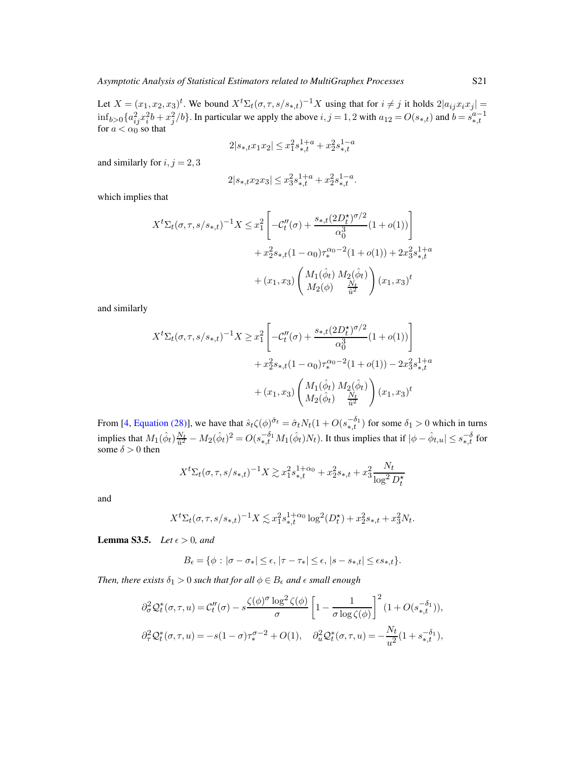Let $X = (x_1, x_2, x_3)^t$. We bound $X^t \Sigma_t(\sigma, \tau, s/s_{*,t})^{-1} X$ using that for $i \neq j$ it holds $2|a_{ij} x_i x_j| = \inf_{b>0}\{a_{ij}^2 x_i^2 b + x_j^2/b\}$. In particular we apply the above $i, j = 1, 2$ with $a_{12} = O(s_{*,t})$ and $b = s_{*,t}^{a-1}$ for $a < \alpha_0$ so that

$$2|s_{*,t} x_1 x_2| \leq x_1^2 s_{*,t}^{1+a} + x_2^2 s_{*,t}^{1-a}$$

and similarly for $i, j = 2, 3$

$$2|s_{*,t} x_2 x_3| \leq x_3^2 s_{*,t}^{1+a} + x_2^2 s_{*,t}^{1-a}.$$

which implies that

$$\begin{aligned} X^t \Sigma_t(\sigma, \tau, s/s_{*,t})^{-1} X \leq\, & x_1^2 \left[ -\mathcal{C}_t''(\sigma) + \frac{s_{*,t}(2D_t^\star)^{\sigma/2}}{\alpha_0^3}(1+o(1)) \right] \\ & + x_2^2 s_{*,t}(1-\alpha_0)\tau_*^{\alpha_0 - 2}(1+o(1)) + 2x_3^2 s_{*,t}^{1+a} \\ & + (x_1, x_3) \begin{pmatrix} M_1(\hat{\phi}_t) & M_2(\hat{\phi}_t) \\ M_2(\phi) & \frac{N_t}{\hat{u}^2} \end{pmatrix} (x_1, x_3)^t \end{aligned}$$

and similarly

$$\begin{aligned} X^t \Sigma_t(\sigma, \tau, s/s_{*,t})^{-1} X \geq\, & x_1^2 \left[ -\mathcal{C}_t''(\sigma) + \frac{s_{*,t}(2D_t^\star)^{\sigma/2}}{\alpha_0^3}(1+o(1)) \right] \\ & + x_2^2 s_{*,t}(1-\alpha_0)\tau_*^{\alpha_0 - 2}(1+o(1)) - 2x_3^2 s_{*,t}^{1+a} \\ & + (x_1, x_3) \begin{pmatrix} M_1(\hat{\phi}_t) & M_2(\hat{\phi}_t) \\ M_2(\hat{\phi}_t) & \frac{N_t}{\hat{u}^2} \end{pmatrix} (x_1, x_3)^t \end{aligned}$$

From [4, Equation (28)], we have that $\hat{s}_t \zeta(\phi)^{\hat{\sigma}_t} = \hat{\sigma}_t N_t (1 + O(s_{*,t}^{-\delta_1})$ for some $\delta_1 > 0$ which in turns implies that $M_1(\hat{\phi}_t)\frac{N_t}{\hat{u}^2} - M_2(\hat{\phi}_t)^2 = O(s_{*,t}^{-\delta_1} M_1(\hat{\phi}_t) N_t)$. It thus implies that if $|\phi - \hat{\phi}_{t,u}| \leq s_{*,t}^{-\delta}$ for some $\delta > 0$ then

$$X^t \Sigma_t(\sigma, \tau, s/s_{*,t})^{-1} X \gtrsim x_1^2 s_{*,t}^{1+\alpha_0} + x_2^2 s_{*,t} + x_3^2 \frac{N_t}{\log^2 D_t^\star}$$

and

$$X^t \Sigma_t(\sigma, \tau, s/s_{*,t})^{-1} X \lesssim x_1^2 s_{*,t}^{1+\alpha_0} \log^2(D_t^\star) + x_2^2 s_{*,t} + x_3^2 N_t.$$

**Lemma S3.5.** *Let $\epsilon > 0$, and*

$$B_\epsilon = \{\phi : |\sigma - \sigma_*| \leq \epsilon, |\tau - \tau_*| \leq \epsilon, |s - s_{*,t}| \leq \epsilon s_{*,t}\}.$$

*Then, there exists $\delta_1 > 0$ such that for all $\phi \in B_\epsilon$ and $\epsilon$ small enough*

$$\partial_\sigma^2 \mathcal{Q}_t^*(\sigma, \tau, u) = \mathcal{C}_t''(\sigma) - s\frac{\zeta(\phi)^\sigma \log^2 \zeta(\phi)}{\sigma}\left[1 - \frac{1}{\sigma \log \zeta(\phi)}\right]^2 (1 + O(s_{*,t}^{-\delta_1})),$$

$$\partial_\tau^2 \mathcal{Q}_t^*(\sigma, \tau, u) = -s(1-\sigma)\tau_*^{\sigma - 2} + O(1), \quad \partial_u^2 \mathcal{Q}_t^*(\sigma, \tau, u) = -\frac{N_t}{u^2}(1 + s_{*,t}^{-\delta_1}),$$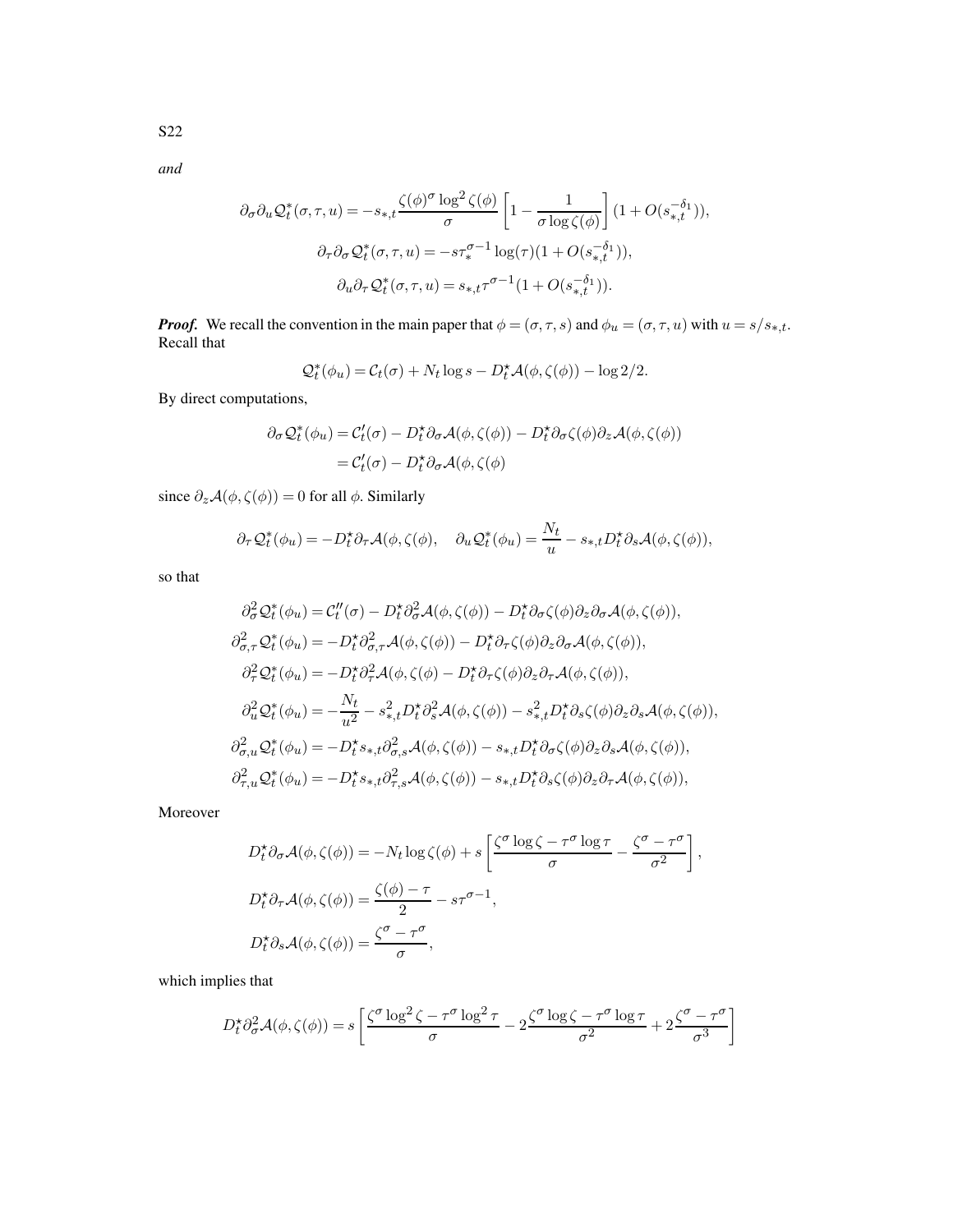*and*

$$\partial_\sigma \partial_u \mathcal{Q}_t^*(\sigma,\tau,u) = -s_{*,t}\frac{\zeta(\phi)^\sigma \log^2\zeta(\phi)}{\sigma}\left[1-\frac{1}{\sigma\log\zeta(\phi)}\right](1+O(s_{*,t}^{-\delta_1})),$$

$$\partial_\tau \partial_\sigma \mathcal{Q}_t^*(\sigma,\tau,u) = -s\tau_*^{\sigma-1}\log(\tau)(1+O(s_{*,t}^{-\delta_1})),$$

$$\partial_u \partial_\tau \mathcal{Q}_t^*(\sigma,\tau,u) = s_{*,t}\tau^{\sigma-1}(1+O(s_{*,t}^{-\delta_1})).$$

***Proof.*** We recall the convention in the main paper that $\phi=(\sigma,\tau,s)$ and $\phi_u=(\sigma,\tau,u)$ with $u=s/s_{*,t}$. Recall that

$$\mathcal{Q}_t^*(\phi_u) = \mathcal{C}_t(\sigma) + N_t\log s - D_t^\star \mathcal{A}(\phi,\zeta(\phi)) - \log 2/2.$$

By direct computations,

$$\begin{aligned}
\partial_\sigma \mathcal{Q}_t^*(\phi_u) &= \mathcal{C}_t'(\sigma) - D_t^\star \partial_\sigma \mathcal{A}(\phi,\zeta(\phi)) - D_t^\star \partial_\sigma\zeta(\phi)\partial_z\mathcal{A}(\phi,\zeta(\phi)) \\
&= \mathcal{C}_t'(\sigma) - D_t^\star \partial_\sigma \mathcal{A}(\phi,\zeta(\phi)
\end{aligned}$$

since $\partial_z\mathcal{A}(\phi,\zeta(\phi))=0$ for all $\phi$. Similarly

$$\partial_\tau \mathcal{Q}_t^*(\phi_u) = -D_t^\star\partial_\tau\mathcal{A}(\phi,\zeta(\phi), \quad \partial_u\mathcal{Q}_t^*(\phi_u) = \frac{N_t}{u} - s_{*,t}D_t^\star\partial_s\mathcal{A}(\phi,\zeta(\phi)),$$

so that

$$\begin{aligned}
\partial_\sigma^2 \mathcal{Q}_t^*(\phi_u) &= \mathcal{C}_t''(\sigma) - D_t^\star\partial_\sigma^2\mathcal{A}(\phi,\zeta(\phi)) - D_t^\star\partial_\sigma\zeta(\phi)\partial_z\partial_\sigma\mathcal{A}(\phi,\zeta(\phi)),\\
\partial_{\sigma,\tau}^2 \mathcal{Q}_t^*(\phi_u) &= -D_t^\star\partial_{\sigma,\tau}^2\mathcal{A}(\phi,\zeta(\phi)) - D_t^\star\partial_\tau\zeta(\phi)\partial_z\partial_\sigma\mathcal{A}(\phi,\zeta(\phi)),\\
\partial_\tau^2 \mathcal{Q}_t^*(\phi_u) &= -D_t^\star\partial_\tau^2\mathcal{A}(\phi,\zeta(\phi) - D_t^\star\partial_\tau\zeta(\phi)\partial_z\partial_\tau\mathcal{A}(\phi,\zeta(\phi)),\\
\partial_u^2 \mathcal{Q}_t^*(\phi_u) &= -\frac{N_t}{u^2} - s_{*,t}^2D_t^\star\partial_s^2\mathcal{A}(\phi,\zeta(\phi)) - s_{*,t}^2D_t^\star\partial_s\zeta(\phi)\partial_z\partial_s\mathcal{A}(\phi,\zeta(\phi)),\\
\partial_{\sigma,u}^2 \mathcal{Q}_t^*(\phi_u) &= -D_t^\star s_{*,t}\partial_{\sigma,s}^2\mathcal{A}(\phi,\zeta(\phi)) - s_{*,t}D_t^\star\partial_\sigma\zeta(\phi)\partial_z\partial_s\mathcal{A}(\phi,\zeta(\phi)),\\
\partial_{\tau,u}^2 \mathcal{Q}_t^*(\phi_u) &= -D_t^\star s_{*,t}\partial_{\tau,s}^2\mathcal{A}(\phi,\zeta(\phi)) - s_{*,t}D_t^\star\partial_s\zeta(\phi)\partial_z\partial_\tau\mathcal{A}(\phi,\zeta(\phi)),
\end{aligned}$$

Moreover

$$\begin{aligned}
D_t^\star\partial_\sigma\mathcal{A}(\phi,\zeta(\phi)) &= -N_t\log\zeta(\phi) + s\left[\frac{\zeta^\sigma\log\zeta - \tau^\sigma\log\tau}{\sigma} - \frac{\zeta^\sigma-\tau^\sigma}{\sigma^2}\right],\\
D_t^\star\partial_\tau\mathcal{A}(\phi,\zeta(\phi)) &= \frac{\zeta(\phi)-\tau}{2} - s\tau^{\sigma-1},\\
D_t^\star\partial_s\mathcal{A}(\phi,\zeta(\phi)) &= \frac{\zeta^\sigma-\tau^\sigma}{\sigma},
\end{aligned}$$

which implies that

$$D_t^\star\partial_\sigma^2\mathcal{A}(\phi,\zeta(\phi)) = s\left[\frac{\zeta^\sigma\log^2\zeta - \tau^\sigma\log^2\tau}{\sigma} - 2\frac{\zeta^\sigma\log\zeta-\tau^\sigma\log\tau}{\sigma^2} + 2\frac{\zeta^\sigma-\tau^\sigma}{\sigma^3}\right]$$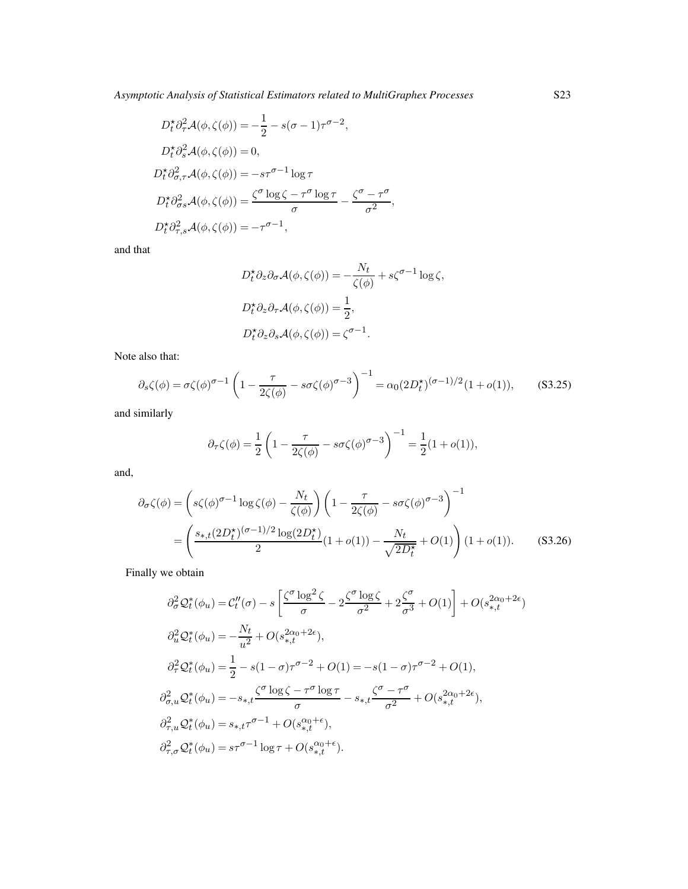$$
\begin{aligned}
D_t^\star \partial_\tau^2 \mathcal{A}(\phi, \zeta(\phi)) &= -\frac{1}{2} - s(\sigma-1)\tau^{\sigma-2}, \\
D_t^\star \partial_s^2 \mathcal{A}(\phi, \zeta(\phi)) &= 0, \\
D_t^\star \partial_{\sigma,\tau}^2 \mathcal{A}(\phi, \zeta(\phi)) &= -s\tau^{\sigma-1}\log\tau \\
D_t^\star \partial_{\sigma s}^2 \mathcal{A}(\phi, \zeta(\phi)) &= \frac{\zeta^\sigma \log\zeta - \tau^\sigma \log\tau}{\sigma} - \frac{\zeta^\sigma - \tau^\sigma}{\sigma^2}, \\
D_t^\star \partial_{\tau,s}^2 \mathcal{A}(\phi, \zeta(\phi)) &= -\tau^{\sigma-1},
\end{aligned}
$$

and that

$$
\begin{aligned}
D_t^\star \partial_z \partial_\sigma \mathcal{A}(\phi, \zeta(\phi)) &= -\frac{N_t}{\zeta(\phi)} + s\zeta^{\sigma-1}\log\zeta, \\
D_t^\star \partial_z \partial_\tau \mathcal{A}(\phi, \zeta(\phi)) &= \frac{1}{2}, \\
D_t^\star \partial_z \partial_s \mathcal{A}(\phi, \zeta(\phi)) &= \zeta^{\sigma-1}.
\end{aligned}
$$

Note also that:

$$
\partial_s \zeta(\phi) = \sigma\zeta(\phi)^{\sigma-1}\left(1 - \frac{\tau}{2\zeta(\phi)} - s\sigma\zeta(\phi)^{\sigma-3}\right)^{-1} = \alpha_0 (2D_t^\star)^{(\sigma-1)/2}(1+o(1)), \tag{S3.25}
$$

and similarly

$$
\partial_\tau \zeta(\phi) = \frac{1}{2}\left(1 - \frac{\tau}{2\zeta(\phi)} - s\sigma\zeta(\phi)^{\sigma-3}\right)^{-1} = \frac{1}{2}(1+o(1)),
$$

and,

$$
\begin{aligned}
\partial_\sigma \zeta(\phi) &= \left(s\zeta(\phi)^{\sigma-1}\log\zeta(\phi) - \frac{N_t}{\zeta(\phi)}\right)\left(1 - \frac{\tau}{2\zeta(\phi)} - s\sigma\zeta(\phi)^{\sigma-3}\right)^{-1} \\
&= \left(\frac{s_{*,t}(2D_t^\star)^{(\sigma-1)/2}\log(2D_t^\star)}{2}(1+o(1)) - \frac{N_t}{\sqrt{2D_t^\star}} + O(1)\right)(1+o(1)).
\end{aligned} \tag{S3.26}
$$

Finally we obtain

$$
\begin{aligned}
\partial_\sigma^2 \mathcal{Q}_t^*(\phi_u) &= \mathcal{C}_t''(\sigma) - s\left[\frac{\zeta^\sigma \log^2\zeta}{\sigma} - 2\frac{\zeta^\sigma \log\zeta}{\sigma^2} + 2\frac{\zeta^\sigma}{\sigma^3} + O(1)\right] + O(s_{*,t}^{2\alpha_0+2\epsilon}) \\
\partial_u^2 \mathcal{Q}_t^*(\phi_u) &= -\frac{N_t}{u^2} + O(s_{*,t}^{2\alpha_0+2\epsilon}), \\
\partial_\tau^2 \mathcal{Q}_t^*(\phi_u) &= \frac{1}{2} - s(1-\sigma)\tau^{\sigma-2} + O(1) = -s(1-\sigma)\tau^{\sigma-2} + O(1), \\
\partial_{\sigma,u}^2 \mathcal{Q}_t^*(\phi_u) &= -s_{*,t}\frac{\zeta^\sigma \log\zeta - \tau^\sigma \log\tau}{\sigma} - s_{*,t}\frac{\zeta^\sigma - \tau^\sigma}{\sigma^2} + O(s_{*,t}^{2\alpha_0+2\epsilon}), \\
\partial_{\tau,u}^2 \mathcal{Q}_t^*(\phi_u) &= s_{*,t}\tau^{\sigma-1} + O(s_{*,t}^{\alpha_0+\epsilon}), \\
\partial_{\tau,\sigma}^2 \mathcal{Q}_t^*(\phi_u) &= s\tau^{\sigma-1}\log\tau + O(s_{*,t}^{\alpha_0+\epsilon}).
\end{aligned}
$$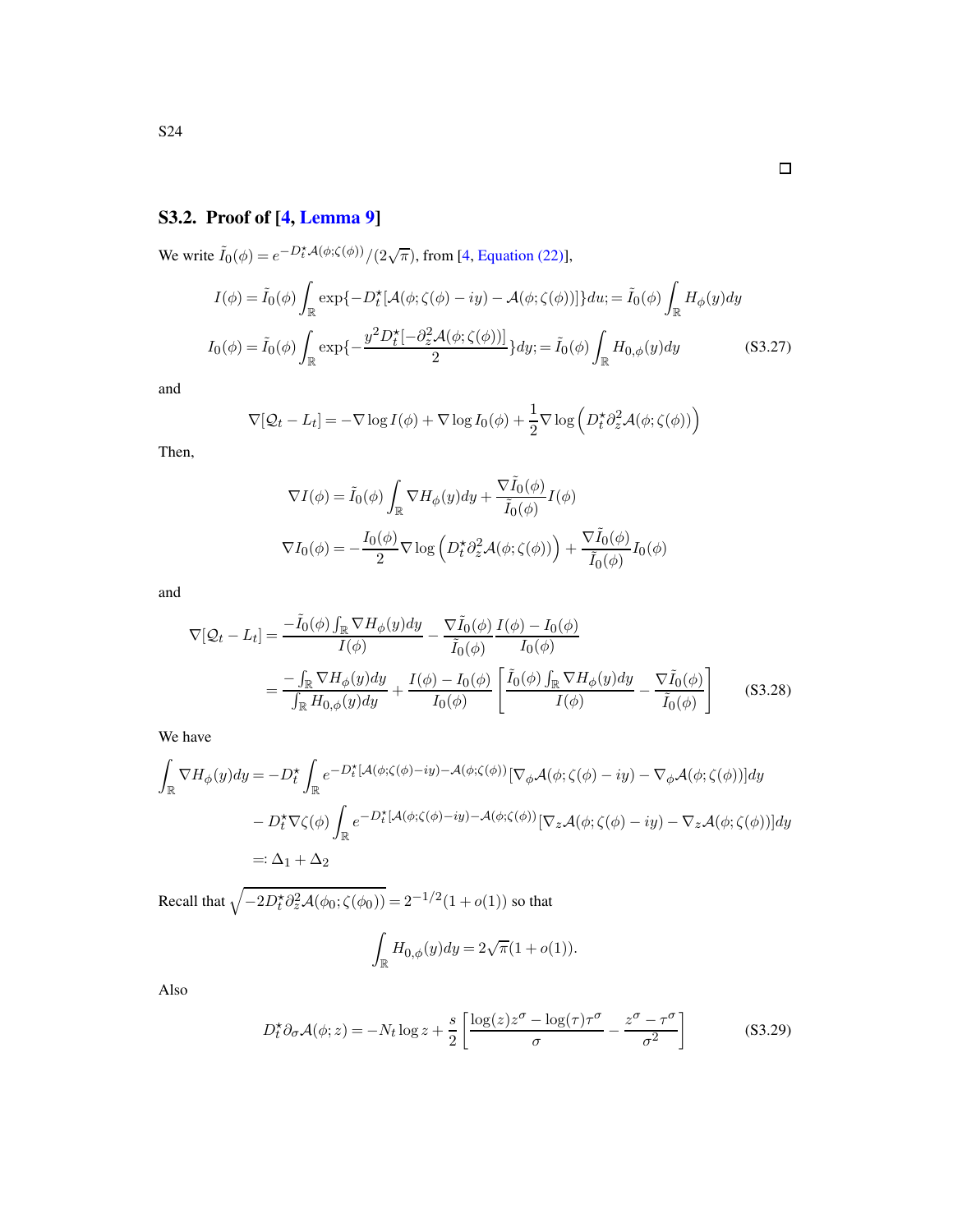□

## S3.2. Proof of [4, Lemma 9]

We write $\tilde{I}_0(\phi) = e^{-D_t^\star \mathcal{A}(\phi;\zeta(\phi))}/(2\sqrt{\pi})$, from [4, Equation (22)],

$$
\begin{aligned}
I(\phi) &= \tilde{I}_0(\phi) \int_{\mathbb{R}} \exp\{-D_t^\star[\mathcal{A}(\phi;\zeta(\phi)-iy) - \mathcal{A}(\phi;\zeta(\phi))]\}du; = \tilde{I}_0(\phi)\int_{\mathbb{R}} H_\phi(y)dy \\
I_0(\phi) &= \tilde{I}_0(\phi) \int_{\mathbb{R}} \exp\{-\frac{y^2 D_t^\star[-\partial_z^2 \mathcal{A}(\phi;\zeta(\phi))]}{2}\}dy; = \tilde{I}_0(\phi)\int_{\mathbb{R}} H_{0,\phi}(y)dy
\end{aligned}
\tag{S3.27}
$$

and

$$
\nabla[\mathcal{Q}_t - L_t] = -\nabla \log I(\phi) + \nabla \log I_0(\phi) + \frac{1}{2}\nabla \log\left(D_t^\star \partial_z^2 \mathcal{A}(\phi;\zeta(\phi))\right)
$$

Then,

$$
\begin{aligned}
\nabla I(\phi) &= \tilde{I}_0(\phi)\int_{\mathbb{R}} \nabla H_\phi(y)dy + \frac{\nabla \tilde{I}_0(\phi)}{\tilde{I}_0(\phi)} I(\phi) \\
\nabla I_0(\phi) &= -\frac{I_0(\phi)}{2}\nabla \log\left(D_t^\star \partial_z^2 \mathcal{A}(\phi;\zeta(\phi))\right) + \frac{\nabla \tilde{I}_0(\phi)}{\tilde{I}_0(\phi)} I_0(\phi)
\end{aligned}
$$

and

$$
\begin{aligned}
\nabla[\mathcal{Q}_t - L_t] &= \frac{-\tilde{I}_0(\phi)\int_{\mathbb{R}} \nabla H_\phi(y)dy}{I(\phi)} - \frac{\nabla \tilde{I}_0(\phi)}{\tilde{I}_0(\phi)} \frac{I(\phi) - I_0(\phi)}{I_0(\phi)} \\
&= \frac{-\int_{\mathbb{R}} \nabla H_\phi(y)dy}{\int_{\mathbb{R}} H_{0,\phi}(y)dy} + \frac{I(\phi) - I_0(\phi)}{I_0(\phi)}\left[\frac{\tilde{I}_0(\phi)\int_{\mathbb{R}} \nabla H_\phi(y)dy}{I(\phi)} - \frac{\nabla \tilde{I}_0(\phi)}{\tilde{I}_0(\phi)}\right]
\end{aligned}
\tag{S3.28}
$$

We have

$$
\begin{aligned}
\int_{\mathbb{R}} \nabla H_\phi(y)dy &= -D_t^\star \int_{\mathbb{R}} e^{-D_t^\star[\mathcal{A}(\phi;\zeta(\phi)-iy) - \mathcal{A}(\phi;\zeta(\phi))]}[\nabla_\phi \mathcal{A}(\phi;\zeta(\phi)-iy) - \nabla_\phi \mathcal{A}(\phi;\zeta(\phi))]dy \\
&\quad - D_t^\star \nabla\zeta(\phi) \int_{\mathbb{R}} e^{-D_t^\star[\mathcal{A}(\phi;\zeta(\phi)-iy) - \mathcal{A}(\phi;\zeta(\phi))]}[\nabla_z \mathcal{A}(\phi;\zeta(\phi)-iy) - \nabla_z \mathcal{A}(\phi;\zeta(\phi))]dy \\
&=: \Delta_1 + \Delta_2
\end{aligned}
$$

Recall that $\sqrt{-2D_t^\star \partial_z^2 \mathcal{A}(\phi_0;\zeta(\phi_0))} = 2^{-1/2}(1+o(1))$ so that

$$
\int_{\mathbb{R}} H_{0,\phi}(y)dy = 2\sqrt{\pi}(1+o(1)).
$$

Also

$$
D_t^\star \partial_\sigma \mathcal{A}(\phi;z) = -N_t \log z + \frac{s}{2}\left[\frac{\log(z)z^\sigma - \log(\tau)\tau^\sigma}{\sigma} - \frac{z^\sigma - \tau^\sigma}{\sigma^2}\right]
\tag{S3.29}
$$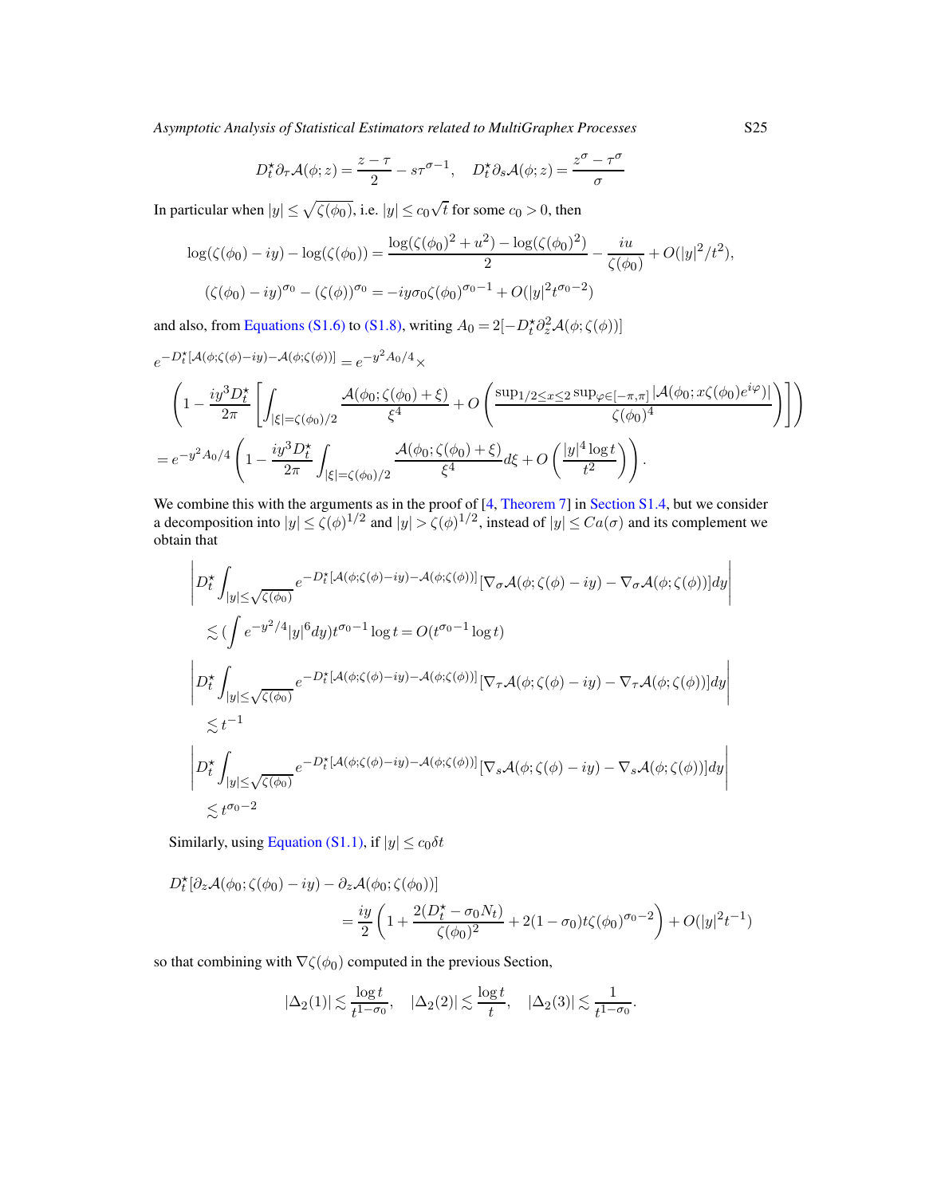$$
D_t^\star \partial_\tau \mathcal{A}(\phi; z) = \frac{z-\tau}{2} - s\tau^{\sigma-1}, \quad D_t^\star \partial_s \mathcal{A}(\phi; z) = \frac{z^\sigma - \tau^\sigma}{\sigma}
$$

In particular when $|y| \le \sqrt{\zeta(\phi_0)}$, i.e. $|y| \le c_0\sqrt{t}$ for some $c_0 > 0$, then

$$
\log(\zeta(\phi_0) - iy) - \log(\zeta(\phi_0)) = \frac{\log(\zeta(\phi_0)^2 + u^2) - \log(\zeta(\phi_0)^2)}{2} - \frac{iu}{\zeta(\phi_0)} + O(|y|^2/t^2),
$$
$$
(\zeta(\phi_0) - iy)^{\sigma_0} - (\zeta(\phi))^{\sigma_0} = -iy\sigma_0\zeta(\phi_0)^{\sigma_0-1} + O(|y|^2 t^{\sigma_0-2})
$$

and also, from Equations (S1.6) to (S1.8), writing $A_0 = 2[-D_t^\star \partial_z^2 \mathcal{A}(\phi; \zeta(\phi))]$

$$
e^{-D_t^\star[\mathcal{A}(\phi;\zeta(\phi)-iy)-\mathcal{A}(\phi;\zeta(\phi))]} = e^{-y^2A_0/4} \times
$$
$$
\left(1 - \frac{iy^3 D_t^\star}{2\pi}\left[\int_{|\xi|=\zeta(\phi_0)/2} \frac{\mathcal{A}(\phi_0; \zeta(\phi_0)+\xi)}{\xi^4} + O\left(\frac{\sup_{1/2\le x\le 2}\sup_{\varphi\in[-\pi,\pi]}|\mathcal{A}(\phi_0; x\zeta(\phi_0)e^{i\varphi})|}{\zeta(\phi_0)^4}\right)\right]\right)
$$
$$
= e^{-y^2A_0/4}\left(1 - \frac{iy^3D_t^\star}{2\pi}\int_{|\xi|=\zeta(\phi_0)/2}\frac{\mathcal{A}(\phi_0;\zeta(\phi_0)+\xi)}{\xi^4}d\xi + O\left(\frac{|y|^4\log t}{t^2}\right)\right).
$$

We combine this with the arguments as in the proof of [4, Theorem 7] in Section S1.4, but we consider a decomposition into $|y| \le \zeta(\phi)^{1/2}$ and $|y| > \zeta(\phi)^{1/2}$, instead of $|y| \le Ca(\sigma)$ and its complement we obtain that

$$
\left| D_t^\star \int_{|y|\le\sqrt{\zeta(\phi_0)}} e^{-D_t^\star[\mathcal{A}(\phi;\zeta(\phi)-iy)-\mathcal{A}(\phi;\zeta(\phi))]}[\nabla_\sigma\mathcal{A}(\phi;\zeta(\phi)-iy) - \nabla_\sigma\mathcal{A}(\phi;\zeta(\phi))]dy \right|
$$
$$
\lesssim \left(\int e^{-y^2/4}|y|^6 dy\right)t^{\sigma_0-1}\log t = O(t^{\sigma_0-1}\log t)
$$
$$
\left| D_t^\star \int_{|y|\le\sqrt{\zeta(\phi_0)}} e^{-D_t^\star[\mathcal{A}(\phi;\zeta(\phi)-iy)-\mathcal{A}(\phi;\zeta(\phi))]}[\nabla_\tau\mathcal{A}(\phi;\zeta(\phi)-iy) - \nabla_\tau\mathcal{A}(\phi;\zeta(\phi))]dy \right|
$$
$$
\lesssim t^{-1}
$$
$$
\left| D_t^\star \int_{|y|\le\sqrt{\zeta(\phi_0)}} e^{-D_t^\star[\mathcal{A}(\phi;\zeta(\phi)-iy)-\mathcal{A}(\phi;\zeta(\phi))]}[\nabla_s\mathcal{A}(\phi;\zeta(\phi)-iy) - \nabla_s\mathcal{A}(\phi;\zeta(\phi))]dy \right|
$$
$$
\lesssim t^{\sigma_0-2}
$$

Similarly, using Equation (S1.1), if $|y| \le c_0\delta t$

$$
D_t^\star[\partial_z\mathcal{A}(\phi_0;\zeta(\phi_0)-iy) - \partial_z\mathcal{A}(\phi_0;\zeta(\phi_0))]
$$
$$
= \frac{iy}{2}\left(1 + \frac{2(D_t^\star - \sigma_0 N_t)}{\zeta(\phi_0)^2} + 2(1-\sigma_0)t\zeta(\phi_0)^{\sigma_0-2}\right) + O(|y|^2t^{-1})
$$

so that combining with $\nabla\zeta(\phi_0)$ computed in the previous Section,

$$
|\Delta_2(1)| \lesssim \frac{\log t}{t^{1-\sigma_0}}, \quad |\Delta_2(2)| \lesssim \frac{\log t}{t}, \quad |\Delta_2(3)| \lesssim \frac{1}{t^{1-\sigma_0}}.
$$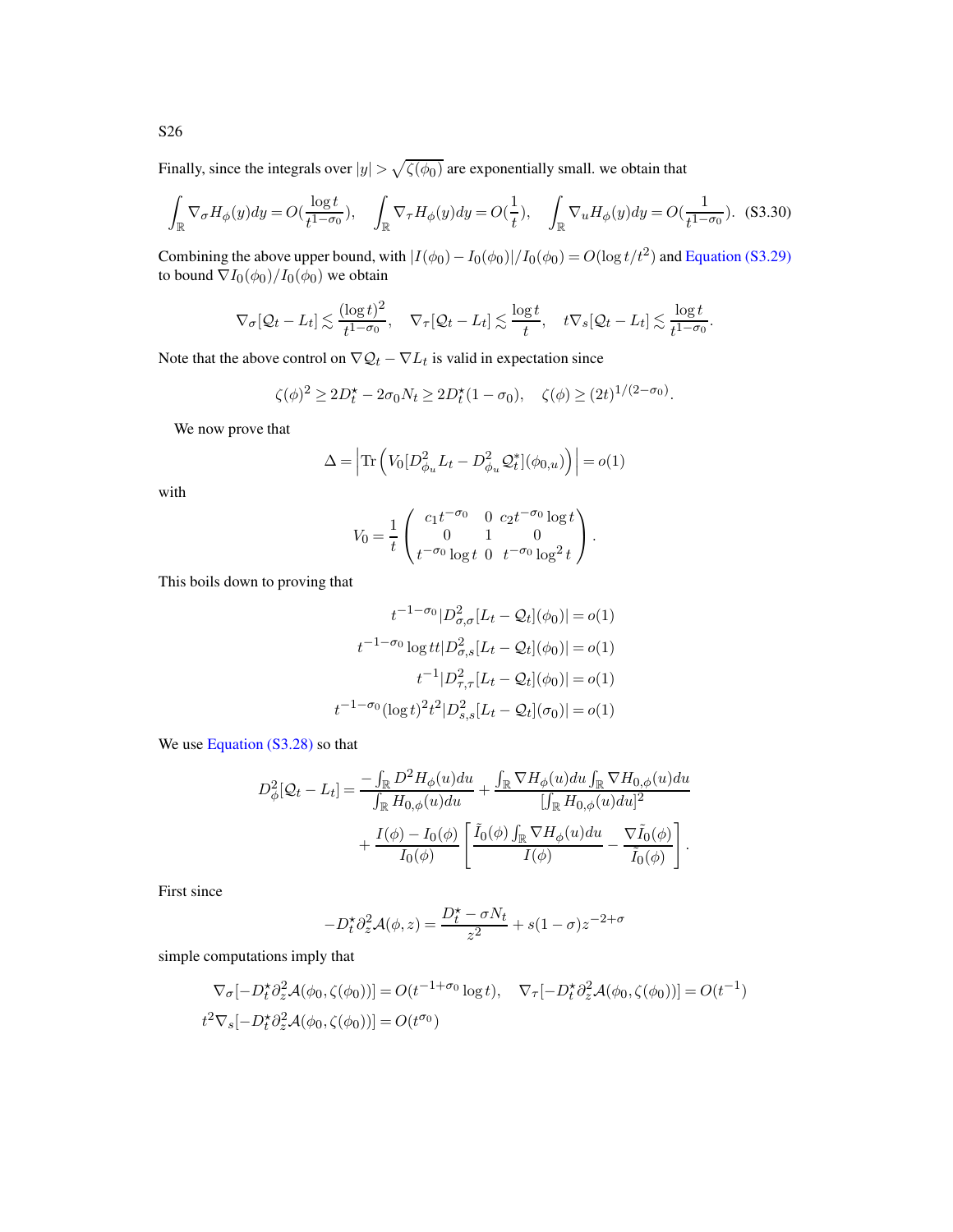Finally, since the integrals over $|y| > \sqrt{\zeta(\phi_0)}$ are exponentially small. we obtain that

$$\int_{\mathbb{R}} \nabla_\sigma H_\phi(y)dy = O(\frac{\log t}{t^{1-\sigma_0}}), \quad \int_{\mathbb{R}} \nabla_\tau H_\phi(y)dy = O(\frac{1}{t}), \quad \int_{\mathbb{R}} \nabla_u H_\phi(y)dy = O(\frac{1}{t^{1-\sigma_0}}). \tag{S3.30}$$

Combining the above upper bound, with $|I(\phi_0) - I_0(\phi_0)|/I_0(\phi_0) = O(\log t/t^2)$ and Equation (S3.29) to bound $\nabla I_0(\phi_0)/I_0(\phi_0)$ we obtain

$$\nabla_\sigma[\mathcal{Q}_t - L_t] \lesssim \frac{(\log t)^2}{t^{1-\sigma_0}}, \quad \nabla_\tau[\mathcal{Q}_t - L_t] \lesssim \frac{\log t}{t}, \quad t\nabla_s[\mathcal{Q}_t - L_t] \lesssim \frac{\log t}{t^{1-\sigma_0}}.$$

Note that the above control on $\nabla \mathcal{Q}_t - \nabla L_t$ is valid in expectation since

$$\zeta(\phi)^2 \geq 2D_t^\star - 2\sigma_0 N_t \geq 2D_t^\star(1-\sigma_0), \quad \zeta(\phi) \geq (2t)^{1/(2-\sigma_0)}.$$

We now prove that

$$\Delta = \left|\mathrm{Tr}\left(V_0[D^2_{\phi_u} L_t - D^2_{\phi_u}\mathcal{Q}_t^*](\phi_{0,u})\right)\right| = o(1)$$

with

$$V_0 = \frac{1}{t}\begin{pmatrix} c_1 t^{-\sigma_0} & 0 & c_2 t^{-\sigma_0}\log t \\ 0 & 1 & 0 \\ t^{-\sigma_0}\log t & 0 & t^{-\sigma_0}\log^2 t \end{pmatrix}.$$

This boils down to proving that

$$t^{-1-\sigma_0}|D^2_{\sigma,\sigma}[L_t - \mathcal{Q}_t](\phi_0)| = o(1)$$
$$t^{-1-\sigma_0}\log tt|D^2_{\sigma,s}[L_t - \mathcal{Q}_t](\phi_0)| = o(1)$$
$$t^{-1}|D^2_{\tau,\tau}[L_t - \mathcal{Q}_t](\phi_0)| = o(1)$$
$$t^{-1-\sigma_0}(\log t)^2 t^2|D^2_{s,s}[L_t - \mathcal{Q}_t](\sigma_0)| = o(1)$$

We use Equation (S3.28) so that

$$D^2_\phi[\mathcal{Q}_t - L_t] = \frac{-\int_{\mathbb{R}} D^2 H_\phi(u)du}{\int_{\mathbb{R}} H_{0,\phi}(u)du} + \frac{\int_{\mathbb{R}} \nabla H_\phi(u)du \int_{\mathbb{R}} \nabla H_{0,\phi}(u)du}{[\int_{\mathbb{R}} H_{0,\phi}(u)du]^2}$$
$$+ \frac{I(\phi) - I_0(\phi)}{I_0(\phi)}\left[\frac{\tilde{I}_0(\phi)\int_{\mathbb{R}} \nabla H_\phi(u)du}{I(\phi)} - \frac{\nabla \tilde{I}_0(\phi)}{\tilde{I}_0(\phi)}\right].$$

First since

$$-D_t^\star \partial_z^2 \mathcal{A}(\phi, z) = \frac{D_t^\star - \sigma N_t}{z^2} + s(1-\sigma)z^{-2+\sigma}$$

simple computations imply that

$$\nabla_\sigma[-D_t^\star \partial_z^2 \mathcal{A}(\phi_0, \zeta(\phi_0))] = O(t^{-1+\sigma_0}\log t), \quad \nabla_\tau[-D_t^\star \partial_z^2 \mathcal{A}(\phi_0, \zeta(\phi_0))] = O(t^{-1})$$
$$t^2\nabla_s[-D_t^\star \partial_z^2 \mathcal{A}(\phi_0, \zeta(\phi_0))] = O(t^{\sigma_0})$$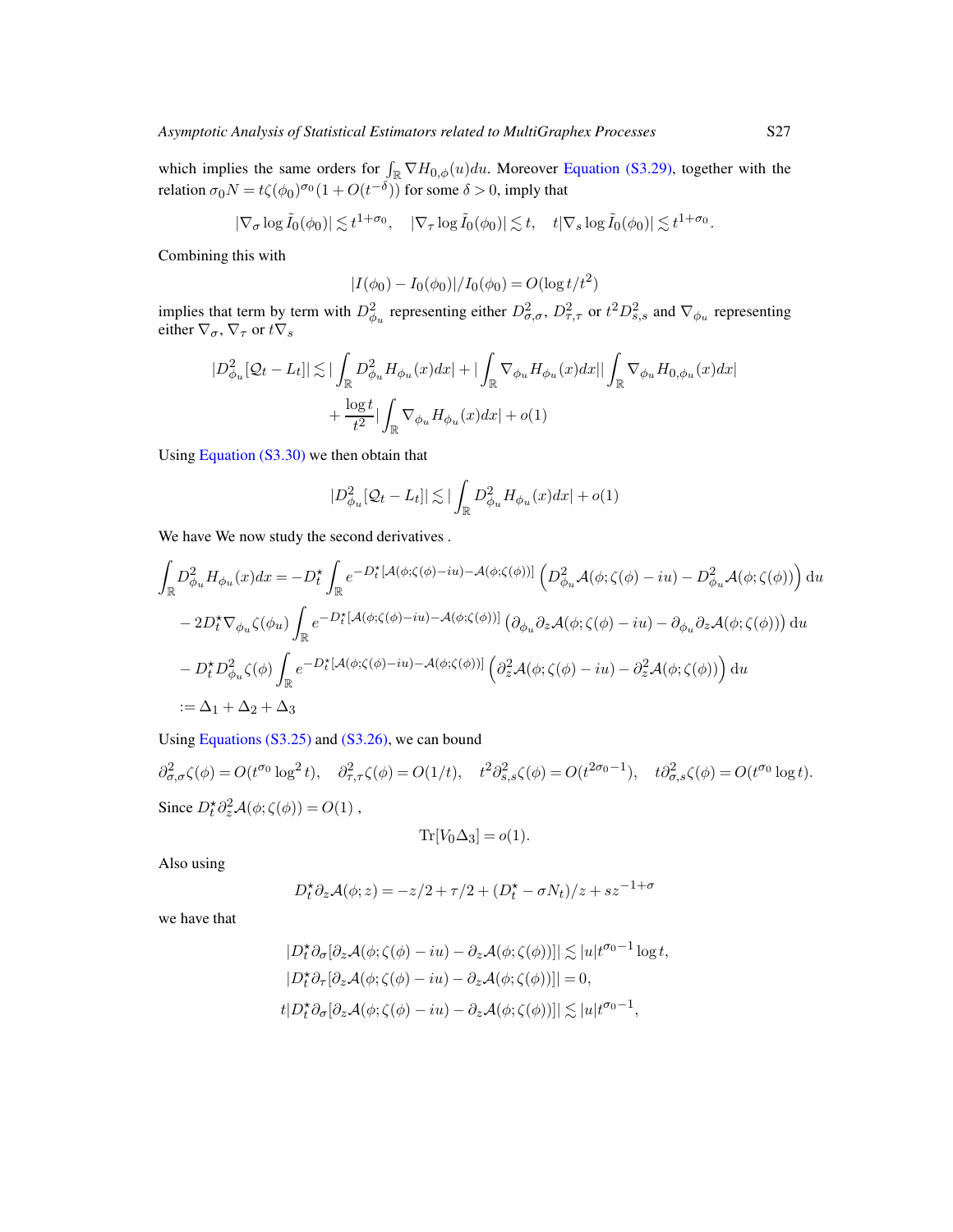which implies the same orders for $\int_{\mathbb{R}} \nabla H_{0,\phi}(u)du$. Moreover Equation (S3.29), together with the relation $\sigma_0 N = t\zeta(\phi_0)^{\sigma_0}(1+O(t^{-\delta}))$ for some $\delta > 0$, imply that

$$|\nabla_\sigma \log \tilde{I}_0(\phi_0)| \lesssim t^{1+\sigma_0}, \quad |\nabla_\tau \log \tilde{I}_0(\phi_0)| \lesssim t, \quad t|\nabla_s \log \tilde{I}_0(\phi_0)| \lesssim t^{1+\sigma_0}.$$

Combining this with

$$|I(\phi_0) - I_0(\phi_0)|/I_0(\phi_0) = O(\log t/t^2)$$

implies that term by term with $D^2_{\phi_u}$ representing either $D^2_{\sigma,\sigma}$, $D^2_{\tau,\tau}$ or $t^2 D^2_{s,s}$ and $\nabla_{\phi_u}$ representing either $\nabla_\sigma$, $\nabla_\tau$ or $t\nabla_s$

$$\begin{aligned}|D^2_{\phi_u}[\mathcal{Q}_t - L_t]| \lesssim & |\int_{\mathbb{R}} D^2_{\phi_u} H_{\phi_u}(x)dx| + |\int_{\mathbb{R}} \nabla_{\phi_u} H_{\phi_u}(x)dx||\int_{\mathbb{R}} \nabla_{\phi_u} H_{0,\phi_u}(x)dx| \\ & + \frac{\log t}{t^2}|\int_{\mathbb{R}} \nabla_{\phi_u} H_{\phi_u}(x)dx| + o(1)\end{aligned}$$

Using Equation (S3.30) we then obtain that

$$|D^2_{\phi_u}[\mathcal{Q}_t - L_t]| \lesssim |\int_{\mathbb{R}} D^2_{\phi_u} H_{\phi_u}(x)dx| + o(1)$$

We have We now study the second derivatives .

$$\begin{aligned}\int_{\mathbb{R}} D^2_{\phi_u} H_{\phi_u}(x)dx =& -D^\star_t \int_{\mathbb{R}} e^{-D^\star_t[\mathcal{A}(\phi;\zeta(\phi)-iu)-\mathcal{A}(\phi;\zeta(\phi))]}\left(D^2_{\phi_u}\mathcal{A}(\phi;\zeta(\phi)-iu) - D^2_{\phi_u}\mathcal{A}(\phi;\zeta(\phi))\right)\mathrm{d}u \\ & - 2D^\star_t \nabla_{\phi_u}\zeta(\phi_u)\int_{\mathbb{R}} e^{-D^\star_t[\mathcal{A}(\phi;\zeta(\phi)-iu)-\mathcal{A}(\phi;\zeta(\phi))]}\left(\partial_{\phi_u}\partial_z\mathcal{A}(\phi;\zeta(\phi)-iu) - \partial_{\phi_u}\partial_z\mathcal{A}(\phi;\zeta(\phi))\right)\mathrm{d}u \\ & - D^\star_t D^2_{\phi_u}\zeta(\phi)\int_{\mathbb{R}} e^{-D^\star_t[\mathcal{A}(\phi;\zeta(\phi)-iu)-\mathcal{A}(\phi;\zeta(\phi))]}\left(\partial^2_z\mathcal{A}(\phi;\zeta(\phi)-iu) - \partial^2_z\mathcal{A}(\phi;\zeta(\phi))\right)\mathrm{d}u \\ :=& \Delta_1 + \Delta_2 + \Delta_3\end{aligned}$$

Using Equations (S3.25) and (S3.26), we can bound

$$\partial^2_{\sigma,\sigma}\zeta(\phi) = O(t^{\sigma_0}\log^2 t), \quad \partial^2_{\tau,\tau}\zeta(\phi) = O(1/t), \quad t^2\partial^2_{s,s}\zeta(\phi) = O(t^{2\sigma_0-1}), \quad t\partial^2_{\sigma,s}\zeta(\phi) = O(t^{\sigma_0}\log t).$$

Since $D^\star_t \partial^2_z \mathcal{A}(\phi;\zeta(\phi)) = O(1)$ ,

$$\mathrm{Tr}[V_0\Delta_3] = o(1).$$

Also using

$$D^\star_t \partial_z \mathcal{A}(\phi;z) = -z/2 + \tau/2 + (D^\star_t - \sigma N_t)/z + sz^{-1+\sigma}$$

we have that

$$\begin{aligned}|D^\star_t \partial_\sigma[\partial_z\mathcal{A}(\phi;\zeta(\phi)-iu) - \partial_z\mathcal{A}(\phi;\zeta(\phi))]| &\lesssim |u|t^{\sigma_0-1}\log t, \\ |D^\star_t \partial_\tau[\partial_z\mathcal{A}(\phi;\zeta(\phi)-iu) - \partial_z\mathcal{A}(\phi;\zeta(\phi))]| &= 0, \\ t|D^\star_t \partial_\sigma[\partial_z\mathcal{A}(\phi;\zeta(\phi)-iu) - \partial_z\mathcal{A}(\phi;\zeta(\phi))]| &\lesssim |u|t^{\sigma_0-1},\end{aligned}$$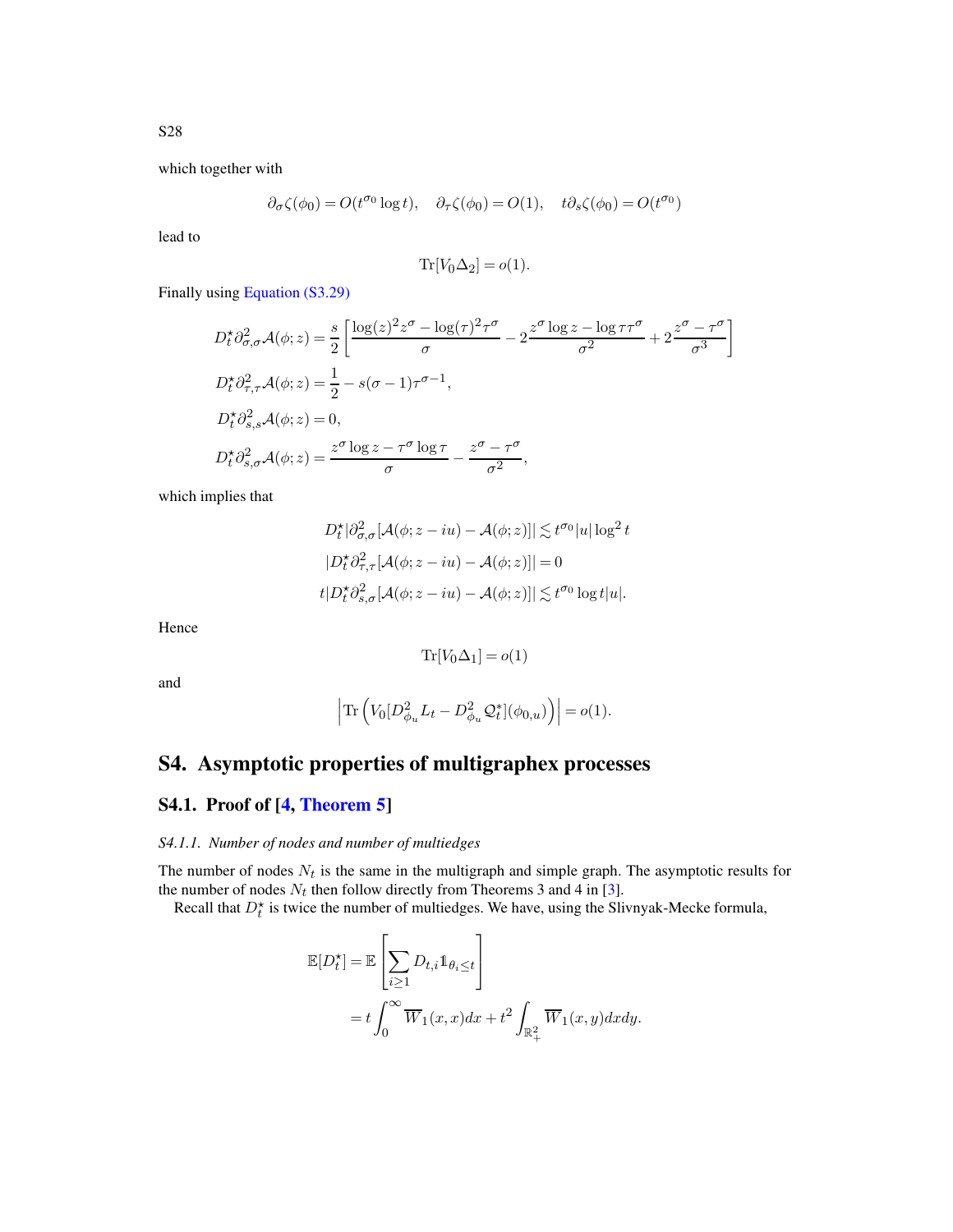which together with

$$\partial_\sigma \zeta(\phi_0) = O(t^{\sigma_0} \log t), \quad \partial_\tau \zeta(\phi_0) = O(1), \quad t\partial_s \zeta(\phi_0) = O(t^{\sigma_0})$$

lead to

$$\mathrm{Tr}[V_0 \Delta_2] = o(1).$$

Finally using Equation (S3.29)

$$D_t^\star \partial^2_{\sigma,\sigma} \mathcal{A}(\phi; z) = \frac{s}{2}\left[\frac{\log(z)^2 z^\sigma - \log(\tau)^2 \tau^\sigma}{\sigma} - 2\frac{z^\sigma \log z - \log \tau \tau^\sigma}{\sigma^2} + 2\frac{z^\sigma - \tau^\sigma}{\sigma^3}\right]$$

$$D_t^\star \partial^2_{\tau,\tau} \mathcal{A}(\phi; z) = \frac{1}{2} - s(\sigma - 1)\tau^{\sigma - 1},$$

$$D_t^\star \partial^2_{s,s} \mathcal{A}(\phi; z) = 0,$$

$$D_t^\star \partial^2_{s,\sigma} \mathcal{A}(\phi; z) = \frac{z^\sigma \log z - \tau^\sigma \log \tau}{\sigma} - \frac{z^\sigma - \tau^\sigma}{\sigma^2},$$

which implies that

$$D_t^\star |\partial^2_{\sigma,\sigma}[\mathcal{A}(\phi; z - iu) - \mathcal{A}(\phi; z)]| \lesssim t^{\sigma_0} |u| \log^2 t$$

$$|D_t^\star \partial^2_{\tau,\tau}[\mathcal{A}(\phi; z - iu) - \mathcal{A}(\phi; z)]| = 0$$

$$t|D_t^\star \partial^2_{s,\sigma}[\mathcal{A}(\phi; z - iu) - \mathcal{A}(\phi; z)]| \lesssim t^{\sigma_0} \log t |u|.$$

Hence

$$\mathrm{Tr}[V_0 \Delta_1] = o(1)$$

and

$$\left|\mathrm{Tr}\left(V_0[D^2_{\phi_u} L_t - D^2_{\phi_u} \mathcal{Q}_t^*](\phi_{0,u})\right)\right| = o(1).$$

## S4. Asymptotic properties of multigraphex processes

### S4.1. Proof of [4, Theorem 5]

#### S4.1.1. Number of nodes and number of multiedges

The number of nodes $N_t$ is the same in the multigraph and simple graph. The asymptotic results for the number of nodes $N_t$ then follow directly from Theorems 3 and 4 in [3].

Recall that $D_t^\star$ is twice the number of multiedges. We have, using the Slivnyak-Mecke formula,

$$\begin{aligned}
\mathbb{E}[D_t^\star] &= \mathbb{E}\left[\sum_{i \geq 1} D_{t,i} \mathbb{1}_{\theta_i \leq t}\right] \\
&= t \int_0^\infty \overline{W}_1(x, x) dx + t^2 \int_{\mathbb{R}_+^2} \overline{W}_1(x, y) dx dy.
\end{aligned}$$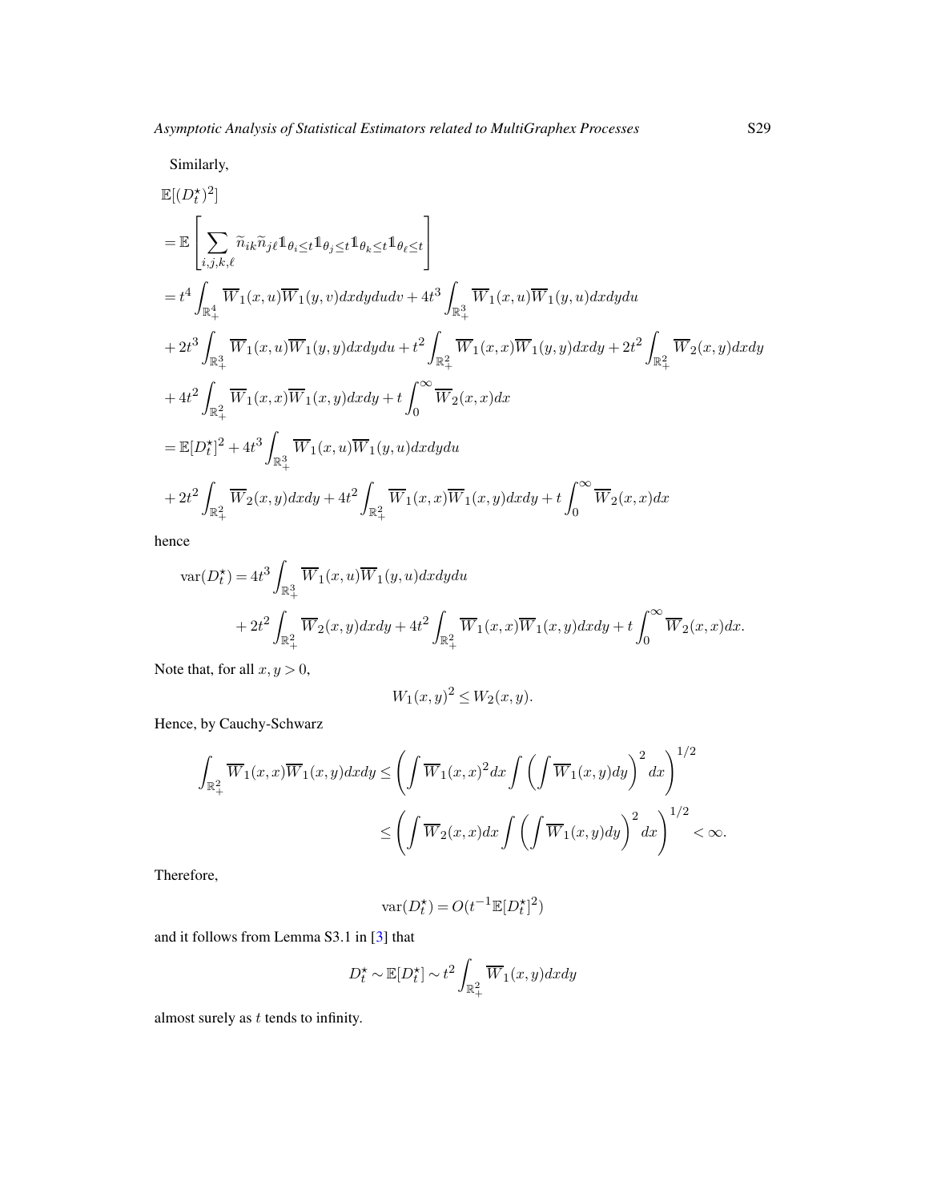Similarly,

$$
\begin{aligned}
&\mathbb{E}[(D_t^\star)^2] \\
&= \mathbb{E}\left[\sum_{i,j,k,\ell} \widetilde{n}_{ik}\widetilde{n}_{j\ell}\mathbb{1}_{\theta_i\le t}\mathbb{1}_{\theta_j\le t}\mathbb{1}_{\theta_k\le t}\mathbb{1}_{\theta_\ell\le t}\right] \\
&= t^4\int_{\mathbb{R}_+^4}\overline{W}_1(x,u)\overline{W}_1(y,v)dxdydudv + 4t^3\int_{\mathbb{R}_+^3}\overline{W}_1(x,u)\overline{W}_1(y,u)dxdydu \\
&+ 2t^3\int_{\mathbb{R}_+^3}\overline{W}_1(x,u)\overline{W}_1(y,y)dxdydu + t^2\int_{\mathbb{R}_+^2}\overline{W}_1(x,x)\overline{W}_1(y,y)dxdy + 2t^2\int_{\mathbb{R}_+^2}\overline{W}_2(x,y)dxdy \\
&+ 4t^2\int_{\mathbb{R}_+^2}\overline{W}_1(x,x)\overline{W}_1(x,y)dxdy + t\int_0^\infty \overline{W}_2(x,x)dx \\
&= \mathbb{E}[D_t^\star]^2 + 4t^3\int_{\mathbb{R}_+^3}\overline{W}_1(x,u)\overline{W}_1(y,u)dxdydu \\
&+ 2t^2\int_{\mathbb{R}_+^2}\overline{W}_2(x,y)dxdy + 4t^2\int_{\mathbb{R}_+^2}\overline{W}_1(x,x)\overline{W}_1(x,y)dxdy + t\int_0^\infty \overline{W}_2(x,x)dx
\end{aligned}
$$

hence

$$
\begin{aligned}
\operatorname{var}(D_t^\star) &= 4t^3\int_{\mathbb{R}_+^3}\overline{W}_1(x,u)\overline{W}_1(y,u)dxdydu \\
&\quad + 2t^2\int_{\mathbb{R}_+^2}\overline{W}_2(x,y)dxdy + 4t^2\int_{\mathbb{R}_+^2}\overline{W}_1(x,x)\overline{W}_1(x,y)dxdy + t\int_0^\infty \overline{W}_2(x,x)dx.
\end{aligned}
$$

Note that, for all $x, y > 0$,

$$
W_1(x,y)^2 \le W_2(x,y).
$$

Hence, by Cauchy-Schwarz

$$
\begin{aligned}
\int_{\mathbb{R}_+^2}\overline{W}_1(x,x)\overline{W}_1(x,y)dxdy &\le \left(\int \overline{W}_1(x,x)^2dx\int\left(\int \overline{W}_1(x,y)dy\right)^2dx\right)^{1/2} \\
&\le \left(\int \overline{W}_2(x,x)dx\int\left(\int \overline{W}_1(x,y)dy\right)^2dx\right)^{1/2} < \infty.
\end{aligned}
$$

Therefore,

$$
\operatorname{var}(D_t^\star) = O(t^{-1}\mathbb{E}[D_t^\star]^2)
$$

and it follows from Lemma S3.1 in [3] that

$$
D_t^\star \sim \mathbb{E}[D_t^\star] \sim t^2\int_{\mathbb{R}_+^2}\overline{W}_1(x,y)dxdy
$$

almost surely as $t$ tends to infinity.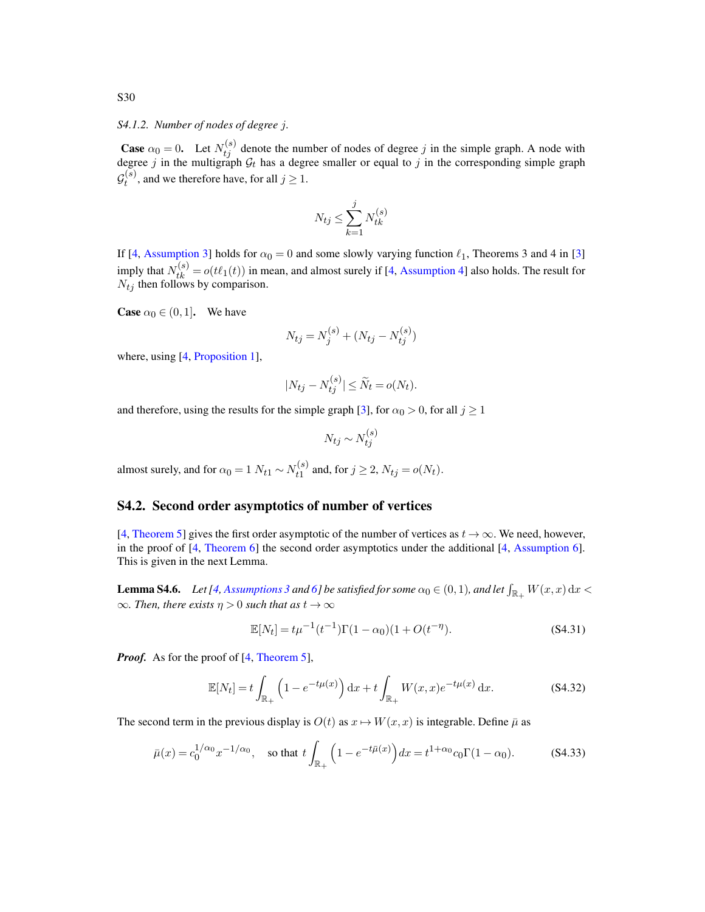#### S4.1.2. *Number of nodes of degree $j$.*

**Case $\alpha_0 = 0$.** Let $N_{tj}^{(s)}$ denote the number of nodes of degree $j$ in the simple graph. A node with degree $j$ in the multigraph $\mathcal{G}_t$ has a degree smaller or equal to $j$ in the corresponding simple graph $\mathcal{G}_t^{(s)}$, and we therefore have, for all $j \geq 1$.

$$N_{tj} \leq \sum_{k=1}^{j} N_{tk}^{(s)}$$

If [4, Assumption 3] holds for $\alpha_0 = 0$ and some slowly varying function $\ell_1$, Theorems 3 and 4 in [3] imply that $N_{tk}^{(s)} = o(t\ell_1(t))$ in mean, and almost surely if [4, Assumption 4] also holds. The result for $N_{tj}$ then follows by comparison.

**Case $\alpha_0 \in (0, 1]$.** We have

$$N_{tj} = N_j^{(s)} + (N_{tj} - N_{tj}^{(s)})$$

where, using [4, Proposition 1],

$$|N_{tj} - N_{tj}^{(s)}| \leq \widetilde{N}_t = o(N_t).$$

and therefore, using the results for the simple graph [3], for $\alpha_0 > 0$, for all $j \geq 1$

$$N_{tj} \sim N_{tj}^{(s)}$$

almost surely, and for $\alpha_0 = 1$ $N_{t1} \sim N_{t1}^{(s)}$ and, for $j \geq 2$, $N_{tj} = o(N_t)$.

## S4.2. Second order asymptotics of number of vertices

[4, Theorem 5] gives the first order asymptotic of the number of vertices as $t \to \infty$. We need, however, in the proof of [4, Theorem 6] the second order asymptotics under the additional [4, Assumption 6]. This is given in the next Lemma.

**Lemma S4.6.** *Let [4, Assumptions 3 and 6] be satisfied for some $\alpha_0 \in (0, 1)$, and let $\int_{\mathbb{R}_+} W(x, x)\,\mathrm{d}x < \infty$. Then, there exists $\eta > 0$ such that as $t \to \infty$*

$$\mathbb{E}[N_t] = t\mu^{-1}(t^{-1})\Gamma(1 - \alpha_0)(1 + O(t^{-\eta})). \tag{S4.31}$$

***Proof.*** As for the proof of [4, Theorem 5],

$$\mathbb{E}[N_t] = t\int_{\mathbb{R}_+} \left(1 - e^{-t\mu(x)}\right) \mathrm{d}x + t\int_{\mathbb{R}_+} W(x, x)e^{-t\mu(x)}\,\mathrm{d}x. \tag{S4.32}$$

The second term in the previous display is $O(t)$ as $x \mapsto W(x, x)$ is integrable. Define $\bar{\mu}$ as

$$\bar{\mu}(x) = c_0^{1/\alpha_0} x^{-1/\alpha_0}, \quad \text{so that } t\int_{\mathbb{R}_+} \left(1 - e^{-t\bar{\mu}(x)}\right) dx = t^{1+\alpha_0} c_0 \Gamma(1 - \alpha_0). \tag{S4.33}$$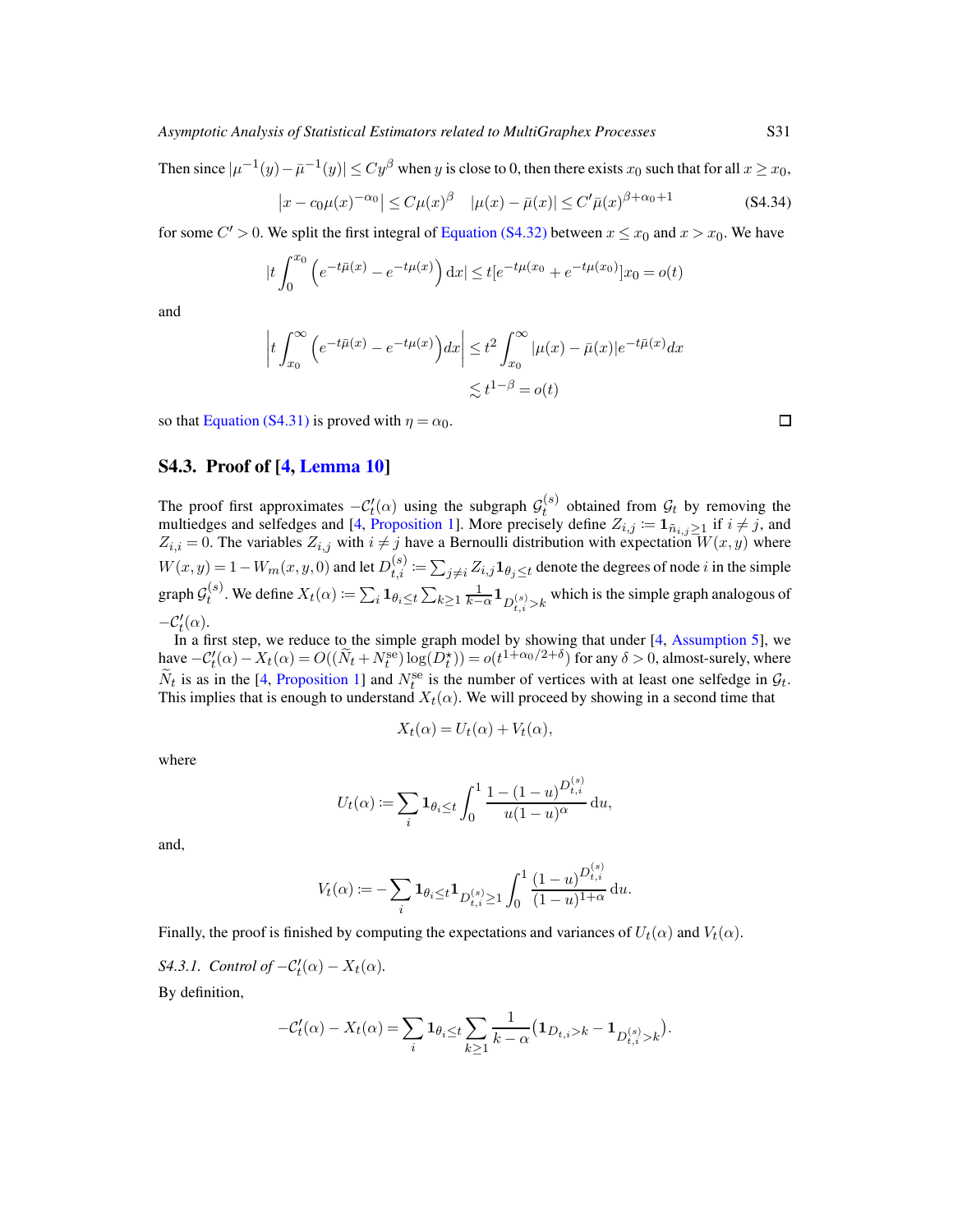Then since $|\mu^{-1}(y) - \bar{\mu}^{-1}(y)| \leq Cy^{\beta}$ when $y$ is close to 0, then there exists $x_0$ such that for all $x \geq x_0$,

$$\left|x - c_0\mu(x)^{-\alpha_0}\right| \leq C\mu(x)^{\beta} \quad |\mu(x) - \bar{\mu}(x)| \leq C'\bar{\mu}(x)^{\beta+\alpha_0+1} \tag{S4.34}$$

for some $C' > 0$. We split the first integral of Equation (S4.32) between $x \leq x_0$ and $x > x_0$. We have

$$|t\int_0^{x_0}\left(e^{-t\bar{\mu}(x)} - e^{-t\mu(x)}\right)\mathrm{d}x| \leq t[e^{-t\mu(x_0} + e^{-t\mu(x_0)}]x_0 = o(t)$$

and

$$\left|t\int_{x_0}^{\infty}\left(e^{-t\bar{\mu}(x)} - e^{-t\mu(x)}\right)dx\right| \leq t^2\int_{x_0}^{\infty}|\mu(x) - \bar{\mu}(x)|e^{-t\bar{\mu}(x)}dx$$
$$\lesssim t^{1-\beta} = o(t)$$

so that Equation (S4.31) is proved with $\eta = \alpha_0$. ◻

## S4.3. Proof of [4, Lemma 10]

The proof first approximates $-\mathcal{C}_t'(\alpha)$ using the subgraph $\mathcal{G}_t^{(s)}$ obtained from $\mathcal{G}_t$ by removing the multiedges and selfedges and [4, Proposition 1]. More precisely define $Z_{i,j} := \mathbf{1}_{\tilde{n}_{i,j}\geq 1}$ if $i \neq j$, and $Z_{i,i} = 0$. The variables $Z_{i,j}$ with $i \neq j$ have a Bernoulli distribution with expectation $W(x,y)$ where $W(x,y) = 1 - W_m(x,y,0)$ and let $D_{t,i}^{(s)} := \sum_{j\neq i} Z_{i,j}\mathbf{1}_{\theta_j\leq t}$ denote the degrees of node $i$ in the simple graph $\mathcal{G}_t^{(s)}$. We define $X_t(\alpha) := \sum_i \mathbf{1}_{\theta_i\leq t}\sum_{k\geq 1}\frac{1}{k-\alpha}\mathbf{1}_{D_{t,i}^{(s)}>k}$ which is the simple graph analogous of $-\mathcal{C}_t'(\alpha)$.

In a first step, we reduce to the simple graph model by showing that under [4, Assumption 5], we have $-\mathcal{C}_t'(\alpha) - X_t(\alpha) = O((\widetilde{N}_t + N_t^{\mathrm{se}})\log(D_t^{\star})) = o(t^{1+\alpha_0/2+\delta})$ for any $\delta > 0$, almost-surely, where $\widetilde{N}_t$ is as in the [4, Proposition 1] and $N_t^{\mathrm{se}}$ is the number of vertices with at least one selfedge in $\mathcal{G}_t$. This implies that is enough to understand $X_t(\alpha)$. We will proceed by showing in a second time that

$$X_t(\alpha) = U_t(\alpha) + V_t(\alpha),$$

where

$$U_t(\alpha) := \sum_i \mathbf{1}_{\theta_i\leq t}\int_0^1 \frac{1-(1-u)^{D_{t,i}^{(s)}}}{u(1-u)^{\alpha}}\,\mathrm{d}u,$$

and,

$$V_t(\alpha) := -\sum_i \mathbf{1}_{\theta_i\leq t}\mathbf{1}_{D_{t,i}^{(s)}\geq 1}\int_0^1 \frac{(1-u)^{D_{t,i}^{(s)}}}{(1-u)^{1+\alpha}}\,\mathrm{d}u.$$

Finally, the proof is finished by computing the expectations and variances of $U_t(\alpha)$ and $V_t(\alpha)$.

*S4.3.1. Control of $-\mathcal{C}_t'(\alpha) - X_t(\alpha)$.*

By definition,

$$-\mathcal{C}_t'(\alpha) - X_t(\alpha) = \sum_i \mathbf{1}_{\theta_i\leq t}\sum_{k\geq 1}\frac{1}{k-\alpha}\left(\mathbf{1}_{D_{t,i}>k} - \mathbf{1}_{D_{t,i}^{(s)}>k}\right).$$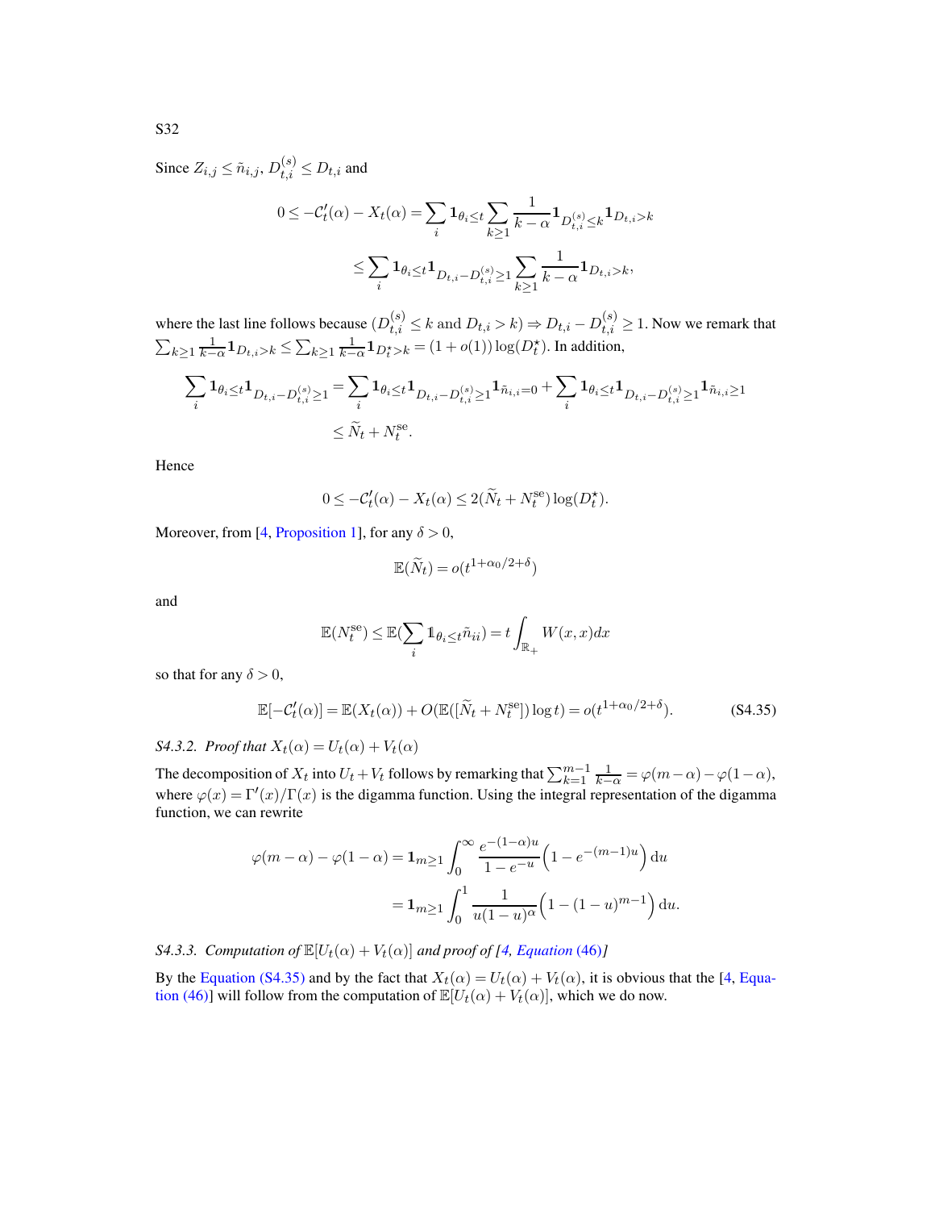Since $Z_{i,j} \leq \tilde{n}_{i,j}$, $D_{t,i}^{(s)} \leq D_{t,i}$ and

$$
\begin{aligned}
0 \leq -\mathcal{C}_t'(\alpha) - X_t(\alpha) &= \sum_i \mathbf{1}_{\theta_i \leq t} \sum_{k \geq 1} \frac{1}{k-\alpha} \mathbf{1}_{D_{t,i}^{(s)} \leq k} \mathbf{1}_{D_{t,i} > k} \\
&\leq \sum_i \mathbf{1}_{\theta_i \leq t} \mathbf{1}_{D_{t,i} - D_{t,i}^{(s)} \geq 1} \sum_{k \geq 1} \frac{1}{k-\alpha} \mathbf{1}_{D_{t,i} > k},
\end{aligned}
$$

where the last line follows because $(D_{t,i}^{(s)} \leq k \text{ and } D_{t,i} > k) \Rightarrow D_{t,i} - D_{t,i}^{(s)} \geq 1$. Now we remark that $\sum_{k \geq 1} \frac{1}{k-\alpha} \mathbf{1}_{D_{t,i} > k} \leq \sum_{k \geq 1} \frac{1}{k-\alpha} \mathbf{1}_{D_t^\star > k} = (1 + o(1)) \log(D_t^\star)$. In addition,

$$
\begin{aligned}
\sum_i \mathbf{1}_{\theta_i \leq t} \mathbf{1}_{D_{t,i} - D_{t,i}^{(s)} \geq 1} &= \sum_i \mathbf{1}_{\theta_i \leq t} \mathbf{1}_{D_{t,i} - D_{t,i}^{(s)} \geq 1} \mathbf{1}_{\tilde{n}_{i,i} = 0} + \sum_i \mathbf{1}_{\theta_i \leq t} \mathbf{1}_{D_{t,i} - D_{t,i}^{(s)} \geq 1} \mathbf{1}_{\tilde{n}_{i,i} \geq 1} \\
&\leq \widetilde{N}_t + N_t^{\text{se}}.
\end{aligned}
$$

Hence

$$
0 \leq -\mathcal{C}_t'(\alpha) - X_t(\alpha) \leq 2(\widetilde{N}_t + N_t^{\text{se}}) \log(D_t^\star).
$$

Moreover, from [4, Proposition 1], for any $\delta > 0$,

$$
\mathbb{E}(\widetilde{N}_t) = o(t^{1+\alpha_0/2+\delta})
$$

and

$$
\mathbb{E}(N_t^{\text{se}}) \leq \mathbb{E}(\sum_i \mathbb{1}_{\theta_i \leq t} \tilde{n}_{ii}) = t \int_{\mathbb{R}_+} W(x,x) dx
$$

so that for any $\delta > 0$,

$$
\mathbb{E}[-\mathcal{C}_t'(\alpha)] = \mathbb{E}(X_t(\alpha)) + O(\mathbb{E}([\widetilde{N}_t + N_t^{\text{se}}]) \log t) = o(t^{1+\alpha_0/2+\delta}). \tag{S4.35}
$$

*S4.3.2. Proof that $X_t(\alpha) = U_t(\alpha) + V_t(\alpha)$*

The decomposition of $X_t$ into $U_t + V_t$ follows by remarking that $\sum_{k=1}^{m-1} \frac{1}{k-\alpha} = \varphi(m-\alpha) - \varphi(1-\alpha)$, where $\varphi(x) = \Gamma'(x)/\Gamma(x)$ is the digamma function. Using the integral representation of the digamma function, we can rewrite

$$
\begin{aligned}
\varphi(m-\alpha) - \varphi(1-\alpha) &= \mathbf{1}_{m \geq 1} \int_0^\infty \frac{e^{-(1-\alpha)u}}{1-e^{-u}} \left(1 - e^{-(m-1)u}\right) \mathrm{d}u \\
&= \mathbf{1}_{m \geq 1} \int_0^1 \frac{1}{u(1-u)^\alpha} \left(1 - (1-u)^{m-1}\right) \mathrm{d}u.
\end{aligned}
$$

*S4.3.3. Computation of $\mathbb{E}[U_t(\alpha) + V_t(\alpha)]$ and proof of [4, Equation (46)]*

By the Equation (S4.35) and by the fact that $X_t(\alpha) = U_t(\alpha) + V_t(\alpha)$, it is obvious that the [4, Equation (46)] will follow from the computation of $\mathbb{E}[U_t(\alpha) + V_t(\alpha)]$, which we do now.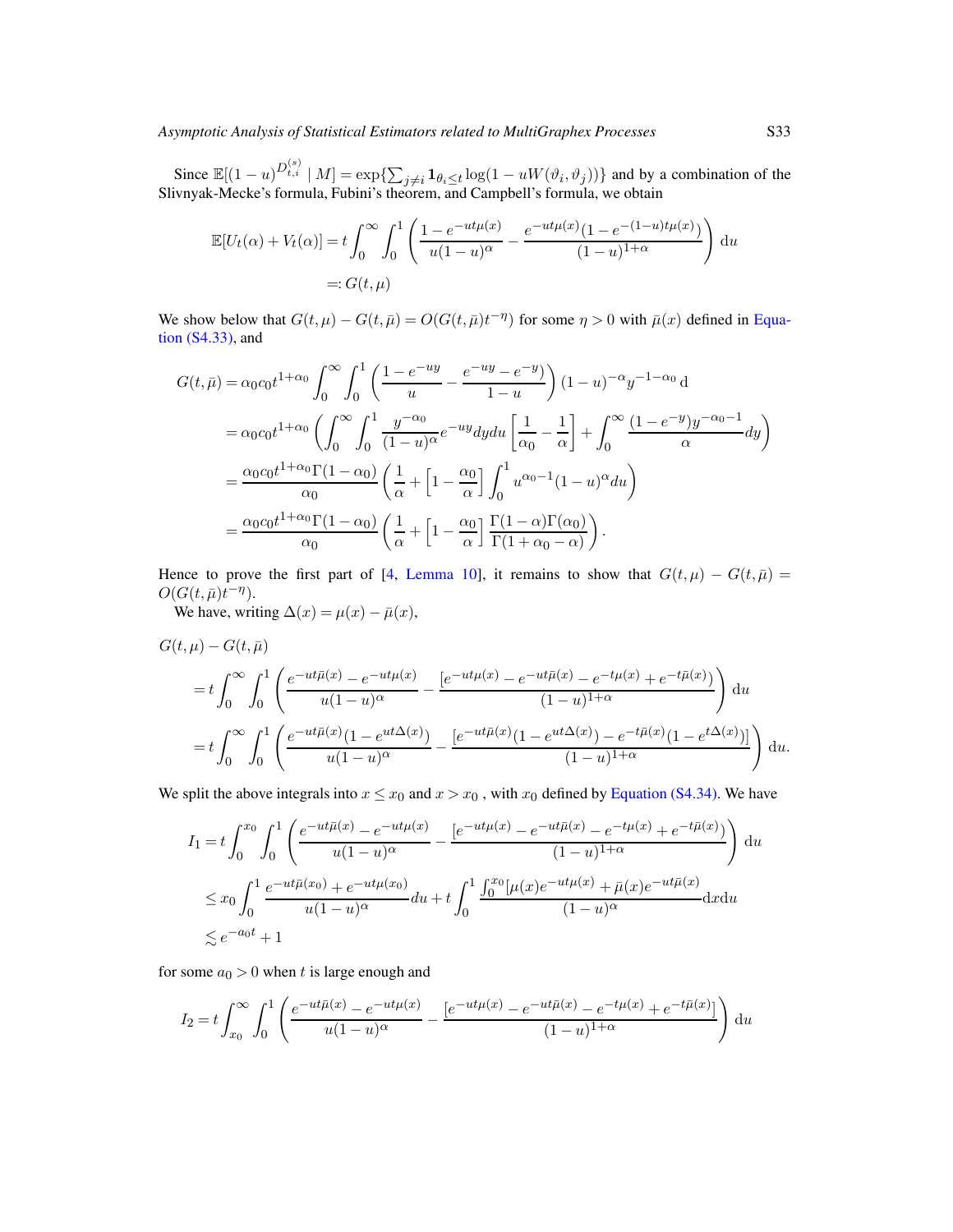Since $\mathbb{E}[(1-u)^{D_{t,i}^{(s)}} \mid M] = \exp\{\sum_{j\neq i} \mathbf{1}_{\theta_i \le t} \log(1 - uW(\vartheta_i, \vartheta_j))\}$ and by a combination of the Slivnyak-Mecke's formula, Fubini's theorem, and Campbell's formula, we obtain

$$
\begin{aligned}
\mathbb{E}[U_t(\alpha) + V_t(\alpha)] &= t \int_0^\infty \int_0^1 \left( \frac{1 - e^{-ut\mu(x)}}{u(1-u)^\alpha} - \frac{e^{-ut\mu(x)}(1 - e^{-(1-u)t\mu(x)})}{(1-u)^{1+\alpha}} \right) \mathrm{d}u \\
&=: G(t, \mu)
\end{aligned}
$$

We show below that $G(t,\mu) - G(t,\bar{\mu}) = O(G(t,\bar{\mu})t^{-\eta})$ for some $\eta > 0$ with $\bar{\mu}(x)$ defined in Equation (S4.33), and

$$
\begin{aligned}
G(t,\bar{\mu}) &= \alpha_0 c_0 t^{1+\alpha_0} \int_0^\infty \int_0^1 \left( \frac{1 - e^{-uy}}{u} - \frac{e^{-uy} - e^{-y}}{1-u} \right) (1-u)^{-\alpha} y^{-1-\alpha_0} \, \mathrm{d} \\
&= \alpha_0 c_0 t^{1+\alpha_0} \left( \int_0^\infty \int_0^1 \frac{y^{-\alpha_0}}{(1-u)^\alpha} e^{-uy} dy du \left[ \frac{1}{\alpha_0} - \frac{1}{\alpha} \right] + \int_0^\infty \frac{(1-e^{-y}) y^{-\alpha_0 - 1}}{\alpha} dy \right) \\
&= \frac{\alpha_0 c_0 t^{1+\alpha_0} \Gamma(1-\alpha_0)}{\alpha_0} \left( \frac{1}{\alpha} + \left[ 1 - \frac{\alpha_0}{\alpha} \right] \int_0^1 u^{\alpha_0 - 1} (1-u)^\alpha du \right) \\
&= \frac{\alpha_0 c_0 t^{1+\alpha_0} \Gamma(1-\alpha_0)}{\alpha_0} \left( \frac{1}{\alpha} + \left[ 1 - \frac{\alpha_0}{\alpha} \right] \frac{\Gamma(1-\alpha)\Gamma(\alpha_0)}{\Gamma(1+\alpha_0-\alpha)} \right).
\end{aligned}
$$

Hence to prove the first part of [4, Lemma 10], it remains to show that $G(t,\mu) - G(t,\bar{\mu}) = O(G(t,\bar{\mu})t^{-\eta})$.

We have, writing $\Delta(x) = \mu(x) - \bar{\mu}(x)$,

$$
\begin{aligned}
&G(t,\mu) - G(t,\bar{\mu}) \\
&= t \int_0^\infty \int_0^1 \left( \frac{e^{-ut\bar{\mu}(x)} - e^{-ut\mu(x)}}{u(1-u)^\alpha} - \frac{[e^{-ut\mu(x)} - e^{-ut\bar{\mu}(x)} - e^{-t\mu(x)} + e^{-t\bar{\mu}(x)})}{(1-u)^{1+\alpha}} \right) \mathrm{d}u \\
&= t \int_0^\infty \int_0^1 \left( \frac{e^{-ut\bar{\mu}(x)}(1 - e^{ut\Delta(x)})}{u(1-u)^\alpha} - \frac{[e^{-ut\bar{\mu}(x)}(1 - e^{ut\Delta(x)}) - e^{-t\bar{\mu}(x)}(1 - e^{t\Delta(x)})]}{(1-u)^{1+\alpha}} \right) \mathrm{d}u.
\end{aligned}
$$

We split the above integrals into $x \le x_0$ and $x > x_0$ , with $x_0$ defined by Equation (S4.34). We have

$$
\begin{aligned}
I_1 &= t \int_0^{x_0} \int_0^1 \left( \frac{e^{-ut\bar{\mu}(x)} - e^{-ut\mu(x)}}{u(1-u)^\alpha} - \frac{[e^{-ut\mu(x)} - e^{-ut\bar{\mu}(x)} - e^{-t\mu(x)} + e^{-t\bar{\mu}(x)})}{(1-u)^{1+\alpha}} \right) \mathrm{d}u \\
&\le x_0 \int_0^1 \frac{e^{-ut\bar{\mu}(x_0)} + e^{-ut\mu(x_0)}}{u(1-u)^\alpha} du + t \int_0^1 \frac{\int_0^{x_0} [\mu(x) e^{-ut\mu(x)} + \bar{\mu}(x) e^{-ut\bar{\mu}(x)}}{(1-u)^\alpha} \mathrm{d}x\mathrm{d}u \\
&\lesssim e^{-a_0 t} + 1
\end{aligned}
$$

for some $a_0 > 0$ when $t$ is large enough and

$$
I_2 = t \int_{x_0}^\infty \int_0^1 \left( \frac{e^{-ut\bar{\mu}(x)} - e^{-ut\mu(x)}}{u(1-u)^\alpha} - \frac{[e^{-ut\mu(x)} - e^{-ut\bar{\mu}(x)} - e^{-t\mu(x)} + e^{-t\bar{\mu}(x)}]}{(1-u)^{1+\alpha}} \right) \mathrm{d}u
$$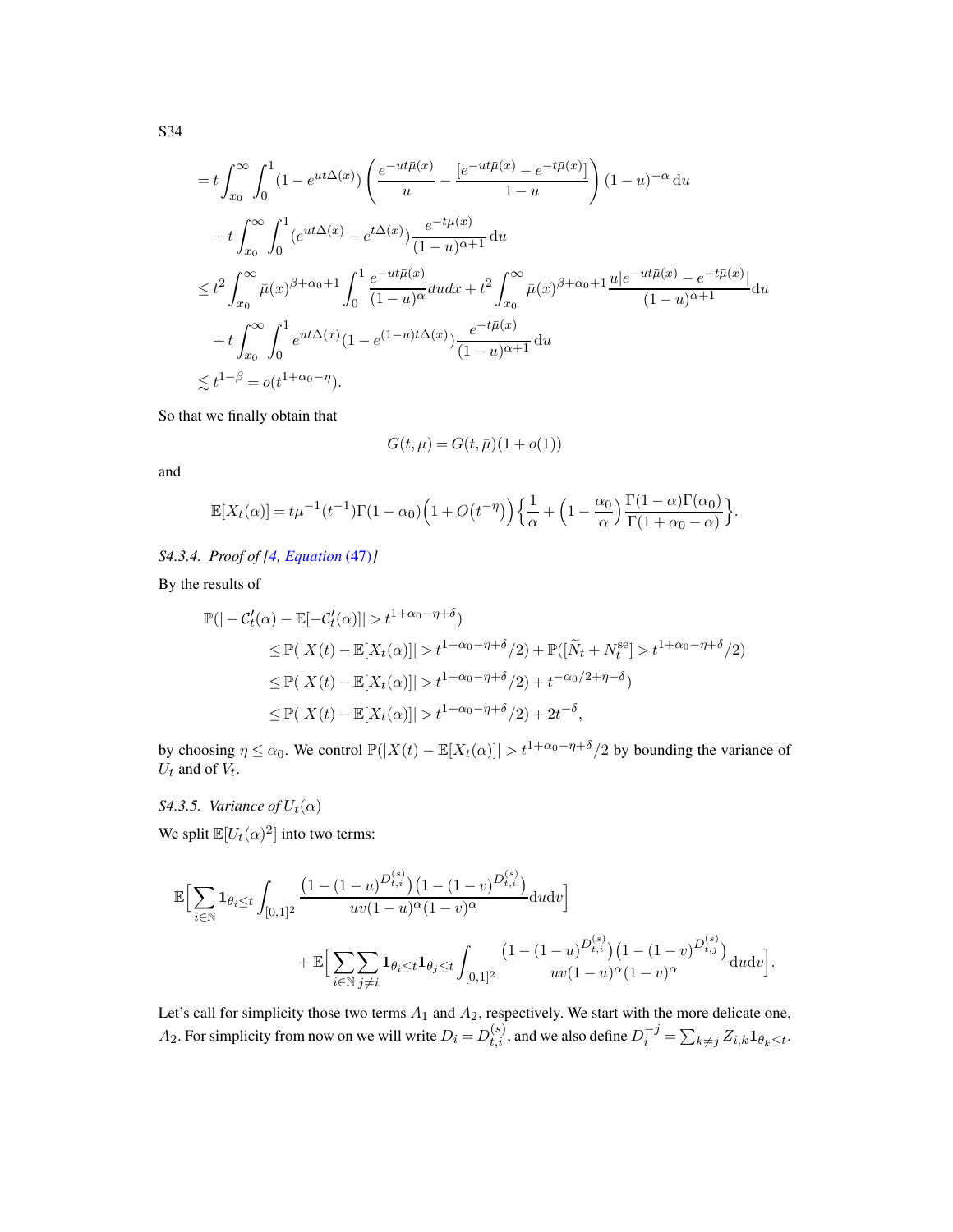$$
\begin{aligned}
&= t\int_{x_0}^{\infty}\int_0^1 (1-e^{ut\Delta(x)})\left(\frac{e^{-ut\bar{\mu}(x)}}{u} - \frac{[e^{-ut\bar{\mu}(x)} - e^{-t\bar{\mu}(x)}]}{1-u}\right)(1-u)^{-\alpha}\,\mathrm{d}u \\
&\quad + t\int_{x_0}^{\infty}\int_0^1 (e^{ut\Delta(x)} - e^{t\Delta(x)})\frac{e^{-t\bar{\mu}(x)}}{(1-u)^{\alpha+1}}\,\mathrm{d}u \\
&\leq t^2\int_{x_0}^{\infty}\bar{\mu}(x)^{\beta+\alpha_0+1}\int_0^1 \frac{e^{-ut\bar{\mu}(x)}}{(1-u)^{\alpha}}dudx + t^2\int_{x_0}^{\infty}\bar{\mu}(x)^{\beta+\alpha_0+1}\frac{u|e^{-ut\bar{\mu}(x)} - e^{-t\bar{\mu}(x)}|}{(1-u)^{\alpha+1}}\mathrm{d}u \\
&\quad + t\int_{x_0}^{\infty}\int_0^1 e^{ut\Delta(x)}(1-e^{(1-u)t\Delta(x)})\frac{e^{-t\bar{\mu}(x)}}{(1-u)^{\alpha+1}}\,\mathrm{d}u \\
&\lesssim t^{1-\beta} = o(t^{1+\alpha_0-\eta}).
\end{aligned}
$$

So that we finally obtain that

$$
G(t,\mu) = G(t,\bar{\mu})(1+o(1))
$$

and

$$
\mathbb{E}[X_t(\alpha)] = t\mu^{-1}(t^{-1})\Gamma(1-\alpha_0)\Big(1+O\big(t^{-\eta}\big)\Big)\Big\{\frac{1}{\alpha} + \Big(1-\frac{\alpha_0}{\alpha}\Big)\frac{\Gamma(1-\alpha)\Gamma(\alpha_0)}{\Gamma(1+\alpha_0-\alpha)}\Big\}.
$$

### *S4.3.4. Proof of [4, Equation (47)]*

By the results of

$$
\begin{aligned}
\mathbb{P}(|-\mathcal{C}_t'(\alpha) - \mathbb{E}[-\mathcal{C}_t'(\alpha)]| > t^{1+\alpha_0-\eta+\delta}) \\
&\leq \mathbb{P}(|X(t) - \mathbb{E}[X_t(\alpha)]| > t^{1+\alpha_0-\eta+\delta}/2) + \mathbb{P}([\widetilde{N}_t + N_t^{\mathrm{se}}] > t^{1+\alpha_0-\eta+\delta}/2) \\
&\leq \mathbb{P}(|X(t) - \mathbb{E}[X_t(\alpha)]| > t^{1+\alpha_0-\eta+\delta}/2) + t^{-\alpha_0/2+\eta-\delta}) \\
&\leq \mathbb{P}(|X(t) - \mathbb{E}[X_t(\alpha)]| > t^{1+\alpha_0-\eta+\delta}/2) + 2t^{-\delta},
\end{aligned}
$$

by choosing $\eta \leq \alpha_0$. We control $\mathbb{P}(|X(t) - \mathbb{E}[X_t(\alpha)]| > t^{1+\alpha_0-\eta+\delta}/2$ by bounding the variance of $U_t$ and of $V_t$.

### *S4.3.5. Variance of $U_t(\alpha)$*

We split $\mathbb{E}[U_t(\alpha)^2]$ into two terms:

$$
\begin{aligned}
&\mathbb{E}\Big[\sum_{i\in\mathbb{N}}\mathbf{1}_{\theta_i\leq t}\int_{[0,1]^2}\frac{\big(1-(1-u)^{D_{t,i}^{(s)}}\big)\big(1-(1-v)^{D_{t,i}^{(s)}}\big)}{uv(1-u)^{\alpha}(1-v)^{\alpha}}\mathrm{d}u\mathrm{d}v\Big] \\
&\qquad + \mathbb{E}\Big[\sum_{i\in\mathbb{N}}\sum_{j\neq i}\mathbf{1}_{\theta_i\leq t}\mathbf{1}_{\theta_j\leq t}\int_{[0,1]^2}\frac{\big(1-(1-u)^{D_{t,i}^{(s)}}\big)\big(1-(1-v)^{D_{t,j}^{(s)}}\big)}{uv(1-u)^{\alpha}(1-v)^{\alpha}}\mathrm{d}u\mathrm{d}v\Big].
\end{aligned}
$$

Let's call for simplicity those two terms $A_1$ and $A_2$, respectively. We start with the more delicate one, $A_2$. For simplicity from now on we will write $D_i = D_{t,i}^{(s)}$, and we also define $D_i^{-j} = \sum_{k\neq j} Z_{i,k}\mathbf{1}_{\theta_k\leq t}$.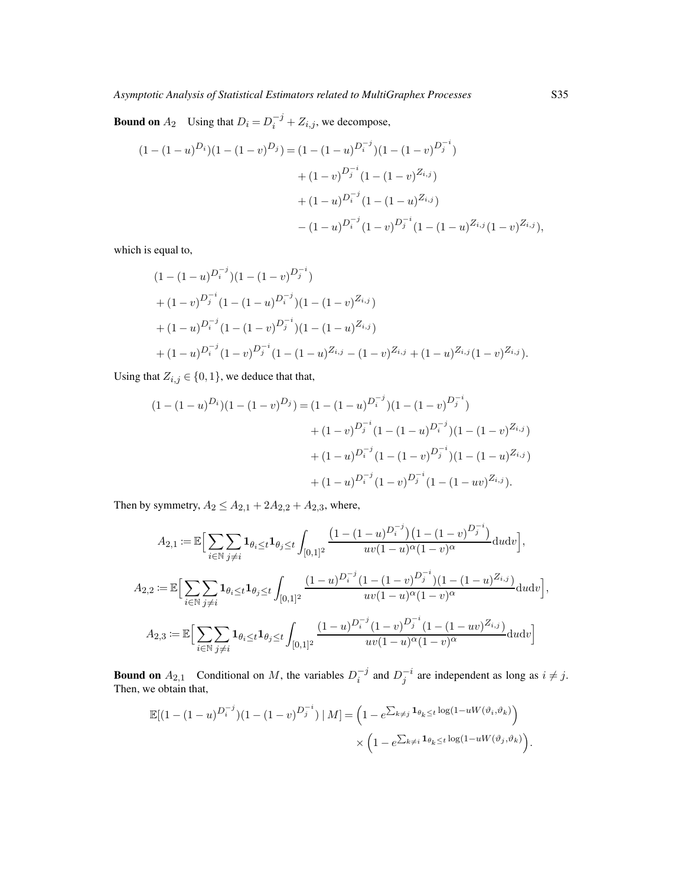**Bound on** $A_2$ Using that $D_i = D_i^{-j} + Z_{i,j}$, we decompose,

$$
\begin{aligned}
(1-(1-u)^{D_i})(1-(1-v)^{D_j}) = {} & (1-(1-u)^{D_i^{-j}})(1-(1-v)^{D_j^{-i}}) \\
& + (1-v)^{D_j^{-i}}(1-(1-v)^{Z_{i,j}}) \\
& + (1-u)^{D_i^{-j}}(1-(1-u)^{Z_{i,j}}) \\
& - (1-u)^{D_i^{-j}}(1-v)^{D_j^{-i}}(1-(1-u)^{Z_{i,j}}(1-v)^{Z_{i,j}}),
\end{aligned}
$$

which is equal to,

$$
\begin{aligned}
& (1-(1-u)^{D_i^{-j}})(1-(1-v)^{D_j^{-i}}) \\
& + (1-v)^{D_j^{-i}}(1-(1-u)^{D_i^{-j}})(1-(1-v)^{Z_{i,j}}) \\
& + (1-u)^{D_i^{-j}}(1-(1-v)^{D_j^{-i}})(1-(1-u)^{Z_{i,j}}) \\
& + (1-u)^{D_i^{-j}}(1-v)^{D_j^{-i}}(1-(1-u)^{Z_{i,j}} - (1-v)^{Z_{i,j}} + (1-u)^{Z_{i,j}}(1-v)^{Z_{i,j}}).
\end{aligned}
$$

Using that $Z_{i,j} \in \{0,1\}$, we deduce that that,

$$
\begin{aligned}
(1-(1-u)^{D_i})(1-(1-v)^{D_j}) = {} & (1-(1-u)^{D_i^{-j}})(1-(1-v)^{D_j^{-i}}) \\
& + (1-v)^{D_j^{-i}}(1-(1-u)^{D_i^{-j}})(1-(1-v)^{Z_{i,j}}) \\
& + (1-u)^{D_i^{-j}}(1-(1-v)^{D_j^{-i}})(1-(1-u)^{Z_{i,j}}) \\
& + (1-u)^{D_i^{-j}}(1-v)^{D_j^{-i}}(1-(1-uv)^{Z_{i,j}}).
\end{aligned}
$$

Then by symmetry, $A_2 \leq A_{2,1} + 2A_{2,2} + A_{2,3}$, where,

$$
A_{2,1} := \mathbb{E}\Big[\sum_{i\in\mathbb{N}}\sum_{j\neq i} \mathbf{1}_{\theta_i \leq t}\mathbf{1}_{\theta_j \leq t} \int_{[0,1]^2} \frac{\big(1-(1-u)^{D_i^{-j}}\big)\big(1-(1-v)^{D_j^{-i}}\big)}{uv(1-u)^{\alpha}(1-v)^{\alpha}} \mathrm{d}u\mathrm{d}v\Big],
$$

$$
A_{2,2} := \mathbb{E}\Big[\sum_{i\in\mathbb{N}}\sum_{j\neq i} \mathbf{1}_{\theta_i \leq t}\mathbf{1}_{\theta_j \leq t} \int_{[0,1]^2} \frac{(1-u)^{D_i^{-j}}(1-(1-v)^{D_j^{-i}})(1-(1-u)^{Z_{i,j}})}{uv(1-u)^{\alpha}(1-v)^{\alpha}} \mathrm{d}u\mathrm{d}v\Big],
$$

$$
A_{2,3} := \mathbb{E}\Big[\sum_{i\in\mathbb{N}}\sum_{j\neq i} \mathbf{1}_{\theta_i \leq t}\mathbf{1}_{\theta_j \leq t} \int_{[0,1]^2} \frac{(1-u)^{D_i^{-j}}(1-v)^{D_j^{-i}}(1-(1-uv)^{Z_{i,j}})}{uv(1-u)^{\alpha}(1-v)^{\alpha}} \mathrm{d}u\mathrm{d}v\Big]
$$

**Bound on** $A_{2,1}$ Conditional on $M$, the variables $D_i^{-j}$ and $D_j^{-i}$ are independent as long as $i \neq j$. Then, we obtain that,

$$
\begin{aligned}
\mathbb{E}[(1-(1-u)^{D_i^{-j}})(1-(1-v)^{D_j^{-i}}) \mid M] = {} & \Big(1 - e^{\sum_{k\neq j} \mathbf{1}_{\theta_k \leq t} \log(1-uW(\vartheta_i,\vartheta_k))}\Big) \\
& \times \Big(1 - e^{\sum_{k\neq i} \mathbf{1}_{\theta_k \leq t} \log(1-uW(\vartheta_j,\vartheta_k))}\Big).
\end{aligned}
$$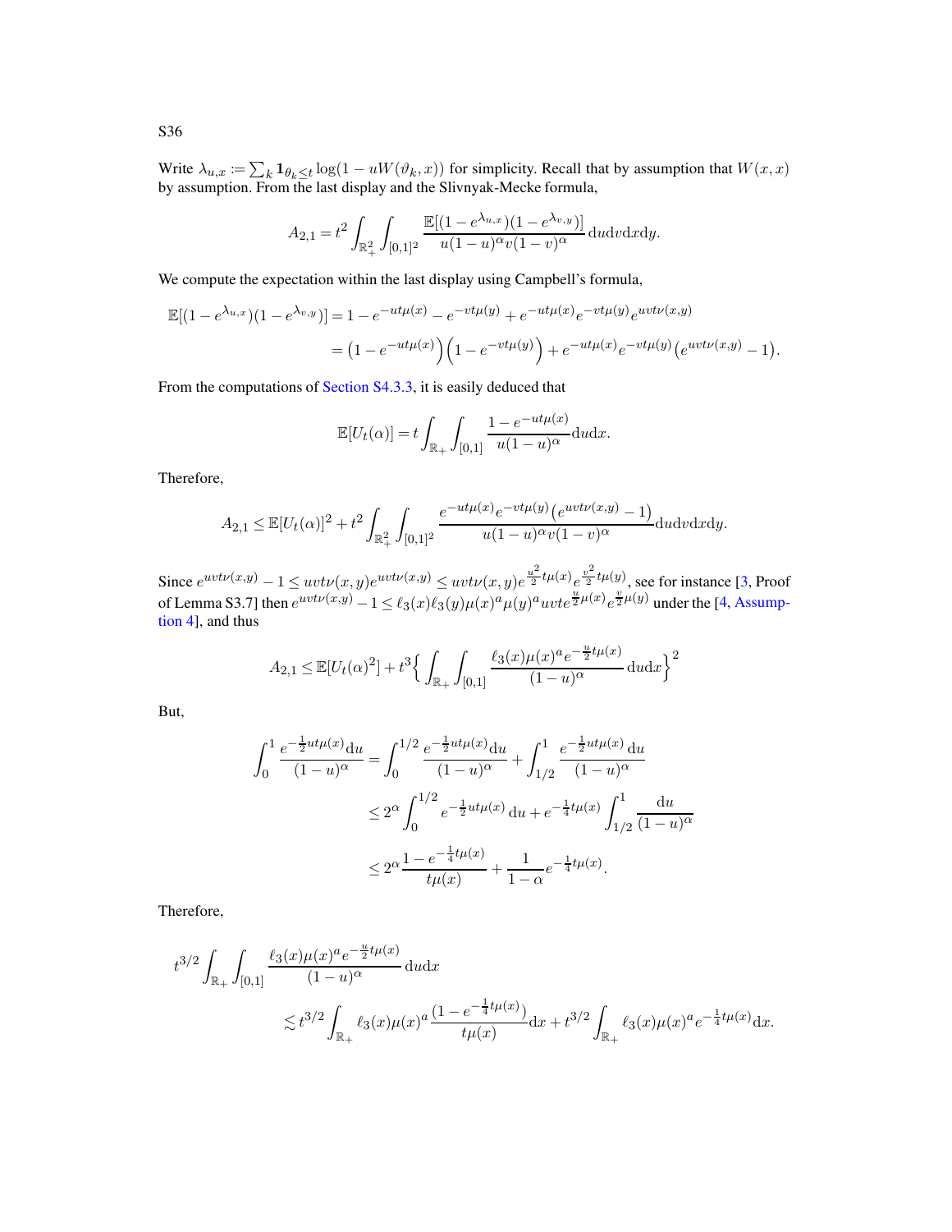Write $\lambda_{u,x} := \sum_k \mathbf{1}_{\theta_k \leq t} \log(1 - uW(\vartheta_k, x))$ for simplicity. Recall that by assumption that $W(x,x)$ by assumption. From the last display and the Slivnyak-Mecke formula,

$$A_{2,1} = t^2 \int_{\mathbb{R}_+^2} \int_{[0,1]^2} \frac{\mathbb{E}[(1 - e^{\lambda_{u,x}})(1 - e^{\lambda_{v,y}})]}{u(1-u)^\alpha v(1-v)^\alpha} \mathrm{d}u\mathrm{d}v\mathrm{d}x\mathrm{d}y.$$

We compute the expectation within the last display using Campbell's formula,

$$\begin{aligned}
\mathbb{E}[(1 - e^{\lambda_{u,x}})(1 - e^{\lambda_{v,y}})] &= 1 - e^{-ut\mu(x)} - e^{-vt\mu(y)} + e^{-ut\mu(x)} e^{-vt\mu(y)} e^{uvt\nu(x,y)} \\
&= \left(1 - e^{-ut\mu(x)}\right)\left(1 - e^{-vt\mu(y)}\right) + e^{-ut\mu(x)} e^{-vt\mu(y)} \left(e^{uvt\nu(x,y)} - 1\right).
\end{aligned}$$

From the computations of Section S4.3.3, it is easily deduced that

$$\mathbb{E}[U_t(\alpha)] = t \int_{\mathbb{R}_+} \int_{[0,1]} \frac{1 - e^{-ut\mu(x)}}{u(1-u)^\alpha} \mathrm{d}u\mathrm{d}x.$$

Therefore,

$$A_{2,1} \leq \mathbb{E}[U_t(\alpha)]^2 + t^2 \int_{\mathbb{R}_+^2} \int_{[0,1]^2} \frac{e^{-ut\mu(x)} e^{-vt\mu(y)} \left(e^{uvt\nu(x,y)} - 1\right)}{u(1-u)^\alpha v(1-v)^\alpha} \mathrm{d}u\mathrm{d}v\mathrm{d}x\mathrm{d}y.$$

Since $e^{uvt\nu(x,y)} - 1 \leq uvt\nu(x,y) e^{uvt\nu(x,y)} \leq uvt\nu(x,y) e^{\frac{u^2}{2}t\mu(x)} e^{\frac{v^2}{2}t\mu(y)}$, see for instance [3, Proof of Lemma S3.7] then $e^{uvt\nu(x,y)} - 1 \leq \ell_3(x)\ell_3(y)\mu(x)^a\mu(y)^a uvt e^{\frac{u}{2}\mu(x)} e^{\frac{v}{2}\mu(y)}$ under the [4, Assumption 4], and thus

$$A_{2,1} \leq \mathbb{E}[U_t(\alpha)^2] + t^3 \Big\{ \int_{\mathbb{R}_+} \int_{[0,1]} \frac{\ell_3(x)\mu(x)^a e^{-\frac{u}{2}t\mu(x)}}{(1-u)^\alpha} \mathrm{d}u\mathrm{d}x \Big\}^2$$

But,

$$\begin{aligned}
\int_0^1 \frac{e^{-\frac{1}{2}ut\mu(x)}\mathrm{d}u}{(1-u)^\alpha} &= \int_0^{1/2} \frac{e^{-\frac{1}{2}ut\mu(x)}\mathrm{d}u}{(1-u)^\alpha} + \int_{1/2}^1 \frac{e^{-\frac{1}{2}ut\mu(x)}\,\mathrm{d}u}{(1-u)^\alpha} \\
&\leq 2^\alpha \int_0^{1/2} e^{-\frac{1}{2}ut\mu(x)}\,\mathrm{d}u + e^{-\frac{1}{4}t\mu(x)} \int_{1/2}^1 \frac{\mathrm{d}u}{(1-u)^\alpha} \\
&\leq 2^\alpha \frac{1 - e^{-\frac{1}{4}t\mu(x)}}{t\mu(x)} + \frac{1}{1-\alpha} e^{-\frac{1}{4}t\mu(x)}.
\end{aligned}$$

Therefore,

$$\begin{aligned}
t^{3/2} &\int_{\mathbb{R}_+} \int_{[0,1]} \frac{\ell_3(x)\mu(x)^a e^{-\frac{u}{2}t\mu(x)}}{(1-u)^\alpha} \mathrm{d}u\mathrm{d}x \\
&\lesssim t^{3/2} \int_{\mathbb{R}_+} \ell_3(x)\mu(x)^a \frac{(1 - e^{-\frac{1}{4}t\mu(x)})}{t\mu(x)} \mathrm{d}x + t^{3/2} \int_{\mathbb{R}_+} \ell_3(x)\mu(x)^a e^{-\frac{1}{4}t\mu(x)} \mathrm{d}x.
\end{aligned}$$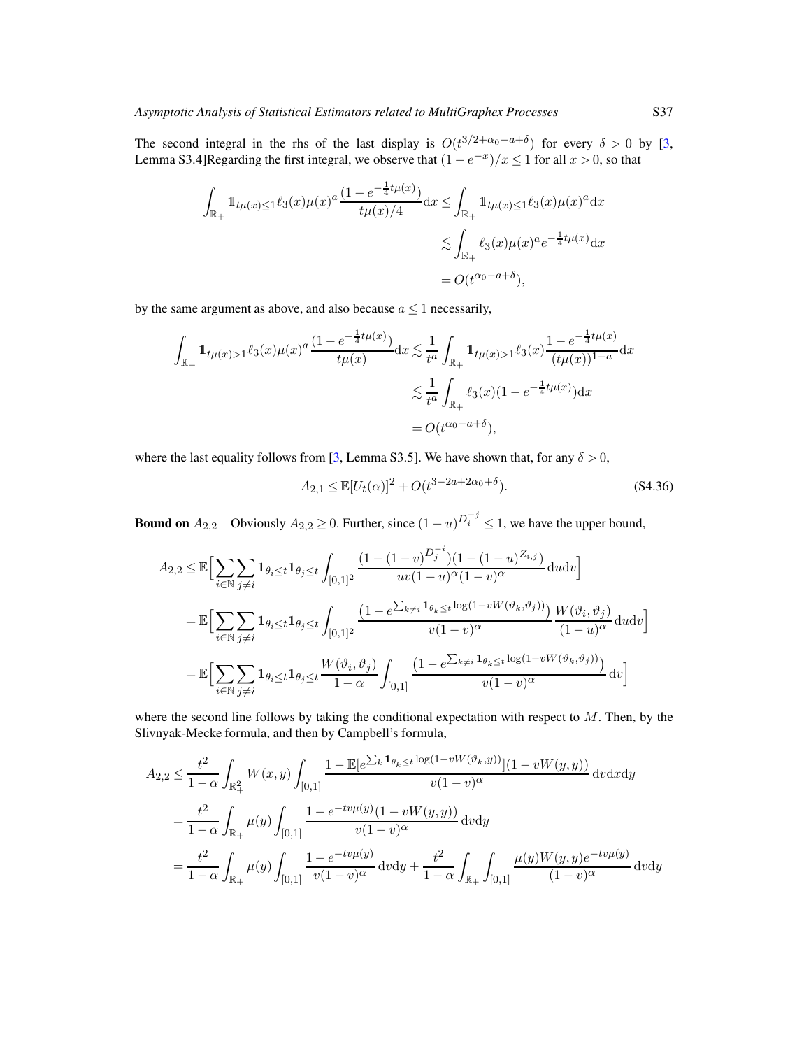The second integral in the rhs of the last display is $O(t^{3/2+\alpha_0-a+\delta})$ for every $\delta > 0$ by [3, Lemma S3.4]Regarding the first integral, we observe that $(1-e^{-x})/x \le 1$ for all $x > 0$, so that

$$
\begin{aligned}
\int_{\mathbb{R}_+} \mathbb{1}_{t\mu(x)\le 1} \ell_3(x)\mu(x)^a \frac{(1-e^{-\frac{1}{4}t\mu(x)})}{t\mu(x)/4} \mathrm{d}x &\le \int_{\mathbb{R}_+} \mathbb{1}_{t\mu(x)\le 1} \ell_3(x)\mu(x)^a \mathrm{d}x \\
&\lesssim \int_{\mathbb{R}_+} \ell_3(x)\mu(x)^a e^{-\frac{1}{4}t\mu(x)} \mathrm{d}x \\
&= O(t^{\alpha_0-a+\delta}),
\end{aligned}
$$

by the same argument as above, and also because $a \le 1$ necessarily,

$$
\begin{aligned}
\int_{\mathbb{R}_+} \mathbb{1}_{t\mu(x)>1} \ell_3(x)\mu(x)^a \frac{(1-e^{-\frac{1}{4}t\mu(x)})}{t\mu(x)} \mathrm{d}x &\lesssim \frac{1}{t^a} \int_{\mathbb{R}_+} \mathbb{1}_{t\mu(x)>1} \ell_3(x) \frac{1-e^{-\frac{1}{4}t\mu(x)}}{(t\mu(x))^{1-a}} \mathrm{d}x \\
&\lesssim \frac{1}{t^a} \int_{\mathbb{R}_+} \ell_3(x)(1-e^{-\frac{1}{4}t\mu(x)}) \mathrm{d}x \\
&= O(t^{\alpha_0-a+\delta}),
\end{aligned}
$$

where the last equality follows from [3, Lemma S3.5]. We have shown that, for any $\delta > 0$,

$$
A_{2,1} \le \mathbb{E}[U_t(\alpha)]^2 + O(t^{3-2a+2\alpha_0+\delta}). \tag{S4.36}
$$

**Bound on** $A_{2,2}$ Obviously $A_{2,2} \ge 0$. Further, since $(1-u)^{D_i^{-j}} \le 1$, we have the upper bound,

$$
\begin{aligned}
A_{2,2} &\le \mathbb{E}\Big[\sum_{i\in\mathbb{N}}\sum_{j\ne i} \mathbf{1}_{\theta_i\le t}\mathbf{1}_{\theta_j\le t} \int_{[0,1]^2} \frac{(1-(1-v)^{D_j^{-i}})(1-(1-u)^{Z_{i,j}})}{uv(1-u)^\alpha(1-v)^\alpha} \mathrm{d}u\mathrm{d}v\Big] \\
&= \mathbb{E}\Big[\sum_{i\in\mathbb{N}}\sum_{j\ne i} \mathbf{1}_{\theta_i\le t}\mathbf{1}_{\theta_j\le t} \int_{[0,1]^2} \frac{\left(1-e^{\sum_{k\ne i}\mathbf{1}_{\theta_k\le t}\log(1-vW(\vartheta_k,\vartheta_j))}\right)}{v(1-v)^\alpha} \frac{W(\vartheta_i,\vartheta_j)}{(1-u)^\alpha} \mathrm{d}u\mathrm{d}v\Big] \\
&= \mathbb{E}\Big[\sum_{i\in\mathbb{N}}\sum_{j\ne i} \mathbf{1}_{\theta_i\le t}\mathbf{1}_{\theta_j\le t} \frac{W(\vartheta_i,\vartheta_j)}{1-\alpha} \int_{[0,1]} \frac{\left(1-e^{\sum_{k\ne i}\mathbf{1}_{\theta_k\le t}\log(1-vW(\vartheta_k,\vartheta_j))}\right)}{v(1-v)^\alpha} \mathrm{d}v\Big]
\end{aligned}
$$

where the second line follows by taking the conditional expectation with respect to $M$. Then, by the Slivnyak-Mecke formula, and then by Campbell's formula,

$$
\begin{aligned}
A_{2,2} &\le \frac{t^2}{1-\alpha} \int_{\mathbb{R}_+^2} W(x,y) \int_{[0,1]} \frac{1-\mathbb{E}[e^{\sum_k \mathbf{1}_{\theta_k\le t}\log(1-vW(\vartheta_k,y))}](1-vW(y,y))}{v(1-v)^\alpha} \mathrm{d}v\mathrm{d}x\mathrm{d}y \\
&= \frac{t^2}{1-\alpha} \int_{\mathbb{R}_+} \mu(y) \int_{[0,1]} \frac{1-e^{-tv\mu(y)}(1-vW(y,y))}{v(1-v)^\alpha} \mathrm{d}v\mathrm{d}y \\
&= \frac{t^2}{1-\alpha} \int_{\mathbb{R}_+} \mu(y) \int_{[0,1]} \frac{1-e^{-tv\mu(y)}}{v(1-v)^\alpha} \mathrm{d}v\mathrm{d}y + \frac{t^2}{1-\alpha} \int_{\mathbb{R}_+} \int_{[0,1]} \frac{\mu(y)W(y,y)e^{-tv\mu(y)}}{(1-v)^\alpha} \mathrm{d}v\mathrm{d}y
\end{aligned}
$$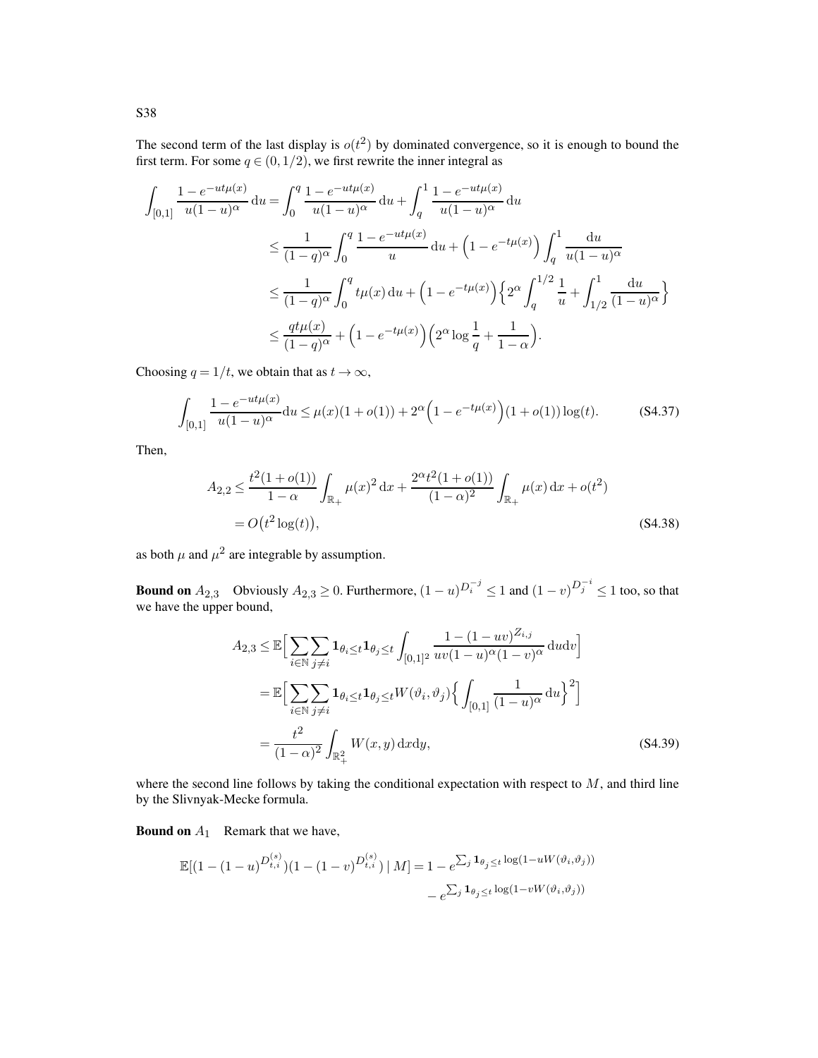The second term of the last display is $o(t^2)$ by dominated convergence, so it is enough to bound the first term. For some $q \in (0, 1/2)$, we first rewrite the inner integral as

$$
\begin{aligned}
\int_{[0,1]} \frac{1 - e^{-ut\mu(x)}}{u(1-u)^\alpha} \, \mathrm{d}u &= \int_0^q \frac{1 - e^{-ut\mu(x)}}{u(1-u)^\alpha} \, \mathrm{d}u + \int_q^1 \frac{1 - e^{-ut\mu(x)}}{u(1-u)^\alpha} \, \mathrm{d}u \\
&\leq \frac{1}{(1-q)^\alpha} \int_0^q \frac{1 - e^{-ut\mu(x)}}{u} \, \mathrm{d}u + \Big(1 - e^{-t\mu(x)}\Big) \int_q^1 \frac{\mathrm{d}u}{u(1-u)^\alpha} \\
&\leq \frac{1}{(1-q)^\alpha} \int_0^q t\mu(x) \, \mathrm{d}u + \Big(1 - e^{-t\mu(x)}\Big) \Big\{ 2^\alpha \int_q^{1/2} \frac{1}{u} + \int_{1/2}^1 \frac{\mathrm{d}u}{(1-u)^\alpha} \Big\} \\
&\leq \frac{qt\mu(x)}{(1-q)^\alpha} + \Big(1 - e^{-t\mu(x)}\Big) \Big( 2^\alpha \log \frac{1}{q} + \frac{1}{1-\alpha} \Big).
\end{aligned}
$$

Choosing $q = 1/t$, we obtain that as $t \to \infty$,

$$
\int_{[0,1]} \frac{1 - e^{-ut\mu(x)}}{u(1-u)^\alpha} \mathrm{d}u \leq \mu(x)(1 + o(1)) + 2^\alpha \Big(1 - e^{-t\mu(x)}\Big)(1 + o(1)) \log(t). \tag{S4.37}
$$

Then,

$$
\begin{aligned}
A_{2,2} &\leq \frac{t^2(1+o(1))}{1-\alpha} \int_{\mathbb{R}_+} \mu(x)^2 \, \mathrm{d}x + \frac{2^\alpha t^2 (1+o(1))}{(1-\alpha)^2} \int_{\mathbb{R}_+} \mu(x) \, \mathrm{d}x + o(t^2) \\
&= O\big(t^2 \log(t)\big),
\end{aligned} \tag{S4.38}
$$

as both $\mu$ and $\mu^2$ are integrable by assumption.

**Bound on $A_{2,3}$** Obviously $A_{2,3} \geq 0$. Furthermore, $(1-u)^{D_i^{-j}} \leq 1$ and $(1-v)^{D_j^{-i}} \leq 1$ too, so that we have the upper bound,

$$
\begin{aligned}
A_{2,3} &\leq \mathbb{E}\Big[ \sum_{i \in \mathbb{N}} \sum_{j \neq i} \mathbf{1}_{\theta_i \leq t} \mathbf{1}_{\theta_j \leq t} \int_{[0,1]^2} \frac{1 - (1-uv)^{Z_{i,j}}}{uv(1-u)^\alpha (1-v)^\alpha} \, \mathrm{d}u \mathrm{d}v \Big] \\
&= \mathbb{E}\Big[ \sum_{i \in \mathbb{N}} \sum_{j \neq i} \mathbf{1}_{\theta_i \leq t} \mathbf{1}_{\theta_j \leq t} W(\vartheta_i, \vartheta_j) \Big\{ \int_{[0,1]} \frac{1}{(1-u)^\alpha} \, \mathrm{d}u \Big\}^2 \Big] \\
&= \frac{t^2}{(1-\alpha)^2} \int_{\mathbb{R}_+^2} W(x, y) \, \mathrm{d}x \mathrm{d}y,
\end{aligned} \tag{S4.39}
$$

where the second line follows by taking the conditional expectation with respect to $M$, and third line by the Slivnyak-Mecke formula.

**Bound on $A_1$** Remark that we have,

$$
\begin{aligned}
\mathbb{E}[(1 - (1-u)^{D_{t,i}^{(s)}})(1 - (1-v)^{D_{t,i}^{(s)}}) \mid M] = 1 &- e^{\sum_j \mathbf{1}_{\theta_j \leq t} \log(1 - uW(\vartheta_i, \vartheta_j))} \\
&- e^{\sum_j \mathbf{1}_{\theta_j \leq t} \log(1 - vW(\vartheta_i, \vartheta_j))}
\end{aligned}
$$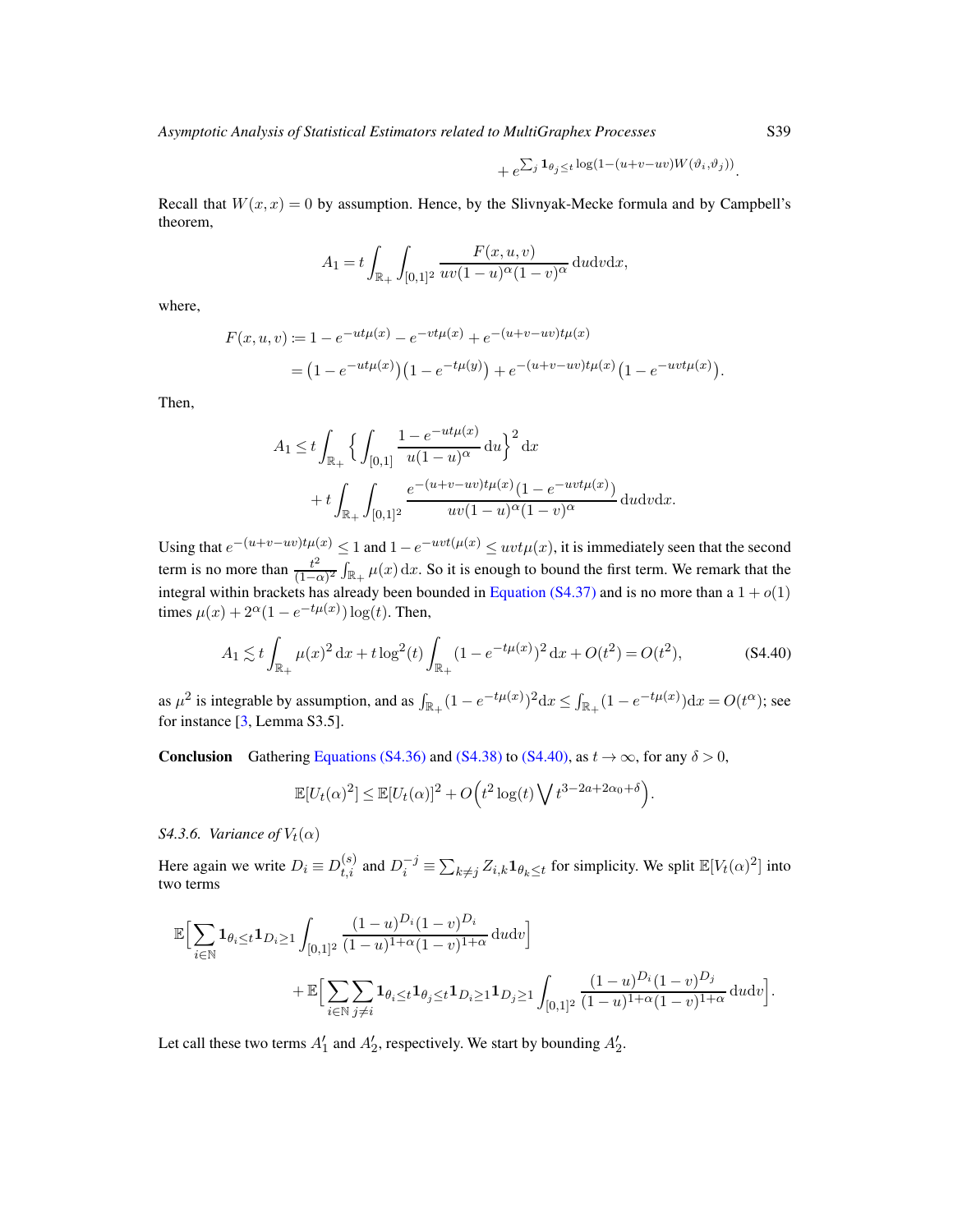$$+ e^{\sum_j \mathbf{1}_{\theta_j \le t} \log(1-(u+v-uv)W(\vartheta_i,\vartheta_j))}.$$

Recall that $W(x,x) = 0$ by assumption. Hence, by the Slivnyak-Mecke formula and by Campbell's theorem,

$$A_1 = t \int_{\mathbb{R}_+} \int_{[0,1]^2} \frac{F(x,u,v)}{uv(1-u)^\alpha (1-v)^\alpha} \,\mathrm{d}u\mathrm{d}v\mathrm{d}x,$$

where,

$$\begin{aligned} F(x,u,v) &\coloneqq 1 - e^{-ut\mu(x)} - e^{-vt\mu(x)} + e^{-(u+v-uv)t\mu(x)} \\ &= \big(1 - e^{-ut\mu(x)}\big)\big(1 - e^{-t\mu(y)}\big) + e^{-(u+v-uv)t\mu(x)}\big(1 - e^{-uvt\mu(x)}\big). \end{aligned}$$

Then,

$$\begin{aligned} A_1 &\le t \int_{\mathbb{R}_+} \Big\{ \int_{[0,1]} \frac{1 - e^{-ut\mu(x)}}{u(1-u)^\alpha} \,\mathrm{d}u \Big\}^2 \mathrm{d}x \\ &\quad + t \int_{\mathbb{R}_+} \int_{[0,1]^2} \frac{e^{-(u+v-uv)t\mu(x)}(1 - e^{-uvt\mu(x)})}{uv(1-u)^\alpha (1-v)^\alpha} \,\mathrm{d}u\mathrm{d}v\mathrm{d}x. \end{aligned}$$

Using that $e^{-(u+v-uv)t\mu(x)} \le 1$ and $1 - e^{-uvt(\mu(x)} \le uvt\mu(x)$, it is immediately seen that the second term is no more than $\frac{t^2}{(1-\alpha)^2} \int_{\mathbb{R}_+} \mu(x) \,\mathrm{d}x$. So it is enough to bound the first term. We remark that the integral within brackets has already been bounded in Equation (S4.37) and is no more than a $1 + o(1)$ times $\mu(x) + 2^\alpha(1 - e^{-t\mu(x)}) \log(t)$. Then,

$$A_1 \lesssim t \int_{\mathbb{R}_+} \mu(x)^2 \,\mathrm{d}x + t \log^2(t) \int_{\mathbb{R}_+} (1 - e^{-t\mu(x)})^2 \,\mathrm{d}x + O(t^2) = O(t^2), \tag{S4.40}$$

as $\mu^2$ is integrable by assumption, and as $\int_{\mathbb{R}_+} (1 - e^{-t\mu(x)})^2 \mathrm{d}x \le \int_{\mathbb{R}_+} (1 - e^{-t\mu(x)}) \mathrm{d}x = O(t^\alpha)$; see for instance [3, Lemma S3.5].

**Conclusion** Gathering Equations (S4.36) and (S4.38) to (S4.40), as $t \to \infty$, for any $\delta > 0$,

$$\mathbb{E}[U_t(\alpha)^2] \le \mathbb{E}[U_t(\alpha)]^2 + O\Big(t^2 \log(t) \bigvee t^{3-2a+2\alpha_0+\delta}\Big).$$

*S4.3.6. Variance of $V_t(\alpha)$*

Here again we write $D_i \equiv D_{t,i}^{(s)}$ and $D_i^{-j} \equiv \sum_{k \ne j} Z_{i,k} \mathbf{1}_{\theta_k \le t}$ for simplicity. We split $\mathbb{E}[V_t(\alpha)^2]$ into two terms

$$\begin{aligned} &\mathbb{E}\Big[\sum_{i \in \mathbb{N}} \mathbf{1}_{\theta_i \le t} \mathbf{1}_{D_i \ge 1} \int_{[0,1]^2} \frac{(1-u)^{D_i}(1-v)^{D_i}}{(1-u)^{1+\alpha}(1-v)^{1+\alpha}} \,\mathrm{d}u\mathrm{d}v\Big] \\ &\qquad + \mathbb{E}\Big[\sum_{i \in \mathbb{N}} \sum_{j \ne i} \mathbf{1}_{\theta_i \le t} \mathbf{1}_{\theta_j \le t} \mathbf{1}_{D_i \ge 1} \mathbf{1}_{D_j \ge 1} \int_{[0,1]^2} \frac{(1-u)^{D_i}(1-v)^{D_j}}{(1-u)^{1+\alpha}(1-v)^{1+\alpha}} \,\mathrm{d}u\mathrm{d}v\Big]. \end{aligned}$$

Let call these two terms $A_1'$ and $A_2'$, respectively. We start by bounding $A_2'$.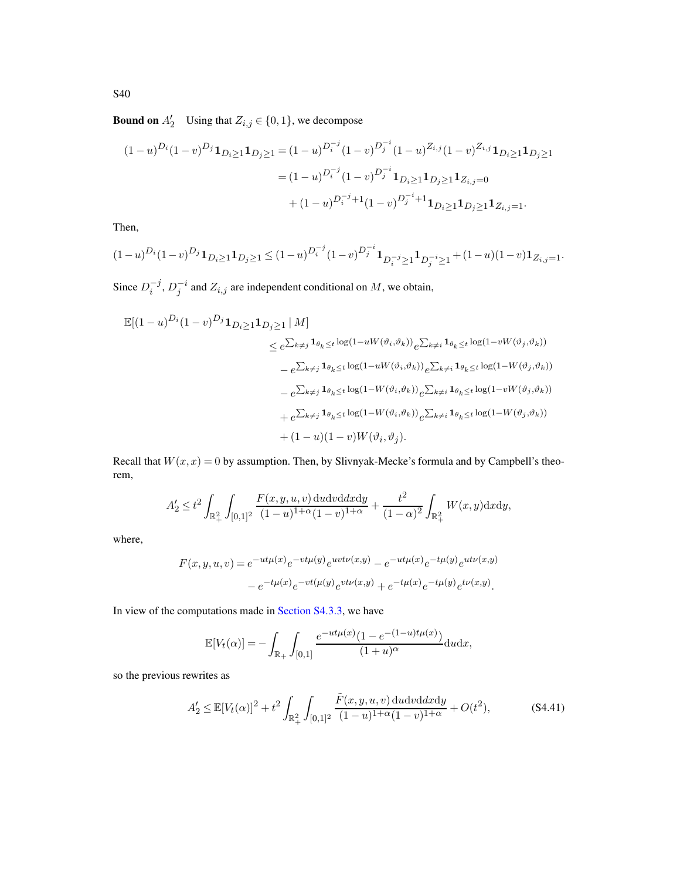**Bound on $A_2'$** Using that $Z_{i,j} \in \{0,1\}$, we decompose

$$
\begin{aligned}
(1-u)^{D_i}(1-v)^{D_j}\mathbf{1}_{D_i\geq 1}\mathbf{1}_{D_j\geq 1} &= (1-u)^{D_i^{-j}}(1-v)^{D_j^{-i}}(1-u)^{Z_{i,j}}(1-v)^{Z_{i,j}}\mathbf{1}_{D_i\geq 1}\mathbf{1}_{D_j\geq 1} \\
&= (1-u)^{D_i^{-j}}(1-v)^{D_j^{-i}}\mathbf{1}_{D_i\geq 1}\mathbf{1}_{D_j\geq 1}\mathbf{1}_{Z_{i,j}=0} \\
&\quad + (1-u)^{D_i^{-j}+1}(1-v)^{D_j^{-i}+1}\mathbf{1}_{D_i\geq 1}\mathbf{1}_{D_j\geq 1}\mathbf{1}_{Z_{i,j}=1}.
\end{aligned}
$$

Then,

$$
(1-u)^{D_i}(1-v)^{D_j}\mathbf{1}_{D_i\geq 1}\mathbf{1}_{D_j\geq 1} \leq (1-u)^{D_i^{-j}}(1-v)^{D_j^{-i}}\mathbf{1}_{D_i^{-j}\geq 1}\mathbf{1}_{D_j^{-i}\geq 1} + (1-u)(1-v)\mathbf{1}_{Z_{i,j}=1}.
$$

Since $D_i^{-j}$, $D_j^{-i}$ and $Z_{i,j}$ are independent conditional on $M$, we obtain,

$$
\begin{aligned}
\mathbb{E}[(1-u)^{D_i}(1-v)^{D_j}\mathbf{1}_{D_i\geq 1}\mathbf{1}_{D_j\geq 1} \mid M] &\\
&\leq e^{\sum_{k\neq j}\mathbf{1}_{\theta_k\leq t}\log(1-uW(\vartheta_i,\vartheta_k))}e^{\sum_{k\neq i}\mathbf{1}_{\theta_k\leq t}\log(1-vW(\vartheta_j,\vartheta_k))} \\
&\quad - e^{\sum_{k\neq j}\mathbf{1}_{\theta_k\leq t}\log(1-uW(\vartheta_i,\vartheta_k))}e^{\sum_{k\neq i}\mathbf{1}_{\theta_k\leq t}\log(1-W(\vartheta_j,\vartheta_k))} \\
&\quad - e^{\sum_{k\neq j}\mathbf{1}_{\theta_k\leq t}\log(1-W(\vartheta_i,\vartheta_k))}e^{\sum_{k\neq i}\mathbf{1}_{\theta_k\leq t}\log(1-vW(\vartheta_j,\vartheta_k))} \\
&\quad + e^{\sum_{k\neq j}\mathbf{1}_{\theta_k\leq t}\log(1-W(\vartheta_i,\vartheta_k))}e^{\sum_{k\neq i}\mathbf{1}_{\theta_k\leq t}\log(1-W(\vartheta_j,\vartheta_k))} \\
&\quad + (1-u)(1-v)W(\vartheta_i,\vartheta_j).
\end{aligned}
$$

Recall that $W(x,x)=0$ by assumption. Then, by Slivnyak-Mecke's formula and by Campbell's theorem,

$$
A_2' \leq t^2\int_{\mathbb{R}_+^2}\int_{[0,1]^2}\frac{F(x,y,u,v)\,\mathrm{d}u\mathrm{d}v\mathrm{d}x\mathrm{d}y}{(1-u)^{1+\alpha}(1-v)^{1+\alpha}} + \frac{t^2}{(1-\alpha)^2}\int_{\mathbb{R}_+^2}W(x,y)\mathrm{d}x\mathrm{d}y,
$$

where,

$$
\begin{aligned}
F(x,y,u,v) &= e^{-ut\mu(x)}e^{-vt\mu(y)}e^{uvt\nu(x,y)} - e^{-ut\mu(x)}e^{-t\mu(y)}e^{ut\nu(x,y)} \\
&\quad - e^{-t\mu(x)}e^{-vt(\mu(y)}e^{vt\nu(x,y)} + e^{-t\mu(x)}e^{-t\mu(y)}e^{t\nu(x,y)}.
\end{aligned}
$$

In view of the computations made in Section S4.3.3, we have

$$
\mathbb{E}[V_t(\alpha)] = -\int_{\mathbb{R}_+}\int_{[0,1]}\frac{e^{-ut\mu(x)}(1-e^{-(1-u)t\mu(x)})}{(1+u)^{\alpha}}\mathrm{d}u\mathrm{d}x,
$$

so the previous rewrites as

$$
A_2' \leq \mathbb{E}[V_t(\alpha)]^2 + t^2\int_{\mathbb{R}_+^2}\int_{[0,1]^2}\frac{\tilde{F}(x,y,u,v)\,\mathrm{d}u\mathrm{d}v\mathrm{d}x\mathrm{d}y}{(1-u)^{1+\alpha}(1-v)^{1+\alpha}} + O(t^2), \tag{S4.41}
$$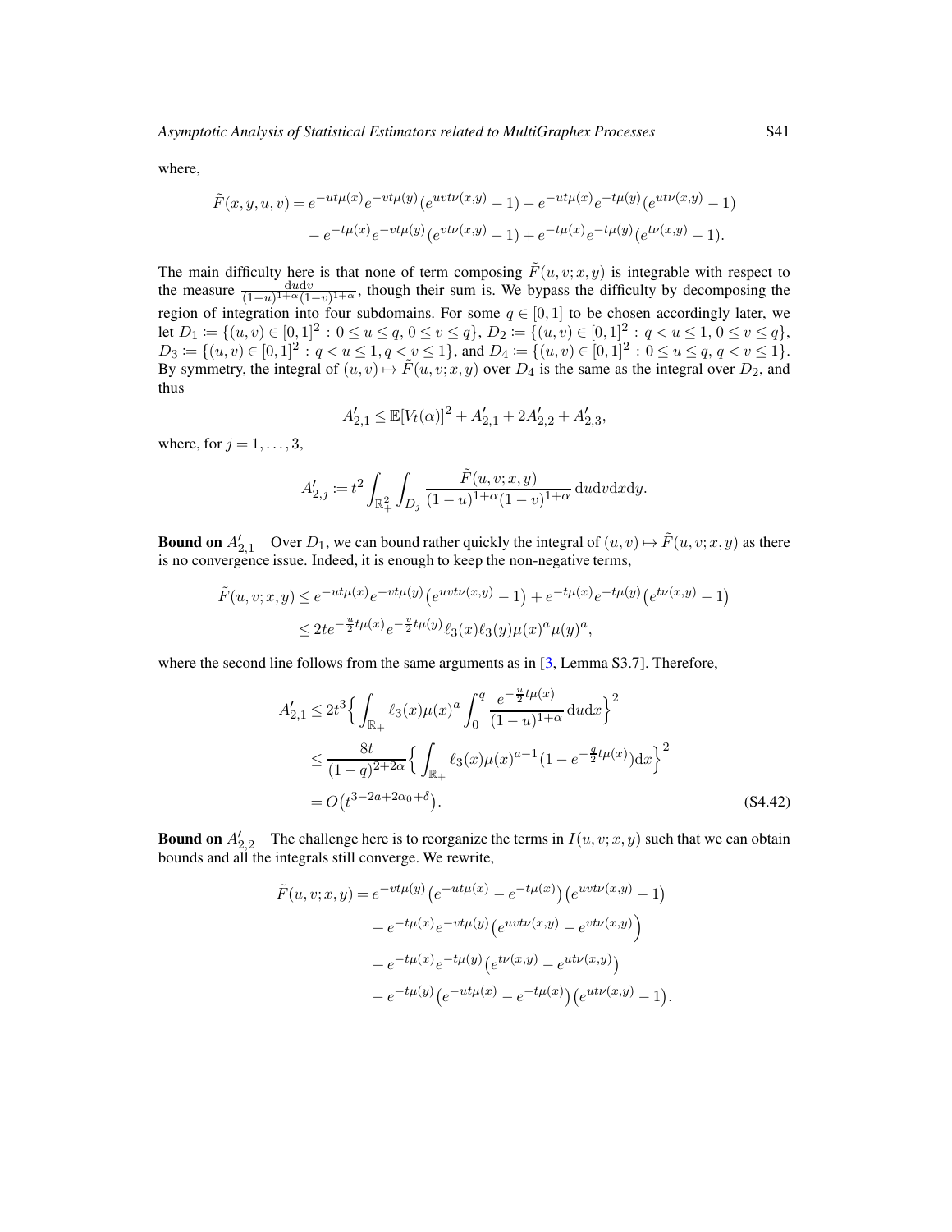where,

$$
\begin{aligned}
\tilde{F}(x,y,u,v) &= e^{-ut\mu(x)}e^{-vt\mu(y)}\big(e^{uvt\nu(x,y)}-1\big) - e^{-ut\mu(x)}e^{-t\mu(y)}\big(e^{ut\nu(x,y)}-1\big) \\
&\quad - e^{-t\mu(x)}e^{-vt\mu(y)}\big(e^{vt\nu(x,y)}-1\big) + e^{-t\mu(x)}e^{-t\mu(y)}\big(e^{t\nu(x,y)}-1\big).
\end{aligned}
$$

The main difficulty here is that none of term composing $\tilde{F}(u,v;x,y)$ is integrable with respect to the measure $\frac{\mathrm{d}u\mathrm{d}v}{(1-u)^{1+\alpha}(1-v)^{1+\alpha}}$, though their sum is. We bypass the difficulty by decomposing the region of integration into four subdomains. For some $q \in [0,1]$ to be chosen accordingly later, we let $D_1 \coloneqq \{(u,v) \in [0,1]^2 : 0 \le u \le q,\, 0 \le v \le q\}$, $D_2 \coloneqq \{(u,v) \in [0,1]^2 : q < u \le 1,\, 0 \le v \le q\}$, $D_3 \coloneqq \{(u,v) \in [0,1]^2 : q < u \le 1, q < v \le 1\}$, and $D_4 \coloneqq \{(u,v) \in [0,1]^2 : 0 \le u \le q,\, q < v \le 1\}$. By symmetry, the integral of $(u,v) \mapsto \tilde{F}(u,v;x,y)$ over $D_4$ is the same as the integral over $D_2$, and thus

$$
A'_{2,1} \le \mathbb{E}[V_t(\alpha)]^2 + A'_{2,1} + 2A'_{2,2} + A'_{2,3},
$$

where, for $j = 1, \ldots, 3$,

$$
A'_{2,j} \coloneqq t^2 \int_{\mathbb{R}_+^2} \int_{D_j} \frac{\tilde{F}(u,v;x,y)}{(1-u)^{1+\alpha}(1-v)^{1+\alpha}}\,\mathrm{d}u\mathrm{d}v\mathrm{d}x\mathrm{d}y.
$$

**Bound on $A'_{2,1}$** Over $D_1$, we can bound rather quickly the integral of $(u,v) \mapsto \tilde{F}(u,v;x,y)$ as there is no convergence issue. Indeed, it is enough to keep the non-negative terms,

$$
\begin{aligned}
\tilde{F}(u,v;x,y) &\le e^{-ut\mu(x)}e^{-vt\mu(y)}\big(e^{uvt\nu(x,y)}-1\big) + e^{-t\mu(x)}e^{-t\mu(y)}\big(e^{t\nu(x,y)}-1\big) \\
&\le 2te^{-\frac{u}{2}t\mu(x)}e^{-\frac{v}{2}t\mu(y)}\ell_3(x)\ell_3(y)\mu(x)^a\mu(y)^a,
\end{aligned}
$$

where the second line follows from the same arguments as in [3, Lemma S3.7]. Therefore,

$$
\begin{aligned}
A'_{2,1} &\le 2t^3\Big\{\int_{\mathbb{R}_+} \ell_3(x)\mu(x)^a \int_0^q \frac{e^{-\frac{u}{2}t\mu(x)}}{(1-u)^{1+\alpha}}\,\mathrm{d}u\mathrm{d}x\Big\}^2 \\
&\le \frac{8t}{(1-q)^{2+2\alpha}}\Big\{\int_{\mathbb{R}_+} \ell_3(x)\mu(x)^{a-1}(1-e^{-\frac{q}{2}t\mu(x)})\mathrm{d}x\Big\}^2 \\
&= O\big(t^{3-2a+2\alpha_0+\delta}\big). \qquad\qquad \text{(S4.42)}
\end{aligned}
$$

**Bound on $A'_{2,2}$** The challenge here is to reorganize the terms in $I(u,v;x,y)$ such that we can obtain bounds and all the integrals still converge. We rewrite,

$$
\begin{aligned}
\tilde{F}(u,v;x,y) &= e^{-vt\mu(y)}\big(e^{-ut\mu(x)} - e^{-t\mu(x)}\big)\big(e^{uvt\nu(x,y)}-1\big) \\
&\quad + e^{-t\mu(x)}e^{-vt\mu(y)}\Big(e^{uvt\nu(x,y)} - e^{vt\nu(x,y)}\Big) \\
&\quad + e^{-t\mu(x)}e^{-t\mu(y)}\big(e^{t\nu(x,y)} - e^{ut\nu(x,y)}\big) \\
&\quad - e^{-t\mu(y)}\big(e^{-ut\mu(x)} - e^{-t\mu(x)}\big)\big(e^{ut\nu(x,y)}-1\big).
\end{aligned}
$$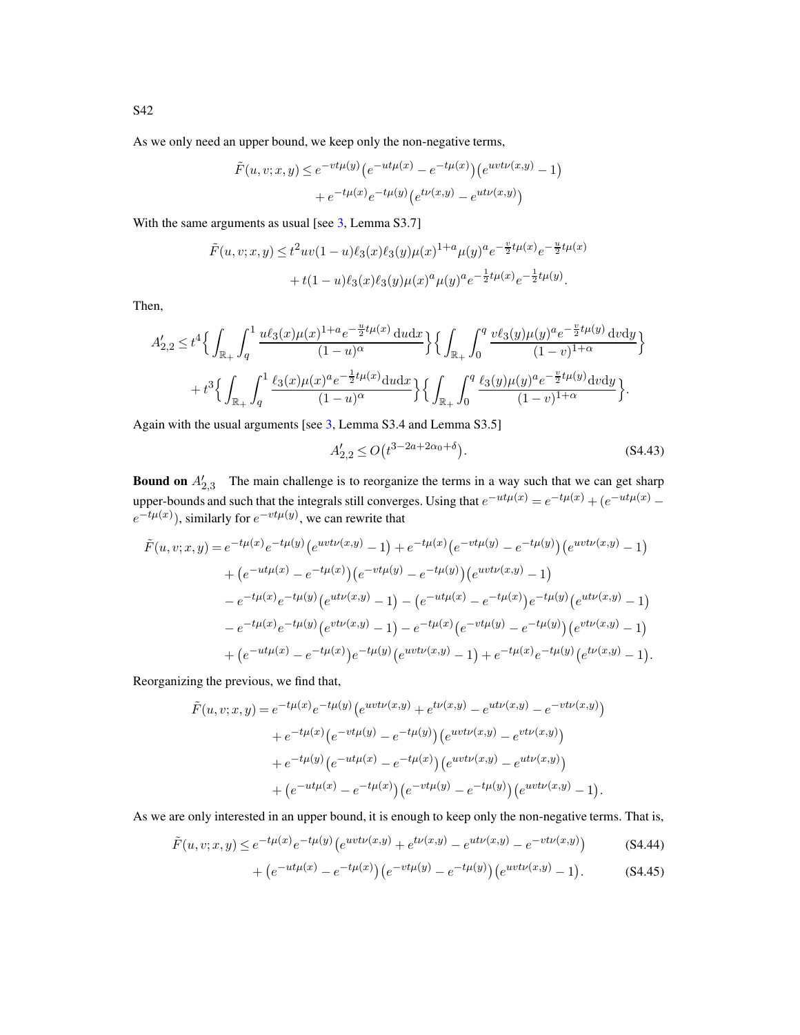As we only need an upper bound, we keep only the non-negative terms,

$$
\begin{aligned}
\tilde{F}(u,v;x,y) \leq\, & e^{-vt\mu(y)}\big(e^{-ut\mu(x)} - e^{-t\mu(x)}\big)\big(e^{uvt\nu(x,y)} - 1\big) \\
& + e^{-t\mu(x)}e^{-t\mu(y)}\big(e^{t\nu(x,y)} - e^{ut\nu(x,y)}\big)
\end{aligned}
$$

With the same arguments as usual [see 3, Lemma S3.7]

$$
\begin{aligned}
\tilde{F}(u,v;x,y) \leq\, & t^2 uv(1-u)\ell_3(x)\ell_3(y)\mu(x)^{1+a}\mu(y)^a e^{-\frac{v}{2}t\mu(x)}e^{-\frac{u}{2}t\mu(x)} \\
& + t(1-u)\ell_3(x)\ell_3(y)\mu(x)^a\mu(y)^a e^{-\frac{1}{2}t\mu(x)}e^{-\frac{1}{2}t\mu(y)}.
\end{aligned}
$$

Then,

$$
\begin{aligned}
A'_{2,2} \leq\, & t^4\Big\{\int_{\mathbb{R}_+}\int_q^1 \frac{u\ell_3(x)\mu(x)^{1+a}e^{-\frac{u}{2}t\mu(x)}\,\mathrm{d}u\mathrm{d}x}{(1-u)^\alpha}\Big\}\Big\{\int_{\mathbb{R}_+}\int_0^q \frac{v\ell_3(y)\mu(y)^a e^{-\frac{v}{2}t\mu(y)}\,\mathrm{d}v\mathrm{d}y}{(1-v)^{1+\alpha}}\Big\} \\
& + t^3\Big\{\int_{\mathbb{R}_+}\int_q^1 \frac{\ell_3(x)\mu(x)^a e^{-\frac{1}{2}t\mu(x)}\mathrm{d}u\mathrm{d}x}{(1-u)^\alpha}\Big\}\Big\{\int_{\mathbb{R}_+}\int_0^q \frac{\ell_3(y)\mu(y)^a e^{-\frac{v}{2}t\mu(y)}\mathrm{d}v\mathrm{d}y}{(1-v)^{1+\alpha}}\Big\}.
\end{aligned}
$$

Again with the usual arguments [see 3, Lemma S3.4 and Lemma S3.5]

$$
A'_{2,2} \leq O\big(t^{3-2a+2\alpha_0+\delta}\big). \tag{S4.43}
$$

**Bound on $A'_{2,3}$** The main challenge is to reorganize the terms in a way such that we can get sharp upper-bounds and such that the integrals still converges. Using that $e^{-ut\mu(x)} = e^{-t\mu(x)} + (e^{-ut\mu(x)} - e^{-t\mu(x)})$, similarly for $e^{-vt\mu(y)}$, we can rewrite that

$$
\begin{aligned}
\tilde{F}(u,v;x,y) =\, & e^{-t\mu(x)}e^{-t\mu(y)}\big(e^{uvt\nu(x,y)} - 1\big) + e^{-t\mu(x)}\big(e^{-vt\mu(y)} - e^{-t\mu(y)}\big)\big(e^{uvt\nu(x,y)} - 1\big) \\
& + \big(e^{-ut\mu(x)} - e^{-t\mu(x)}\big)\big(e^{-vt\mu(y)} - e^{-t\mu(y)}\big)\big(e^{uvt\nu(x,y)} - 1\big) \\
& - e^{-t\mu(x)}e^{-t\mu(y)}\big(e^{ut\nu(x,y)} - 1\big) - \big(e^{-ut\mu(x)} - e^{-t\mu(x)}\big)e^{-t\mu(y)}\big(e^{ut\nu(x,y)} - 1\big) \\
& - e^{-t\mu(x)}e^{-t\mu(y)}\big(e^{vt\nu(x,y)} - 1\big) - e^{-t\mu(x)}\big(e^{-vt\mu(y)} - e^{-t\mu(y)}\big)\big(e^{vt\nu(x,y)} - 1\big) \\
& + \big(e^{-ut\mu(x)} - e^{-t\mu(x)}\big)e^{-t\mu(y)}\big(e^{uvt\nu(x,y)} - 1\big) + e^{-t\mu(x)}e^{-t\mu(y)}\big(e^{t\nu(x,y)} - 1\big).
\end{aligned}
$$

Reorganizing the previous, we find that,

$$
\begin{aligned}
\tilde{F}(u,v;x,y) =\, & e^{-t\mu(x)}e^{-t\mu(y)}\big(e^{uvt\nu(x,y)} + e^{t\nu(x,y)} - e^{ut\nu(x,y)} - e^{-vt\nu(x,y)}\big) \\
& + e^{-t\mu(x)}\big(e^{-vt\mu(y)} - e^{-t\mu(y)}\big)\big(e^{uvt\nu(x,y)} - e^{vt\nu(x,y)}\big) \\
& + e^{-t\mu(y)}\big(e^{-ut\mu(x)} - e^{-t\mu(x)}\big)\big(e^{uvt\nu(x,y)} - e^{ut\nu(x,y)}\big) \\
& + \big(e^{-ut\mu(x)} - e^{-t\mu(x)}\big)\big(e^{-vt\mu(y)} - e^{-t\mu(y)}\big)\big(e^{uvt\nu(x,y)} - 1\big).
\end{aligned}
$$

As we are only interested in an upper bound, it is enough to keep only the non-negative terms. That is,

$$
\tilde{F}(u,v;x,y) \leq e^{-t\mu(x)}e^{-t\mu(y)}\big(e^{uvt\nu(x,y)} + e^{t\nu(x,y)} - e^{ut\nu(x,y)} - e^{-vt\nu(x,y)}\big) \tag{S4.44}
$$

$$
+ \big(e^{-ut\mu(x)} - e^{-t\mu(x)}\big)\big(e^{-vt\mu(y)} - e^{-t\mu(y)}\big)\big(e^{uvt\nu(x,y)} - 1\big). \tag{S4.45}
$$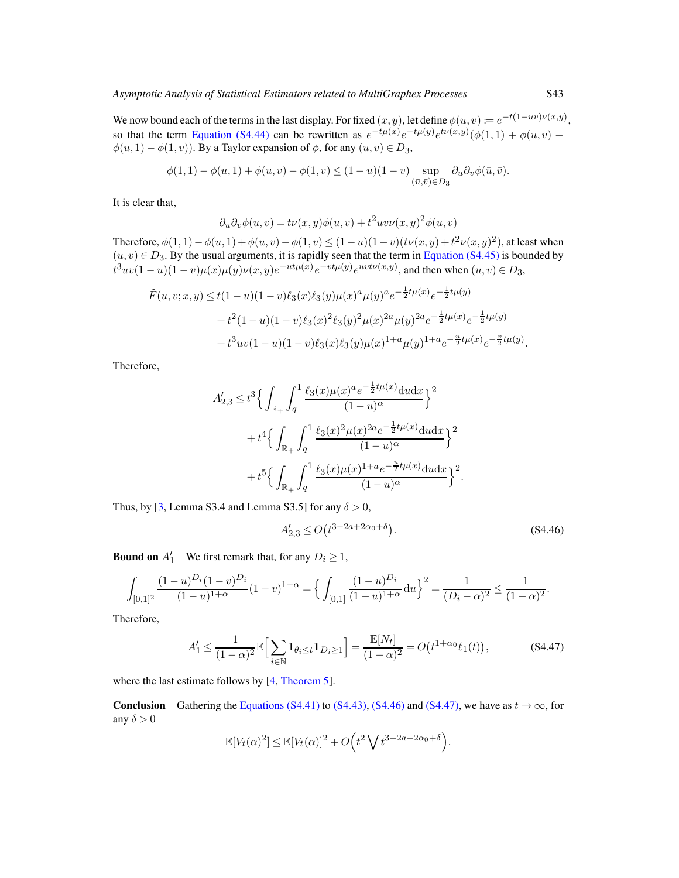We now bound each of the terms in the last display. For fixed $(x, y)$, let define $\phi(u, v) := e^{-t(1-uv)\nu(x,y)}$, so that the term Equation (S4.44) can be rewritten as $e^{-t\mu(x)}e^{-t\mu(y)}e^{t\nu(x,y)}(\phi(1, 1) + \phi(u, v) - \phi(u, 1) - \phi(1, v))$. By a Taylor expansion of $\phi$, for any $(u, v) \in D_3$,

$$
\phi(1, 1) - \phi(u, 1) + \phi(u, v) - \phi(1, v) \leq (1-u)(1-v) \sup_{(\bar{u},\bar{v}) \in D_3} \partial_u \partial_v \phi(\bar{u}, \bar{v}).
$$

It is clear that,

$$
\partial_u \partial_v \phi(u, v) = t\nu(x, y)\phi(u, v) + t^2 uv\nu(x, y)^2 \phi(u, v)
$$

Therefore, $\phi(1, 1) - \phi(u, 1) + \phi(u, v) - \phi(1, v) \leq (1-u)(1-v)(t\nu(x, y) + t^2\nu(x, y)^2)$, at least when $(u, v) \in D_3$. By the usual arguments, it is rapidly seen that the term in Equation (S4.45) is bounded by $t^3 uv(1-u)(1-v)\mu(x)\mu(y)\nu(x, y)e^{-ut\mu(x)}e^{-vt\mu(y)}e^{uvt\nu(x,y)}$, and then when $(u, v) \in D_3$,

$$
\begin{aligned}
\tilde{F}(u, v; x, y) \leq\, & t(1-u)(1-v)\ell_3(x)\ell_3(y)\mu(x)^a\mu(y)^a e^{-\frac{1}{2}t\mu(x)}e^{-\frac{1}{2}t\mu(y)} \\
& + t^2(1-u)(1-v)\ell_3(x)^2\ell_3(y)^2\mu(x)^{2a}\mu(y)^{2a}e^{-\frac{1}{2}t\mu(x)}e^{-\frac{1}{2}t\mu(y)} \\
& + t^3 uv(1-u)(1-v)\ell_3(x)\ell_3(y)\mu(x)^{1+a}\mu(y)^{1+a}e^{-\frac{u}{2}t\mu(x)}e^{-\frac{v}{2}t\mu(y)}.
\end{aligned}
$$

Therefore,

$$
\begin{aligned}
A'_{2,3} \leq\, & t^3 \Big\{ \int_{\mathbb{R}_+} \int_q^1 \frac{\ell_3(x)\mu(x)^a e^{-\frac{1}{2}t\mu(x)} \mathrm{d}u \mathrm{d}x}{(1-u)^\alpha} \Big\}^2 \\
& + t^4 \Big\{ \int_{\mathbb{R}_+} \int_q^1 \frac{\ell_3(x)^2\mu(x)^{2a} e^{-\frac{1}{2}t\mu(x)} \mathrm{d}u \mathrm{d}x}{(1-u)^\alpha} \Big\}^2 \\
& + t^5 \Big\{ \int_{\mathbb{R}_+} \int_q^1 \frac{\ell_3(x)\mu(x)^{1+a} e^{-\frac{u}{2}t\mu(x)} \mathrm{d}u \mathrm{d}x}{(1-u)^\alpha} \Big\}^2.
\end{aligned}
$$

Thus, by [3, Lemma S3.4 and Lemma S3.5] for any $\delta > 0$,

$$
A'_{2,3} \leq O\big(t^{3-2a+2\alpha_0+\delta}\big). \tag{S4.46}
$$

**Bound on $A'_1$** We first remark that, for any $D_i \geq 1$,

$$
\int_{[0,1]^2} \frac{(1-u)^{D_i}(1-v)^{D_i}}{(1-u)^{1+\alpha}}(1-v)^{1-\alpha} = \Big\{ \int_{[0,1]} \frac{(1-u)^{D_i}}{(1-u)^{1+\alpha}} \mathrm{d}u \Big\}^2 = \frac{1}{(D_i - \alpha)^2} \leq \frac{1}{(1-\alpha)^2}.
$$

Therefore,

$$
A'_1 \leq \frac{1}{(1-\alpha)^2} \mathbb{E}\Big[ \sum_{i \in \mathbb{N}} \mathbf{1}_{\theta_i \leq t} \mathbf{1}_{D_i \geq 1} \Big] = \frac{\mathbb{E}[N_t]}{(1-\alpha)^2} = O\big(t^{1+\alpha_0}\ell_1(t)\big), \tag{S4.47}
$$

where the last estimate follows by [4, Theorem 5].

**Conclusion** Gathering the Equations (S4.41) to (S4.43), (S4.46) and (S4.47), we have as $t \to \infty$, for any $\delta > 0$

$$
\mathbb{E}[V_t(\alpha)^2] \leq \mathbb{E}[V_t(\alpha)]^2 + O\Big(t^2 \bigvee t^{3-2a+2\alpha_0+\delta}\Big).
$$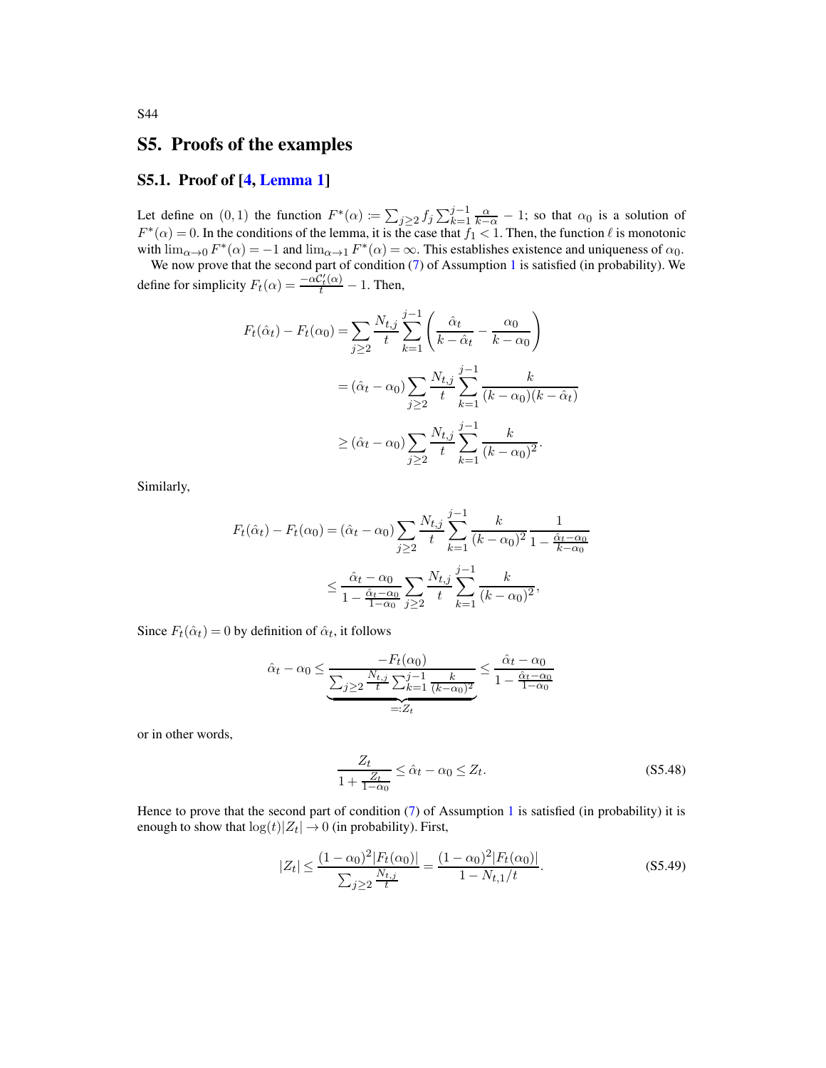# S5. Proofs of the examples

## S5.1. Proof of [4, Lemma 1]

Let define on $(0,1)$ the function $F^*(\alpha) \coloneqq \sum_{j\geq 2} f_j \sum_{k=1}^{j-1} \frac{\alpha}{k-\alpha} - 1$; so that $\alpha_0$ is a solution of $F^*(\alpha) = 0$. In the conditions of the lemma, it is the case that $f_1 < 1$. Then, the function $\ell$ is monotonic with $\lim_{\alpha\to 0} F^*(\alpha) = -1$ and $\lim_{\alpha\to 1} F^*(\alpha) = \infty$. This establishes existence and uniqueness of $\alpha_0$.

We now prove that the second part of condition (7) of Assumption 1 is satisfied (in probability). We define for simplicity $F_t(\alpha) = \frac{-\alpha \mathcal{C}_t'(\alpha)}{t} - 1$. Then,

$$
\begin{aligned}
F_t(\hat{\alpha}_t) - F_t(\alpha_0) &= \sum_{j\geq 2} \frac{N_{t,j}}{t} \sum_{k=1}^{j-1} \left( \frac{\hat{\alpha}_t}{k - \hat{\alpha}_t} - \frac{\alpha_0}{k-\alpha_0} \right) \\
&= (\hat{\alpha}_t - \alpha_0) \sum_{j\geq 2} \frac{N_{t,j}}{t} \sum_{k=1}^{j-1} \frac{k}{(k-\alpha_0)(k-\hat{\alpha}_t)} \\
&\geq (\hat{\alpha}_t - \alpha_0) \sum_{j\geq 2} \frac{N_{t,j}}{t} \sum_{k=1}^{j-1} \frac{k}{(k-\alpha_0)^2}.
\end{aligned}
$$

Similarly,

$$
\begin{aligned}
F_t(\hat{\alpha}_t) - F_t(\alpha_0) &= (\hat{\alpha}_t - \alpha_0) \sum_{j\geq 2} \frac{N_{t,j}}{t} \sum_{k=1}^{j-1} \frac{k}{(k-\alpha_0)^2} \frac{1}{1 - \frac{\hat{\alpha}_t - \alpha_0}{k-\alpha_0}} \\
&\leq \frac{\hat{\alpha}_t - \alpha_0}{1 - \frac{\hat{\alpha}_t - \alpha_0}{1-\alpha_0}} \sum_{j\geq 2} \frac{N_{t,j}}{t} \sum_{k=1}^{j-1} \frac{k}{(k-\alpha_0)^2},
\end{aligned}
$$

Since $F_t(\hat{\alpha}_t) = 0$ by definition of $\hat{\alpha}_t$, it follows

$$
\hat{\alpha}_t - \alpha_0 \leq \underbrace{\frac{-F_t(\alpha_0)}{\sum_{j\geq 2} \frac{N_{t,j}}{t} \sum_{k=1}^{j-1} \frac{k}{(k-\alpha_0)^2}}}_{=: Z_t} \leq \frac{\hat{\alpha}_t - \alpha_0}{1 - \frac{\hat{\alpha}_t - \alpha_0}{1-\alpha_0}}
$$

or in other words,

$$
\frac{Z_t}{1 + \frac{Z_t}{1-\alpha_0}} \leq \hat{\alpha}_t - \alpha_0 \leq Z_t. \tag{S5.48}
$$

Hence to prove that the second part of condition (7) of Assumption 1 is satisfied (in probability) it is enough to show that $\log(t)|Z_t| \to 0$ (in probability). First,

$$
|Z_t| \leq \frac{(1-\alpha_0)^2 |F_t(\alpha_0)|}{\sum_{j\geq 2} \frac{N_{t,j}}{t}} = \frac{(1-\alpha_0)^2 |F_t(\alpha_0)|}{1 - N_{t,1}/t}. \tag{S5.49}
$$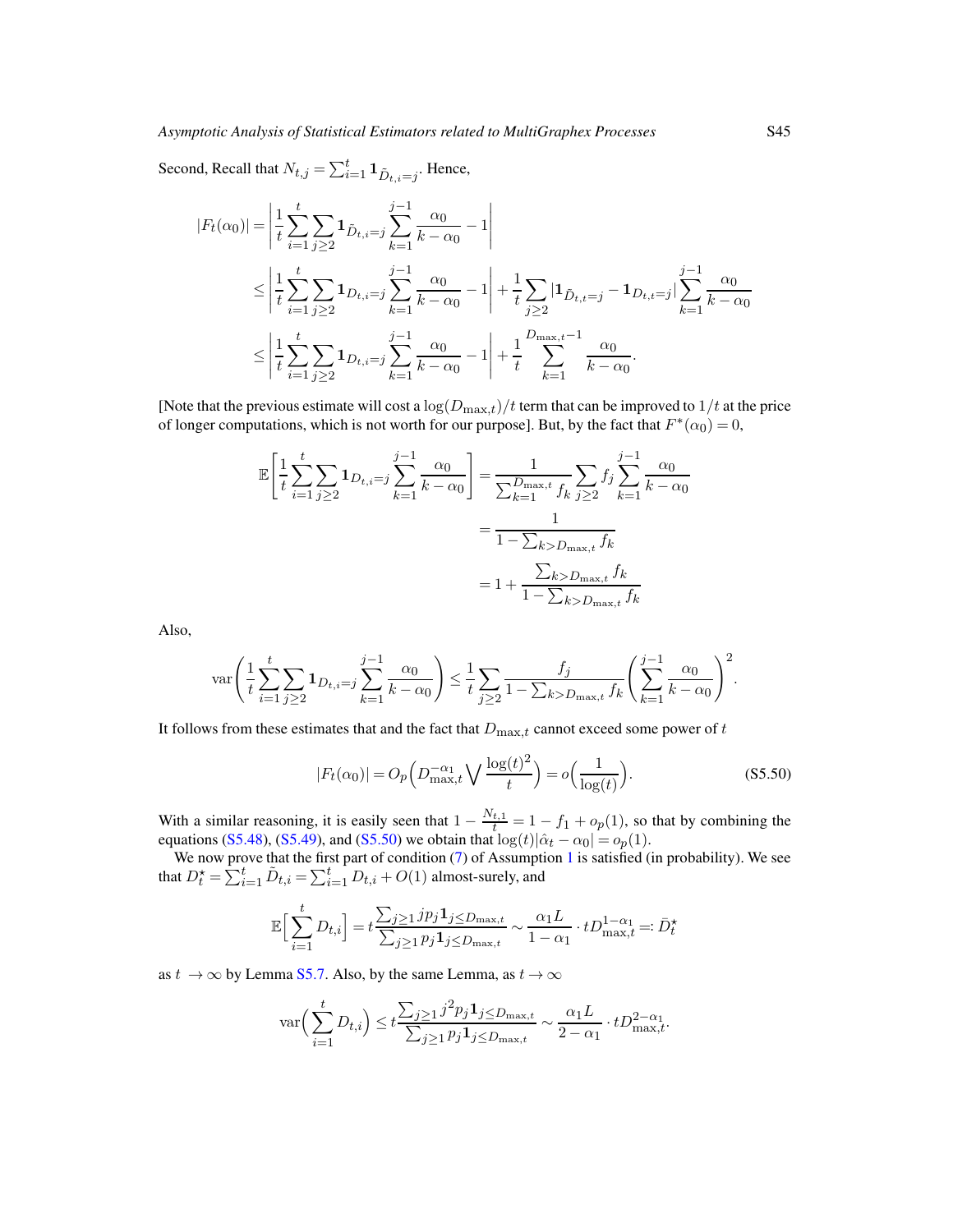Second, Recall that $N_{t,j} = \sum_{i=1}^{t} \mathbf{1}_{\tilde{D}_{t,i}=j}$. Hence,

$$
\begin{aligned}
|F_t(\alpha_0)| &= \left| \frac{1}{t} \sum_{i=1}^{t} \sum_{j\geq 2} \mathbf{1}_{\tilde{D}_{t,i}=j} \sum_{k=1}^{j-1} \frac{\alpha_0}{k-\alpha_0} - 1 \right| \\
&\leq \left| \frac{1}{t} \sum_{i=1}^{t} \sum_{j\geq 2} \mathbf{1}_{D_{t,i}=j} \sum_{k=1}^{j-1} \frac{\alpha_0}{k-\alpha_0} - 1 \right| + \frac{1}{t} \sum_{j\geq 2} |\mathbf{1}_{\tilde{D}_{t,t}=j} - \mathbf{1}_{D_{t,t}=j}| \sum_{k=1}^{j-1} \frac{\alpha_0}{k-\alpha_0} \\
&\leq \left| \frac{1}{t} \sum_{i=1}^{t} \sum_{j\geq 2} \mathbf{1}_{D_{t,i}=j} \sum_{k=1}^{j-1} \frac{\alpha_0}{k-\alpha_0} - 1 \right| + \frac{1}{t} \sum_{k=1}^{D_{\max,t}-1} \frac{\alpha_0}{k-\alpha_0}.
\end{aligned}
$$

[Note that the previous estimate will cost a $\log(D_{\max,t})/t$ term that can be improved to $1/t$ at the price of longer computations, which is not worth for our purpose]. But, by the fact that $F^*(\alpha_0) = 0$,

$$
\begin{aligned}
\mathbb{E}\left[ \frac{1}{t} \sum_{i=1}^{t} \sum_{j\geq 2} \mathbf{1}_{D_{t,i}=j} \sum_{k=1}^{j-1} \frac{\alpha_0}{k-\alpha_0} \right] &= \frac{1}{\sum_{k=1}^{D_{\max,t}} f_k} \sum_{j\geq 2} f_j \sum_{k=1}^{j-1} \frac{\alpha_0}{k-\alpha_0} \\
&= \frac{1}{1 - \sum_{k>D_{\max,t}} f_k} \\
&= 1 + \frac{\sum_{k>D_{\max,t}} f_k}{1 - \sum_{k>D_{\max,t}} f_k}
\end{aligned}
$$

Also,

$$
\operatorname{var}\left( \frac{1}{t} \sum_{i=1}^{t} \sum_{j\geq 2} \mathbf{1}_{D_{t,i}=j} \sum_{k=1}^{j-1} \frac{\alpha_0}{k-\alpha_0} \right) \leq \frac{1}{t} \sum_{j\geq 2} \frac{f_j}{1 - \sum_{k>D_{\max,t}} f_k} \left( \sum_{k=1}^{j-1} \frac{\alpha_0}{k-\alpha_0} \right)^2.
$$

It follows from these estimates that and the fact that $D_{\max,t}$ cannot exceed some power of $t$

$$
|F_t(\alpha_0)| = O_p\Big( D_{\max,t}^{-\alpha_1} \bigvee \frac{\log(t)^2}{t} \Big) = o\Big( \frac{1}{\log(t)} \Big). \tag{S5.50}
$$

With a similar reasoning, it is easily seen that $1 - \frac{N_{t,1}}{t} = 1 - f_1 + o_p(1)$, so that by combining the equations (S5.48), (S5.49), and (S5.50) we obtain that $\log(t)|\hat{\alpha}_t - \alpha_0| = o_p(1)$.

We now prove that the first part of condition (7) of Assumption 1 is satisfied (in probability). We see that $D_t^\star = \sum_{i=1}^{t} \tilde{D}_{t,i} = \sum_{i=1}^{t} D_{t,i} + O(1)$ almost-surely, and

$$
\mathbb{E}\Big[ \sum_{i=1}^{t} D_{t,i} \Big] = t \frac{\sum_{j\geq 1} j p_j \mathbf{1}_{j\leq D_{\max,t}}}{\sum_{j\geq 1} p_j \mathbf{1}_{j\leq D_{\max,t}}} \sim \frac{\alpha_1 L}{1-\alpha_1} \cdot t D_{\max,t}^{1-\alpha_1} =: \bar{D}_t^\star
$$

as $t \to \infty$ by Lemma S5.7. Also, by the same Lemma, as $t \to \infty$

$$
\operatorname{var}\Big( \sum_{i=1}^{t} D_{t,i} \Big) \leq t \frac{\sum_{j\geq 1} j^2 p_j \mathbf{1}_{j\leq D_{\max,t}}}{\sum_{j\geq 1} p_j \mathbf{1}_{j\leq D_{\max,t}}} \sim \frac{\alpha_1 L}{2-\alpha_1} \cdot t D_{\max,t}^{2-\alpha_1}.
$$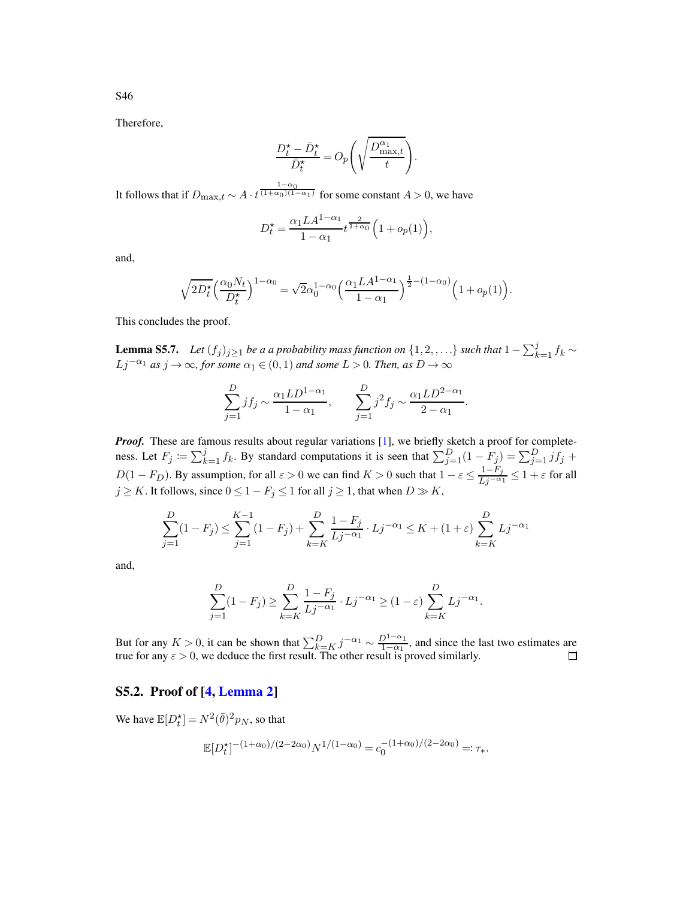Therefore,

$$\frac{D_t^\star - \bar{D}_t^\star}{\bar{D}_t^\star} = O_p\left(\sqrt{\frac{D_{\max,t}^{\alpha_1}}{t}}\right).$$

It follows that if $D_{\max,t} \sim A \cdot t^{\frac{1-\alpha_0}{(1+\alpha_0)(1-\alpha_1)}}$ for some constant $A > 0$, we have

$$D_t^\star = \frac{\alpha_1 L A^{1-\alpha_1}}{1-\alpha_1} t^{\frac{2}{1+\alpha_0}} \Big(1 + o_p(1)\Big),$$

and,

$$\sqrt{2D_t^\star}\Big(\frac{\alpha_0 N_t}{D_t^\star}\Big)^{1-\alpha_0} = \sqrt{2}\alpha_0^{1-\alpha_0}\Big(\frac{\alpha_1 L A^{1-\alpha_1}}{1-\alpha_1}\Big)^{\frac{1}{2}-(1-\alpha_0)}\Big(1 + o_p(1)\Big).$$

This concludes the proof.

**Lemma S5.7.** *Let $(f_j)_{j\geq 1}$ be a a probability mass function on $\{1, 2, \ldots\}$ such that $1 - \sum_{k=1}^j f_k \sim Lj^{-\alpha_1}$ as $j \to \infty$, for some $\alpha_1 \in (0, 1)$ and some $L > 0$. Then, as $D \to \infty$*

$$\sum_{j=1}^D j f_j \sim \frac{\alpha_1 L D^{1-\alpha_1}}{1-\alpha_1}, \qquad \sum_{j=1}^D j^2 f_j \sim \frac{\alpha_1 L D^{2-\alpha_1}}{2-\alpha_1}.$$

***Proof.*** These are famous results about regular variations [1], we briefly sketch a proof for completeness. Let $F_j := \sum_{k=1}^j f_k$. By standard computations it is seen that $\sum_{j=1}^D (1 - F_j) = \sum_{j=1}^D j f_j + D(1 - F_D)$. By assumption, for all $\varepsilon > 0$ we can find $K > 0$ such that $1 - \varepsilon \leq \frac{1-F_j}{Lj^{-\alpha_1}} \leq 1 + \varepsilon$ for all $j \geq K$. It follows, since $0 \leq 1 - F_j \leq 1$ for all $j \geq 1$, that when $D \gg K$,

$$\sum_{j=1}^D (1 - F_j) \leq \sum_{j=1}^{K-1}(1 - F_j) + \sum_{k=K}^D \frac{1-F_j}{Lj^{-\alpha_1}} \cdot Lj^{-\alpha_1} \leq K + (1+\varepsilon)\sum_{k=K}^D Lj^{-\alpha_1}$$

and,

$$\sum_{j=1}^D (1 - F_j) \geq \sum_{k=K}^D \frac{1-F_j}{Lj^{-\alpha_1}} \cdot Lj^{-\alpha_1} \geq (1-\varepsilon)\sum_{k=K}^D Lj^{-\alpha_1}.$$

But for any $K > 0$, it can be shown that $\sum_{k=K}^D j^{-\alpha_1} \sim \frac{D^{1-\alpha_1}}{1-\alpha_1}$, and since the last two estimates are true for any $\varepsilon > 0$, we deduce the first result. The other result is proved similarly. $\square$

## S5.2. Proof of [4, Lemma 2]

We have $\mathbb{E}[D_t^\star] = N^2(\bar{\theta})^2 p_N$, so that

$$\mathbb{E}[D_t^\star]^{-(1+\alpha_0)/(2-2\alpha_0)} N^{1/(1-\alpha_0)} = c_0^{-(1+\alpha_0)/(2-2\alpha_0)} =: \tau_*.$$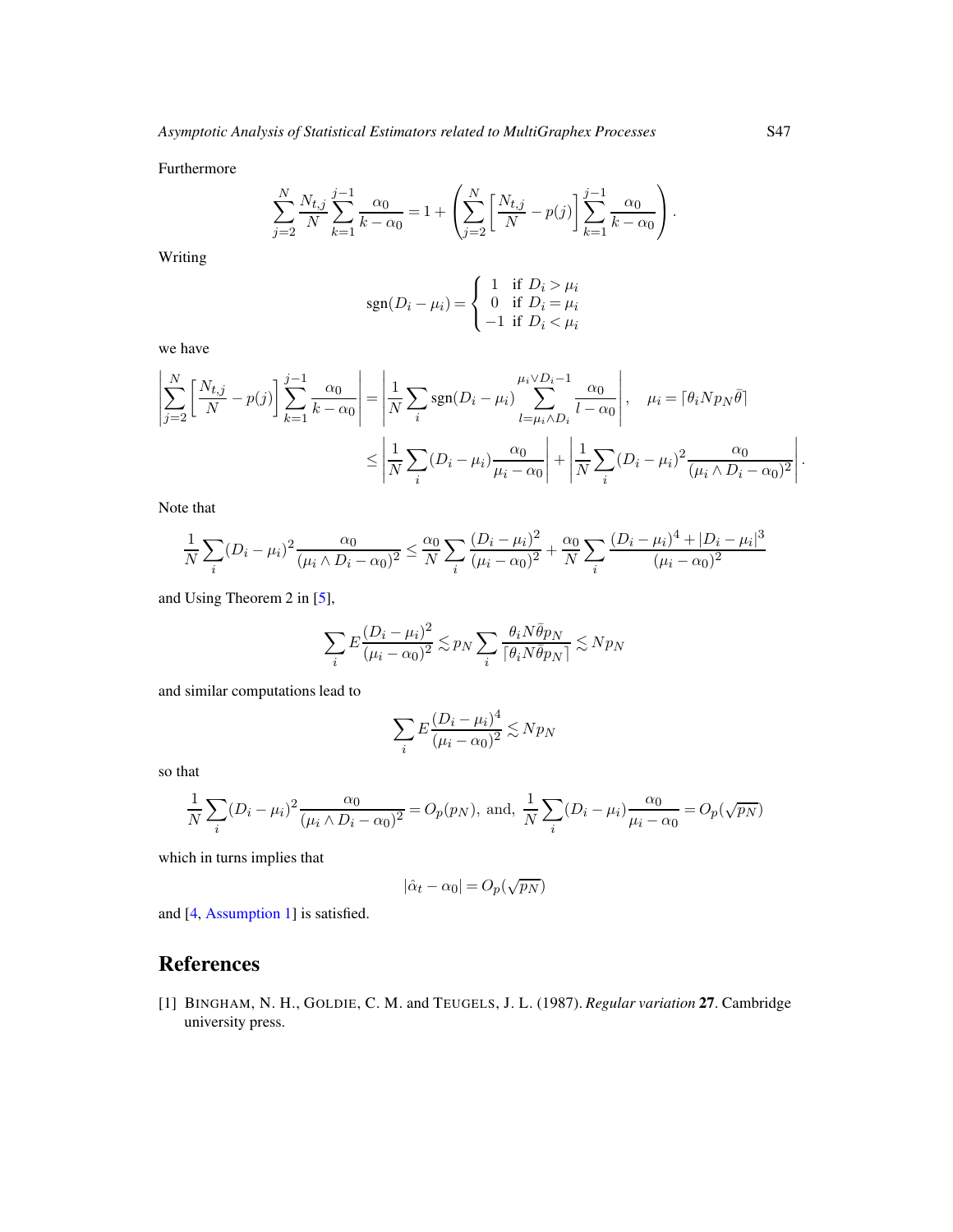Furthermore

$$\sum_{j=2}^{N} \frac{N_{t,j}}{N} \sum_{k=1}^{j-1} \frac{\alpha_0}{k - \alpha_0} = 1 + \left( \sum_{j=2}^{N} \left[ \frac{N_{t,j}}{N} - p(j) \right] \sum_{k=1}^{j-1} \frac{\alpha_0}{k - \alpha_0} \right).$$

Writing

$$\operatorname{sgn}(D_i - \mu_i) = \begin{cases} 1 & \text{if } D_i > \mu_i \\ 0 & \text{if } D_i = \mu_i \\ -1 & \text{if } D_i < \mu_i \end{cases}$$

we have

$$\begin{aligned} \left| \sum_{j=2}^{N} \left[ \frac{N_{t,j}}{N} - p(j) \right] \sum_{k=1}^{j-1} \frac{\alpha_0}{k - \alpha_0} \right| &= \left| \frac{1}{N} \sum_i \operatorname{sgn}(D_i - \mu_i) \sum_{l = \mu_i \wedge D_i}^{\mu_i \vee D_i - 1} \frac{\alpha_0}{l - \alpha_0} \right|, \quad \mu_i = \lceil \theta_i N p_N \bar{\theta} \rceil \\ &\leq \left| \frac{1}{N} \sum_i (D_i - \mu_i) \frac{\alpha_0}{\mu_i - \alpha_0} \right| + \left| \frac{1}{N} \sum_i (D_i - \mu_i)^2 \frac{\alpha_0}{(\mu_i \wedge D_i - \alpha_0)^2} \right|. \end{aligned}$$

Note that

$$\frac{1}{N} \sum_i (D_i - \mu_i)^2 \frac{\alpha_0}{(\mu_i \wedge D_i - \alpha_0)^2} \leq \frac{\alpha_0}{N} \sum_i \frac{(D_i - \mu_i)^2}{(\mu_i - \alpha_0)^2} + \frac{\alpha_0}{N} \sum_i \frac{(D_i - \mu_i)^4 + |D_i - \mu_i|^3}{(\mu_i - \alpha_0)^2}$$

and Using Theorem 2 in [5],

$$\sum_i E \frac{(D_i - \mu_i)^2}{(\mu_i - \alpha_0)^2} \lesssim p_N \sum_i \frac{\theta_i N \bar{\theta} p_N}{\lceil \theta_i N \bar{\theta} p_N \rceil} \lesssim N p_N$$

and similar computations lead to

$$\sum_i E \frac{(D_i - \mu_i)^4}{(\mu_i - \alpha_0)^2} \lesssim N p_N$$

so that

$$\frac{1}{N} \sum_i (D_i - \mu_i)^2 \frac{\alpha_0}{(\mu_i \wedge D_i - \alpha_0)^2} = O_p(p_N), \text{ and, } \frac{1}{N} \sum_i (D_i - \mu_i) \frac{\alpha_0}{\mu_i - \alpha_0} = O_p(\sqrt{p_N})$$

which in turns implies that

$$|\hat{\alpha}_t - \alpha_0| = O_p(\sqrt{p_N})$$

and [4, Assumption 1] is satisfied.

# References

[1] BINGHAM, N. H., GOLDIE, C. M. and TEUGELS, J. L. (1987). *Regular variation* **27**. Cambridge university press.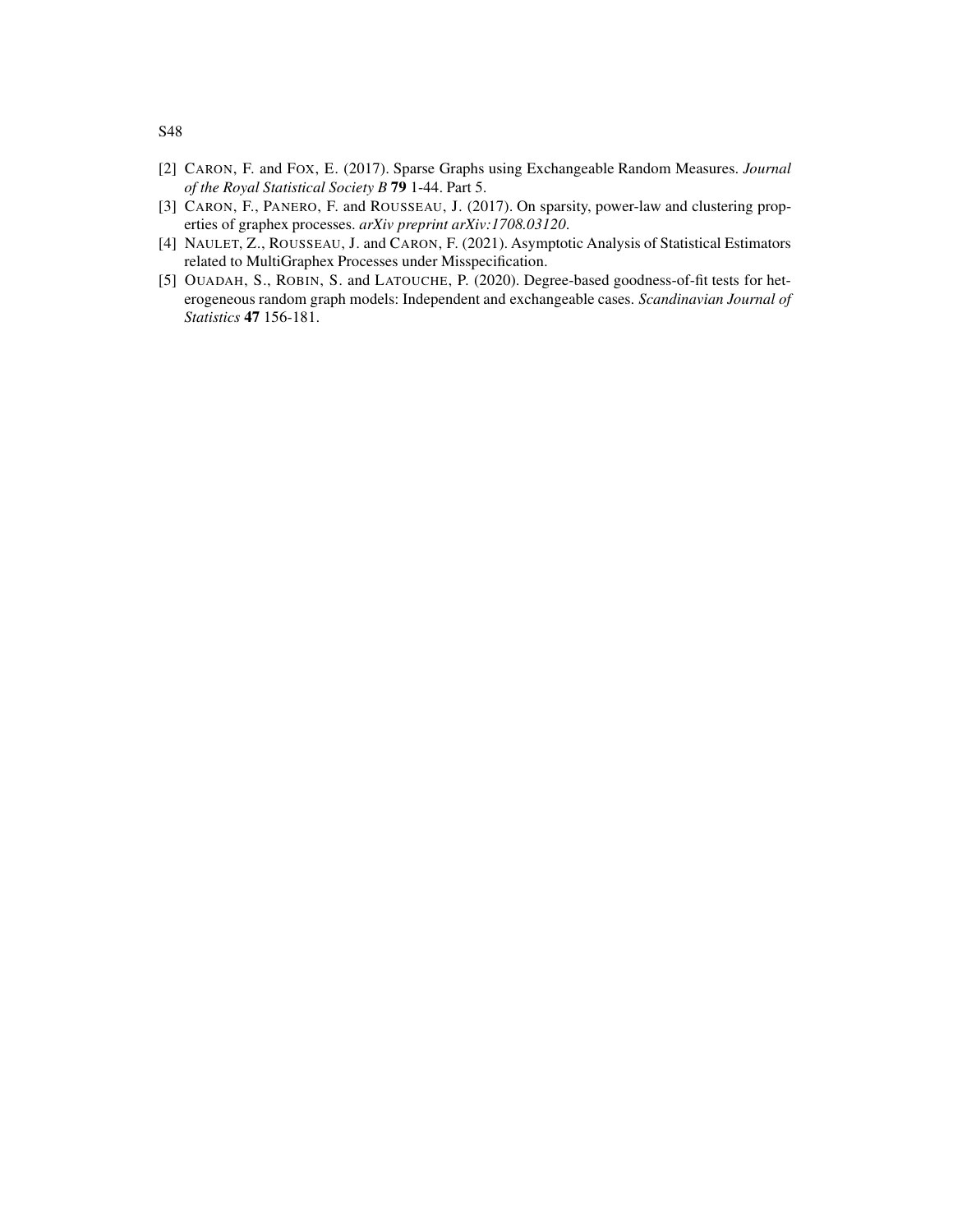[2] CARON, F. and FOX, E. (2017). Sparse Graphs using Exchangeable Random Measures. *Journal of the Royal Statistical Society B* **79** 1-44. Part 5.

[3] CARON, F., PANERO, F. and ROUSSEAU, J. (2017). On sparsity, power-law and clustering properties of graphex processes. *arXiv preprint arXiv:1708.03120*.

[4] NAULET, Z., ROUSSEAU, J. and CARON, F. (2021). Asymptotic Analysis of Statistical Estimators related to MultiGraphex Processes under Misspecification.

[5] OUADAH, S., ROBIN, S. and LATOUCHE, P. (2020). Degree-based goodness-of-fit tests for heterogeneous random graph models: Independent and exchangeable cases. *Scandinavian Journal of Statistics* **47** 156-181.